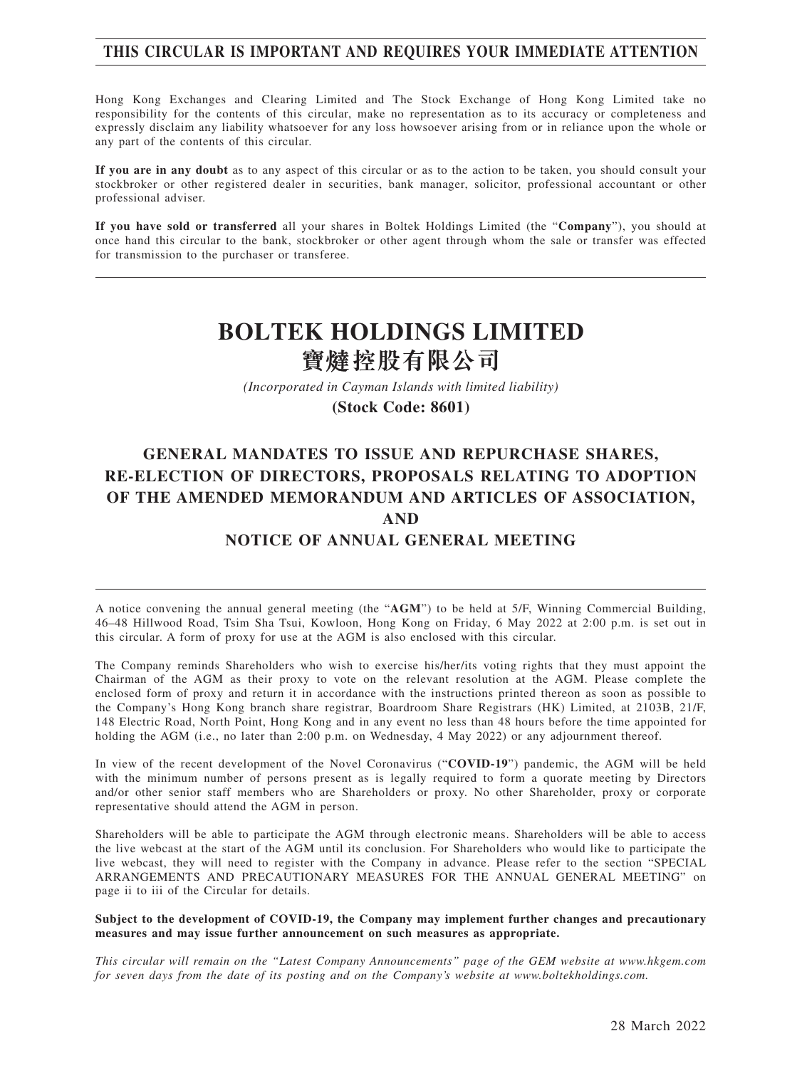**THIS CIRCULAR IS IMPORTANT AND REQUIRES YOUR IMMEDIATE ATTENTION**

Hong Kong Exchanges and Clearing Limited and The Stock Exchange of Hong Kong Limited take no responsibility for the contents of this circular, make no representation as to its accuracy or completeness and expressly disclaim any liability whatsoever for any loss howsoever arising from or in reliance upon the whole or any part of the contents of this circular.

**If you are in any doubt** as to any aspect of this circular or as to the action to be taken, you should consult your stockbroker or other registered dealer in securities, bank manager, solicitor, professional accountant or other professional adviser.

**If you have sold or transferred** all your shares in Boltek Holdings Limited (the "**Company**"), you should at once hand this circular to the bank, stockbroker or other agent through whom the sale or transfer was effected for transmission to the purchaser or transferee.

# BOLTEK HOLDINGS LIMITED
# 寶燵控股有限公司

*(Incorporated in Cayman Islands with limited liability)*

**(Stock Code: 8601)**

## GENERAL MANDATES TO ISSUE AND REPURCHASE SHARES, RE-ELECTION OF DIRECTORS, PROPOSALS RELATING TO ADOPTION OF THE AMENDED MEMORANDUM AND ARTICLES OF ASSOCIATION, AND NOTICE OF ANNUAL GENERAL MEETING

A notice convening the annual general meeting (the "**AGM**") to be held at 5/F, Winning Commercial Building, 46–48 Hillwood Road, Tsim Sha Tsui, Kowloon, Hong Kong on Friday, 6 May 2022 at 2:00 p.m. is set out in this circular. A form of proxy for use at the AGM is also enclosed with this circular.

The Company reminds Shareholders who wish to exercise his/her/its voting rights that they must appoint the Chairman of the AGM as their proxy to vote on the relevant resolution at the AGM. Please complete the enclosed form of proxy and return it in accordance with the instructions printed thereon as soon as possible to the Company's Hong Kong branch share registrar, Boardroom Share Registrars (HK) Limited, at 2103B, 21/F, 148 Electric Road, North Point, Hong Kong and in any event no less than 48 hours before the time appointed for holding the AGM (i.e., no later than 2:00 p.m. on Wednesday, 4 May 2022) or any adjournment thereof.

In view of the recent development of the Novel Coronavirus ("**COVID-19**") pandemic, the AGM will be held with the minimum number of persons present as is legally required to form a quorate meeting by Directors and/or other senior staff members who are Shareholders or proxy. No other Shareholder, proxy or corporate representative should attend the AGM in person.

Shareholders will be able to participate the AGM through electronic means. Shareholders will be able to access the live webcast at the start of the AGM until its conclusion. For Shareholders who would like to participate the live webcast, they will need to register with the Company in advance. Please refer to the section "SPECIAL ARRANGEMENTS AND PRECAUTIONARY MEASURES FOR THE ANNUAL GENERAL MEETING" on page ii to iii of the Circular for details.

**Subject to the development of COVID-19, the Company may implement further changes and precautionary measures and may issue further announcement on such measures as appropriate.**

*This circular will remain on the "Latest Company Announcements" page of the GEM website at www.hkgem.com for seven days from the date of its posting and on the Company's website at www.boltekholdings.com.*

28 March 2022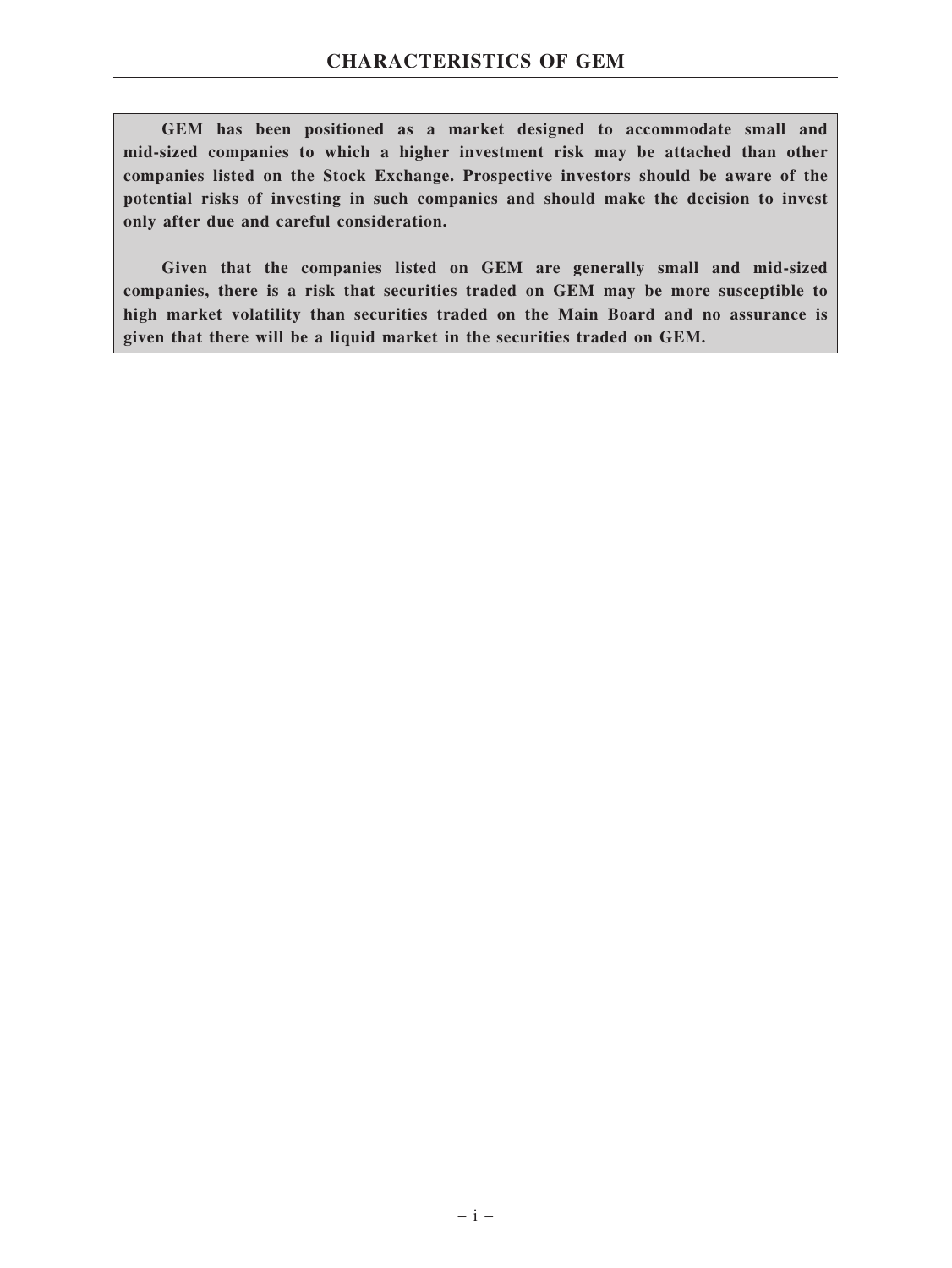# CHARACTERISTICS OF GEM

**GEM has been positioned as a market designed to accommodate small and mid-sized companies to which a higher investment risk may be attached than other companies listed on the Stock Exchange. Prospective investors should be aware of the potential risks of investing in such companies and should make the decision to invest only after due and careful consideration.**

**Given that the companies listed on GEM are generally small and mid-sized companies, there is a risk that securities traded on GEM may be more susceptible to high market volatility than securities traded on the Main Board and no assurance is given that there will be a liquid market in the securities traded on GEM.**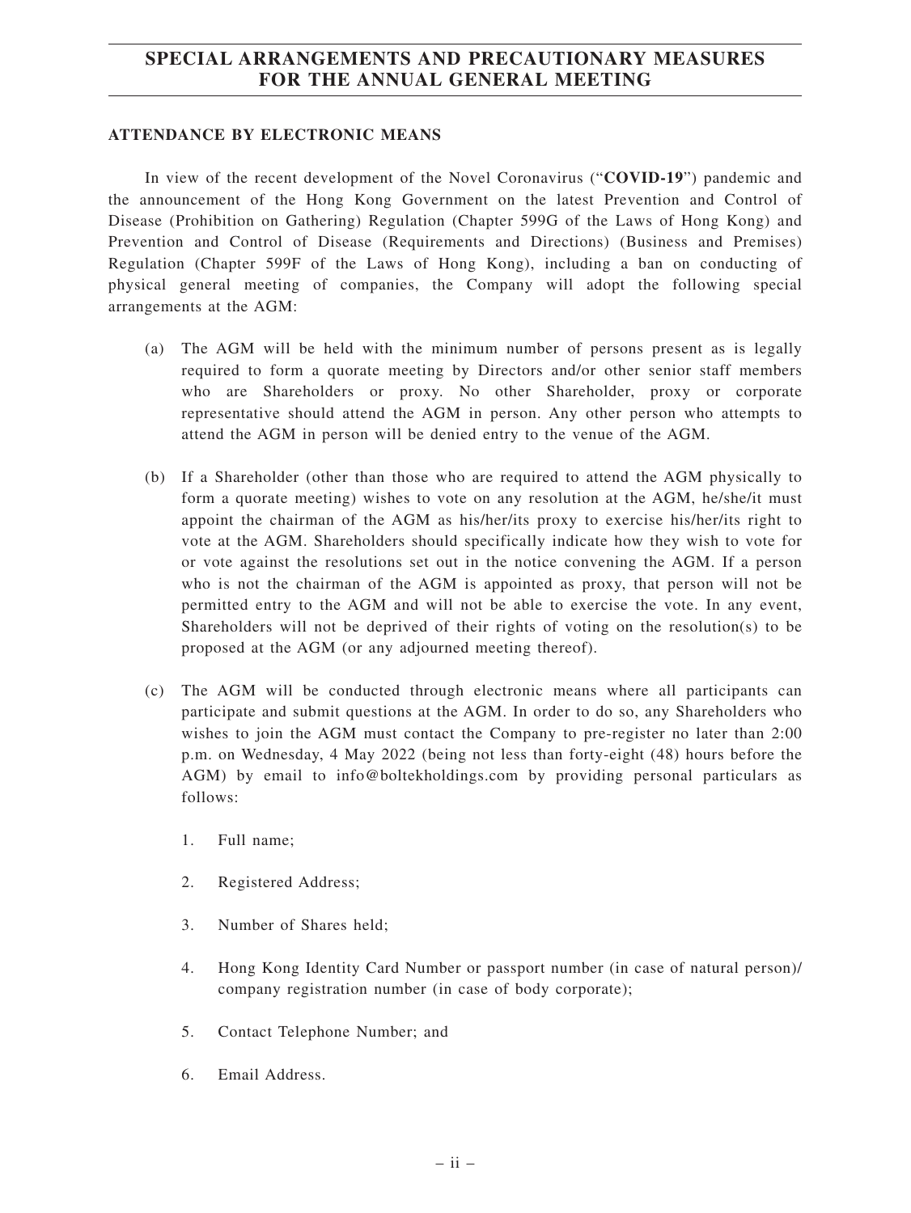# SPECIAL ARRANGEMENTS AND PRECAUTIONARY MEASURES FOR THE ANNUAL GENERAL MEETING

## ATTENDANCE BY ELECTRONIC MEANS

In view of the recent development of the Novel Coronavirus ("**COVID-19**") pandemic and the announcement of the Hong Kong Government on the latest Prevention and Control of Disease (Prohibition on Gathering) Regulation (Chapter 599G of the Laws of Hong Kong) and Prevention and Control of Disease (Requirements and Directions) (Business and Premises) Regulation (Chapter 599F of the Laws of Hong Kong), including a ban on conducting of physical general meeting of companies, the Company will adopt the following special arrangements at the AGM:

(a) The AGM will be held with the minimum number of persons present as is legally required to form a quorate meeting by Directors and/or other senior staff members who are Shareholders or proxy. No other Shareholder, proxy or corporate representative should attend the AGM in person. Any other person who attempts to attend the AGM in person will be denied entry to the venue of the AGM.

(b) If a Shareholder (other than those who are required to attend the AGM physically to form a quorate meeting) wishes to vote on any resolution at the AGM, he/she/it must appoint the chairman of the AGM as his/her/its proxy to exercise his/her/its right to vote at the AGM. Shareholders should specifically indicate how they wish to vote for or vote against the resolutions set out in the notice convening the AGM. If a person who is not the chairman of the AGM is appointed as proxy, that person will not be permitted entry to the AGM and will not be able to exercise the vote. In any event, Shareholders will not be deprived of their rights of voting on the resolution(s) to be proposed at the AGM (or any adjourned meeting thereof).

(c) The AGM will be conducted through electronic means where all participants can participate and submit questions at the AGM. In order to do so, any Shareholders who wishes to join the AGM must contact the Company to pre-register no later than 2:00 p.m. on Wednesday, 4 May 2022 (being not less than forty-eight (48) hours before the AGM) by email to info@boltekholdings.com by providing personal particulars as follows:

   1. Full name;

   2. Registered Address;

   3. Number of Shares held;

   4. Hong Kong Identity Card Number or passport number (in case of natural person)/ company registration number (in case of body corporate);

   5. Contact Telephone Number; and

   6. Email Address.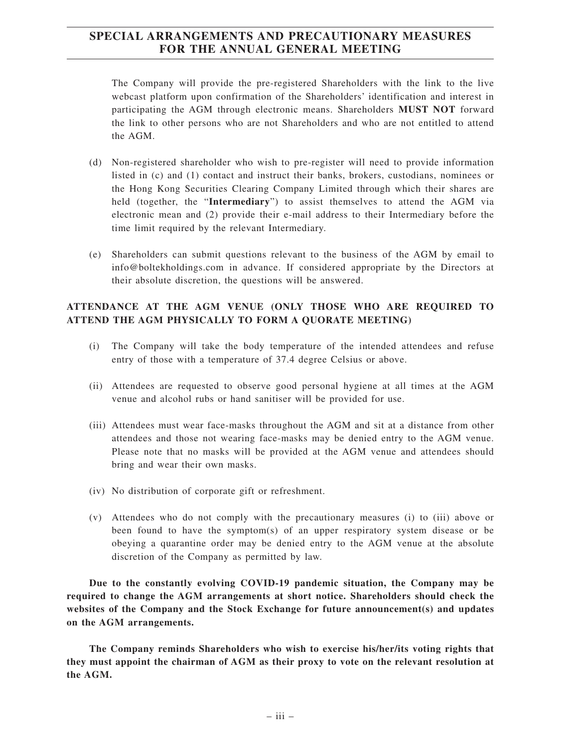The Company will provide the pre-registered Shareholders with the link to the live webcast platform upon confirmation of the Shareholders' identification and interest in participating the AGM through electronic means. Shareholders **MUST NOT** forward the link to other persons who are not Shareholders and who are not entitled to attend the AGM.

(d) Non-registered shareholder who wish to pre-register will need to provide information listed in (c) and (1) contact and instruct their banks, brokers, custodians, nominees or the Hong Kong Securities Clearing Company Limited through which their shares are held (together, the "**Intermediary**") to assist themselves to attend the AGM via electronic mean and (2) provide their e-mail address to their Intermediary before the time limit required by the relevant Intermediary.

(e) Shareholders can submit questions relevant to the business of the AGM by email to info@boltekholdings.com in advance. If considered appropriate by the Directors at their absolute discretion, the questions will be answered.

**ATTENDANCE AT THE AGM VENUE (ONLY THOSE WHO ARE REQUIRED TO ATTEND THE AGM PHYSICALLY TO FORM A QUORATE MEETING)**

(i) The Company will take the body temperature of the intended attendees and refuse entry of those with a temperature of 37.4 degree Celsius or above.

(ii) Attendees are requested to observe good personal hygiene at all times at the AGM venue and alcohol rubs or hand sanitiser will be provided for use.

(iii) Attendees must wear face-masks throughout the AGM and sit at a distance from other attendees and those not wearing face-masks may be denied entry to the AGM venue. Please note that no masks will be provided at the AGM venue and attendees should bring and wear their own masks.

(iv) No distribution of corporate gift or refreshment.

(v) Attendees who do not comply with the precautionary measures (i) to (iii) above or been found to have the symptom(s) of an upper respiratory system disease or be obeying a quarantine order may be denied entry to the AGM venue at the absolute discretion of the Company as permitted by law.

**Due to the constantly evolving COVID-19 pandemic situation, the Company may be required to change the AGM arrangements at short notice. Shareholders should check the websites of the Company and the Stock Exchange for future announcement(s) and updates on the AGM arrangements.**

**The Company reminds Shareholders who wish to exercise his/her/its voting rights that they must appoint the chairman of AGM as their proxy to vote on the relevant resolution at the AGM.**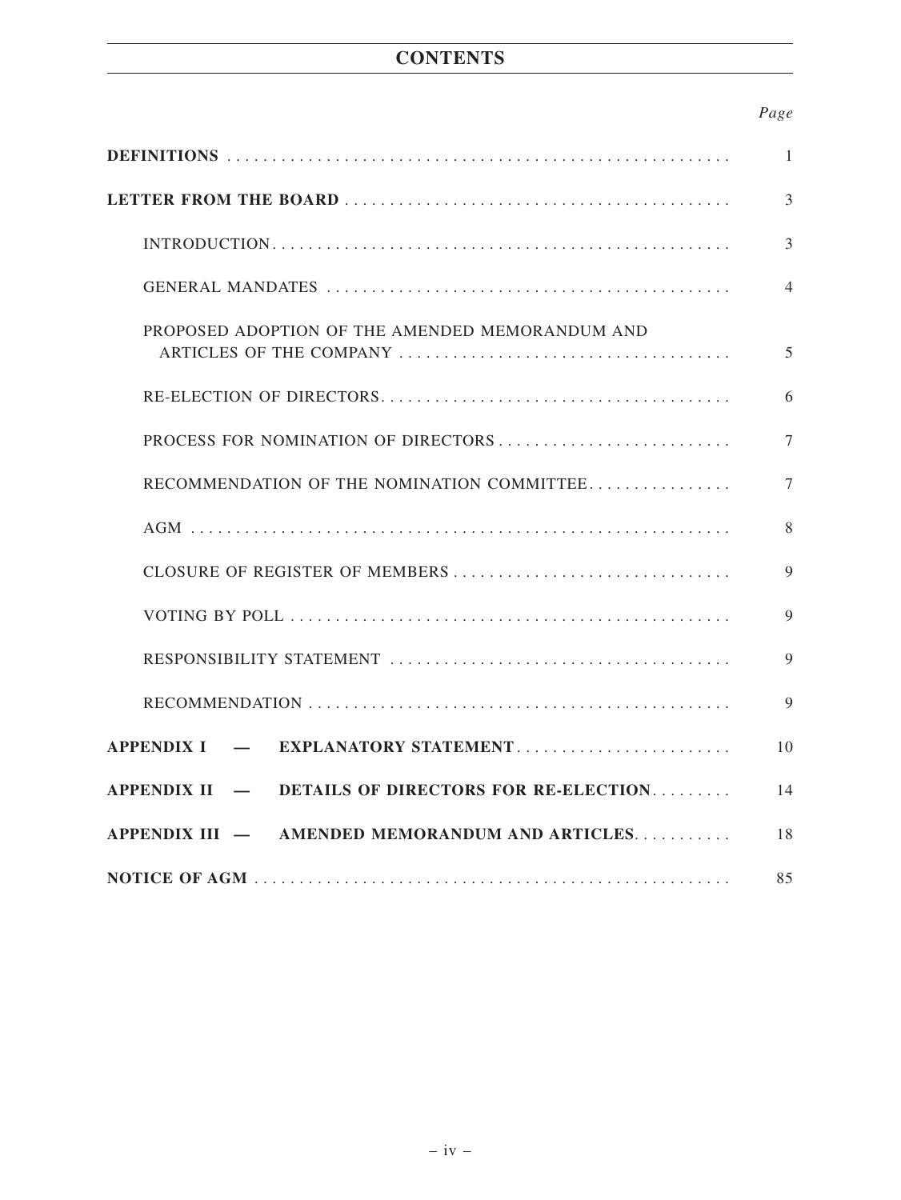# CONTENTS

| | *Page* |
|---|---|
| **DEFINITIONS** | 1 |
| **LETTER FROM THE BOARD** | 3 |
| INTRODUCTION | 3 |
| GENERAL MANDATES | 4 |
| PROPOSED ADOPTION OF THE AMENDED MEMORANDUM AND ARTICLES OF THE COMPANY | 5 |
| RE-ELECTION OF DIRECTORS | 6 |
| PROCESS FOR NOMINATION OF DIRECTORS | 7 |
| RECOMMENDATION OF THE NOMINATION COMMITTEE | 7 |
| AGM | 8 |
| CLOSURE OF REGISTER OF MEMBERS | 9 |
| VOTING BY POLL | 9 |
| RESPONSIBILITY STATEMENT | 9 |
| RECOMMENDATION | 9 |
| **APPENDIX I — EXPLANATORY STATEMENT** | 10 |
| **APPENDIX II — DETAILS OF DIRECTORS FOR RE-ELECTION** | 14 |
| **APPENDIX III — AMENDED MEMORANDUM AND ARTICLES** | 18 |
| **NOTICE OF AGM** | 85 |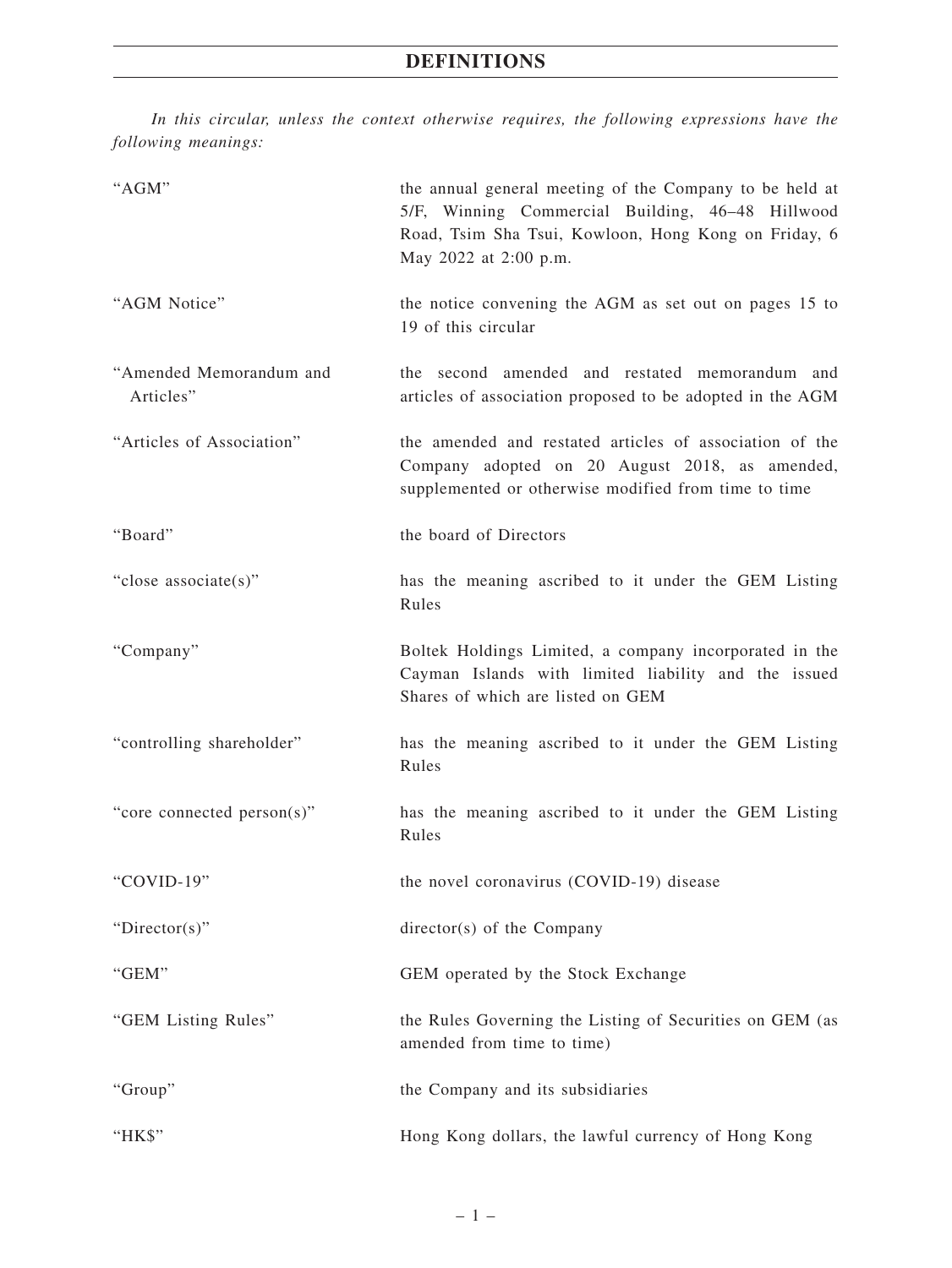# DEFINITIONS

*In this circular, unless the context otherwise requires, the following expressions have the following meanings:*

| | |
|---|---|
| "AGM" | the annual general meeting of the Company to be held at 5/F, Winning Commercial Building, 46–48 Hillwood Road, Tsim Sha Tsui, Kowloon, Hong Kong on Friday, 6 May 2022 at 2:00 p.m. |
| "AGM Notice" | the notice convening the AGM as set out on pages 15 to 19 of this circular |
| "Amended Memorandum and Articles" | the second amended and restated memorandum and articles of association proposed to be adopted in the AGM |
| "Articles of Association" | the amended and restated articles of association of the Company adopted on 20 August 2018, as amended, supplemented or otherwise modified from time to time |
| "Board" | the board of Directors |
| "close associate(s)" | has the meaning ascribed to it under the GEM Listing Rules |
| "Company" | Boltek Holdings Limited, a company incorporated in the Cayman Islands with limited liability and the issued Shares of which are listed on GEM |
| "controlling shareholder" | has the meaning ascribed to it under the GEM Listing Rules |
| "core connected person(s)" | has the meaning ascribed to it under the GEM Listing Rules |
| "COVID-19" | the novel coronavirus (COVID-19) disease |
| "Director(s)" | director(s) of the Company |
| "GEM" | GEM operated by the Stock Exchange |
| "GEM Listing Rules" | the Rules Governing the Listing of Securities on GEM (as amended from time to time) |
| "Group" | the Company and its subsidiaries |
| "HK$" | Hong Kong dollars, the lawful currency of Hong Kong |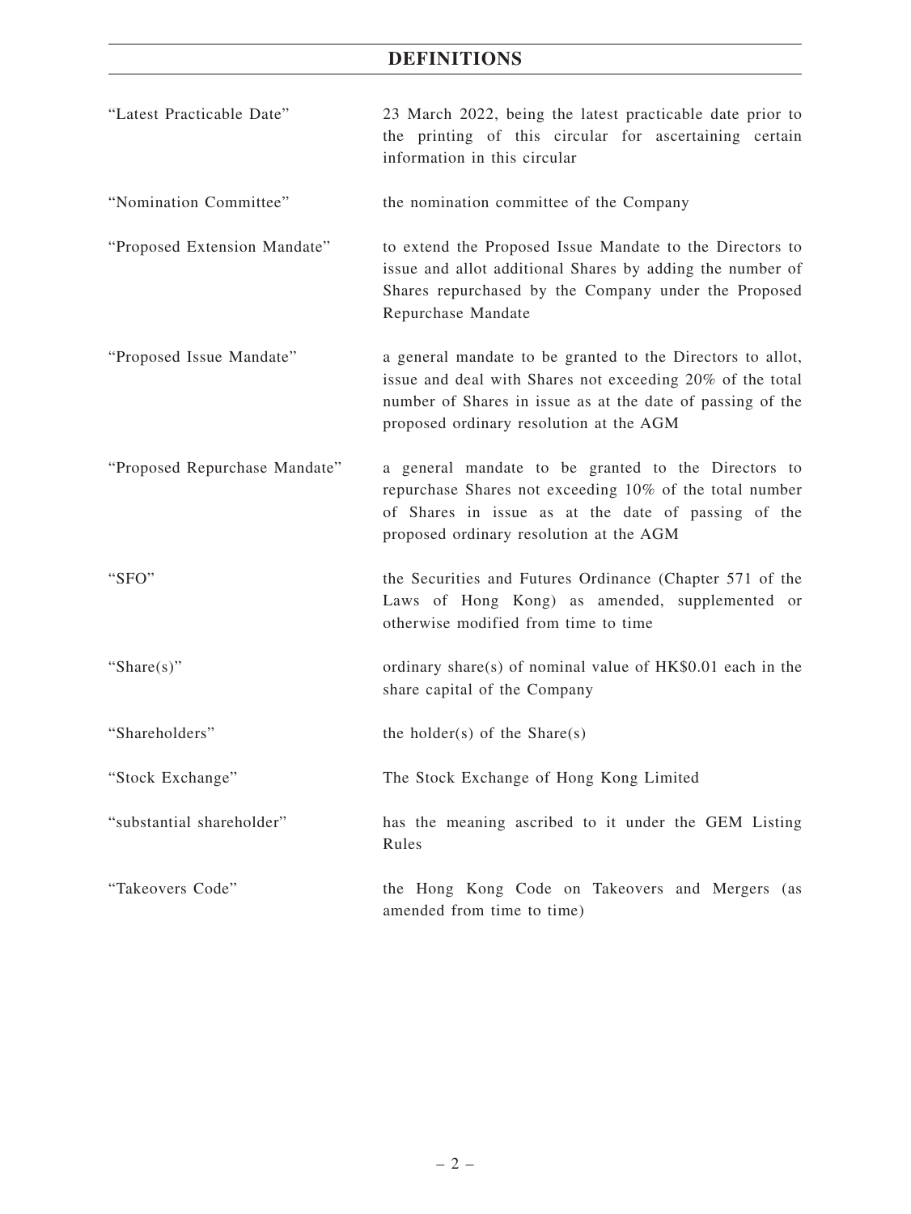## DEFINITIONS

| | |
|---|---|
| "Latest Practicable Date" | 23 March 2022, being the latest practicable date prior to the printing of this circular for ascertaining certain information in this circular |
| "Nomination Committee" | the nomination committee of the Company |
| "Proposed Extension Mandate" | to extend the Proposed Issue Mandate to the Directors to issue and allot additional Shares by adding the number of Shares repurchased by the Company under the Proposed Repurchase Mandate |
| "Proposed Issue Mandate" | a general mandate to be granted to the Directors to allot, issue and deal with Shares not exceeding 20% of the total number of Shares in issue as at the date of passing of the proposed ordinary resolution at the AGM |
| "Proposed Repurchase Mandate" | a general mandate to be granted to the Directors to repurchase Shares not exceeding 10% of the total number of Shares in issue as at the date of passing of the proposed ordinary resolution at the AGM |
| "SFO" | the Securities and Futures Ordinance (Chapter 571 of the Laws of Hong Kong) as amended, supplemented or otherwise modified from time to time |
| "Share(s)" | ordinary share(s) of nominal value of HK$0.01 each in the share capital of the Company |
| "Shareholders" | the holder(s) of the Share(s) |
| "Stock Exchange" | The Stock Exchange of Hong Kong Limited |
| "substantial shareholder" | has the meaning ascribed to it under the GEM Listing Rules |
| "Takeovers Code" | the Hong Kong Code on Takeovers and Mergers (as amended from time to time) |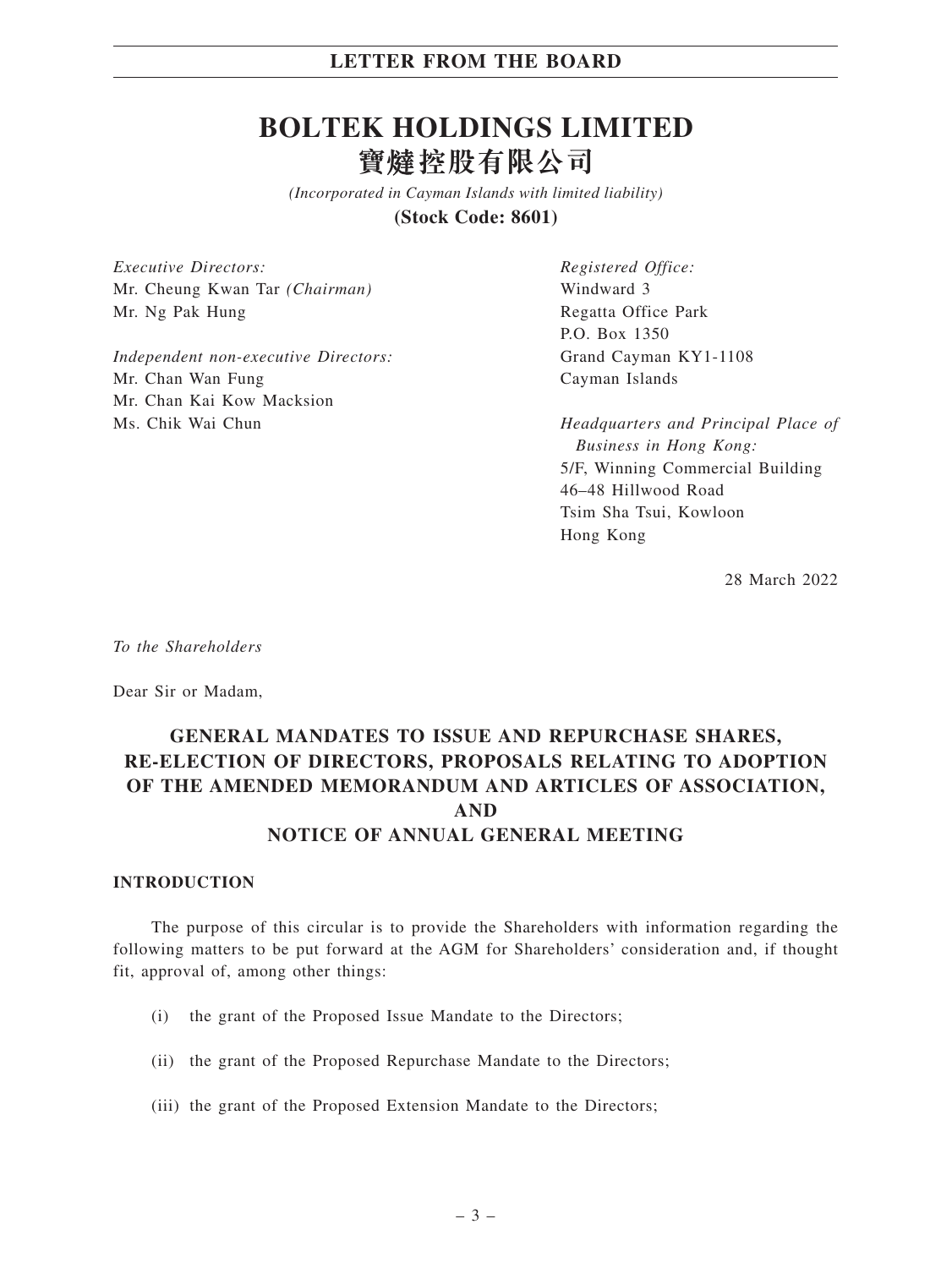# BOLTEK HOLDINGS LIMITED
# 寶燵控股有限公司

*(Incorporated in Cayman Islands with limited liability)*

**(Stock Code: 8601)**

*Executive Directors:*
Mr. Cheung Kwan Tar *(Chairman)*
Mr. Ng Pak Hung

*Independent non-executive Directors:*
Mr. Chan Wan Fung
Mr. Chan Kai Kow Macksion
Ms. Chik Wai Chun

*Registered Office:*
Windward 3
Regatta Office Park
P.O. Box 1350
Grand Cayman KY1-1108
Cayman Islands

*Headquarters and Principal Place of Business in Hong Kong:*
5/F, Winning Commercial Building
46–48 Hillwood Road
Tsim Sha Tsui, Kowloon
Hong Kong

28 March 2022

*To the Shareholders*

Dear Sir or Madam,

## GENERAL MANDATES TO ISSUE AND REPURCHASE SHARES, RE-ELECTION OF DIRECTORS, PROPOSALS RELATING TO ADOPTION OF THE AMENDED MEMORANDUM AND ARTICLES OF ASSOCIATION, AND NOTICE OF ANNUAL GENERAL MEETING

### INTRODUCTION

The purpose of this circular is to provide the Shareholders with information regarding the following matters to be put forward at the AGM for Shareholders' consideration and, if thought fit, approval of, among other things:

(i) the grant of the Proposed Issue Mandate to the Directors;

(ii) the grant of the Proposed Repurchase Mandate to the Directors;

(iii) the grant of the Proposed Extension Mandate to the Directors;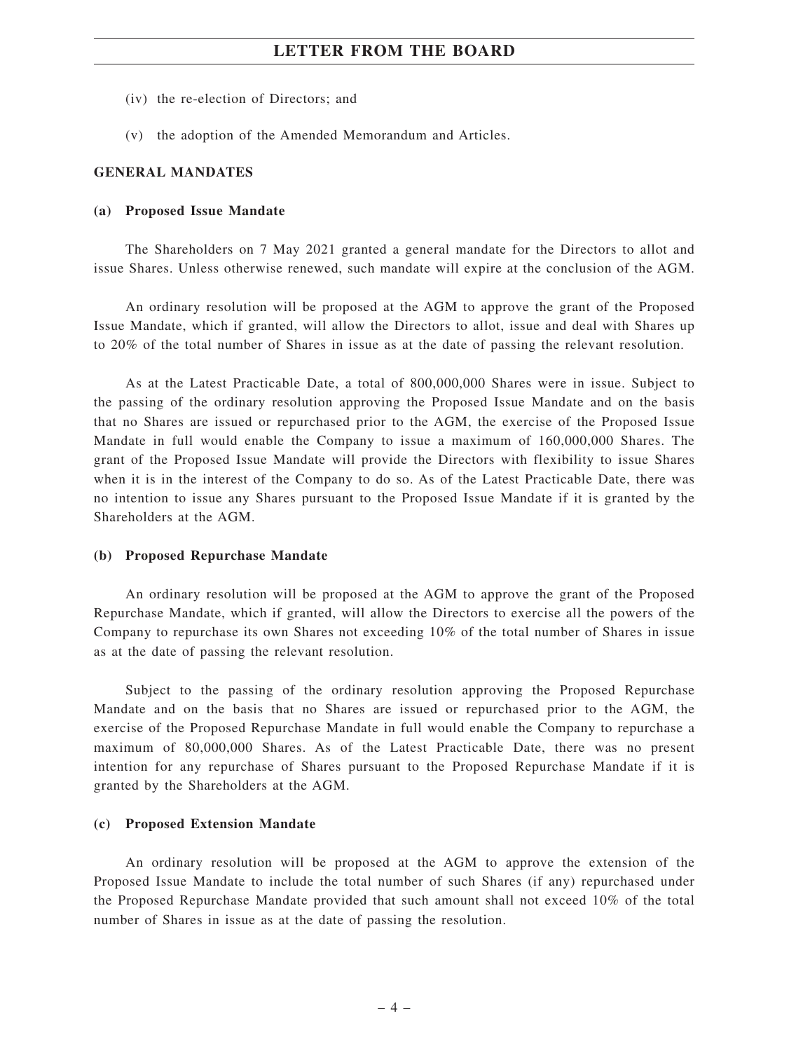(iv) the re-election of Directors; and

(v) the adoption of the Amended Memorandum and Articles.

## GENERAL MANDATES

### (a) Proposed Issue Mandate

The Shareholders on 7 May 2021 granted a general mandate for the Directors to allot and issue Shares. Unless otherwise renewed, such mandate will expire at the conclusion of the AGM.

An ordinary resolution will be proposed at the AGM to approve the grant of the Proposed Issue Mandate, which if granted, will allow the Directors to allot, issue and deal with Shares up to 20% of the total number of Shares in issue as at the date of passing the relevant resolution.

As at the Latest Practicable Date, a total of 800,000,000 Shares were in issue. Subject to the passing of the ordinary resolution approving the Proposed Issue Mandate and on the basis that no Shares are issued or repurchased prior to the AGM, the exercise of the Proposed Issue Mandate in full would enable the Company to issue a maximum of 160,000,000 Shares. The grant of the Proposed Issue Mandate will provide the Directors with flexibility to issue Shares when it is in the interest of the Company to do so. As of the Latest Practicable Date, there was no intention to issue any Shares pursuant to the Proposed Issue Mandate if it is granted by the Shareholders at the AGM.

### (b) Proposed Repurchase Mandate

An ordinary resolution will be proposed at the AGM to approve the grant of the Proposed Repurchase Mandate, which if granted, will allow the Directors to exercise all the powers of the Company to repurchase its own Shares not exceeding 10% of the total number of Shares in issue as at the date of passing the relevant resolution.

Subject to the passing of the ordinary resolution approving the Proposed Repurchase Mandate and on the basis that no Shares are issued or repurchased prior to the AGM, the exercise of the Proposed Repurchase Mandate in full would enable the Company to repurchase a maximum of 80,000,000 Shares. As of the Latest Practicable Date, there was no present intention for any repurchase of Shares pursuant to the Proposed Repurchase Mandate if it is granted by the Shareholders at the AGM.

### (c) Proposed Extension Mandate

An ordinary resolution will be proposed at the AGM to approve the extension of the Proposed Issue Mandate to include the total number of such Shares (if any) repurchased under the Proposed Repurchase Mandate provided that such amount shall not exceed 10% of the total number of Shares in issue as at the date of passing the resolution.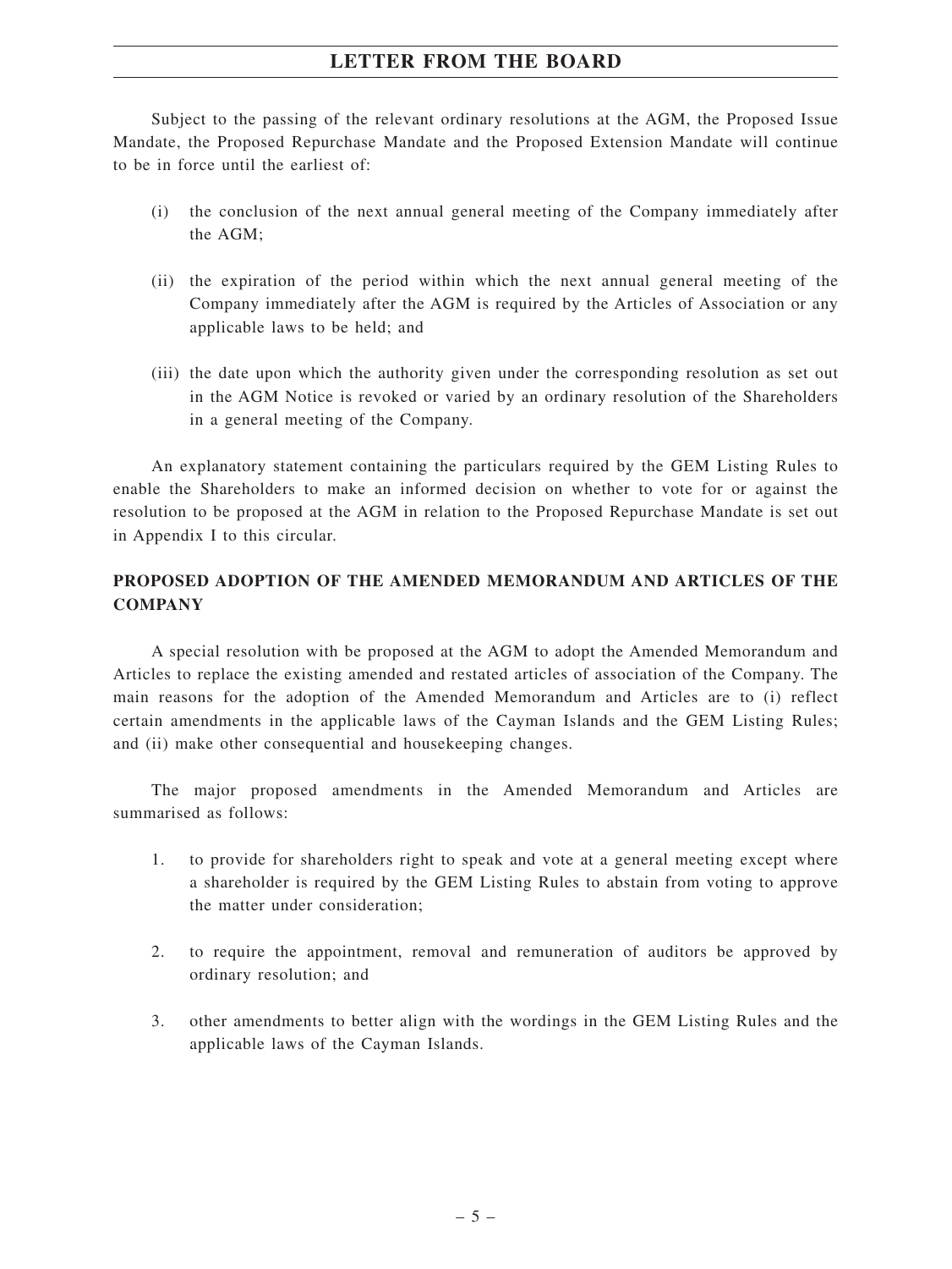Subject to the passing of the relevant ordinary resolutions at the AGM, the Proposed Issue Mandate, the Proposed Repurchase Mandate and the Proposed Extension Mandate will continue to be in force until the earliest of:

(i) the conclusion of the next annual general meeting of the Company immediately after the AGM;

(ii) the expiration of the period within which the next annual general meeting of the Company immediately after the AGM is required by the Articles of Association or any applicable laws to be held; and

(iii) the date upon which the authority given under the corresponding resolution as set out in the AGM Notice is revoked or varied by an ordinary resolution of the Shareholders in a general meeting of the Company.

An explanatory statement containing the particulars required by the GEM Listing Rules to enable the Shareholders to make an informed decision on whether to vote for or against the resolution to be proposed at the AGM in relation to the Proposed Repurchase Mandate is set out in Appendix I to this circular.

## PROPOSED ADOPTION OF THE AMENDED MEMORANDUM AND ARTICLES OF THE COMPANY

A special resolution with be proposed at the AGM to adopt the Amended Memorandum and Articles to replace the existing amended and restated articles of association of the Company. The main reasons for the adoption of the Amended Memorandum and Articles are to (i) reflect certain amendments in the applicable laws of the Cayman Islands and the GEM Listing Rules; and (ii) make other consequential and housekeeping changes.

The major proposed amendments in the Amended Memorandum and Articles are summarised as follows:

1. to provide for shareholders right to speak and vote at a general meeting except where a shareholder is required by the GEM Listing Rules to abstain from voting to approve the matter under consideration;

2. to require the appointment, removal and remuneration of auditors be approved by ordinary resolution; and

3. other amendments to better align with the wordings in the GEM Listing Rules and the applicable laws of the Cayman Islands.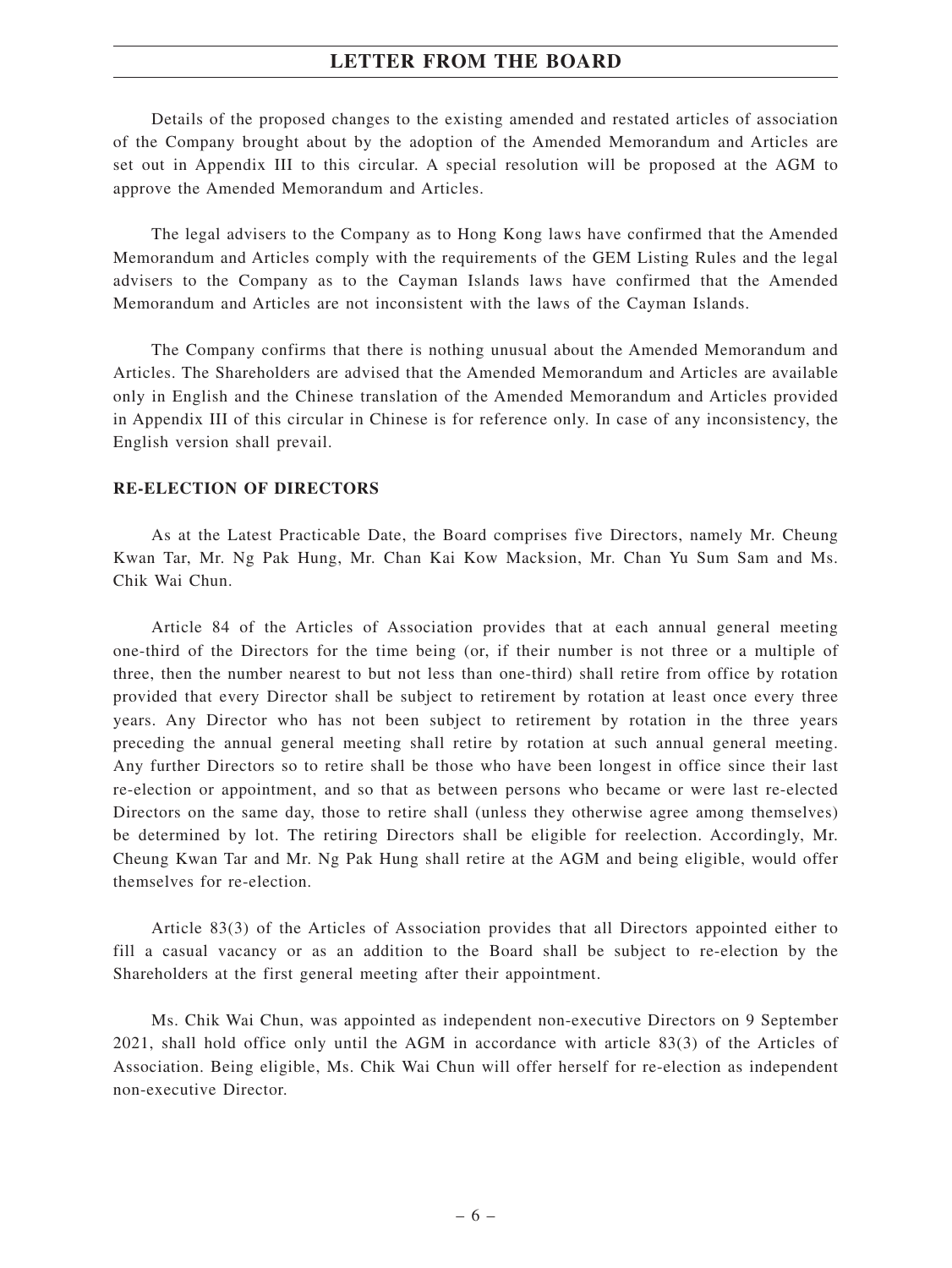Details of the proposed changes to the existing amended and restated articles of association of the Company brought about by the adoption of the Amended Memorandum and Articles are set out in Appendix III to this circular. A special resolution will be proposed at the AGM to approve the Amended Memorandum and Articles.

The legal advisers to the Company as to Hong Kong laws have confirmed that the Amended Memorandum and Articles comply with the requirements of the GEM Listing Rules and the legal advisers to the Company as to the Cayman Islands laws have confirmed that the Amended Memorandum and Articles are not inconsistent with the laws of the Cayman Islands.

The Company confirms that there is nothing unusual about the Amended Memorandum and Articles. The Shareholders are advised that the Amended Memorandum and Articles are available only in English and the Chinese translation of the Amended Memorandum and Articles provided in Appendix III of this circular in Chinese is for reference only. In case of any inconsistency, the English version shall prevail.

## RE-ELECTION OF DIRECTORS

As at the Latest Practicable Date, the Board comprises five Directors, namely Mr. Cheung Kwan Tar, Mr. Ng Pak Hung, Mr. Chan Kai Kow Macksion, Mr. Chan Yu Sum Sam and Ms. Chik Wai Chun.

Article 84 of the Articles of Association provides that at each annual general meeting one-third of the Directors for the time being (or, if their number is not three or a multiple of three, then the number nearest to but not less than one-third) shall retire from office by rotation provided that every Director shall be subject to retirement by rotation at least once every three years. Any Director who has not been subject to retirement by rotation in the three years preceding the annual general meeting shall retire by rotation at such annual general meeting. Any further Directors so to retire shall be those who have been longest in office since their last re-election or appointment, and so that as between persons who became or were last re-elected Directors on the same day, those to retire shall (unless they otherwise agree among themselves) be determined by lot. The retiring Directors shall be eligible for reelection. Accordingly, Mr. Cheung Kwan Tar and Mr. Ng Pak Hung shall retire at the AGM and being eligible, would offer themselves for re-election.

Article 83(3) of the Articles of Association provides that all Directors appointed either to fill a casual vacancy or as an addition to the Board shall be subject to re-election by the Shareholders at the first general meeting after their appointment.

Ms. Chik Wai Chun, was appointed as independent non-executive Directors on 9 September 2021, shall hold office only until the AGM in accordance with article 83(3) of the Articles of Association. Being eligible, Ms. Chik Wai Chun will offer herself for re-election as independent non-executive Director.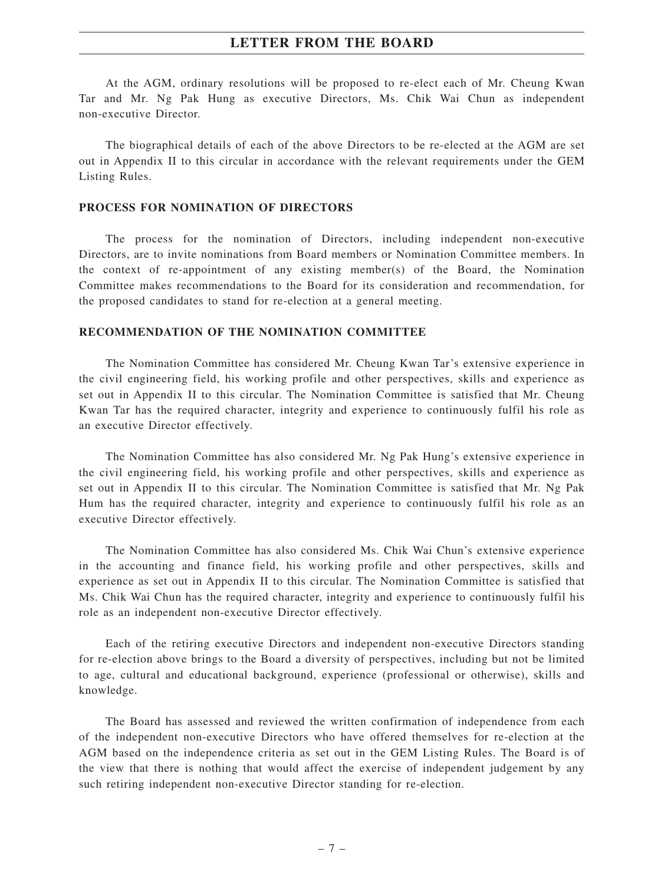At the AGM, ordinary resolutions will be proposed to re-elect each of Mr. Cheung Kwan Tar and Mr. Ng Pak Hung as executive Directors, Ms. Chik Wai Chun as independent non-executive Director.

The biographical details of each of the above Directors to be re-elected at the AGM are set out in Appendix II to this circular in accordance with the relevant requirements under the GEM Listing Rules.

## PROCESS FOR NOMINATION OF DIRECTORS

The process for the nomination of Directors, including independent non-executive Directors, are to invite nominations from Board members or Nomination Committee members. In the context of re-appointment of any existing member(s) of the Board, the Nomination Committee makes recommendations to the Board for its consideration and recommendation, for the proposed candidates to stand for re-election at a general meeting.

## RECOMMENDATION OF THE NOMINATION COMMITTEE

The Nomination Committee has considered Mr. Cheung Kwan Tar's extensive experience in the civil engineering field, his working profile and other perspectives, skills and experience as set out in Appendix II to this circular. The Nomination Committee is satisfied that Mr. Cheung Kwan Tar has the required character, integrity and experience to continuously fulfil his role as an executive Director effectively.

The Nomination Committee has also considered Mr. Ng Pak Hung's extensive experience in the civil engineering field, his working profile and other perspectives, skills and experience as set out in Appendix II to this circular. The Nomination Committee is satisfied that Mr. Ng Pak Hum has the required character, integrity and experience to continuously fulfil his role as an executive Director effectively.

The Nomination Committee has also considered Ms. Chik Wai Chun's extensive experience in the accounting and finance field, his working profile and other perspectives, skills and experience as set out in Appendix II to this circular. The Nomination Committee is satisfied that Ms. Chik Wai Chun has the required character, integrity and experience to continuously fulfil his role as an independent non-executive Director effectively.

Each of the retiring executive Directors and independent non-executive Directors standing for re-election above brings to the Board a diversity of perspectives, including but not be limited to age, cultural and educational background, experience (professional or otherwise), skills and knowledge.

The Board has assessed and reviewed the written confirmation of independence from each of the independent non-executive Directors who have offered themselves for re-election at the AGM based on the independence criteria as set out in the GEM Listing Rules. The Board is of the view that there is nothing that would affect the exercise of independent judgement by any such retiring independent non-executive Director standing for re-election.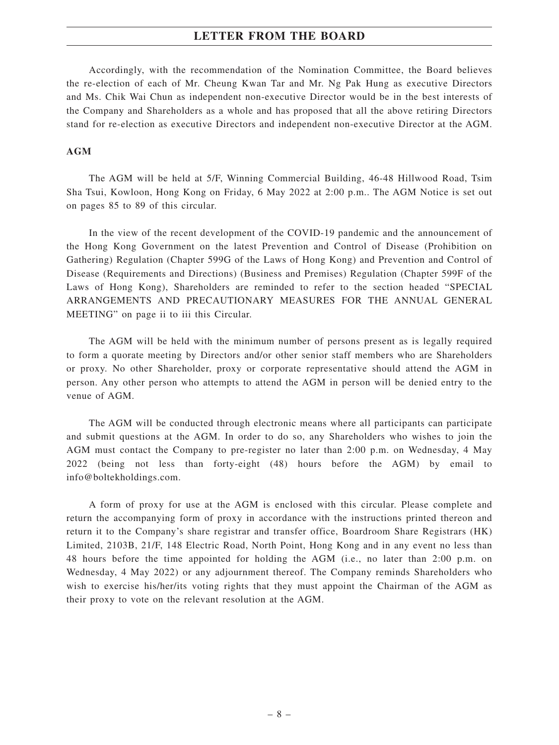Accordingly, with the recommendation of the Nomination Committee, the Board believes the re-election of each of Mr. Cheung Kwan Tar and Mr. Ng Pak Hung as executive Directors and Ms. Chik Wai Chun as independent non-executive Director would be in the best interests of the Company and Shareholders as a whole and has proposed that all the above retiring Directors stand for re-election as executive Directors and independent non-executive Director at the AGM.

**AGM**

The AGM will be held at 5/F, Winning Commercial Building, 46-48 Hillwood Road, Tsim Sha Tsui, Kowloon, Hong Kong on Friday, 6 May 2022 at 2:00 p.m.. The AGM Notice is set out on pages 85 to 89 of this circular.

In the view of the recent development of the COVID-19 pandemic and the announcement of the Hong Kong Government on the latest Prevention and Control of Disease (Prohibition on Gathering) Regulation (Chapter 599G of the Laws of Hong Kong) and Prevention and Control of Disease (Requirements and Directions) (Business and Premises) Regulation (Chapter 599F of the Laws of Hong Kong), Shareholders are reminded to refer to the section headed "SPECIAL ARRANGEMENTS AND PRECAUTIONARY MEASURES FOR THE ANNUAL GENERAL MEETING" on page ii to iii this Circular.

The AGM will be held with the minimum number of persons present as is legally required to form a quorate meeting by Directors and/or other senior staff members who are Shareholders or proxy. No other Shareholder, proxy or corporate representative should attend the AGM in person. Any other person who attempts to attend the AGM in person will be denied entry to the venue of AGM.

The AGM will be conducted through electronic means where all participants can participate and submit questions at the AGM. In order to do so, any Shareholders who wishes to join the AGM must contact the Company to pre-register no later than 2:00 p.m. on Wednesday, 4 May 2022 (being not less than forty-eight (48) hours before the AGM) by email to info@boltekholdings.com.

A form of proxy for use at the AGM is enclosed with this circular. Please complete and return the accompanying form of proxy in accordance with the instructions printed thereon and return it to the Company's share registrar and transfer office, Boardroom Share Registrars (HK) Limited, 2103B, 21/F, 148 Electric Road, North Point, Hong Kong and in any event no less than 48 hours before the time appointed for holding the AGM (i.e., no later than 2:00 p.m. on Wednesday, 4 May 2022) or any adjournment thereof. The Company reminds Shareholders who wish to exercise his/her/its voting rights that they must appoint the Chairman of the AGM as their proxy to vote on the relevant resolution at the AGM.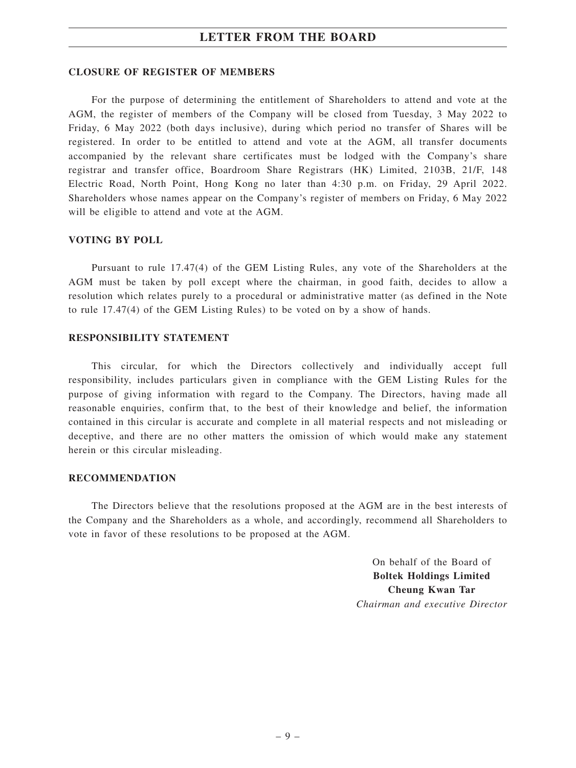## CLOSURE OF REGISTER OF MEMBERS

For the purpose of determining the entitlement of Shareholders to attend and vote at the AGM, the register of members of the Company will be closed from Tuesday, 3 May 2022 to Friday, 6 May 2022 (both days inclusive), during which period no transfer of Shares will be registered. In order to be entitled to attend and vote at the AGM, all transfer documents accompanied by the relevant share certificates must be lodged with the Company's share registrar and transfer office, Boardroom Share Registrars (HK) Limited, 2103B, 21/F, 148 Electric Road, North Point, Hong Kong no later than 4:30 p.m. on Friday, 29 April 2022. Shareholders whose names appear on the Company's register of members on Friday, 6 May 2022 will be eligible to attend and vote at the AGM.

## VOTING BY POLL

Pursuant to rule 17.47(4) of the GEM Listing Rules, any vote of the Shareholders at the AGM must be taken by poll except where the chairman, in good faith, decides to allow a resolution which relates purely to a procedural or administrative matter (as defined in the Note to rule 17.47(4) of the GEM Listing Rules) to be voted on by a show of hands.

## RESPONSIBILITY STATEMENT

This circular, for which the Directors collectively and individually accept full responsibility, includes particulars given in compliance with the GEM Listing Rules for the purpose of giving information with regard to the Company. The Directors, having made all reasonable enquiries, confirm that, to the best of their knowledge and belief, the information contained in this circular is accurate and complete in all material respects and not misleading or deceptive, and there are no other matters the omission of which would make any statement herein or this circular misleading.

## RECOMMENDATION

The Directors believe that the resolutions proposed at the AGM are in the best interests of the Company and the Shareholders as a whole, and accordingly, recommend all Shareholders to vote in favor of these resolutions to be proposed at the AGM.

On behalf of the Board of
**Boltek Holdings Limited**
**Cheung Kwan Tar**
*Chairman and executive Director*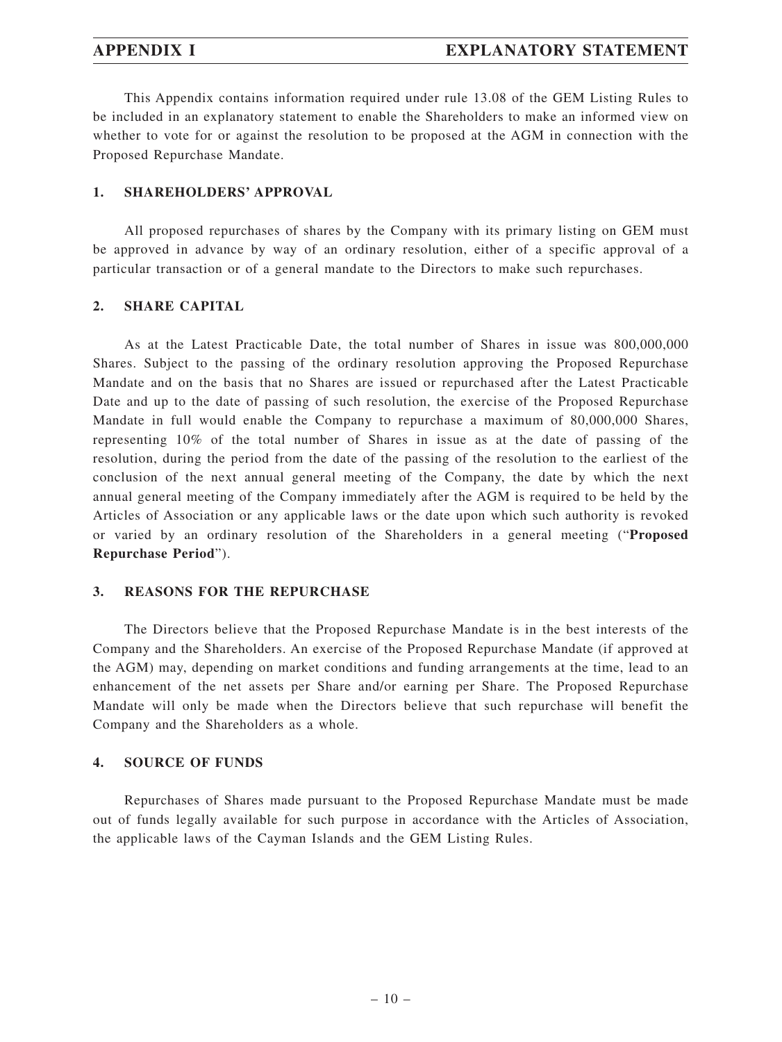# APPENDIX I EXPLANATORY STATEMENT

This Appendix contains information required under rule 13.08 of the GEM Listing Rules to be included in an explanatory statement to enable the Shareholders to make an informed view on whether to vote for or against the resolution to be proposed at the AGM in connection with the Proposed Repurchase Mandate.

## 1. SHAREHOLDERS' APPROVAL

All proposed repurchases of shares by the Company with its primary listing on GEM must be approved in advance by way of an ordinary resolution, either of a specific approval of a particular transaction or of a general mandate to the Directors to make such repurchases.

## 2. SHARE CAPITAL

As at the Latest Practicable Date, the total number of Shares in issue was 800,000,000 Shares. Subject to the passing of the ordinary resolution approving the Proposed Repurchase Mandate and on the basis that no Shares are issued or repurchased after the Latest Practicable Date and up to the date of passing of such resolution, the exercise of the Proposed Repurchase Mandate in full would enable the Company to repurchase a maximum of 80,000,000 Shares, representing 10% of the total number of Shares in issue as at the date of passing of the resolution, during the period from the date of the passing of the resolution to the earliest of the conclusion of the next annual general meeting of the Company, the date by which the next annual general meeting of the Company immediately after the AGM is required to be held by the Articles of Association or any applicable laws or the date upon which such authority is revoked or varied by an ordinary resolution of the Shareholders in a general meeting ("**Proposed Repurchase Period**").

## 3. REASONS FOR THE REPURCHASE

The Directors believe that the Proposed Repurchase Mandate is in the best interests of the Company and the Shareholders. An exercise of the Proposed Repurchase Mandate (if approved at the AGM) may, depending on market conditions and funding arrangements at the time, lead to an enhancement of the net assets per Share and/or earning per Share. The Proposed Repurchase Mandate will only be made when the Directors believe that such repurchase will benefit the Company and the Shareholders as a whole.

## 4. SOURCE OF FUNDS

Repurchases of Shares made pursuant to the Proposed Repurchase Mandate must be made out of funds legally available for such purpose in accordance with the Articles of Association, the applicable laws of the Cayman Islands and the GEM Listing Rules.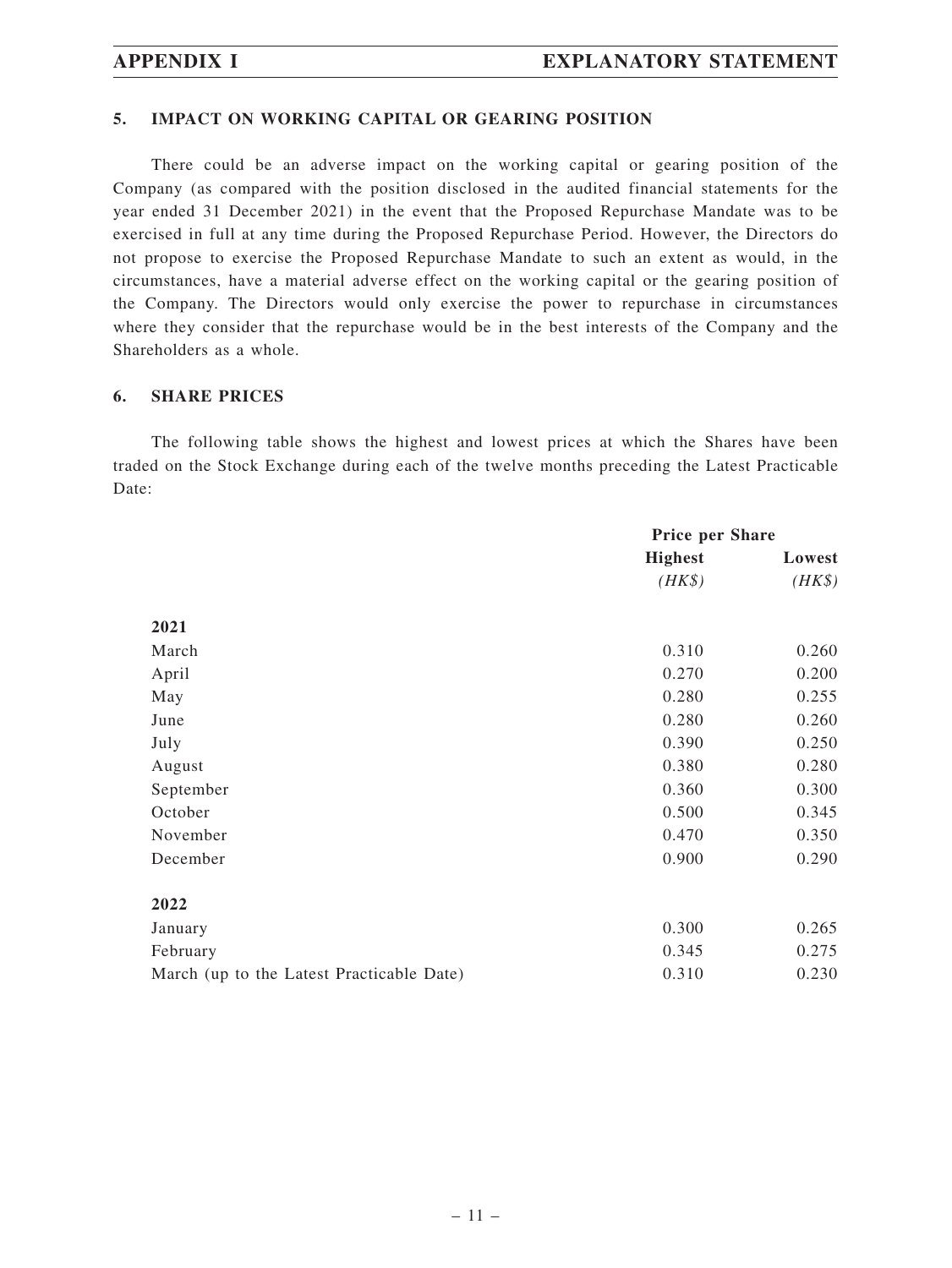## 5. IMPACT ON WORKING CAPITAL OR GEARING POSITION

There could be an adverse impact on the working capital or gearing position of the Company (as compared with the position disclosed in the audited financial statements for the year ended 31 December 2021) in the event that the Proposed Repurchase Mandate was to be exercised in full at any time during the Proposed Repurchase Period. However, the Directors do not propose to exercise the Proposed Repurchase Mandate to such an extent as would, in the circumstances, have a material adverse effect on the working capital or the gearing position of the Company. The Directors would only exercise the power to repurchase in circumstances where they consider that the repurchase would be in the best interests of the Company and the Shareholders as a whole.

## 6. SHARE PRICES

The following table shows the highest and lowest prices at which the Shares have been traded on the Stock Exchange during each of the twelve months preceding the Latest Practicable Date:

| | Price per Share | |
|---|---|---|
| | **Highest** | **Lowest** |
| | *(HK$)* | *(HK$)* |
| **2021** | | |
| March | 0.310 | 0.260 |
| April | 0.270 | 0.200 |
| May | 0.280 | 0.255 |
| June | 0.280 | 0.260 |
| July | 0.390 | 0.250 |
| August | 0.380 | 0.280 |
| September | 0.360 | 0.300 |
| October | 0.500 | 0.345 |
| November | 0.470 | 0.350 |
| December | 0.900 | 0.290 |
| **2022** | | |
| January | 0.300 | 0.265 |
| February | 0.345 | 0.275 |
| March (up to the Latest Practicable Date) | 0.310 | 0.230 |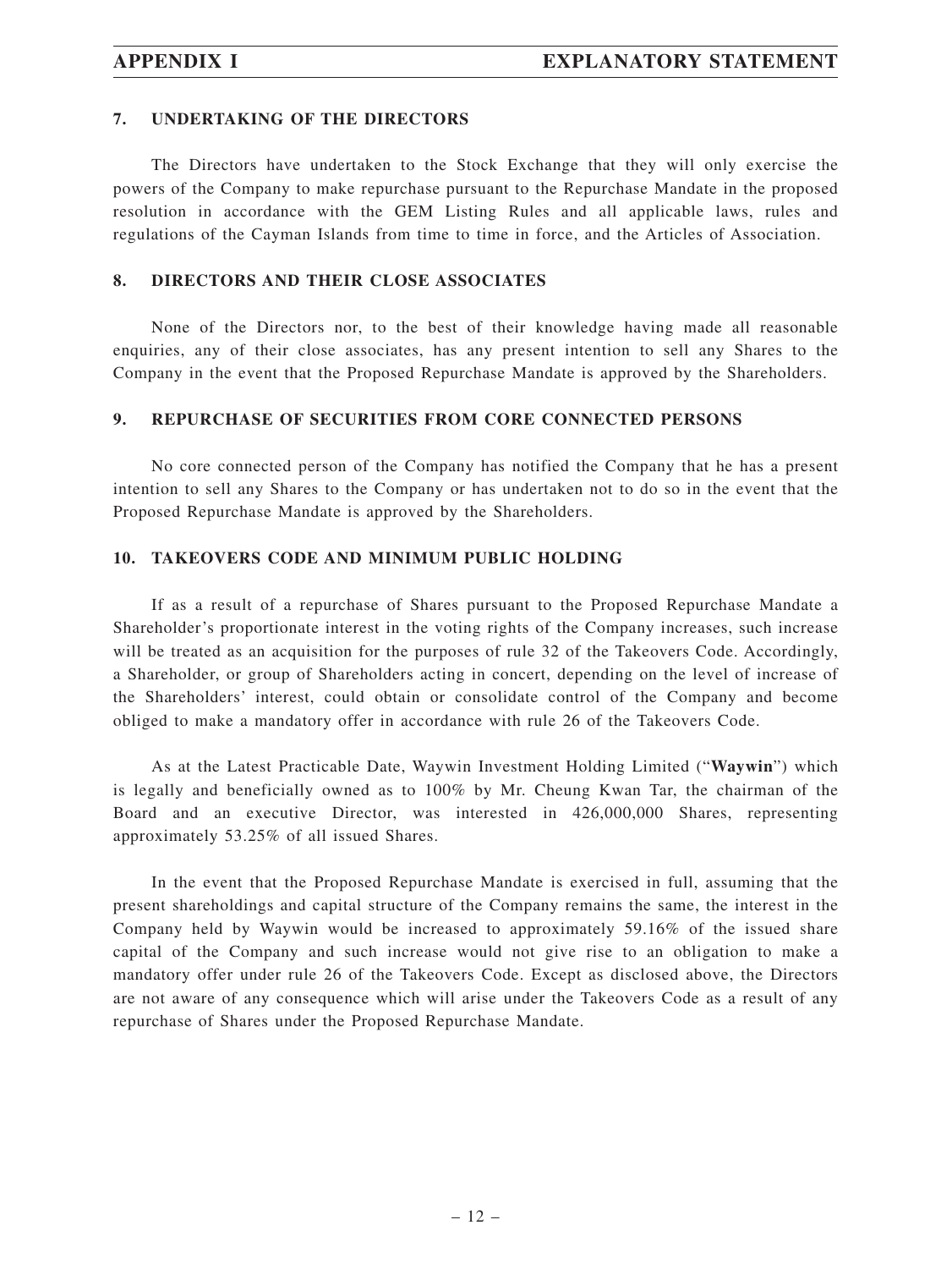## 7. UNDERTAKING OF THE DIRECTORS

The Directors have undertaken to the Stock Exchange that they will only exercise the powers of the Company to make repurchase pursuant to the Repurchase Mandate in the proposed resolution in accordance with the GEM Listing Rules and all applicable laws, rules and regulations of the Cayman Islands from time to time in force, and the Articles of Association.

## 8. DIRECTORS AND THEIR CLOSE ASSOCIATES

None of the Directors nor, to the best of their knowledge having made all reasonable enquiries, any of their close associates, has any present intention to sell any Shares to the Company in the event that the Proposed Repurchase Mandate is approved by the Shareholders.

## 9. REPURCHASE OF SECURITIES FROM CORE CONNECTED PERSONS

No core connected person of the Company has notified the Company that he has a present intention to sell any Shares to the Company or has undertaken not to do so in the event that the Proposed Repurchase Mandate is approved by the Shareholders.

## 10. TAKEOVERS CODE AND MINIMUM PUBLIC HOLDING

If as a result of a repurchase of Shares pursuant to the Proposed Repurchase Mandate a Shareholder's proportionate interest in the voting rights of the Company increases, such increase will be treated as an acquisition for the purposes of rule 32 of the Takeovers Code. Accordingly, a Shareholder, or group of Shareholders acting in concert, depending on the level of increase of the Shareholders' interest, could obtain or consolidate control of the Company and become obliged to make a mandatory offer in accordance with rule 26 of the Takeovers Code.

As at the Latest Practicable Date, Waywin Investment Holding Limited ("**Waywin**") which is legally and beneficially owned as to 100% by Mr. Cheung Kwan Tar, the chairman of the Board and an executive Director, was interested in 426,000,000 Shares, representing approximately 53.25% of all issued Shares.

In the event that the Proposed Repurchase Mandate is exercised in full, assuming that the present shareholdings and capital structure of the Company remains the same, the interest in the Company held by Waywin would be increased to approximately 59.16% of the issued share capital of the Company and such increase would not give rise to an obligation to make a mandatory offer under rule 26 of the Takeovers Code. Except as disclosed above, the Directors are not aware of any consequence which will arise under the Takeovers Code as a result of any repurchase of Shares under the Proposed Repurchase Mandate.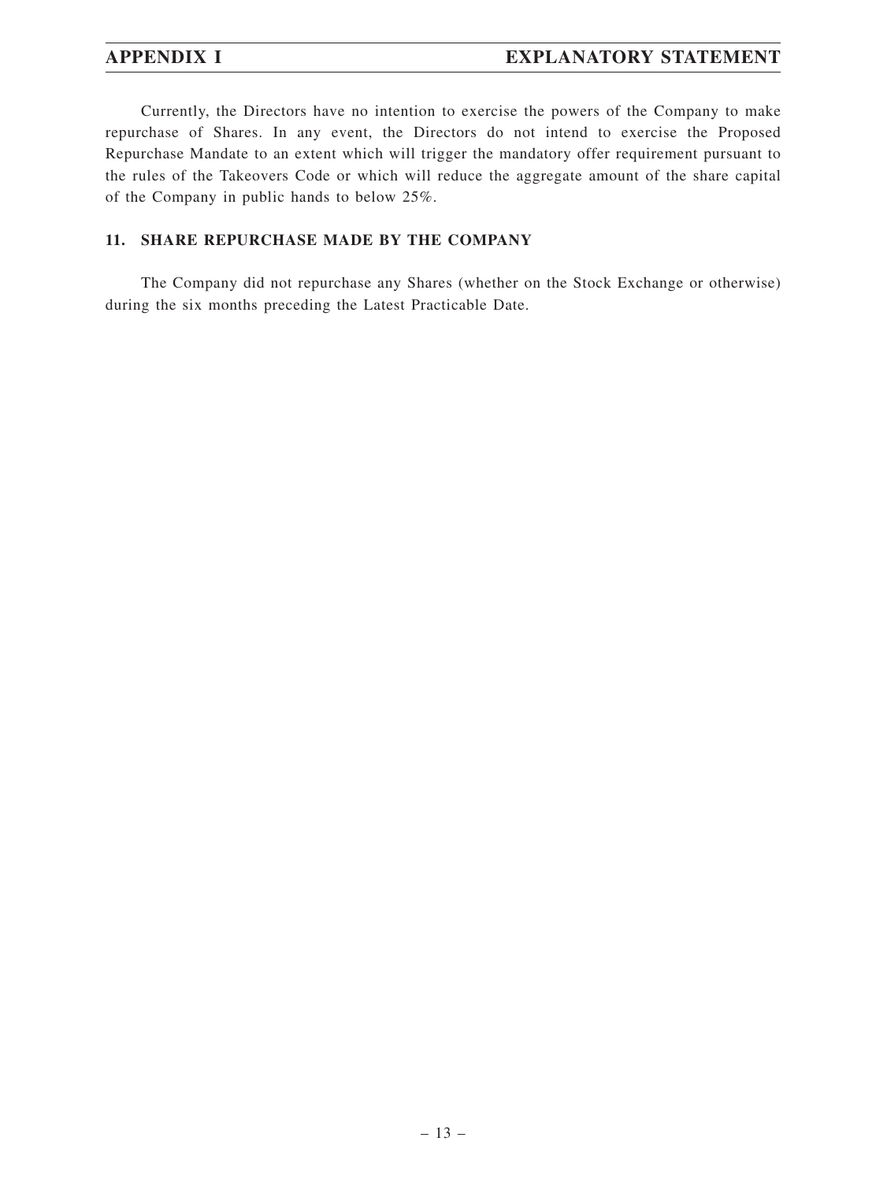Currently, the Directors have no intention to exercise the powers of the Company to make repurchase of Shares. In any event, the Directors do not intend to exercise the Proposed Repurchase Mandate to an extent which will trigger the mandatory offer requirement pursuant to the rules of the Takeovers Code or which will reduce the aggregate amount of the share capital of the Company in public hands to below 25%.

## 11. SHARE REPURCHASE MADE BY THE COMPANY

The Company did not repurchase any Shares (whether on the Stock Exchange or otherwise) during the six months preceding the Latest Practicable Date.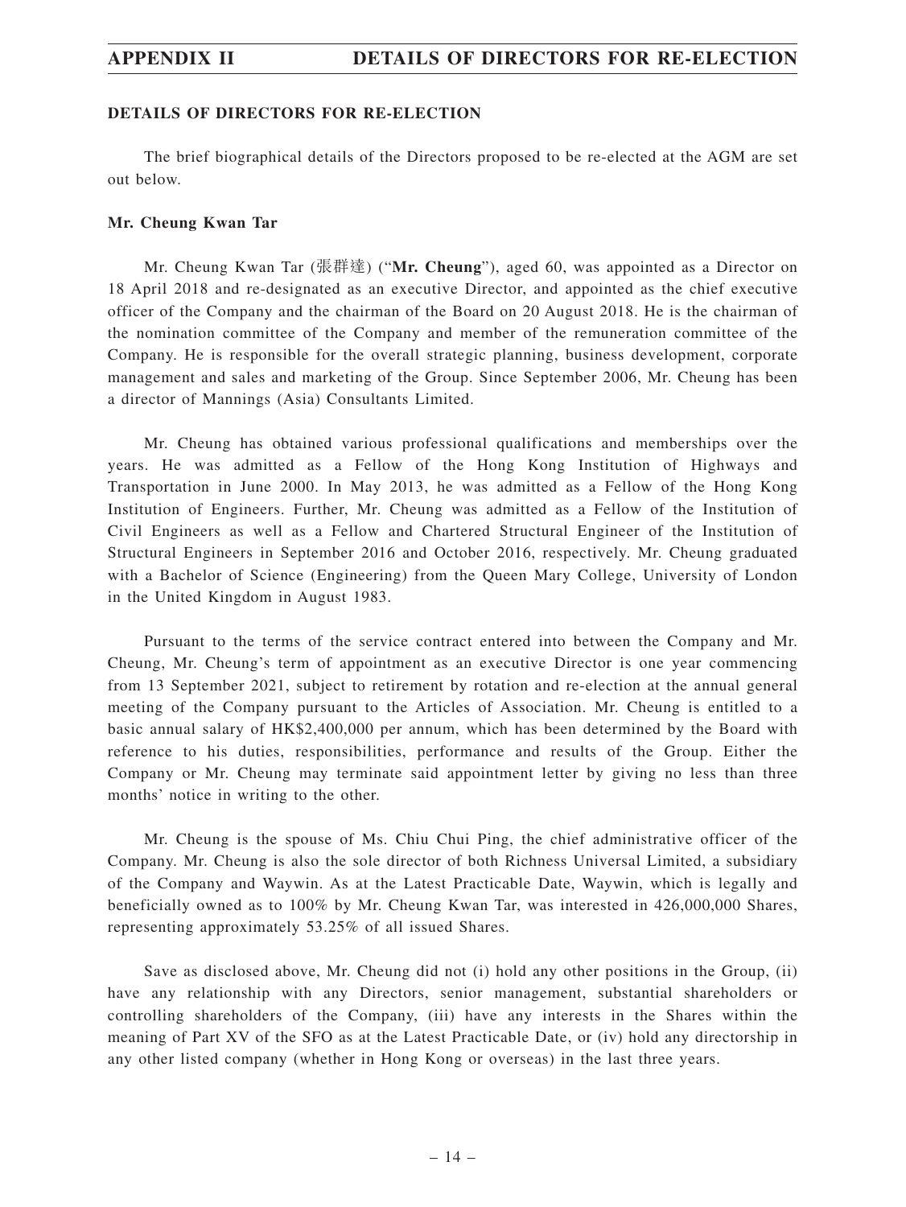## DETAILS OF DIRECTORS FOR RE-ELECTION

The brief biographical details of the Directors proposed to be re-elected at the AGM are set out below.

### Mr. Cheung Kwan Tar

Mr. Cheung Kwan Tar (張群達) ("**Mr. Cheung**"), aged 60, was appointed as a Director on 18 April 2018 and re-designated as an executive Director, and appointed as the chief executive officer of the Company and the chairman of the Board on 20 August 2018. He is the chairman of the nomination committee of the Company and member of the remuneration committee of the Company. He is responsible for the overall strategic planning, business development, corporate management and sales and marketing of the Group. Since September 2006, Mr. Cheung has been a director of Mannings (Asia) Consultants Limited.

Mr. Cheung has obtained various professional qualifications and memberships over the years. He was admitted as a Fellow of the Hong Kong Institution of Highways and Transportation in June 2000. In May 2013, he was admitted as a Fellow of the Hong Kong Institution of Engineers. Further, Mr. Cheung was admitted as a Fellow of the Institution of Civil Engineers as well as a Fellow and Chartered Structural Engineer of the Institution of Structural Engineers in September 2016 and October 2016, respectively. Mr. Cheung graduated with a Bachelor of Science (Engineering) from the Queen Mary College, University of London in the United Kingdom in August 1983.

Pursuant to the terms of the service contract entered into between the Company and Mr. Cheung, Mr. Cheung's term of appointment as an executive Director is one year commencing from 13 September 2021, subject to retirement by rotation and re-election at the annual general meeting of the Company pursuant to the Articles of Association. Mr. Cheung is entitled to a basic annual salary of HK$2,400,000 per annum, which has been determined by the Board with reference to his duties, responsibilities, performance and results of the Group. Either the Company or Mr. Cheung may terminate said appointment letter by giving no less than three months' notice in writing to the other.

Mr. Cheung is the spouse of Ms. Chiu Chui Ping, the chief administrative officer of the Company. Mr. Cheung is also the sole director of both Richness Universal Limited, a subsidiary of the Company and Waywin. As at the Latest Practicable Date, Waywin, which is legally and beneficially owned as to 100% by Mr. Cheung Kwan Tar, was interested in 426,000,000 Shares, representing approximately 53.25% of all issued Shares.

Save as disclosed above, Mr. Cheung did not (i) hold any other positions in the Group, (ii) have any relationship with any Directors, senior management, substantial shareholders or controlling shareholders of the Company, (iii) have any interests in the Shares within the meaning of Part XV of the SFO as at the Latest Practicable Date, or (iv) hold any directorship in any other listed company (whether in Hong Kong or overseas) in the last three years.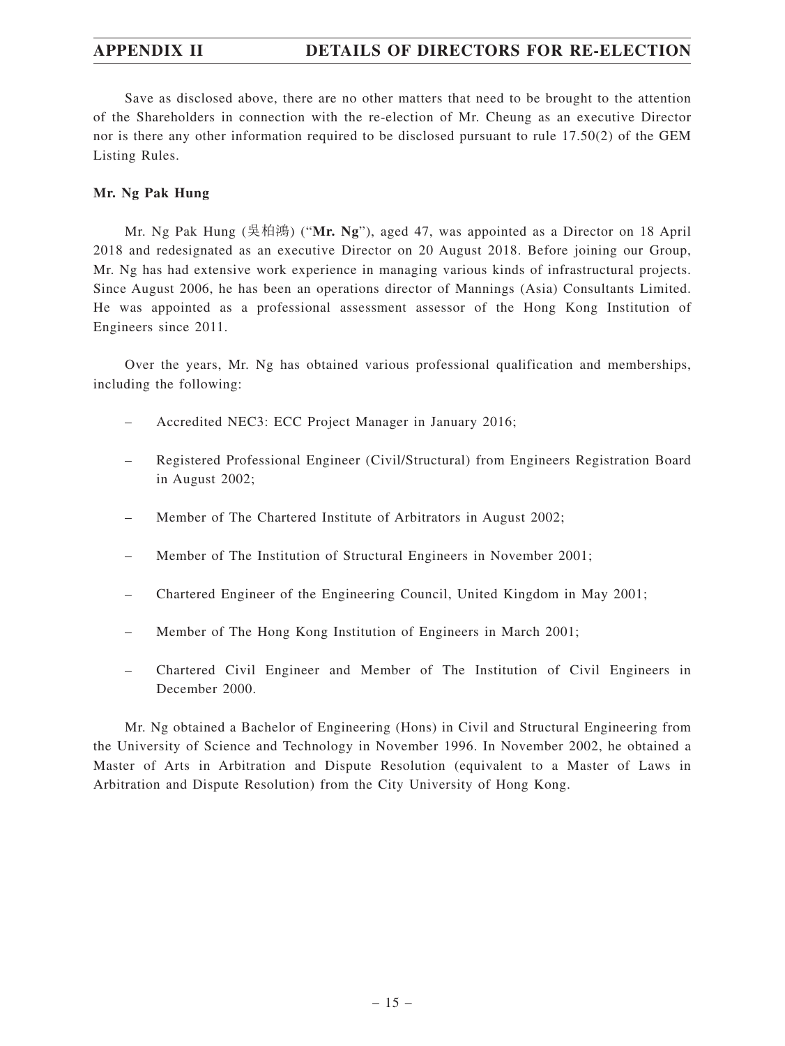Save as disclosed above, there are no other matters that need to be brought to the attention of the Shareholders in connection with the re-election of Mr. Cheung as an executive Director nor is there any other information required to be disclosed pursuant to rule 17.50(2) of the GEM Listing Rules.

**Mr. Ng Pak Hung**

Mr. Ng Pak Hung (吳柏鴻) ("**Mr. Ng**"), aged 47, was appointed as a Director on 18 April 2018 and redesignated as an executive Director on 20 August 2018. Before joining our Group, Mr. Ng has had extensive work experience in managing various kinds of infrastructural projects. Since August 2006, he has been an operations director of Mannings (Asia) Consultants Limited. He was appointed as a professional assessment assessor of the Hong Kong Institution of Engineers since 2011.

Over the years, Mr. Ng has obtained various professional qualification and memberships, including the following:

- Accredited NEC3: ECC Project Manager in January 2016;
- Registered Professional Engineer (Civil/Structural) from Engineers Registration Board in August 2002;
- Member of The Chartered Institute of Arbitrators in August 2002;
- Member of The Institution of Structural Engineers in November 2001;
- Chartered Engineer of the Engineering Council, United Kingdom in May 2001;
- Member of The Hong Kong Institution of Engineers in March 2001;
- Chartered Civil Engineer and Member of The Institution of Civil Engineers in December 2000.

Mr. Ng obtained a Bachelor of Engineering (Hons) in Civil and Structural Engineering from the University of Science and Technology in November 1996. In November 2002, he obtained a Master of Arts in Arbitration and Dispute Resolution (equivalent to a Master of Laws in Arbitration and Dispute Resolution) from the City University of Hong Kong.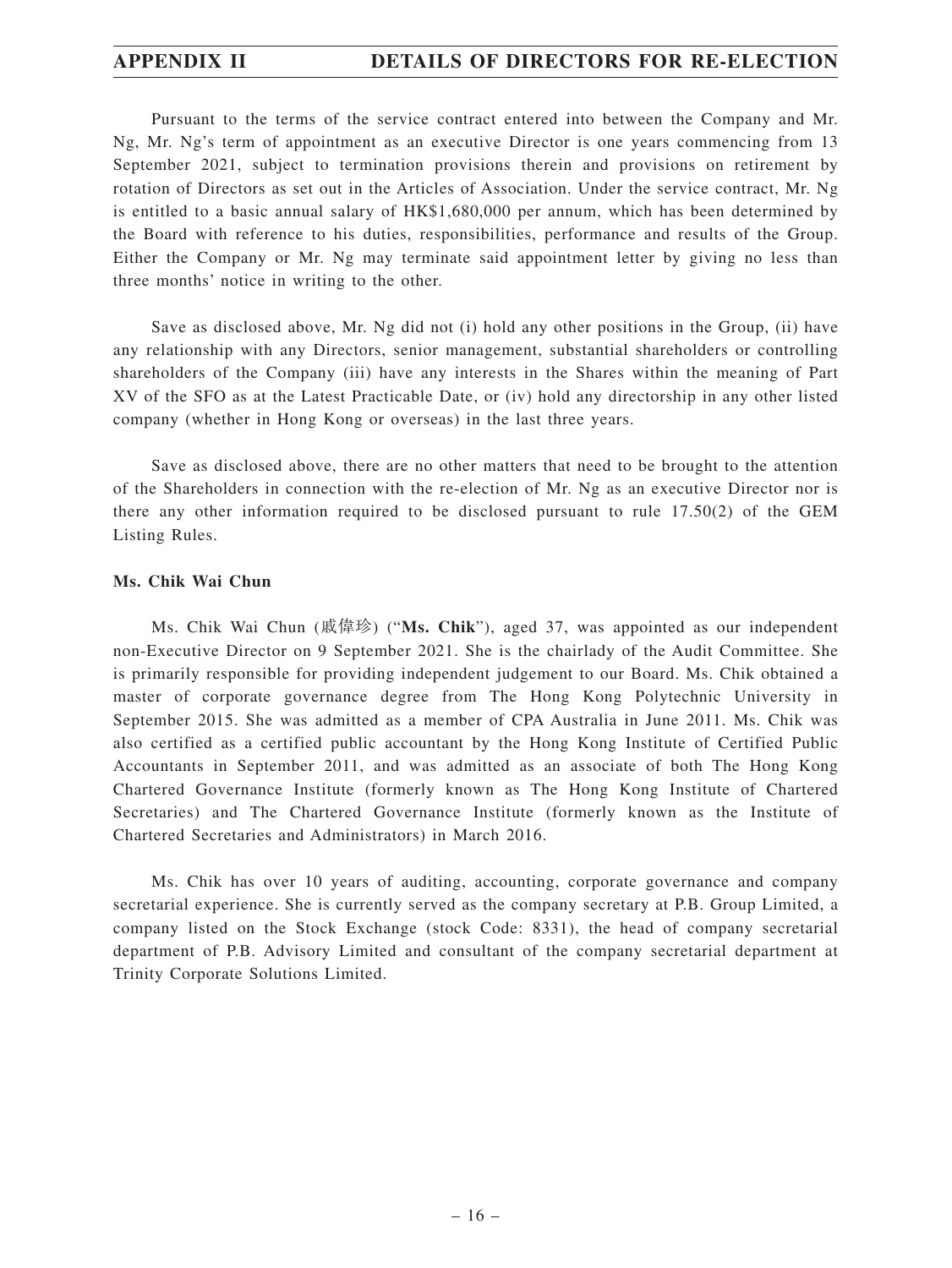Pursuant to the terms of the service contract entered into between the Company and Mr. Ng, Mr. Ng's term of appointment as an executive Director is one years commencing from 13 September 2021, subject to termination provisions therein and provisions on retirement by rotation of Directors as set out in the Articles of Association. Under the service contract, Mr. Ng is entitled to a basic annual salary of HK$1,680,000 per annum, which has been determined by the Board with reference to his duties, responsibilities, performance and results of the Group. Either the Company or Mr. Ng may terminate said appointment letter by giving no less than three months' notice in writing to the other.

Save as disclosed above, Mr. Ng did not (i) hold any other positions in the Group, (ii) have any relationship with any Directors, senior management, substantial shareholders or controlling shareholders of the Company (iii) have any interests in the Shares within the meaning of Part XV of the SFO as at the Latest Practicable Date, or (iv) hold any directorship in any other listed company (whether in Hong Kong or overseas) in the last three years.

Save as disclosed above, there are no other matters that need to be brought to the attention of the Shareholders in connection with the re-election of Mr. Ng as an executive Director nor is there any other information required to be disclosed pursuant to rule 17.50(2) of the GEM Listing Rules.

**Ms. Chik Wai Chun**

Ms. Chik Wai Chun (戚偉珍) ("**Ms. Chik**"), aged 37, was appointed as our independent non-Executive Director on 9 September 2021. She is the chairlady of the Audit Committee. She is primarily responsible for providing independent judgement to our Board. Ms. Chik obtained a master of corporate governance degree from The Hong Kong Polytechnic University in September 2015. She was admitted as a member of CPA Australia in June 2011. Ms. Chik was also certified as a certified public accountant by the Hong Kong Institute of Certified Public Accountants in September 2011, and was admitted as an associate of both The Hong Kong Chartered Governance Institute (formerly known as The Hong Kong Institute of Chartered Secretaries) and The Chartered Governance Institute (formerly known as the Institute of Chartered Secretaries and Administrators) in March 2016.

Ms. Chik has over 10 years of auditing, accounting, corporate governance and company secretarial experience. She is currently served as the company secretary at P.B. Group Limited, a company listed on the Stock Exchange (stock Code: 8331), the head of company secretarial department of P.B. Advisory Limited and consultant of the company secretarial department at Trinity Corporate Solutions Limited.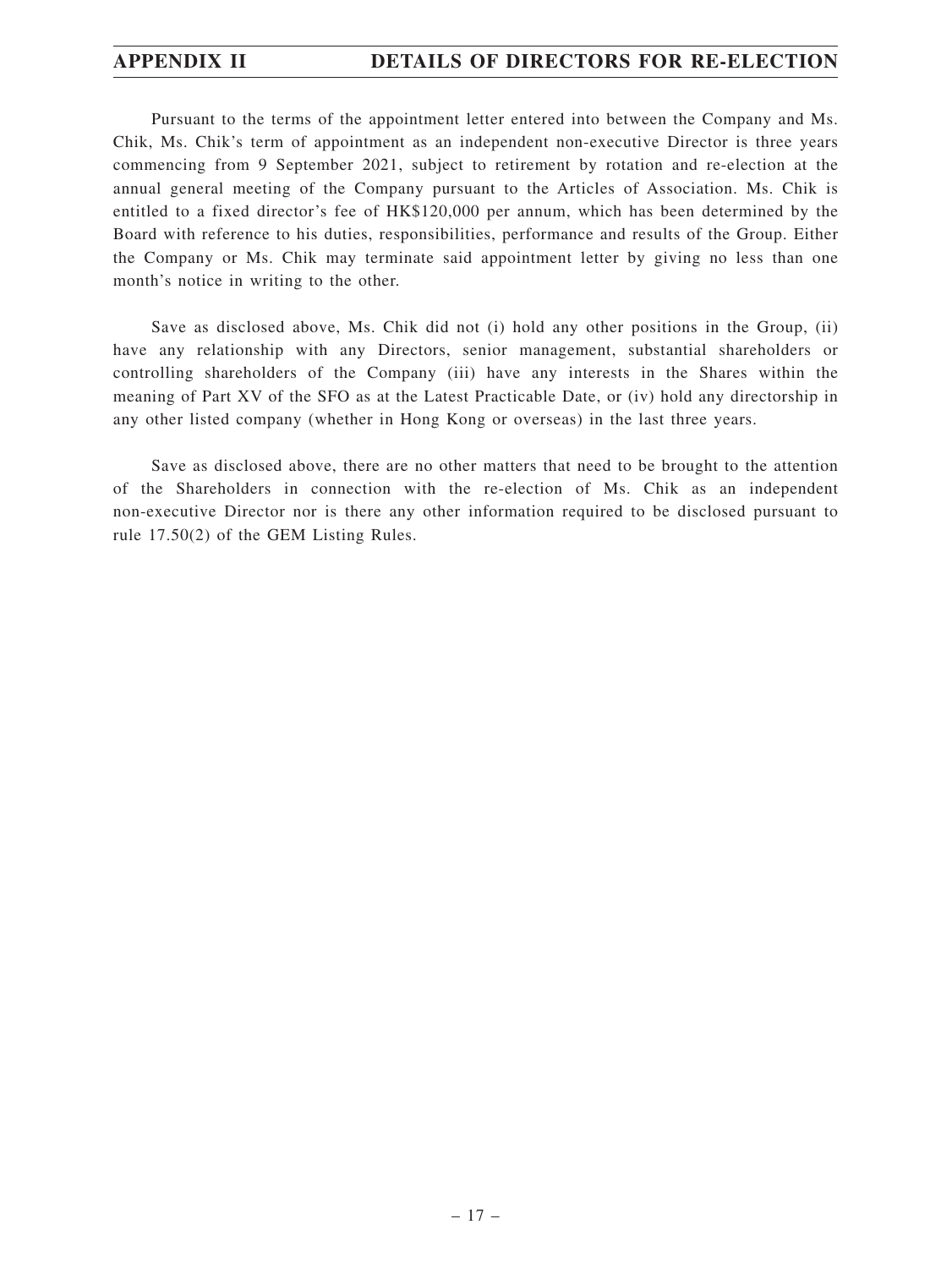Pursuant to the terms of the appointment letter entered into between the Company and Ms. Chik, Ms. Chik's term of appointment as an independent non-executive Director is three years commencing from 9 September 2021, subject to retirement by rotation and re-election at the annual general meeting of the Company pursuant to the Articles of Association. Ms. Chik is entitled to a fixed director's fee of HK$120,000 per annum, which has been determined by the Board with reference to his duties, responsibilities, performance and results of the Group. Either the Company or Ms. Chik may terminate said appointment letter by giving no less than one month's notice in writing to the other.

Save as disclosed above, Ms. Chik did not (i) hold any other positions in the Group, (ii) have any relationship with any Directors, senior management, substantial shareholders or controlling shareholders of the Company (iii) have any interests in the Shares within the meaning of Part XV of the SFO as at the Latest Practicable Date, or (iv) hold any directorship in any other listed company (whether in Hong Kong or overseas) in the last three years.

Save as disclosed above, there are no other matters that need to be brought to the attention of the Shareholders in connection with the re-election of Ms. Chik as an independent non-executive Director nor is there any other information required to be disclosed pursuant to rule 17.50(2) of the GEM Listing Rules.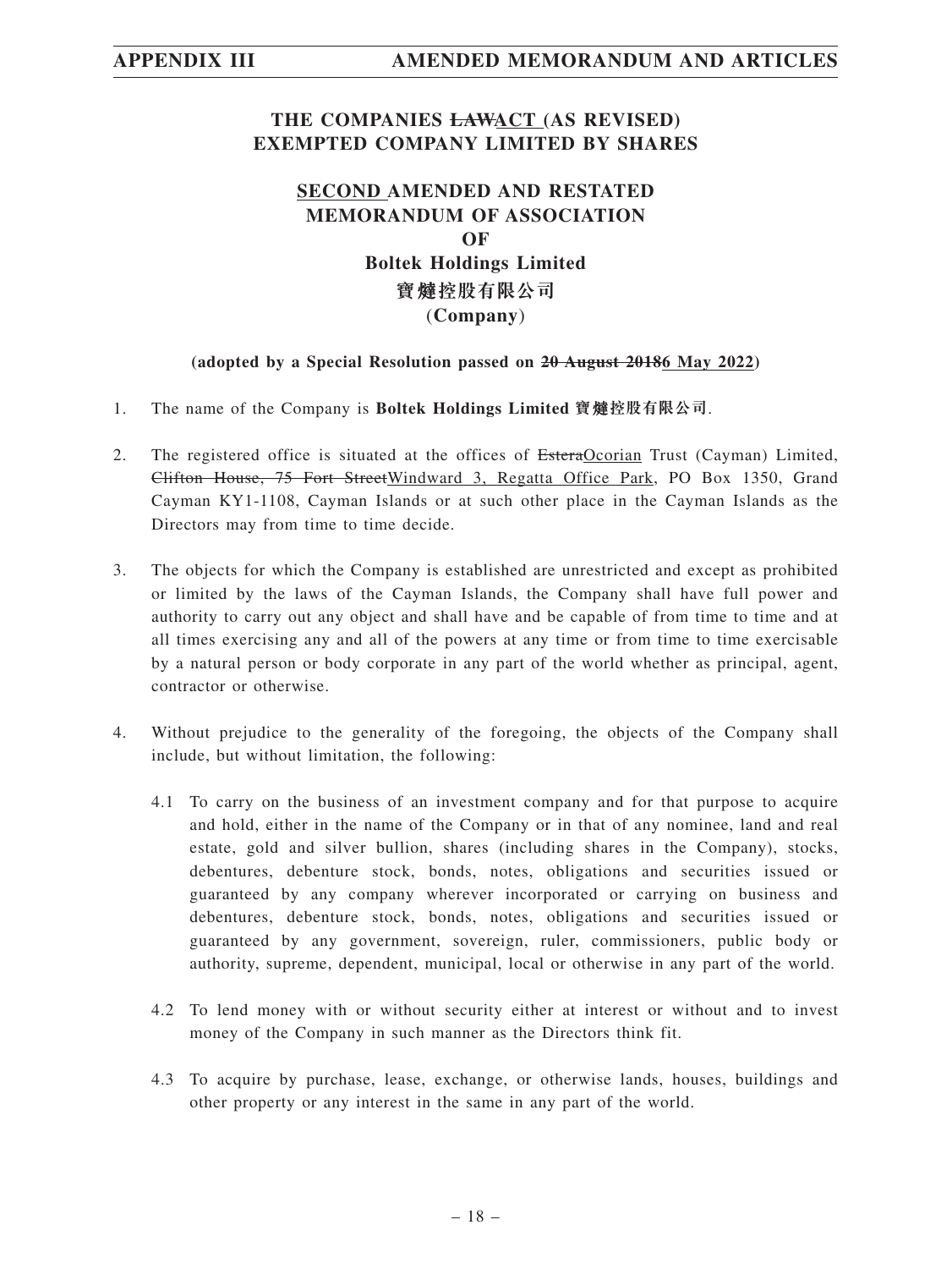# THE COMPANIES ~~LAW~~ACT (AS REVISED) EXEMPTED COMPANY LIMITED BY SHARES

## SECOND AMENDED AND RESTATED MEMORANDUM OF ASSOCIATION OF Boltek Holdings Limited 寶燵控股有限公司 (Company)

**(adopted by a Special Resolution passed on ~~20 August 2018~~6 May 2022)**

1. The name of the Company is **Boltek Holdings Limited 寶燵控股有限公司**.

2. The registered office is situated at the offices of ~~Estera~~Ocorian Trust (Cayman) Limited, ~~Clifton House, 75 Fort Street~~Windward 3, Regatta Office Park, PO Box 1350, Grand Cayman KY1-1108, Cayman Islands or at such other place in the Cayman Islands as the Directors may from time to time decide.

3. The objects for which the Company is established are unrestricted and except as prohibited or limited by the laws of the Cayman Islands, the Company shall have full power and authority to carry out any object and shall have and be capable of from time to time and at all times exercising any and all of the powers at any time or from time to time exercisable by a natural person or body corporate in any part of the world whether as principal, agent, contractor or otherwise.

4. Without prejudice to the generality of the foregoing, the objects of the Company shall include, but without limitation, the following:

   4.1 To carry on the business of an investment company and for that purpose to acquire and hold, either in the name of the Company or in that of any nominee, land and real estate, gold and silver bullion, shares (including shares in the Company), stocks, debentures, debenture stock, bonds, notes, obligations and securities issued or guaranteed by any company wherever incorporated or carrying on business and debentures, debenture stock, bonds, notes, obligations and securities issued or guaranteed by any government, sovereign, ruler, commissioners, public body or authority, supreme, dependent, municipal, local or otherwise in any part of the world.

   4.2 To lend money with or without security either at interest or without and to invest money of the Company in such manner as the Directors think fit.

   4.3 To acquire by purchase, lease, exchange, or otherwise lands, houses, buildings and other property or any interest in the same in any part of the world.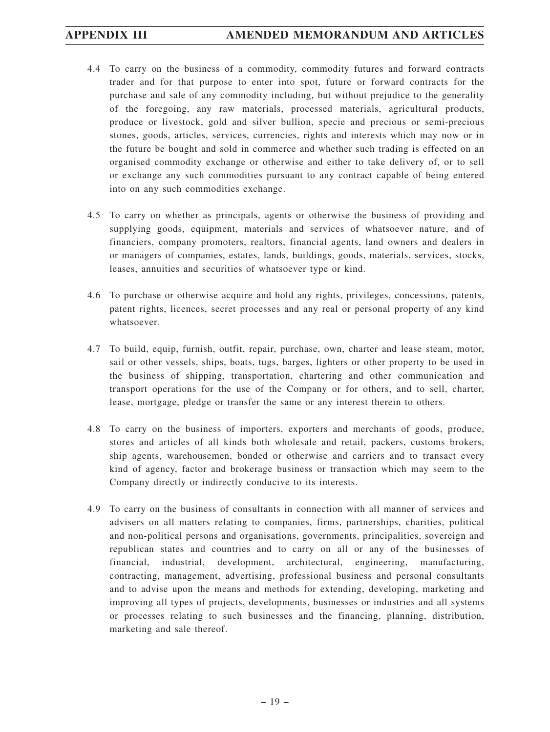4.4 To carry on the business of a commodity, commodity futures and forward contracts trader and for that purpose to enter into spot, future or forward contracts for the purchase and sale of any commodity including, but without prejudice to the generality of the foregoing, any raw materials, processed materials, agricultural products, produce or livestock, gold and silver bullion, specie and precious or semi-precious stones, goods, articles, services, currencies, rights and interests which may now or in the future be bought and sold in commerce and whether such trading is effected on an organised commodity exchange or otherwise and either to take delivery of, or to sell or exchange any such commodities pursuant to any contract capable of being entered into on any such commodities exchange.

4.5 To carry on whether as principals, agents or otherwise the business of providing and supplying goods, equipment, materials and services of whatsoever nature, and of financiers, company promoters, realtors, financial agents, land owners and dealers in or managers of companies, estates, lands, buildings, goods, materials, services, stocks, leases, annuities and securities of whatsoever type or kind.

4.6 To purchase or otherwise acquire and hold any rights, privileges, concessions, patents, patent rights, licences, secret processes and any real or personal property of any kind whatsoever.

4.7 To build, equip, furnish, outfit, repair, purchase, own, charter and lease steam, motor, sail or other vessels, ships, boats, tugs, barges, lighters or other property to be used in the business of shipping, transportation, chartering and other communication and transport operations for the use of the Company or for others, and to sell, charter, lease, mortgage, pledge or transfer the same or any interest therein to others.

4.8 To carry on the business of importers, exporters and merchants of goods, produce, stores and articles of all kinds both wholesale and retail, packers, customs brokers, ship agents, warehousemen, bonded or otherwise and carriers and to transact every kind of agency, factor and brokerage business or transaction which may seem to the Company directly or indirectly conducive to its interests.

4.9 To carry on the business of consultants in connection with all manner of services and advisers on all matters relating to companies, firms, partnerships, charities, political and non-political persons and organisations, governments, principalities, sovereign and republican states and countries and to carry on all or any of the businesses of financial, industrial, development, architectural, engineering, manufacturing, contracting, management, advertising, professional business and personal consultants and to advise upon the means and methods for extending, developing, marketing and improving all types of projects, developments, businesses or industries and all systems or processes relating to such businesses and the financing, planning, distribution, marketing and sale thereof.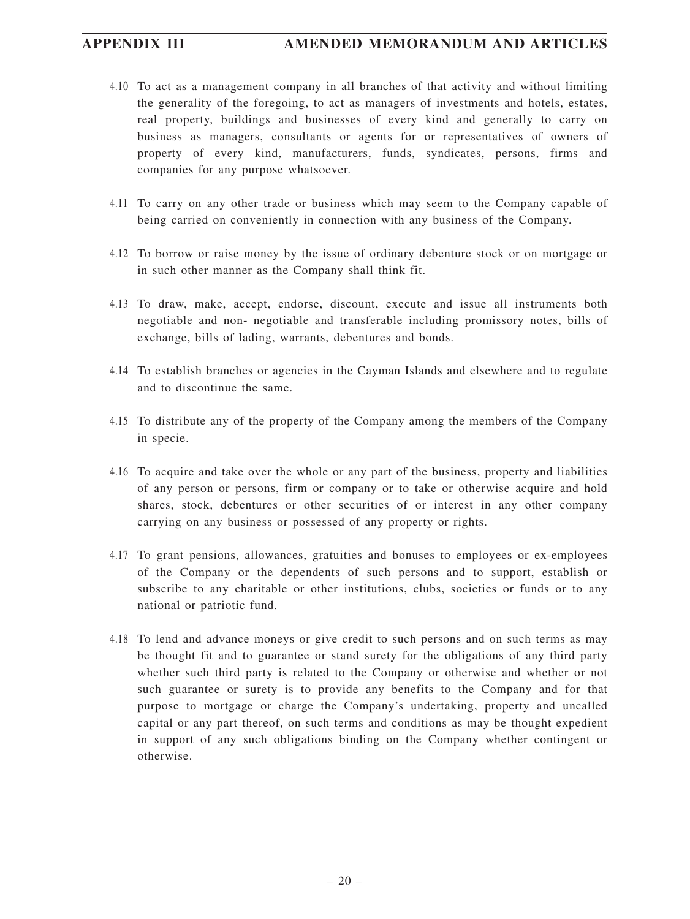4.10 To act as a management company in all branches of that activity and without limiting the generality of the foregoing, to act as managers of investments and hotels, estates, real property, buildings and businesses of every kind and generally to carry on business as managers, consultants or agents for or representatives of owners of property of every kind, manufacturers, funds, syndicates, persons, firms and companies for any purpose whatsoever.

4.11 To carry on any other trade or business which may seem to the Company capable of being carried on conveniently in connection with any business of the Company.

4.12 To borrow or raise money by the issue of ordinary debenture stock or on mortgage or in such other manner as the Company shall think fit.

4.13 To draw, make, accept, endorse, discount, execute and issue all instruments both negotiable and non- negotiable and transferable including promissory notes, bills of exchange, bills of lading, warrants, debentures and bonds.

4.14 To establish branches or agencies in the Cayman Islands and elsewhere and to regulate and to discontinue the same.

4.15 To distribute any of the property of the Company among the members of the Company in specie.

4.16 To acquire and take over the whole or any part of the business, property and liabilities of any person or persons, firm or company or to take or otherwise acquire and hold shares, stock, debentures or other securities of or interest in any other company carrying on any business or possessed of any property or rights.

4.17 To grant pensions, allowances, gratuities and bonuses to employees or ex-employees of the Company or the dependents of such persons and to support, establish or subscribe to any charitable or other institutions, clubs, societies or funds or to any national or patriotic fund.

4.18 To lend and advance moneys or give credit to such persons and on such terms as may be thought fit and to guarantee or stand surety for the obligations of any third party whether such third party is related to the Company or otherwise and whether or not such guarantee or surety is to provide any benefits to the Company and for that purpose to mortgage or charge the Company's undertaking, property and uncalled capital or any part thereof, on such terms and conditions as may be thought expedient in support of any such obligations binding on the Company whether contingent or otherwise.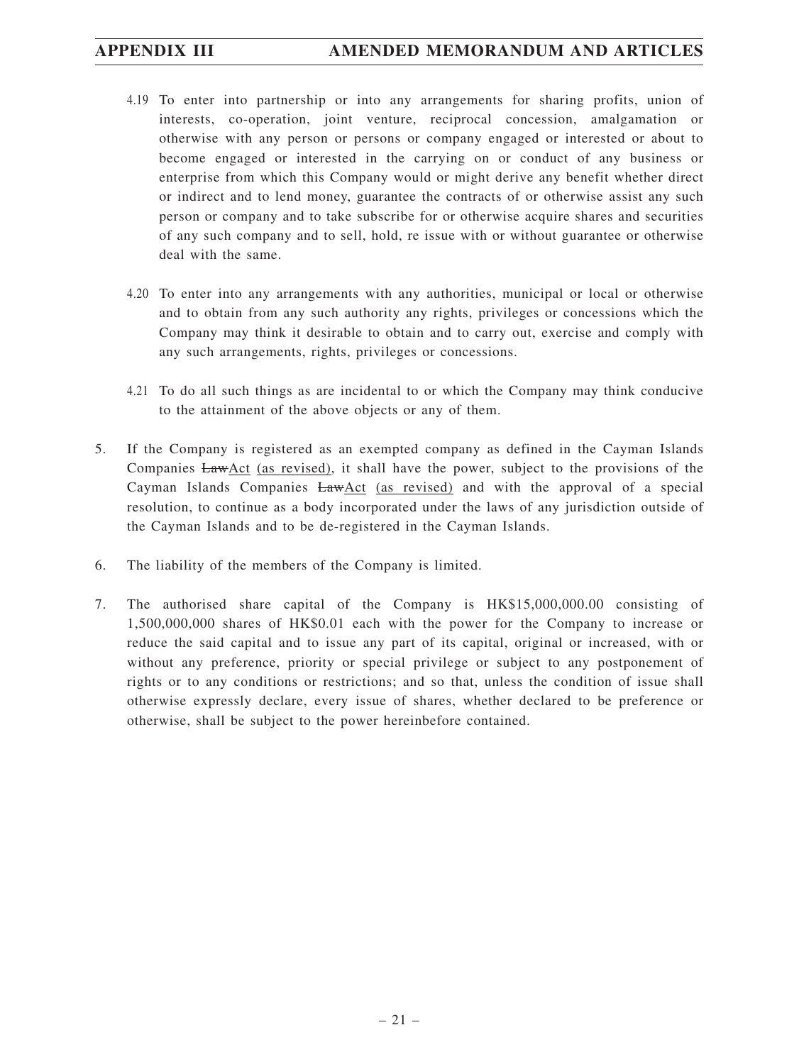4.19 To enter into partnership or into any arrangements for sharing profits, union of interests, co-operation, joint venture, reciprocal concession, amalgamation or otherwise with any person or persons or company engaged or interested or about to become engaged or interested in the carrying on or conduct of any business or enterprise from which this Company would or might derive any benefit whether direct or indirect and to lend money, guarantee the contracts of or otherwise assist any such person or company and to take subscribe for or otherwise acquire shares and securities of any such company and to sell, hold, re issue with or without guarantee or otherwise deal with the same.

4.20 To enter into any arrangements with any authorities, municipal or local or otherwise and to obtain from any such authority any rights, privileges or concessions which the Company may think it desirable to obtain and to carry out, exercise and comply with any such arrangements, rights, privileges or concessions.

4.21 To do all such things as are incidental to or which the Company may think conducive to the attainment of the above objects or any of them.

5. If the Company is registered as an exempted company as defined in the Cayman Islands Companies ~~Law~~Act (as revised), it shall have the power, subject to the provisions of the Cayman Islands Companies ~~Law~~Act (as revised) and with the approval of a special resolution, to continue as a body incorporated under the laws of any jurisdiction outside of the Cayman Islands and to be de-registered in the Cayman Islands.

6. The liability of the members of the Company is limited.

7. The authorised share capital of the Company is HK$15,000,000.00 consisting of 1,500,000,000 shares of HK$0.01 each with the power for the Company to increase or reduce the said capital and to issue any part of its capital, original or increased, with or without any preference, priority or special privilege or subject to any postponement of rights or to any conditions or restrictions; and so that, unless the condition of issue shall otherwise expressly declare, every issue of shares, whether declared to be preference or otherwise, shall be subject to the power hereinbefore contained.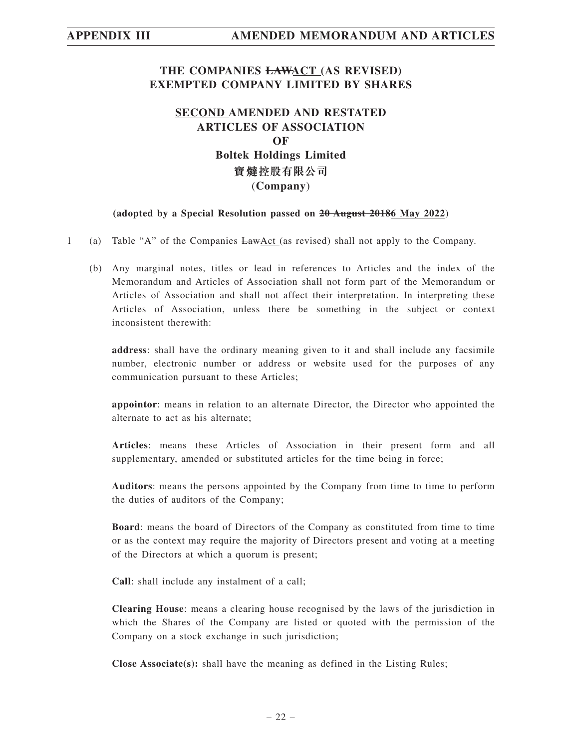**THE COMPANIES ~~LAW~~ACT (AS REVISED)**
**EXEMPTED COMPANY LIMITED BY SHARES**

**SECOND AMENDED AND RESTATED**
**ARTICLES OF ASSOCIATION**
**OF**
**Boltek Holdings Limited**
**寶燵控股有限公司**
**(Company)**

**(adopted by a Special Resolution passed on ~~20 August 2018~~6 May 2022)**

1 (a) Table "A" of the Companies ~~Law~~Act (as revised) shall not apply to the Company.

(b) Any marginal notes, titles or lead in references to Articles and the index of the Memorandum and Articles of Association shall not form part of the Memorandum or Articles of Association and shall not affect their interpretation. In interpreting these Articles of Association, unless there be something in the subject or context inconsistent therewith:

**address**: shall have the ordinary meaning given to it and shall include any facsimile number, electronic number or address or website used for the purposes of any communication pursuant to these Articles;

**appointor**: means in relation to an alternate Director, the Director who appointed the alternate to act as his alternate;

**Articles**: means these Articles of Association in their present form and all supplementary, amended or substituted articles for the time being in force;

**Auditors**: means the persons appointed by the Company from time to time to perform the duties of auditors of the Company;

**Board**: means the board of Directors of the Company as constituted from time to time or as the context may require the majority of Directors present and voting at a meeting of the Directors at which a quorum is present;

**Call**: shall include any instalment of a call;

**Clearing House**: means a clearing house recognised by the laws of the jurisdiction in which the Shares of the Company are listed or quoted with the permission of the Company on a stock exchange in such jurisdiction;

**Close Associate(s):** shall have the meaning as defined in the Listing Rules;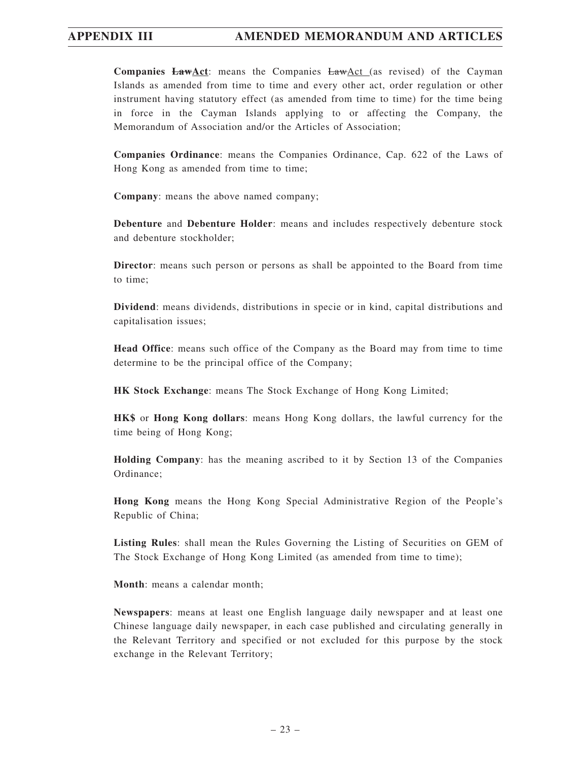**Companies ~~Law~~Act**: means the Companies ~~Law~~Act (as revised) of the Cayman Islands as amended from time to time and every other act, order regulation or other instrument having statutory effect (as amended from time to time) for the time being in force in the Cayman Islands applying to or affecting the Company, the Memorandum of Association and/or the Articles of Association;

**Companies Ordinance**: means the Companies Ordinance, Cap. 622 of the Laws of Hong Kong as amended from time to time;

**Company**: means the above named company;

**Debenture** and **Debenture Holder**: means and includes respectively debenture stock and debenture stockholder;

**Director**: means such person or persons as shall be appointed to the Board from time to time;

**Dividend**: means dividends, distributions in specie or in kind, capital distributions and capitalisation issues;

**Head Office**: means such office of the Company as the Board may from time to time determine to be the principal office of the Company;

**HK Stock Exchange**: means The Stock Exchange of Hong Kong Limited;

**HK$** or **Hong Kong dollars**: means Hong Kong dollars, the lawful currency for the time being of Hong Kong;

**Holding Company**: has the meaning ascribed to it by Section 13 of the Companies Ordinance;

**Hong Kong** means the Hong Kong Special Administrative Region of the People's Republic of China;

**Listing Rules**: shall mean the Rules Governing the Listing of Securities on GEM of The Stock Exchange of Hong Kong Limited (as amended from time to time);

**Month**: means a calendar month;

**Newspapers**: means at least one English language daily newspaper and at least one Chinese language daily newspaper, in each case published and circulating generally in the Relevant Territory and specified or not excluded for this purpose by the stock exchange in the Relevant Territory;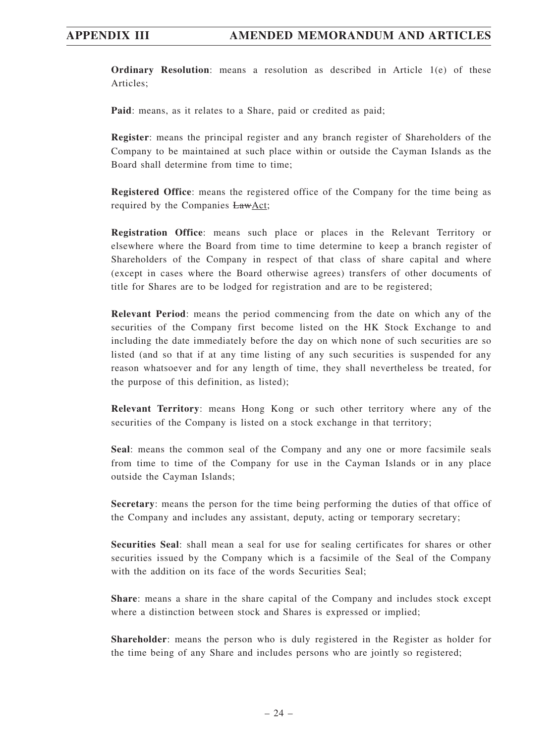**Ordinary Resolution**: means a resolution as described in Article 1(e) of these Articles;

**Paid**: means, as it relates to a Share, paid or credited as paid;

**Register**: means the principal register and any branch register of Shareholders of the Company to be maintained at such place within or outside the Cayman Islands as the Board shall determine from time to time;

**Registered Office**: means the registered office of the Company for the time being as required by the Companies ~~Law~~Act;

**Registration Office**: means such place or places in the Relevant Territory or elsewhere where the Board from time to time determine to keep a branch register of Shareholders of the Company in respect of that class of share capital and where (except in cases where the Board otherwise agrees) transfers of other documents of title for Shares are to be lodged for registration and are to be registered;

**Relevant Period**: means the period commencing from the date on which any of the securities of the Company first become listed on the HK Stock Exchange to and including the date immediately before the day on which none of such securities are so listed (and so that if at any time listing of any such securities is suspended for any reason whatsoever and for any length of time, they shall nevertheless be treated, for the purpose of this definition, as listed);

**Relevant Territory**: means Hong Kong or such other territory where any of the securities of the Company is listed on a stock exchange in that territory;

**Seal**: means the common seal of the Company and any one or more facsimile seals from time to time of the Company for use in the Cayman Islands or in any place outside the Cayman Islands;

**Secretary**: means the person for the time being performing the duties of that office of the Company and includes any assistant, deputy, acting or temporary secretary;

**Securities Seal**: shall mean a seal for use for sealing certificates for shares or other securities issued by the Company which is a facsimile of the Seal of the Company with the addition on its face of the words Securities Seal;

**Share**: means a share in the share capital of the Company and includes stock except where a distinction between stock and Shares is expressed or implied;

**Shareholder**: means the person who is duly registered in the Register as holder for the time being of any Share and includes persons who are jointly so registered;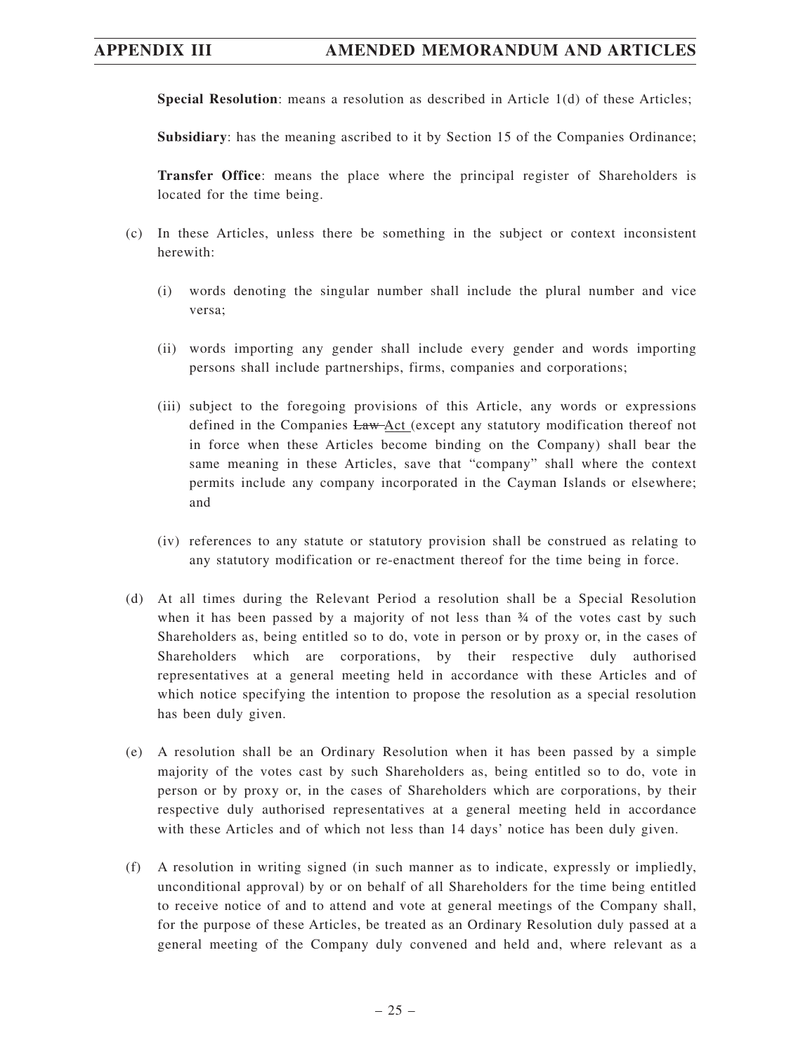**Special Resolution**: means a resolution as described in Article 1(d) of these Articles;

**Subsidiary**: has the meaning ascribed to it by Section 15 of the Companies Ordinance;

**Transfer Office**: means the place where the principal register of Shareholders is located for the time being.

(c) In these Articles, unless there be something in the subject or context inconsistent herewith:

(i) words denoting the singular number shall include the plural number and vice versa;

(ii) words importing any gender shall include every gender and words importing persons shall include partnerships, firms, companies and corporations;

(iii) subject to the foregoing provisions of this Article, any words or expressions defined in the Companies ~~Law~~ Act (except any statutory modification thereof not in force when these Articles become binding on the Company) shall bear the same meaning in these Articles, save that "company" shall where the context permits include any company incorporated in the Cayman Islands or elsewhere; and

(iv) references to any statute or statutory provision shall be construed as relating to any statutory modification or re-enactment thereof for the time being in force.

(d) At all times during the Relevant Period a resolution shall be a Special Resolution when it has been passed by a majority of not less than ¾ of the votes cast by such Shareholders as, being entitled so to do, vote in person or by proxy or, in the cases of Shareholders which are corporations, by their respective duly authorised representatives at a general meeting held in accordance with these Articles and of which notice specifying the intention to propose the resolution as a special resolution has been duly given.

(e) A resolution shall be an Ordinary Resolution when it has been passed by a simple majority of the votes cast by such Shareholders as, being entitled so to do, vote in person or by proxy or, in the cases of Shareholders which are corporations, by their respective duly authorised representatives at a general meeting held in accordance with these Articles and of which not less than 14 days' notice has been duly given.

(f) A resolution in writing signed (in such manner as to indicate, expressly or impliedly, unconditional approval) by or on behalf of all Shareholders for the time being entitled to receive notice of and to attend and vote at general meetings of the Company shall, for the purpose of these Articles, be treated as an Ordinary Resolution duly passed at a general meeting of the Company duly convened and held and, where relevant as a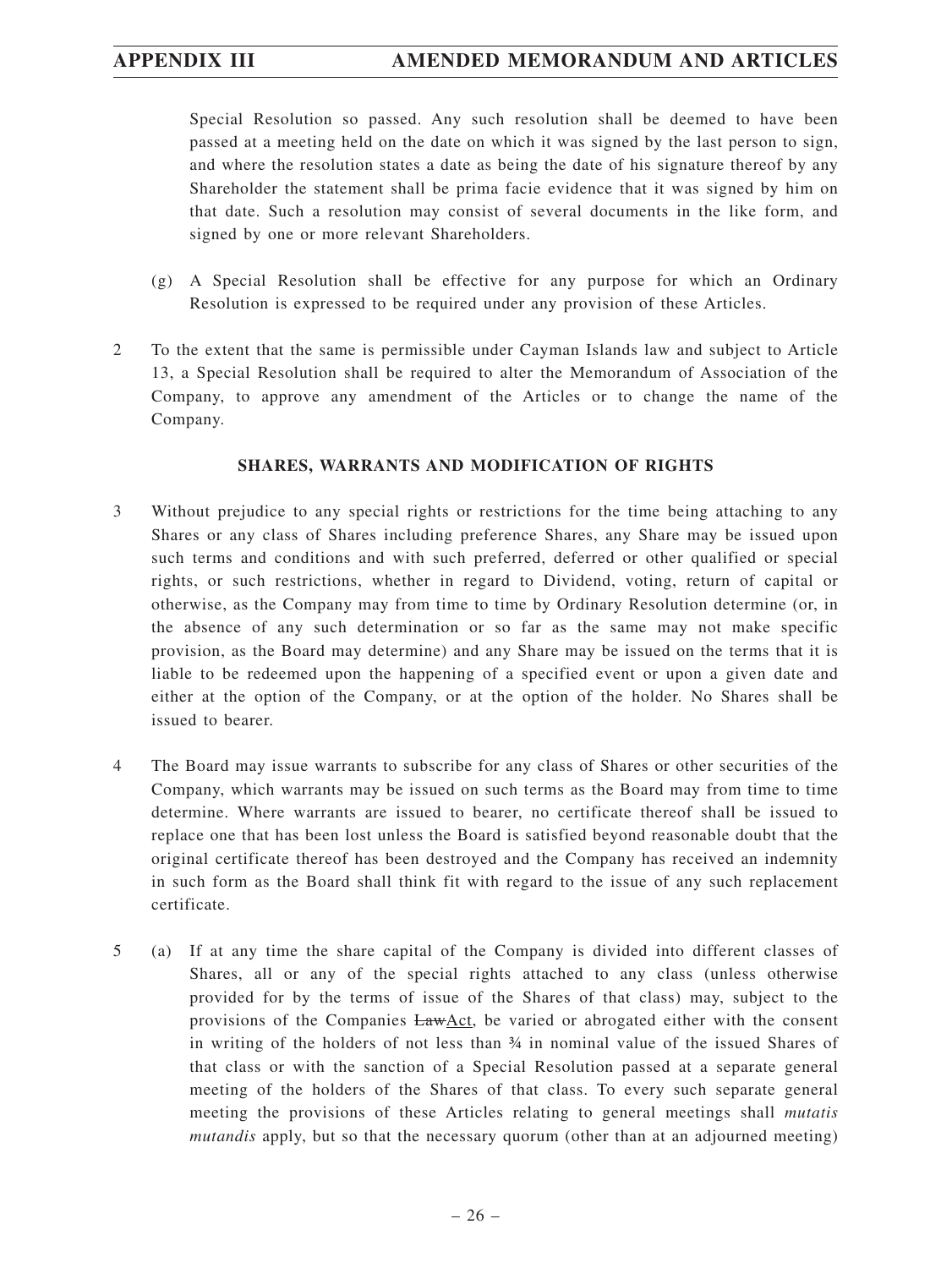Special Resolution so passed. Any such resolution shall be deemed to have been passed at a meeting held on the date on which it was signed by the last person to sign, and where the resolution states a date as being the date of his signature thereof by any Shareholder the statement shall be prima facie evidence that it was signed by him on that date. Such a resolution may consist of several documents in the like form, and signed by one or more relevant Shareholders.

(g) A Special Resolution shall be effective for any purpose for which an Ordinary Resolution is expressed to be required under any provision of these Articles.

2 To the extent that the same is permissible under Cayman Islands law and subject to Article 13, a Special Resolution shall be required to alter the Memorandum of Association of the Company, to approve any amendment of the Articles or to change the name of the Company.

**SHARES, WARRANTS AND MODIFICATION OF RIGHTS**

3 Without prejudice to any special rights or restrictions for the time being attaching to any Shares or any class of Shares including preference Shares, any Share may be issued upon such terms and conditions and with such preferred, deferred or other qualified or special rights, or such restrictions, whether in regard to Dividend, voting, return of capital or otherwise, as the Company may from time to time by Ordinary Resolution determine (or, in the absence of any such determination or so far as the same may not make specific provision, as the Board may determine) and any Share may be issued on the terms that it is liable to be redeemed upon the happening of a specified event or upon a given date and either at the option of the Company, or at the option of the holder. No Shares shall be issued to bearer.

4 The Board may issue warrants to subscribe for any class of Shares or other securities of the Company, which warrants may be issued on such terms as the Board may from time to time determine. Where warrants are issued to bearer, no certificate thereof shall be issued to replace one that has been lost unless the Board is satisfied beyond reasonable doubt that the original certificate thereof has been destroyed and the Company has received an indemnity in such form as the Board shall think fit with regard to the issue of any such replacement certificate.

5 (a) If at any time the share capital of the Company is divided into different classes of Shares, all or any of the special rights attached to any class (unless otherwise provided for by the terms of issue of the Shares of that class) may, subject to the provisions of the Companies ~~Law~~Act, be varied or abrogated either with the consent in writing of the holders of not less than ¾ in nominal value of the issued Shares of that class or with the sanction of a Special Resolution passed at a separate general meeting of the holders of the Shares of that class. To every such separate general meeting the provisions of these Articles relating to general meetings shall *mutatis mutandis* apply, but so that the necessary quorum (other than at an adjourned meeting)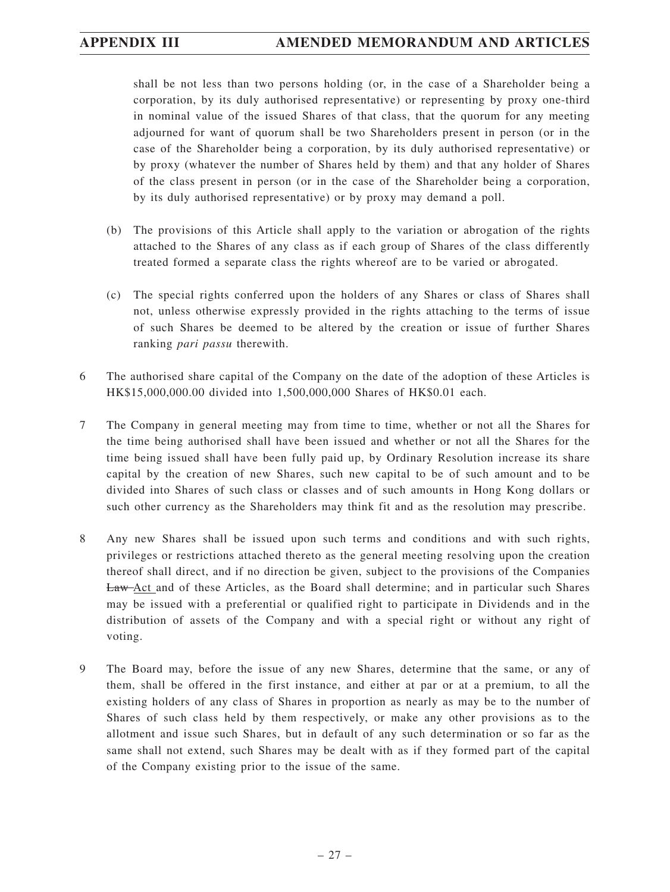shall be not less than two persons holding (or, in the case of a Shareholder being a corporation, by its duly authorised representative) or representing by proxy one-third in nominal value of the issued Shares of that class, that the quorum for any meeting adjourned for want of quorum shall be two Shareholders present in person (or in the case of the Shareholder being a corporation, by its duly authorised representative) or by proxy (whatever the number of Shares held by them) and that any holder of Shares of the class present in person (or in the case of the Shareholder being a corporation, by its duly authorised representative) or by proxy may demand a poll.

(b) The provisions of this Article shall apply to the variation or abrogation of the rights attached to the Shares of any class as if each group of Shares of the class differently treated formed a separate class the rights whereof are to be varied or abrogated.

(c) The special rights conferred upon the holders of any Shares or class of Shares shall not, unless otherwise expressly provided in the rights attaching to the terms of issue of such Shares be deemed to be altered by the creation or issue of further Shares ranking *pari passu* therewith.

6 The authorised share capital of the Company on the date of the adoption of these Articles is HK$15,000,000.00 divided into 1,500,000,000 Shares of HK$0.01 each.

7 The Company in general meeting may from time to time, whether or not all the Shares for the time being authorised shall have been issued and whether or not all the Shares for the time being issued shall have been fully paid up, by Ordinary Resolution increase its share capital by the creation of new Shares, such new capital to be of such amount and to be divided into Shares of such class or classes and of such amounts in Hong Kong dollars or such other currency as the Shareholders may think fit and as the resolution may prescribe.

8 Any new Shares shall be issued upon such terms and conditions and with such rights, privileges or restrictions attached thereto as the general meeting resolving upon the creation thereof shall direct, and if no direction be given, subject to the provisions of the Companies ~~Law~~ Act and of these Articles, as the Board shall determine; and in particular such Shares may be issued with a preferential or qualified right to participate in Dividends and in the distribution of assets of the Company and with a special right or without any right of voting.

9 The Board may, before the issue of any new Shares, determine that the same, or any of them, shall be offered in the first instance, and either at par or at a premium, to all the existing holders of any class of Shares in proportion as nearly as may be to the number of Shares of such class held by them respectively, or make any other provisions as to the allotment and issue such Shares, but in default of any such determination or so far as the same shall not extend, such Shares may be dealt with as if they formed part of the capital of the Company existing prior to the issue of the same.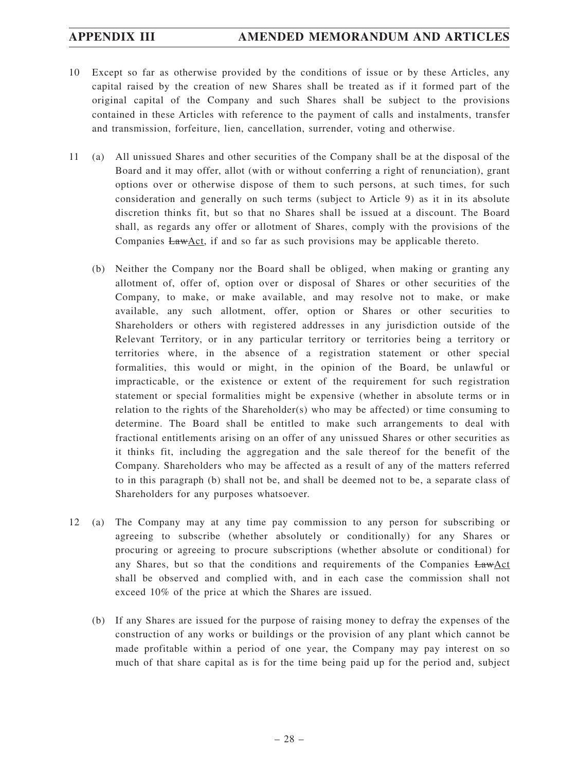10 Except so far as otherwise provided by the conditions of issue or by these Articles, any capital raised by the creation of new Shares shall be treated as if it formed part of the original capital of the Company and such Shares shall be subject to the provisions contained in these Articles with reference to the payment of calls and instalments, transfer and transmission, forfeiture, lien, cancellation, surrender, voting and otherwise.

11 (a) All unissued Shares and other securities of the Company shall be at the disposal of the Board and it may offer, allot (with or without conferring a right of renunciation), grant options over or otherwise dispose of them to such persons, at such times, for such consideration and generally on such terms (subject to Article 9) as it in its absolute discretion thinks fit, but so that no Shares shall be issued at a discount. The Board shall, as regards any offer or allotment of Shares, comply with the provisions of the Companies ~~Law~~Act, if and so far as such provisions may be applicable thereto.

(b) Neither the Company nor the Board shall be obliged, when making or granting any allotment of, offer of, option over or disposal of Shares or other securities of the Company, to make, or make available, and may resolve not to make, or make available, any such allotment, offer, option or Shares or other securities to Shareholders or others with registered addresses in any jurisdiction outside of the Relevant Territory, or in any particular territory or territories being a territory or territories where, in the absence of a registration statement or other special formalities, this would or might, in the opinion of the Board, be unlawful or impracticable, or the existence or extent of the requirement for such registration statement or special formalities might be expensive (whether in absolute terms or in relation to the rights of the Shareholder(s) who may be affected) or time consuming to determine. The Board shall be entitled to make such arrangements to deal with fractional entitlements arising on an offer of any unissued Shares or other securities as it thinks fit, including the aggregation and the sale thereof for the benefit of the Company. Shareholders who may be affected as a result of any of the matters referred to in this paragraph (b) shall not be, and shall be deemed not to be, a separate class of Shareholders for any purposes whatsoever.

12 (a) The Company may at any time pay commission to any person for subscribing or agreeing to subscribe (whether absolutely or conditionally) for any Shares or procuring or agreeing to procure subscriptions (whether absolute or conditional) for any Shares, but so that the conditions and requirements of the Companies ~~Law~~Act shall be observed and complied with, and in each case the commission shall not exceed 10% of the price at which the Shares are issued.

(b) If any Shares are issued for the purpose of raising money to defray the expenses of the construction of any works or buildings or the provision of any plant which cannot be made profitable within a period of one year, the Company may pay interest on so much of that share capital as is for the time being paid up for the period and, subject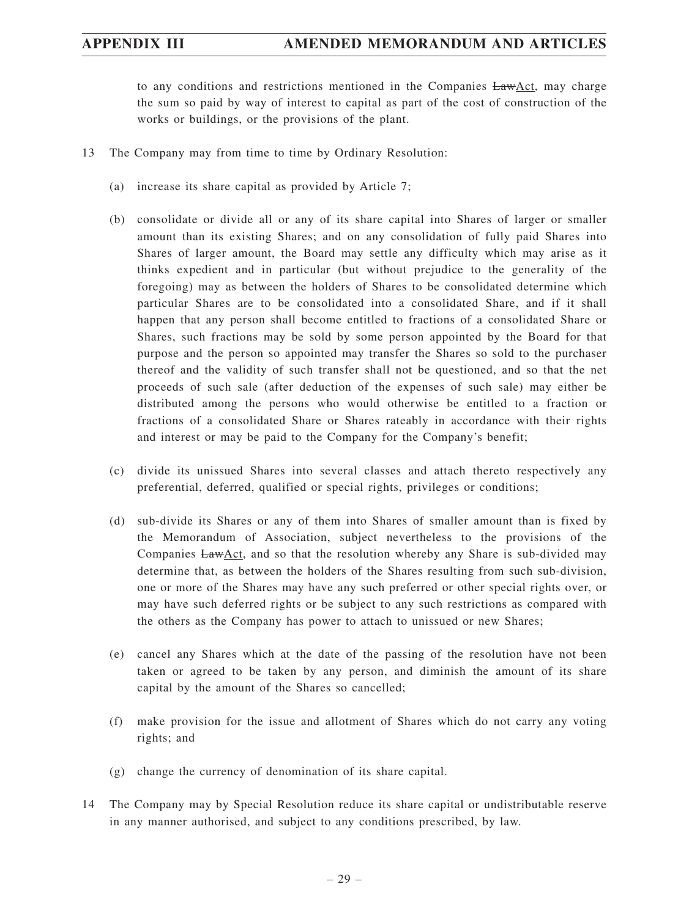to any conditions and restrictions mentioned in the Companies ~~Law~~Act, may charge the sum so paid by way of interest to capital as part of the cost of construction of the works or buildings, or the provisions of the plant.

13 The Company may from time to time by Ordinary Resolution:

(a) increase its share capital as provided by Article 7;

(b) consolidate or divide all or any of its share capital into Shares of larger or smaller amount than its existing Shares; and on any consolidation of fully paid Shares into Shares of larger amount, the Board may settle any difficulty which may arise as it thinks expedient and in particular (but without prejudice to the generality of the foregoing) may as between the holders of Shares to be consolidated determine which particular Shares are to be consolidated into a consolidated Share, and if it shall happen that any person shall become entitled to fractions of a consolidated Share or Shares, such fractions may be sold by some person appointed by the Board for that purpose and the person so appointed may transfer the Shares so sold to the purchaser thereof and the validity of such transfer shall not be questioned, and so that the net proceeds of such sale (after deduction of the expenses of such sale) may either be distributed among the persons who would otherwise be entitled to a fraction or fractions of a consolidated Share or Shares rateably in accordance with their rights and interest or may be paid to the Company for the Company's benefit;

(c) divide its unissued Shares into several classes and attach thereto respectively any preferential, deferred, qualified or special rights, privileges or conditions;

(d) sub-divide its Shares or any of them into Shares of smaller amount than is fixed by the Memorandum of Association, subject nevertheless to the provisions of the Companies ~~Law~~Act, and so that the resolution whereby any Share is sub-divided may determine that, as between the holders of the Shares resulting from such sub-division, one or more of the Shares may have any such preferred or other special rights over, or may have such deferred rights or be subject to any such restrictions as compared with the others as the Company has power to attach to unissued or new Shares;

(e) cancel any Shares which at the date of the passing of the resolution have not been taken or agreed to be taken by any person, and diminish the amount of its share capital by the amount of the Shares so cancelled;

(f) make provision for the issue and allotment of Shares which do not carry any voting rights; and

(g) change the currency of denomination of its share capital.

14 The Company may by Special Resolution reduce its share capital or undistributable reserve in any manner authorised, and subject to any conditions prescribed, by law.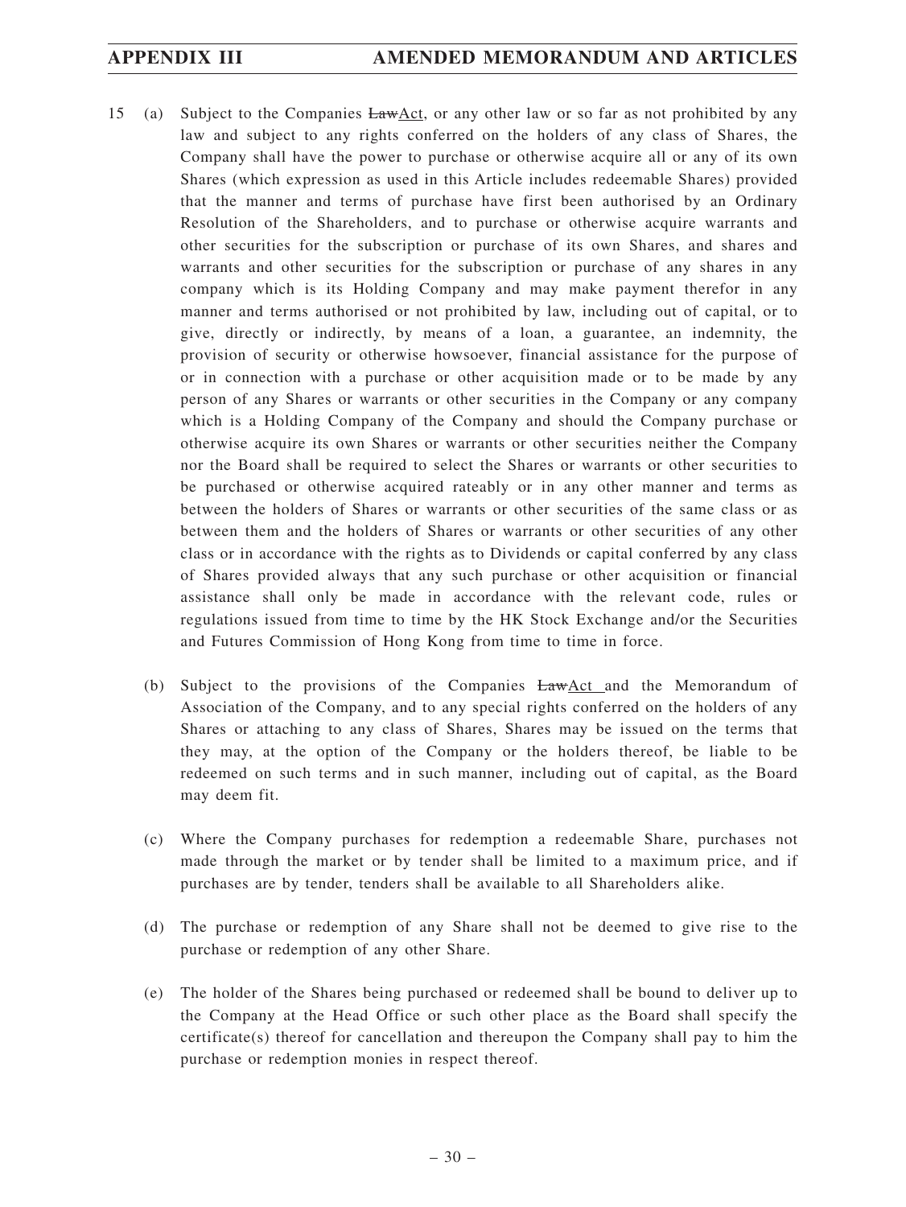15 (a) Subject to the Companies ~~Law~~Act, or any other law or so far as not prohibited by any law and subject to any rights conferred on the holders of any class of Shares, the Company shall have the power to purchase or otherwise acquire all or any of its own Shares (which expression as used in this Article includes redeemable Shares) provided that the manner and terms of purchase have first been authorised by an Ordinary Resolution of the Shareholders, and to purchase or otherwise acquire warrants and other securities for the subscription or purchase of its own Shares, and shares and warrants and other securities for the subscription or purchase of any shares in any company which is its Holding Company and may make payment therefor in any manner and terms authorised or not prohibited by law, including out of capital, or to give, directly or indirectly, by means of a loan, a guarantee, an indemnity, the provision of security or otherwise howsoever, financial assistance for the purpose of or in connection with a purchase or other acquisition made or to be made by any person of any Shares or warrants or other securities in the Company or any company which is a Holding Company of the Company and should the Company purchase or otherwise acquire its own Shares or warrants or other securities neither the Company nor the Board shall be required to select the Shares or warrants or other securities to be purchased or otherwise acquired rateably or in any other manner and terms as between the holders of Shares or warrants or other securities of the same class or as between them and the holders of Shares or warrants or other securities of any other class or in accordance with the rights as to Dividends or capital conferred by any class of Shares provided always that any such purchase or other acquisition or financial assistance shall only be made in accordance with the relevant code, rules or regulations issued from time to time by the HK Stock Exchange and/or the Securities and Futures Commission of Hong Kong from time to time in force.

(b) Subject to the provisions of the Companies ~~Law~~Act and the Memorandum of Association of the Company, and to any special rights conferred on the holders of any Shares or attaching to any class of Shares, Shares may be issued on the terms that they may, at the option of the Company or the holders thereof, be liable to be redeemed on such terms and in such manner, including out of capital, as the Board may deem fit.

(c) Where the Company purchases for redemption a redeemable Share, purchases not made through the market or by tender shall be limited to a maximum price, and if purchases are by tender, tenders shall be available to all Shareholders alike.

(d) The purchase or redemption of any Share shall not be deemed to give rise to the purchase or redemption of any other Share.

(e) The holder of the Shares being purchased or redeemed shall be bound to deliver up to the Company at the Head Office or such other place as the Board shall specify the certificate(s) thereof for cancellation and thereupon the Company shall pay to him the purchase or redemption monies in respect thereof.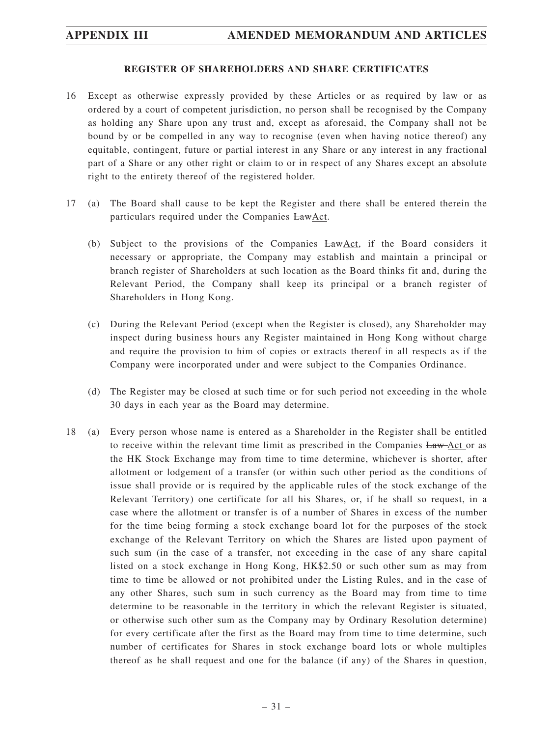### REGISTER OF SHAREHOLDERS AND SHARE CERTIFICATES

16 Except as otherwise expressly provided by these Articles or as required by law or as ordered by a court of competent jurisdiction, no person shall be recognised by the Company as holding any Share upon any trust and, except as aforesaid, the Company shall not be bound by or be compelled in any way to recognise (even when having notice thereof) any equitable, contingent, future or partial interest in any Share or any interest in any fractional part of a Share or any other right or claim to or in respect of any Shares except an absolute right to the entirety thereof of the registered holder.

17 (a) The Board shall cause to be kept the Register and there shall be entered therein the particulars required under the Companies ~~Law~~Act.

(b) Subject to the provisions of the Companies ~~Law~~Act, if the Board considers it necessary or appropriate, the Company may establish and maintain a principal or branch register of Shareholders at such location as the Board thinks fit and, during the Relevant Period, the Company shall keep its principal or a branch register of Shareholders in Hong Kong.

(c) During the Relevant Period (except when the Register is closed), any Shareholder may inspect during business hours any Register maintained in Hong Kong without charge and require the provision to him of copies or extracts thereof in all respects as if the Company were incorporated under and were subject to the Companies Ordinance.

(d) The Register may be closed at such time or for such period not exceeding in the whole 30 days in each year as the Board may determine.

18 (a) Every person whose name is entered as a Shareholder in the Register shall be entitled to receive within the relevant time limit as prescribed in the Companies ~~Law~~ Act or as the HK Stock Exchange may from time to time determine, whichever is shorter, after allotment or lodgement of a transfer (or within such other period as the conditions of issue shall provide or is required by the applicable rules of the stock exchange of the Relevant Territory) one certificate for all his Shares, or, if he shall so request, in a case where the allotment or transfer is of a number of Shares in excess of the number for the time being forming a stock exchange board lot for the purposes of the stock exchange of the Relevant Territory on which the Shares are listed upon payment of such sum (in the case of a transfer, not exceeding in the case of any share capital listed on a stock exchange in Hong Kong, HK$2.50 or such other sum as may from time to time be allowed or not prohibited under the Listing Rules, and in the case of any other Shares, such sum in such currency as the Board may from time to time determine to be reasonable in the territory in which the relevant Register is situated, or otherwise such other sum as the Company may by Ordinary Resolution determine) for every certificate after the first as the Board may from time to time determine, such number of certificates for Shares in stock exchange board lots or whole multiples thereof as he shall request and one for the balance (if any) of the Shares in question,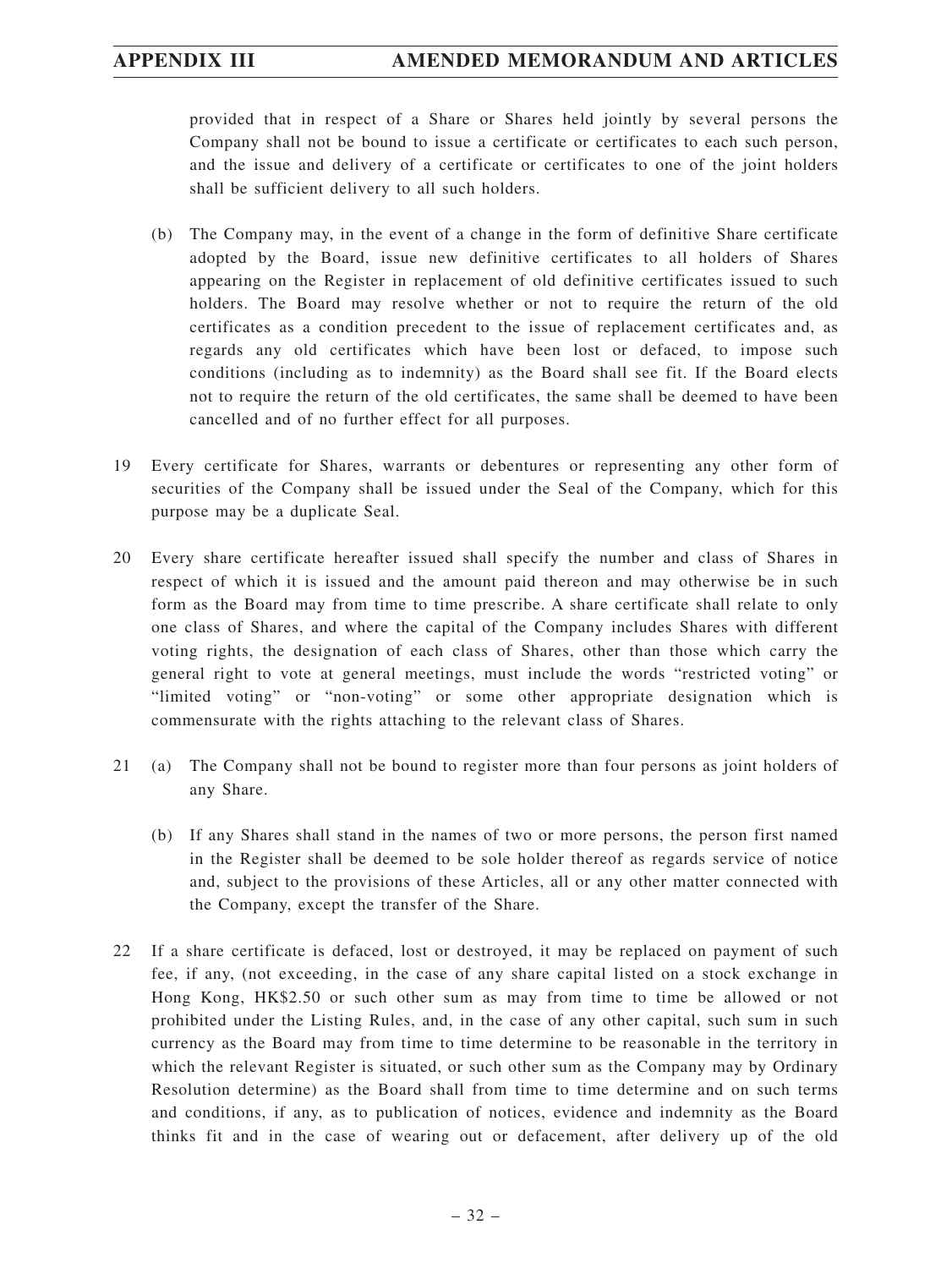provided that in respect of a Share or Shares held jointly by several persons the Company shall not be bound to issue a certificate or certificates to each such person, and the issue and delivery of a certificate or certificates to one of the joint holders shall be sufficient delivery to all such holders.

(b) The Company may, in the event of a change in the form of definitive Share certificate adopted by the Board, issue new definitive certificates to all holders of Shares appearing on the Register in replacement of old definitive certificates issued to such holders. The Board may resolve whether or not to require the return of the old certificates as a condition precedent to the issue of replacement certificates and, as regards any old certificates which have been lost or defaced, to impose such conditions (including as to indemnity) as the Board shall see fit. If the Board elects not to require the return of the old certificates, the same shall be deemed to have been cancelled and of no further effect for all purposes.

19 Every certificate for Shares, warrants or debentures or representing any other form of securities of the Company shall be issued under the Seal of the Company, which for this purpose may be a duplicate Seal.

20 Every share certificate hereafter issued shall specify the number and class of Shares in respect of which it is issued and the amount paid thereon and may otherwise be in such form as the Board may from time to time prescribe. A share certificate shall relate to only one class of Shares, and where the capital of the Company includes Shares with different voting rights, the designation of each class of Shares, other than those which carry the general right to vote at general meetings, must include the words "restricted voting" or "limited voting" or "non-voting" or some other appropriate designation which is commensurate with the rights attaching to the relevant class of Shares.

21 (a) The Company shall not be bound to register more than four persons as joint holders of any Share.

(b) If any Shares shall stand in the names of two or more persons, the person first named in the Register shall be deemed to be sole holder thereof as regards service of notice and, subject to the provisions of these Articles, all or any other matter connected with the Company, except the transfer of the Share.

22 If a share certificate is defaced, lost or destroyed, it may be replaced on payment of such fee, if any, (not exceeding, in the case of any share capital listed on a stock exchange in Hong Kong, HK$2.50 or such other sum as may from time to time be allowed or not prohibited under the Listing Rules, and, in the case of any other capital, such sum in such currency as the Board may from time to time determine to be reasonable in the territory in which the relevant Register is situated, or such other sum as the Company may by Ordinary Resolution determine) as the Board shall from time to time determine and on such terms and conditions, if any, as to publication of notices, evidence and indemnity as the Board thinks fit and in the case of wearing out or defacement, after delivery up of the old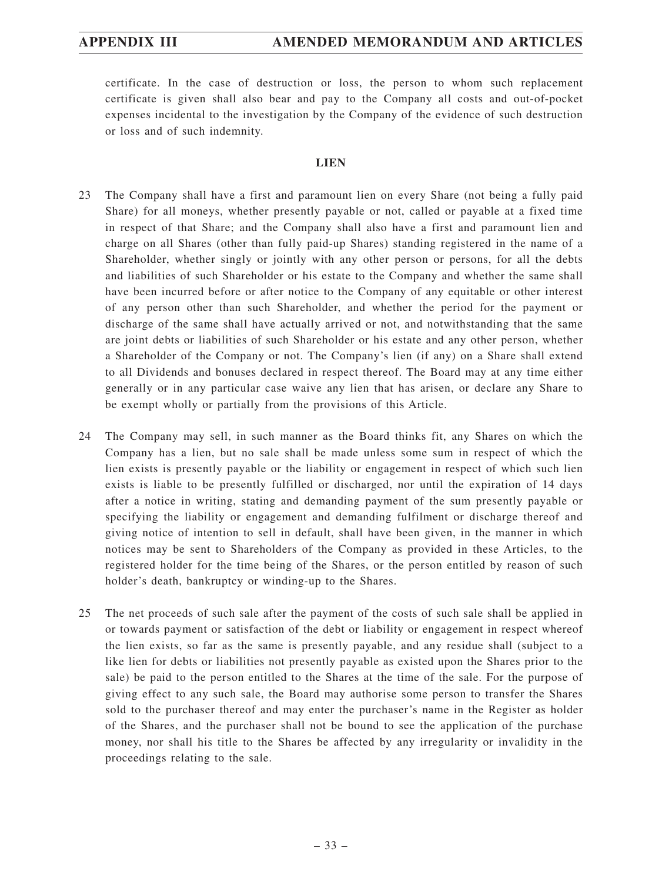certificate. In the case of destruction or loss, the person to whom such replacement certificate is given shall also bear and pay to the Company all costs and out-of-pocket expenses incidental to the investigation by the Company of the evidence of such destruction or loss and of such indemnity.

## LIEN

23 The Company shall have a first and paramount lien on every Share (not being a fully paid Share) for all moneys, whether presently payable or not, called or payable at a fixed time in respect of that Share; and the Company shall also have a first and paramount lien and charge on all Shares (other than fully paid-up Shares) standing registered in the name of a Shareholder, whether singly or jointly with any other person or persons, for all the debts and liabilities of such Shareholder or his estate to the Company and whether the same shall have been incurred before or after notice to the Company of any equitable or other interest of any person other than such Shareholder, and whether the period for the payment or discharge of the same shall have actually arrived or not, and notwithstanding that the same are joint debts or liabilities of such Shareholder or his estate and any other person, whether a Shareholder of the Company or not. The Company's lien (if any) on a Share shall extend to all Dividends and bonuses declared in respect thereof. The Board may at any time either generally or in any particular case waive any lien that has arisen, or declare any Share to be exempt wholly or partially from the provisions of this Article.

24 The Company may sell, in such manner as the Board thinks fit, any Shares on which the Company has a lien, but no sale shall be made unless some sum in respect of which the lien exists is presently payable or the liability or engagement in respect of which such lien exists is liable to be presently fulfilled or discharged, nor until the expiration of 14 days after a notice in writing, stating and demanding payment of the sum presently payable or specifying the liability or engagement and demanding fulfilment or discharge thereof and giving notice of intention to sell in default, shall have been given, in the manner in which notices may be sent to Shareholders of the Company as provided in these Articles, to the registered holder for the time being of the Shares, or the person entitled by reason of such holder's death, bankruptcy or winding-up to the Shares.

25 The net proceeds of such sale after the payment of the costs of such sale shall be applied in or towards payment or satisfaction of the debt or liability or engagement in respect whereof the lien exists, so far as the same is presently payable, and any residue shall (subject to a like lien for debts or liabilities not presently payable as existed upon the Shares prior to the sale) be paid to the person entitled to the Shares at the time of the sale. For the purpose of giving effect to any such sale, the Board may authorise some person to transfer the Shares sold to the purchaser thereof and may enter the purchaser's name in the Register as holder of the Shares, and the purchaser shall not be bound to see the application of the purchase money, nor shall his title to the Shares be affected by any irregularity or invalidity in the proceedings relating to the sale.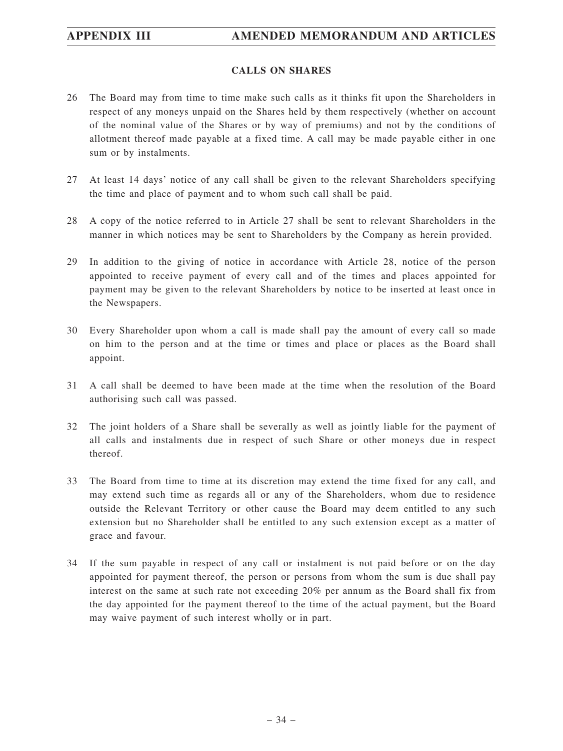## CALLS ON SHARES

26 The Board may from time to time make such calls as it thinks fit upon the Shareholders in respect of any moneys unpaid on the Shares held by them respectively (whether on account of the nominal value of the Shares or by way of premiums) and not by the conditions of allotment thereof made payable at a fixed time. A call may be made payable either in one sum or by instalments.

27 At least 14 days' notice of any call shall be given to the relevant Shareholders specifying the time and place of payment and to whom such call shall be paid.

28 A copy of the notice referred to in Article 27 shall be sent to relevant Shareholders in the manner in which notices may be sent to Shareholders by the Company as herein provided.

29 In addition to the giving of notice in accordance with Article 28, notice of the person appointed to receive payment of every call and of the times and places appointed for payment may be given to the relevant Shareholders by notice to be inserted at least once in the Newspapers.

30 Every Shareholder upon whom a call is made shall pay the amount of every call so made on him to the person and at the time or times and place or places as the Board shall appoint.

31 A call shall be deemed to have been made at the time when the resolution of the Board authorising such call was passed.

32 The joint holders of a Share shall be severally as well as jointly liable for the payment of all calls and instalments due in respect of such Share or other moneys due in respect thereof.

33 The Board from time to time at its discretion may extend the time fixed for any call, and may extend such time as regards all or any of the Shareholders, whom due to residence outside the Relevant Territory or other cause the Board may deem entitled to any such extension but no Shareholder shall be entitled to any such extension except as a matter of grace and favour.

34 If the sum payable in respect of any call or instalment is not paid before or on the day appointed for payment thereof, the person or persons from whom the sum is due shall pay interest on the same at such rate not exceeding 20% per annum as the Board shall fix from the day appointed for the payment thereof to the time of the actual payment, but the Board may waive payment of such interest wholly or in part.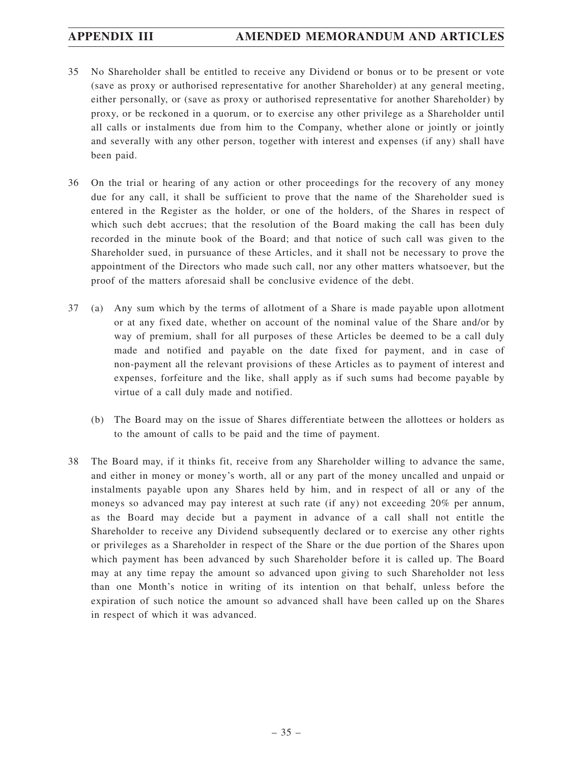35 No Shareholder shall be entitled to receive any Dividend or bonus or to be present or vote (save as proxy or authorised representative for another Shareholder) at any general meeting, either personally, or (save as proxy or authorised representative for another Shareholder) by proxy, or be reckoned in a quorum, or to exercise any other privilege as a Shareholder until all calls or instalments due from him to the Company, whether alone or jointly or jointly and severally with any other person, together with interest and expenses (if any) shall have been paid.

36 On the trial or hearing of any action or other proceedings for the recovery of any money due for any call, it shall be sufficient to prove that the name of the Shareholder sued is entered in the Register as the holder, or one of the holders, of the Shares in respect of which such debt accrues; that the resolution of the Board making the call has been duly recorded in the minute book of the Board; and that notice of such call was given to the Shareholder sued, in pursuance of these Articles, and it shall not be necessary to prove the appointment of the Directors who made such call, nor any other matters whatsoever, but the proof of the matters aforesaid shall be conclusive evidence of the debt.

37 (a) Any sum which by the terms of allotment of a Share is made payable upon allotment or at any fixed date, whether on account of the nominal value of the Share and/or by way of premium, shall for all purposes of these Articles be deemed to be a call duly made and notified and payable on the date fixed for payment, and in case of non-payment all the relevant provisions of these Articles as to payment of interest and expenses, forfeiture and the like, shall apply as if such sums had become payable by virtue of a call duly made and notified.

(b) The Board may on the issue of Shares differentiate between the allottees or holders as to the amount of calls to be paid and the time of payment.

38 The Board may, if it thinks fit, receive from any Shareholder willing to advance the same, and either in money or money's worth, all or any part of the money uncalled and unpaid or instalments payable upon any Shares held by him, and in respect of all or any of the moneys so advanced may pay interest at such rate (if any) not exceeding 20% per annum, as the Board may decide but a payment in advance of a call shall not entitle the Shareholder to receive any Dividend subsequently declared or to exercise any other rights or privileges as a Shareholder in respect of the Share or the due portion of the Shares upon which payment has been advanced by such Shareholder before it is called up. The Board may at any time repay the amount so advanced upon giving to such Shareholder not less than one Month's notice in writing of its intention on that behalf, unless before the expiration of such notice the amount so advanced shall have been called up on the Shares in respect of which it was advanced.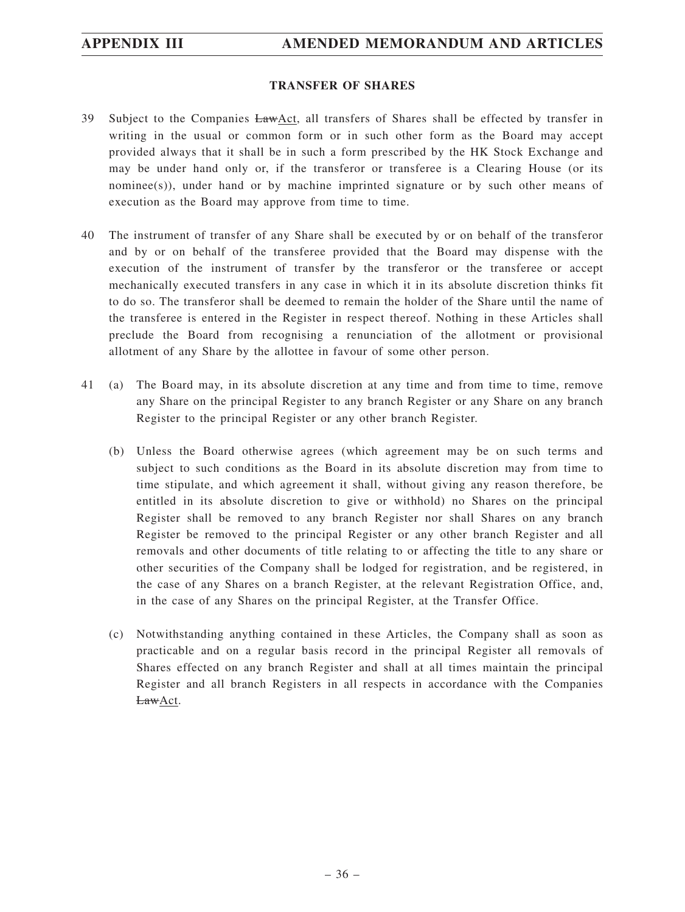## TRANSFER OF SHARES

39 Subject to the Companies ~~Law~~Act, all transfers of Shares shall be effected by transfer in writing in the usual or common form or in such other form as the Board may accept provided always that it shall be in such a form prescribed by the HK Stock Exchange and may be under hand only or, if the transferor or transferee is a Clearing House (or its nominee(s)), under hand or by machine imprinted signature or by such other means of execution as the Board may approve from time to time.

40 The instrument of transfer of any Share shall be executed by or on behalf of the transferor and by or on behalf of the transferee provided that the Board may dispense with the execution of the instrument of transfer by the transferor or the transferee or accept mechanically executed transfers in any case in which it in its absolute discretion thinks fit to do so. The transferor shall be deemed to remain the holder of the Share until the name of the transferee is entered in the Register in respect thereof. Nothing in these Articles shall preclude the Board from recognising a renunciation of the allotment or provisional allotment of any Share by the allottee in favour of some other person.

41 (a) The Board may, in its absolute discretion at any time and from time to time, remove any Share on the principal Register to any branch Register or any Share on any branch Register to the principal Register or any other branch Register.

(b) Unless the Board otherwise agrees (which agreement may be on such terms and subject to such conditions as the Board in its absolute discretion may from time to time stipulate, and which agreement it shall, without giving any reason therefore, be entitled in its absolute discretion to give or withhold) no Shares on the principal Register shall be removed to any branch Register nor shall Shares on any branch Register be removed to the principal Register or any other branch Register and all removals and other documents of title relating to or affecting the title to any share or other securities of the Company shall be lodged for registration, and be registered, in the case of any Shares on a branch Register, at the relevant Registration Office, and, in the case of any Shares on the principal Register, at the Transfer Office.

(c) Notwithstanding anything contained in these Articles, the Company shall as soon as practicable and on a regular basis record in the principal Register all removals of Shares effected on any branch Register and shall at all times maintain the principal Register and all branch Registers in all respects in accordance with the Companies ~~Law~~Act.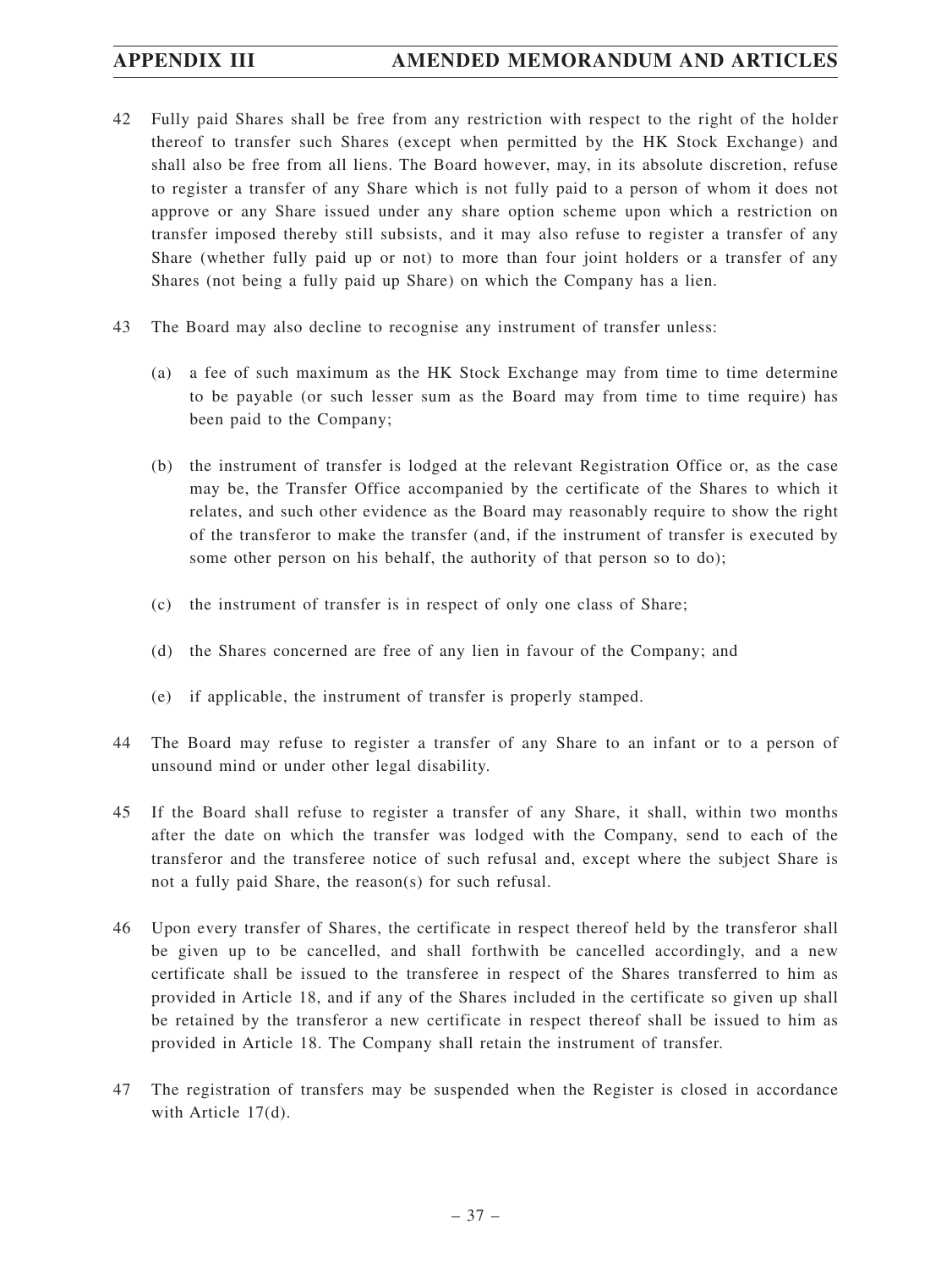42 Fully paid Shares shall be free from any restriction with respect to the right of the holder thereof to transfer such Shares (except when permitted by the HK Stock Exchange) and shall also be free from all liens. The Board however, may, in its absolute discretion, refuse to register a transfer of any Share which is not fully paid to a person of whom it does not approve or any Share issued under any share option scheme upon which a restriction on transfer imposed thereby still subsists, and it may also refuse to register a transfer of any Share (whether fully paid up or not) to more than four joint holders or a transfer of any Shares (not being a fully paid up Share) on which the Company has a lien.

43 The Board may also decline to recognise any instrument of transfer unless:

(a) a fee of such maximum as the HK Stock Exchange may from time to time determine to be payable (or such lesser sum as the Board may from time to time require) has been paid to the Company;

(b) the instrument of transfer is lodged at the relevant Registration Office or, as the case may be, the Transfer Office accompanied by the certificate of the Shares to which it relates, and such other evidence as the Board may reasonably require to show the right of the transferor to make the transfer (and, if the instrument of transfer is executed by some other person on his behalf, the authority of that person so to do);

(c) the instrument of transfer is in respect of only one class of Share;

(d) the Shares concerned are free of any lien in favour of the Company; and

(e) if applicable, the instrument of transfer is properly stamped.

44 The Board may refuse to register a transfer of any Share to an infant or to a person of unsound mind or under other legal disability.

45 If the Board shall refuse to register a transfer of any Share, it shall, within two months after the date on which the transfer was lodged with the Company, send to each of the transferor and the transferee notice of such refusal and, except where the subject Share is not a fully paid Share, the reason(s) for such refusal.

46 Upon every transfer of Shares, the certificate in respect thereof held by the transferor shall be given up to be cancelled, and shall forthwith be cancelled accordingly, and a new certificate shall be issued to the transferee in respect of the Shares transferred to him as provided in Article 18, and if any of the Shares included in the certificate so given up shall be retained by the transferor a new certificate in respect thereof shall be issued to him as provided in Article 18. The Company shall retain the instrument of transfer.

47 The registration of transfers may be suspended when the Register is closed in accordance with Article 17(d).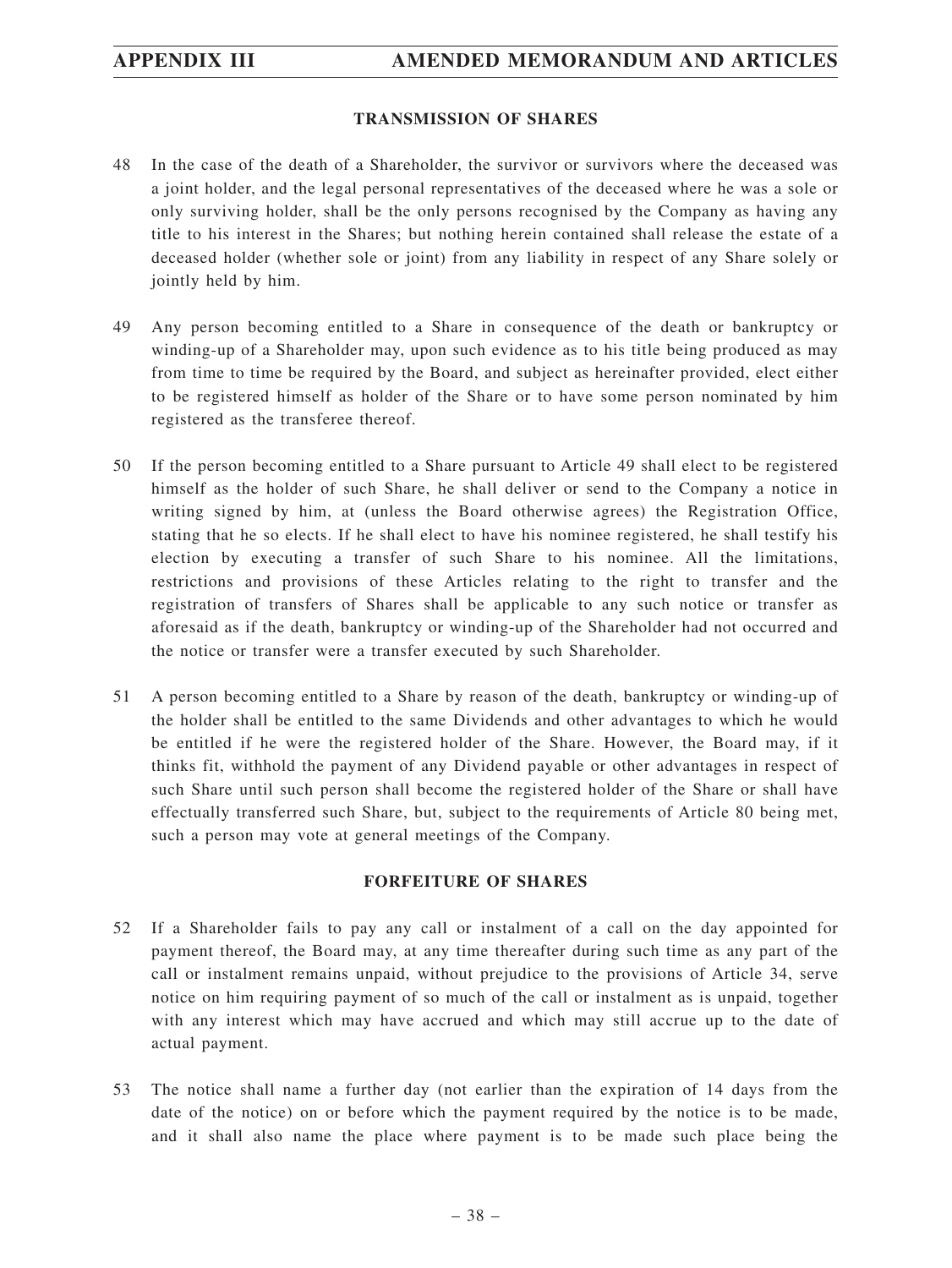## TRANSMISSION OF SHARES

48 In the case of the death of a Shareholder, the survivor or survivors where the deceased was a joint holder, and the legal personal representatives of the deceased where he was a sole or only surviving holder, shall be the only persons recognised by the Company as having any title to his interest in the Shares; but nothing herein contained shall release the estate of a deceased holder (whether sole or joint) from any liability in respect of any Share solely or jointly held by him.

49 Any person becoming entitled to a Share in consequence of the death or bankruptcy or winding-up of a Shareholder may, upon such evidence as to his title being produced as may from time to time be required by the Board, and subject as hereinafter provided, elect either to be registered himself as holder of the Share or to have some person nominated by him registered as the transferee thereof.

50 If the person becoming entitled to a Share pursuant to Article 49 shall elect to be registered himself as the holder of such Share, he shall deliver or send to the Company a notice in writing signed by him, at (unless the Board otherwise agrees) the Registration Office, stating that he so elects. If he shall elect to have his nominee registered, he shall testify his election by executing a transfer of such Share to his nominee. All the limitations, restrictions and provisions of these Articles relating to the right to transfer and the registration of transfers of Shares shall be applicable to any such notice or transfer as aforesaid as if the death, bankruptcy or winding-up of the Shareholder had not occurred and the notice or transfer were a transfer executed by such Shareholder.

51 A person becoming entitled to a Share by reason of the death, bankruptcy or winding-up of the holder shall be entitled to the same Dividends and other advantages to which he would be entitled if he were the registered holder of the Share. However, the Board may, if it thinks fit, withhold the payment of any Dividend payable or other advantages in respect of such Share until such person shall become the registered holder of the Share or shall have effectually transferred such Share, but, subject to the requirements of Article 80 being met, such a person may vote at general meetings of the Company.

## FORFEITURE OF SHARES

52 If a Shareholder fails to pay any call or instalment of a call on the day appointed for payment thereof, the Board may, at any time thereafter during such time as any part of the call or instalment remains unpaid, without prejudice to the provisions of Article 34, serve notice on him requiring payment of so much of the call or instalment as is unpaid, together with any interest which may have accrued and which may still accrue up to the date of actual payment.

53 The notice shall name a further day (not earlier than the expiration of 14 days from the date of the notice) on or before which the payment required by the notice is to be made, and it shall also name the place where payment is to be made such place being the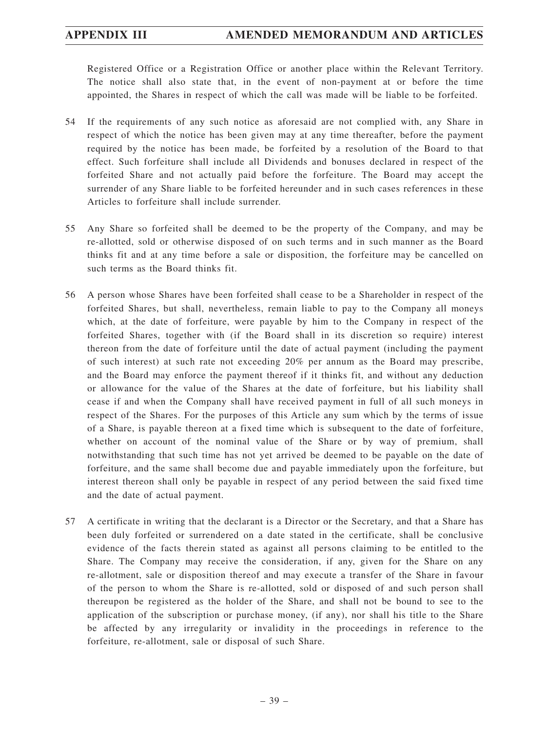Registered Office or a Registration Office or another place within the Relevant Territory. The notice shall also state that, in the event of non-payment at or before the time appointed, the Shares in respect of which the call was made will be liable to be forfeited.

54 If the requirements of any such notice as aforesaid are not complied with, any Share in respect of which the notice has been given may at any time thereafter, before the payment required by the notice has been made, be forfeited by a resolution of the Board to that effect. Such forfeiture shall include all Dividends and bonuses declared in respect of the forfeited Share and not actually paid before the forfeiture. The Board may accept the surrender of any Share liable to be forfeited hereunder and in such cases references in these Articles to forfeiture shall include surrender.

55 Any Share so forfeited shall be deemed to be the property of the Company, and may be re-allotted, sold or otherwise disposed of on such terms and in such manner as the Board thinks fit and at any time before a sale or disposition, the forfeiture may be cancelled on such terms as the Board thinks fit.

56 A person whose Shares have been forfeited shall cease to be a Shareholder in respect of the forfeited Shares, but shall, nevertheless, remain liable to pay to the Company all moneys which, at the date of forfeiture, were payable by him to the Company in respect of the forfeited Shares, together with (if the Board shall in its discretion so require) interest thereon from the date of forfeiture until the date of actual payment (including the payment of such interest) at such rate not exceeding 20% per annum as the Board may prescribe, and the Board may enforce the payment thereof if it thinks fit, and without any deduction or allowance for the value of the Shares at the date of forfeiture, but his liability shall cease if and when the Company shall have received payment in full of all such moneys in respect of the Shares. For the purposes of this Article any sum which by the terms of issue of a Share, is payable thereon at a fixed time which is subsequent to the date of forfeiture, whether on account of the nominal value of the Share or by way of premium, shall notwithstanding that such time has not yet arrived be deemed to be payable on the date of forfeiture, and the same shall become due and payable immediately upon the forfeiture, but interest thereon shall only be payable in respect of any period between the said fixed time and the date of actual payment.

57 A certificate in writing that the declarant is a Director or the Secretary, and that a Share has been duly forfeited or surrendered on a date stated in the certificate, shall be conclusive evidence of the facts therein stated as against all persons claiming to be entitled to the Share. The Company may receive the consideration, if any, given for the Share on any re-allotment, sale or disposition thereof and may execute a transfer of the Share in favour of the person to whom the Share is re-allotted, sold or disposed of and such person shall thereupon be registered as the holder of the Share, and shall not be bound to see to the application of the subscription or purchase money, (if any), nor shall his title to the Share be affected by any irregularity or invalidity in the proceedings in reference to the forfeiture, re-allotment, sale or disposal of such Share.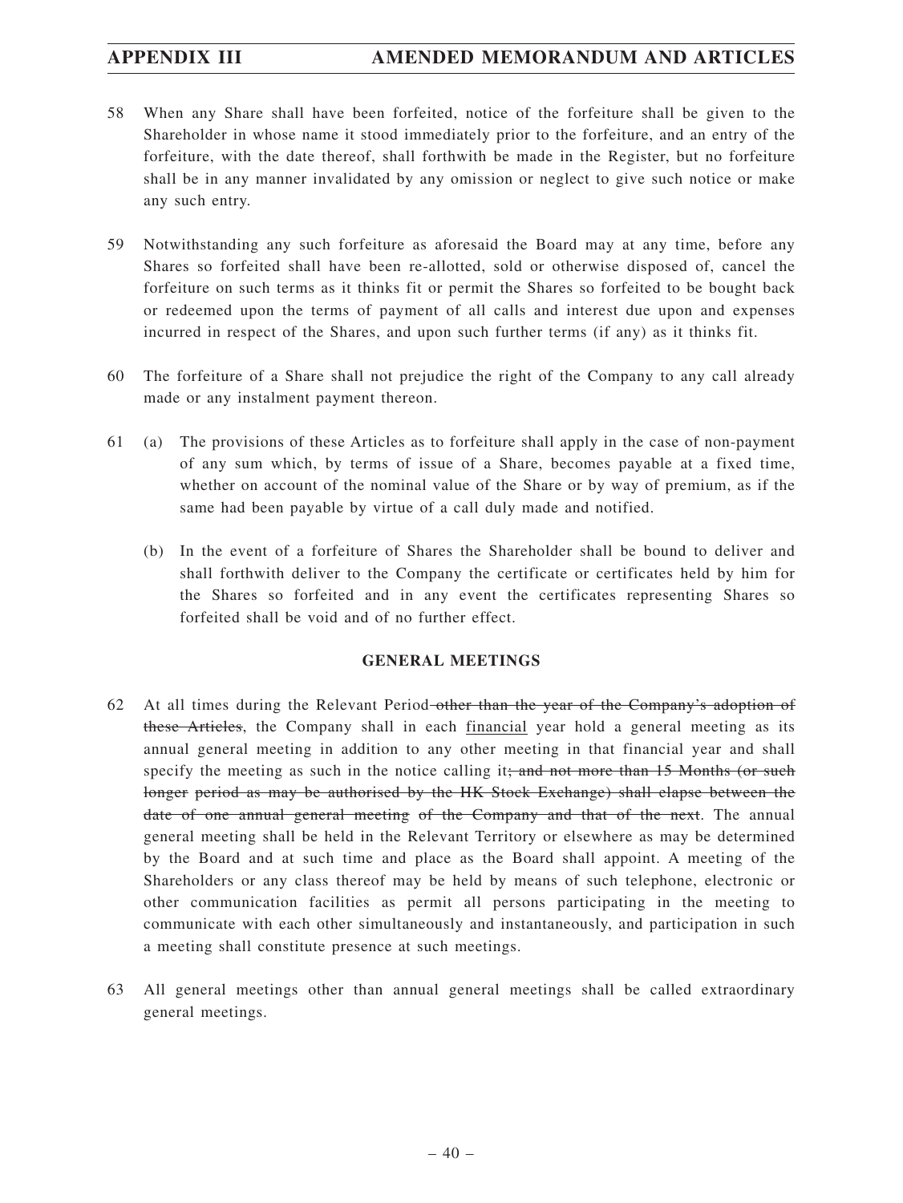58 When any Share shall have been forfeited, notice of the forfeiture shall be given to the Shareholder in whose name it stood immediately prior to the forfeiture, and an entry of the forfeiture, with the date thereof, shall forthwith be made in the Register, but no forfeiture shall be in any manner invalidated by any omission or neglect to give such notice or make any such entry.

59 Notwithstanding any such forfeiture as aforesaid the Board may at any time, before any Shares so forfeited shall have been re-allotted, sold or otherwise disposed of, cancel the forfeiture on such terms as it thinks fit or permit the Shares so forfeited to be bought back or redeemed upon the terms of payment of all calls and interest due upon and expenses incurred in respect of the Shares, and upon such further terms (if any) as it thinks fit.

60 The forfeiture of a Share shall not prejudice the right of the Company to any call already made or any instalment payment thereon.

61 (a) The provisions of these Articles as to forfeiture shall apply in the case of non-payment of any sum which, by terms of issue of a Share, becomes payable at a fixed time, whether on account of the nominal value of the Share or by way of premium, as if the same had been payable by virtue of a call duly made and notified.

(b) In the event of a forfeiture of Shares the Shareholder shall be bound to deliver and shall forthwith deliver to the Company the certificate or certificates held by him for the Shares so forfeited and in any event the certificates representing Shares so forfeited shall be void and of no further effect.

## GENERAL MEETINGS

62 At all times during the Relevant Period ~~other than the year of the Company's adoption of these Articles~~, the Company shall in each <u>financial</u> year hold a general meeting as its annual general meeting in addition to any other meeting in that financial year and shall specify the meeting as such in the notice calling it~~; and not more than 15 Months (or such longer period as may be authorised by the HK Stock Exchange) shall elapse between the date of one annual general meeting of the Company and that of the next~~. The annual general meeting shall be held in the Relevant Territory or elsewhere as may be determined by the Board and at such time and place as the Board shall appoint. A meeting of the Shareholders or any class thereof may be held by means of such telephone, electronic or other communication facilities as permit all persons participating in the meeting to communicate with each other simultaneously and instantaneously, and participation in such a meeting shall constitute presence at such meetings.

63 All general meetings other than annual general meetings shall be called extraordinary general meetings.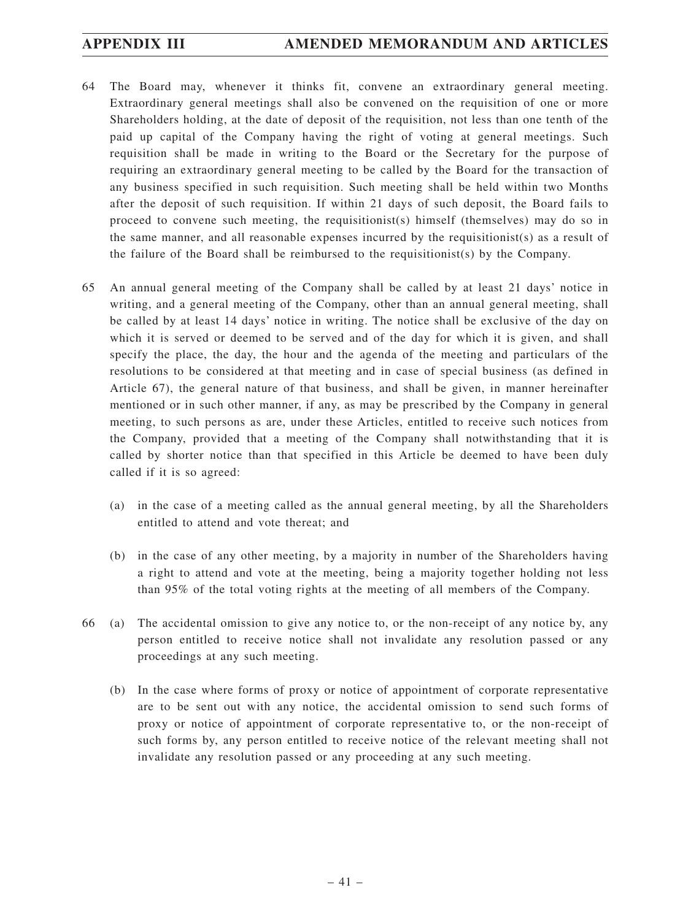64 The Board may, whenever it thinks fit, convene an extraordinary general meeting. Extraordinary general meetings shall also be convened on the requisition of one or more Shareholders holding, at the date of deposit of the requisition, not less than one tenth of the paid up capital of the Company having the right of voting at general meetings. Such requisition shall be made in writing to the Board or the Secretary for the purpose of requiring an extraordinary general meeting to be called by the Board for the transaction of any business specified in such requisition. Such meeting shall be held within two Months after the deposit of such requisition. If within 21 days of such deposit, the Board fails to proceed to convene such meeting, the requisitionist(s) himself (themselves) may do so in the same manner, and all reasonable expenses incurred by the requisitionist(s) as a result of the failure of the Board shall be reimbursed to the requisitionist(s) by the Company.

65 An annual general meeting of the Company shall be called by at least 21 days' notice in writing, and a general meeting of the Company, other than an annual general meeting, shall be called by at least 14 days' notice in writing. The notice shall be exclusive of the day on which it is served or deemed to be served and of the day for which it is given, and shall specify the place, the day, the hour and the agenda of the meeting and particulars of the resolutions to be considered at that meeting and in case of special business (as defined in Article 67), the general nature of that business, and shall be given, in manner hereinafter mentioned or in such other manner, if any, as may be prescribed by the Company in general meeting, to such persons as are, under these Articles, entitled to receive such notices from the Company, provided that a meeting of the Company shall notwithstanding that it is called by shorter notice than that specified in this Article be deemed to have been duly called if it is so agreed:

(a) in the case of a meeting called as the annual general meeting, by all the Shareholders entitled to attend and vote thereat; and

(b) in the case of any other meeting, by a majority in number of the Shareholders having a right to attend and vote at the meeting, being a majority together holding not less than 95% of the total voting rights at the meeting of all members of the Company.

66 (a) The accidental omission to give any notice to, or the non-receipt of any notice by, any person entitled to receive notice shall not invalidate any resolution passed or any proceedings at any such meeting.

(b) In the case where forms of proxy or notice of appointment of corporate representative are to be sent out with any notice, the accidental omission to send such forms of proxy or notice of appointment of corporate representative to, or the non-receipt of such forms by, any person entitled to receive notice of the relevant meeting shall not invalidate any resolution passed or any proceeding at any such meeting.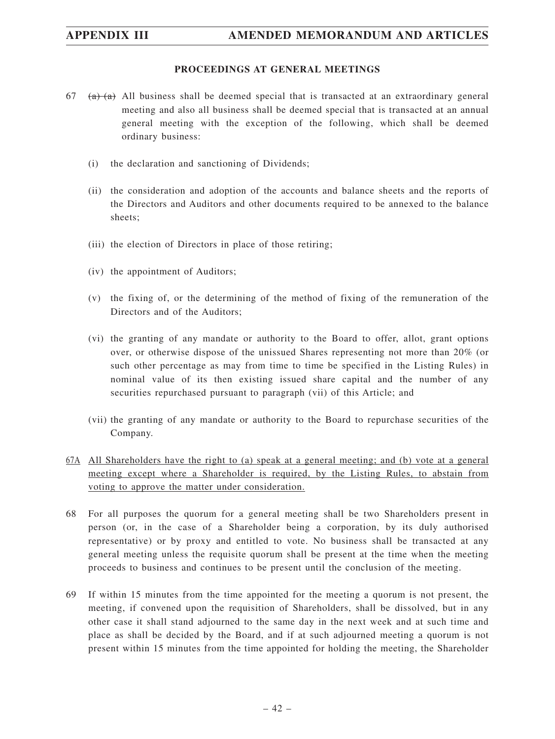### PROCEEDINGS AT GENERAL MEETINGS

67 ~~(a)~~ (a) All business shall be deemed special that is transacted at an extraordinary general meeting and also all business shall be deemed special that is transacted at an annual general meeting with the exception of the following, which shall be deemed ordinary business:

(i) the declaration and sanctioning of Dividends;

(ii) the consideration and adoption of the accounts and balance sheets and the reports of the Directors and Auditors and other documents required to be annexed to the balance sheets;

(iii) the election of Directors in place of those retiring;

(iv) the appointment of Auditors;

(v) the fixing of, or the determining of the method of fixing of the remuneration of the Directors and of the Auditors;

(vi) the granting of any mandate or authority to the Board to offer, allot, grant options over, or otherwise dispose of the unissued Shares representing not more than 20% (or such other percentage as may from time to time be specified in the Listing Rules) in nominal value of its then existing issued share capital and the number of any securities repurchased pursuant to paragraph (vii) of this Article; and

(vii) the granting of any mandate or authority to the Board to repurchase securities of the Company.

<u>67A All Shareholders have the right to (a) speak at a general meeting; and (b) vote at a general meeting except where a Shareholder is required, by the Listing Rules, to abstain from voting to approve the matter under consideration.</u>

68 For all purposes the quorum for a general meeting shall be two Shareholders present in person (or, in the case of a Shareholder being a corporation, by its duly authorised representative) or by proxy and entitled to vote. No business shall be transacted at any general meeting unless the requisite quorum shall be present at the time when the meeting proceeds to business and continues to be present until the conclusion of the meeting.

69 If within 15 minutes from the time appointed for the meeting a quorum is not present, the meeting, if convened upon the requisition of Shareholders, shall be dissolved, but in any other case it shall stand adjourned to the same day in the next week and at such time and place as shall be decided by the Board, and if at such adjourned meeting a quorum is not present within 15 minutes from the time appointed for holding the meeting, the Shareholder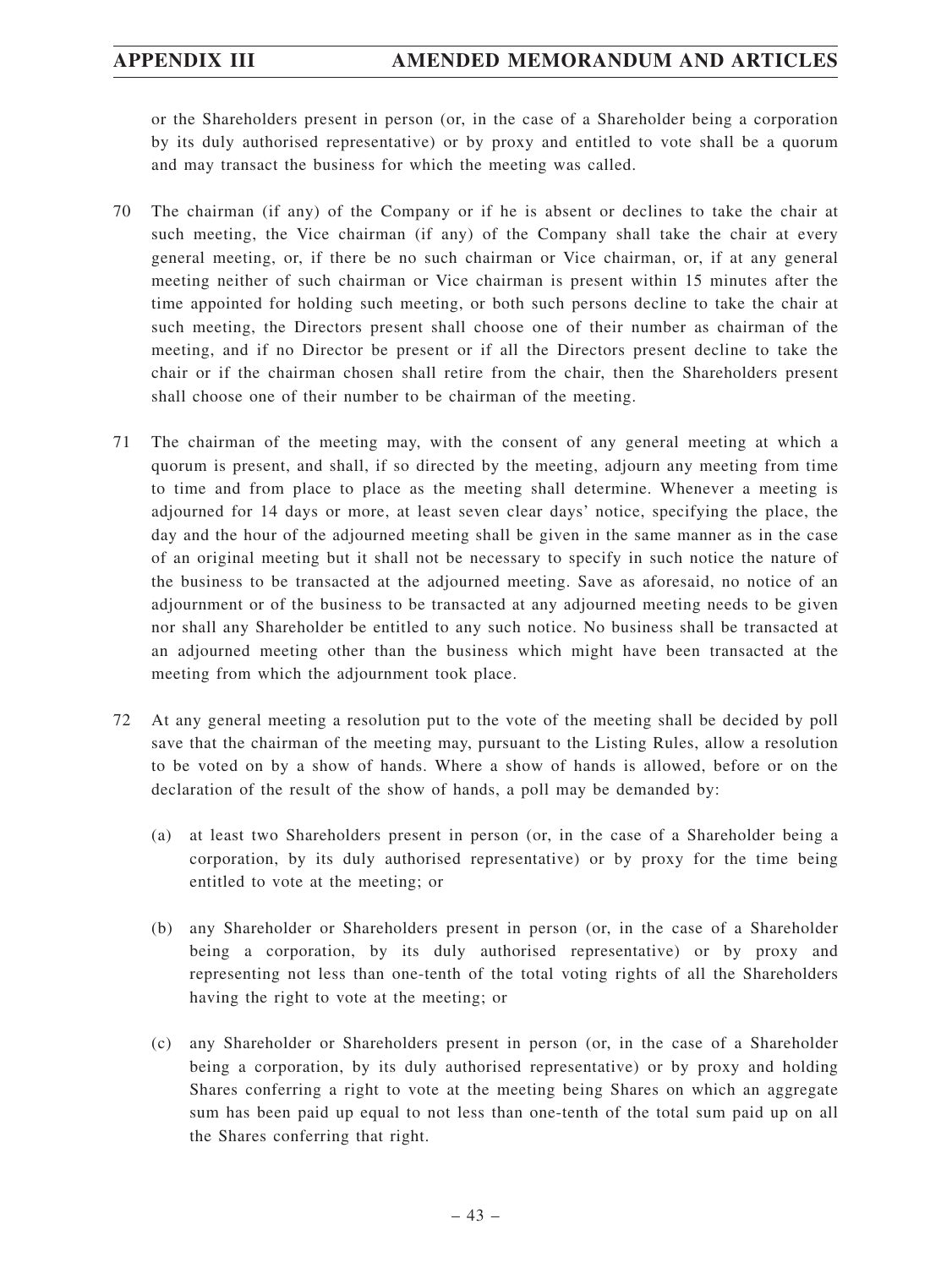or the Shareholders present in person (or, in the case of a Shareholder being a corporation by its duly authorised representative) or by proxy and entitled to vote shall be a quorum and may transact the business for which the meeting was called.

70 The chairman (if any) of the Company or if he is absent or declines to take the chair at such meeting, the Vice chairman (if any) of the Company shall take the chair at every general meeting, or, if there be no such chairman or Vice chairman, or, if at any general meeting neither of such chairman or Vice chairman is present within 15 minutes after the time appointed for holding such meeting, or both such persons decline to take the chair at such meeting, the Directors present shall choose one of their number as chairman of the meeting, and if no Director be present or if all the Directors present decline to take the chair or if the chairman chosen shall retire from the chair, then the Shareholders present shall choose one of their number to be chairman of the meeting.

71 The chairman of the meeting may, with the consent of any general meeting at which a quorum is present, and shall, if so directed by the meeting, adjourn any meeting from time to time and from place to place as the meeting shall determine. Whenever a meeting is adjourned for 14 days or more, at least seven clear days' notice, specifying the place, the day and the hour of the adjourned meeting shall be given in the same manner as in the case of an original meeting but it shall not be necessary to specify in such notice the nature of the business to be transacted at the adjourned meeting. Save as aforesaid, no notice of an adjournment or of the business to be transacted at any adjourned meeting needs to be given nor shall any Shareholder be entitled to any such notice. No business shall be transacted at an adjourned meeting other than the business which might have been transacted at the meeting from which the adjournment took place.

72 At any general meeting a resolution put to the vote of the meeting shall be decided by poll save that the chairman of the meeting may, pursuant to the Listing Rules, allow a resolution to be voted on by a show of hands. Where a show of hands is allowed, before or on the declaration of the result of the show of hands, a poll may be demanded by:

(a) at least two Shareholders present in person (or, in the case of a Shareholder being a corporation, by its duly authorised representative) or by proxy for the time being entitled to vote at the meeting; or

(b) any Shareholder or Shareholders present in person (or, in the case of a Shareholder being a corporation, by its duly authorised representative) or by proxy and representing not less than one-tenth of the total voting rights of all the Shareholders having the right to vote at the meeting; or

(c) any Shareholder or Shareholders present in person (or, in the case of a Shareholder being a corporation, by its duly authorised representative) or by proxy and holding Shares conferring a right to vote at the meeting being Shares on which an aggregate sum has been paid up equal to not less than one-tenth of the total sum paid up on all the Shares conferring that right.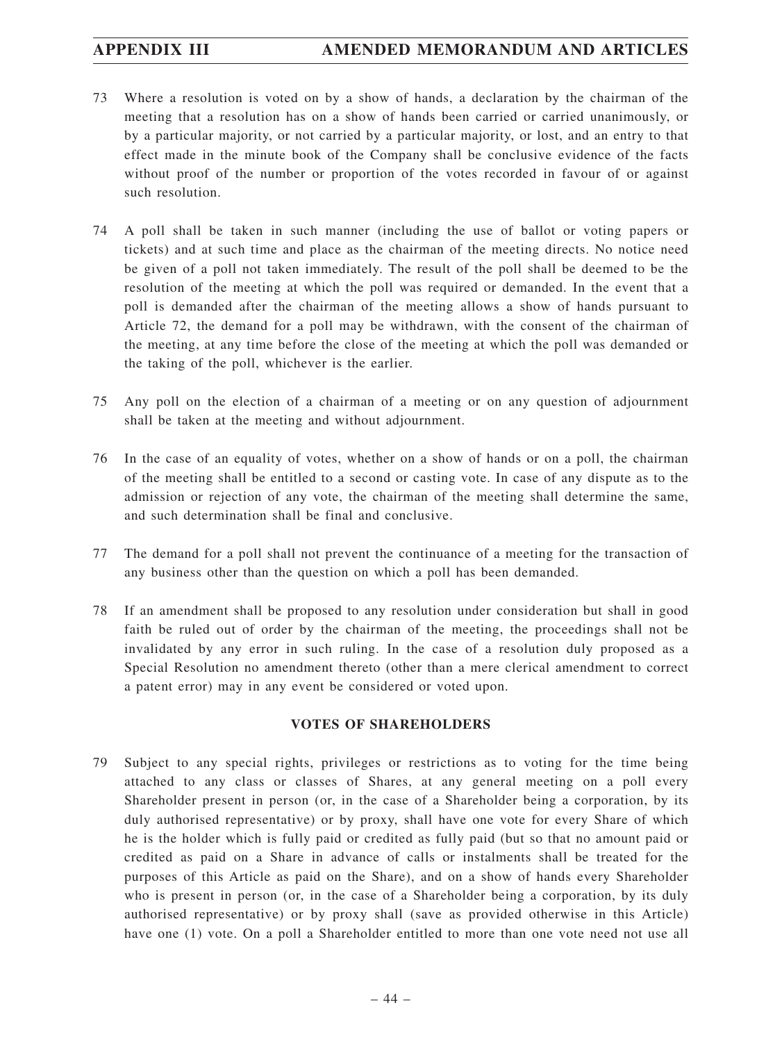73 Where a resolution is voted on by a show of hands, a declaration by the chairman of the meeting that a resolution has on a show of hands been carried or carried unanimously, or by a particular majority, or not carried by a particular majority, or lost, and an entry to that effect made in the minute book of the Company shall be conclusive evidence of the facts without proof of the number or proportion of the votes recorded in favour of or against such resolution.

74 A poll shall be taken in such manner (including the use of ballot or voting papers or tickets) and at such time and place as the chairman of the meeting directs. No notice need be given of a poll not taken immediately. The result of the poll shall be deemed to be the resolution of the meeting at which the poll was required or demanded. In the event that a poll is demanded after the chairman of the meeting allows a show of hands pursuant to Article 72, the demand for a poll may be withdrawn, with the consent of the chairman of the meeting, at any time before the close of the meeting at which the poll was demanded or the taking of the poll, whichever is the earlier.

75 Any poll on the election of a chairman of a meeting or on any question of adjournment shall be taken at the meeting and without adjournment.

76 In the case of an equality of votes, whether on a show of hands or on a poll, the chairman of the meeting shall be entitled to a second or casting vote. In case of any dispute as to the admission or rejection of any vote, the chairman of the meeting shall determine the same, and such determination shall be final and conclusive.

77 The demand for a poll shall not prevent the continuance of a meeting for the transaction of any business other than the question on which a poll has been demanded.

78 If an amendment shall be proposed to any resolution under consideration but shall in good faith be ruled out of order by the chairman of the meeting, the proceedings shall not be invalidated by any error in such ruling. In the case of a resolution duly proposed as a Special Resolution no amendment thereto (other than a mere clerical amendment to correct a patent error) may in any event be considered or voted upon.

## VOTES OF SHAREHOLDERS

79 Subject to any special rights, privileges or restrictions as to voting for the time being attached to any class or classes of Shares, at any general meeting on a poll every Shareholder present in person (or, in the case of a Shareholder being a corporation, by its duly authorised representative) or by proxy, shall have one vote for every Share of which he is the holder which is fully paid or credited as fully paid (but so that no amount paid or credited as paid on a Share in advance of calls or instalments shall be treated for the purposes of this Article as paid on the Share), and on a show of hands every Shareholder who is present in person (or, in the case of a Shareholder being a corporation, by its duly authorised representative) or by proxy shall (save as provided otherwise in this Article) have one (1) vote. On a poll a Shareholder entitled to more than one vote need not use all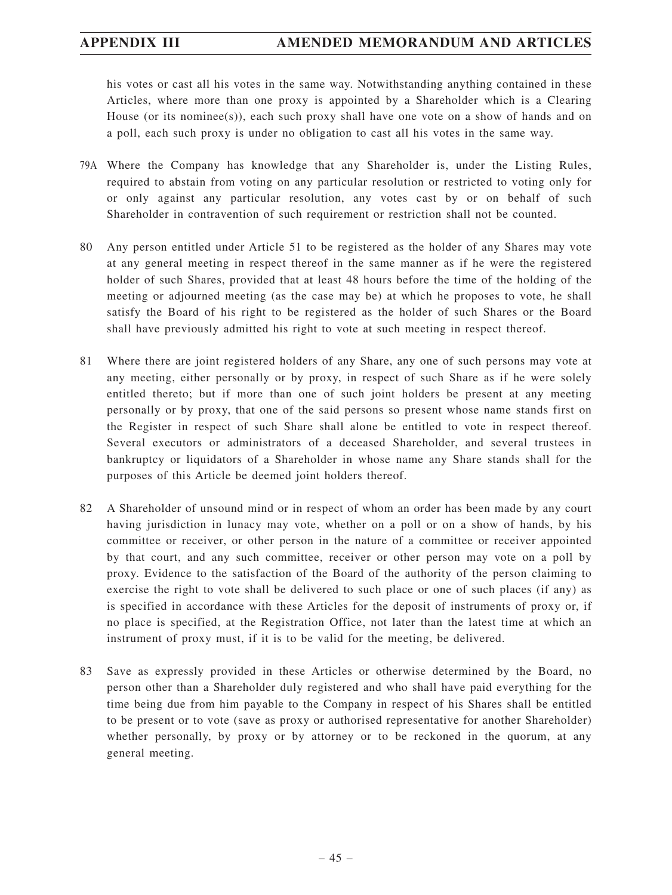his votes or cast all his votes in the same way. Notwithstanding anything contained in these Articles, where more than one proxy is appointed by a Shareholder which is a Clearing House (or its nominee(s)), each such proxy shall have one vote on a show of hands and on a poll, each such proxy is under no obligation to cast all his votes in the same way.

79A Where the Company has knowledge that any Shareholder is, under the Listing Rules, required to abstain from voting on any particular resolution or restricted to voting only for or only against any particular resolution, any votes cast by or on behalf of such Shareholder in contravention of such requirement or restriction shall not be counted.

80 Any person entitled under Article 51 to be registered as the holder of any Shares may vote at any general meeting in respect thereof in the same manner as if he were the registered holder of such Shares, provided that at least 48 hours before the time of the holding of the meeting or adjourned meeting (as the case may be) at which he proposes to vote, he shall satisfy the Board of his right to be registered as the holder of such Shares or the Board shall have previously admitted his right to vote at such meeting in respect thereof.

81 Where there are joint registered holders of any Share, any one of such persons may vote at any meeting, either personally or by proxy, in respect of such Share as if he were solely entitled thereto; but if more than one of such joint holders be present at any meeting personally or by proxy, that one of the said persons so present whose name stands first on the Register in respect of such Share shall alone be entitled to vote in respect thereof. Several executors or administrators of a deceased Shareholder, and several trustees in bankruptcy or liquidators of a Shareholder in whose name any Share stands shall for the purposes of this Article be deemed joint holders thereof.

82 A Shareholder of unsound mind or in respect of whom an order has been made by any court having jurisdiction in lunacy may vote, whether on a poll or on a show of hands, by his committee or receiver, or other person in the nature of a committee or receiver appointed by that court, and any such committee, receiver or other person may vote on a poll by proxy. Evidence to the satisfaction of the Board of the authority of the person claiming to exercise the right to vote shall be delivered to such place or one of such places (if any) as is specified in accordance with these Articles for the deposit of instruments of proxy or, if no place is specified, at the Registration Office, not later than the latest time at which an instrument of proxy must, if it is to be valid for the meeting, be delivered.

83 Save as expressly provided in these Articles or otherwise determined by the Board, no person other than a Shareholder duly registered and who shall have paid everything for the time being due from him payable to the Company in respect of his Shares shall be entitled to be present or to vote (save as proxy or authorised representative for another Shareholder) whether personally, by proxy or by attorney or to be reckoned in the quorum, at any general meeting.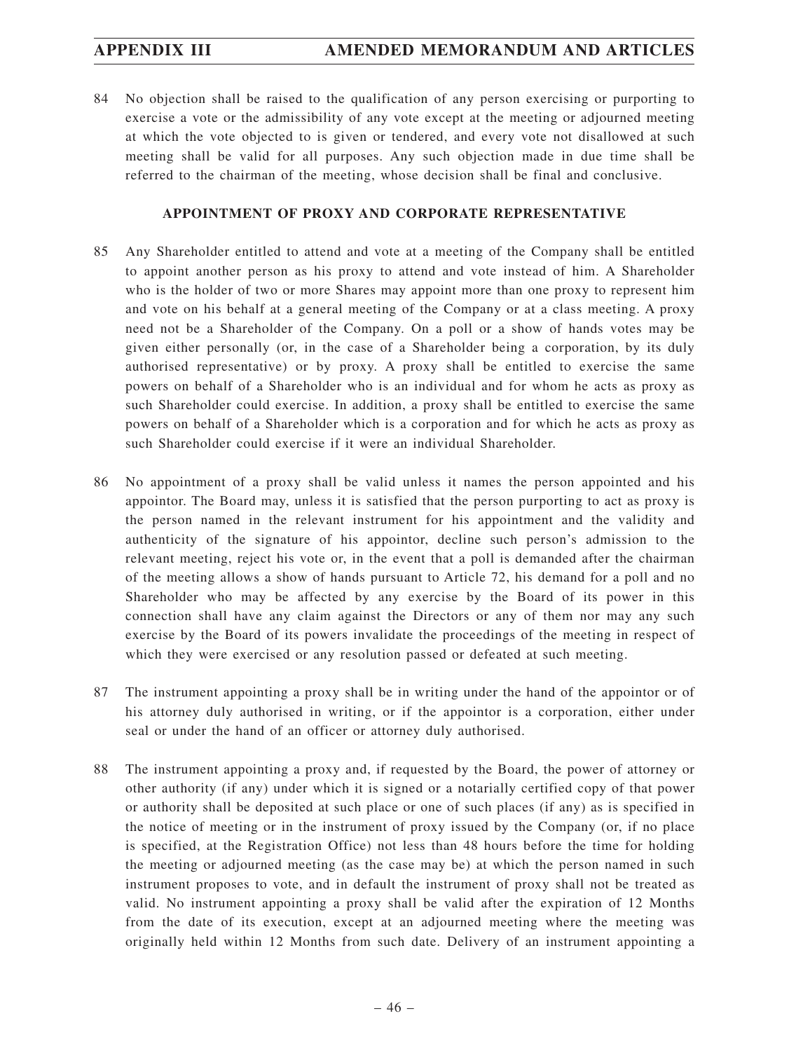84 No objection shall be raised to the qualification of any person exercising or purporting to exercise a vote or the admissibility of any vote except at the meeting or adjourned meeting at which the vote objected to is given or tendered, and every vote not disallowed at such meeting shall be valid for all purposes. Any such objection made in due time shall be referred to the chairman of the meeting, whose decision shall be final and conclusive.

**APPOINTMENT OF PROXY AND CORPORATE REPRESENTATIVE**

85 Any Shareholder entitled to attend and vote at a meeting of the Company shall be entitled to appoint another person as his proxy to attend and vote instead of him. A Shareholder who is the holder of two or more Shares may appoint more than one proxy to represent him and vote on his behalf at a general meeting of the Company or at a class meeting. A proxy need not be a Shareholder of the Company. On a poll or a show of hands votes may be given either personally (or, in the case of a Shareholder being a corporation, by its duly authorised representative) or by proxy. A proxy shall be entitled to exercise the same powers on behalf of a Shareholder who is an individual and for whom he acts as proxy as such Shareholder could exercise. In addition, a proxy shall be entitled to exercise the same powers on behalf of a Shareholder which is a corporation and for which he acts as proxy as such Shareholder could exercise if it were an individual Shareholder.

86 No appointment of a proxy shall be valid unless it names the person appointed and his appointor. The Board may, unless it is satisfied that the person purporting to act as proxy is the person named in the relevant instrument for his appointment and the validity and authenticity of the signature of his appointor, decline such person's admission to the relevant meeting, reject his vote or, in the event that a poll is demanded after the chairman of the meeting allows a show of hands pursuant to Article 72, his demand for a poll and no Shareholder who may be affected by any exercise by the Board of its power in this connection shall have any claim against the Directors or any of them nor may any such exercise by the Board of its powers invalidate the proceedings of the meeting in respect of which they were exercised or any resolution passed or defeated at such meeting.

87 The instrument appointing a proxy shall be in writing under the hand of the appointor or of his attorney duly authorised in writing, or if the appointor is a corporation, either under seal or under the hand of an officer or attorney duly authorised.

88 The instrument appointing a proxy and, if requested by the Board, the power of attorney or other authority (if any) under which it is signed or a notarially certified copy of that power or authority shall be deposited at such place or one of such places (if any) as is specified in the notice of meeting or in the instrument of proxy issued by the Company (or, if no place is specified, at the Registration Office) not less than 48 hours before the time for holding the meeting or adjourned meeting (as the case may be) at which the person named in such instrument proposes to vote, and in default the instrument of proxy shall not be treated as valid. No instrument appointing a proxy shall be valid after the expiration of 12 Months from the date of its execution, except at an adjourned meeting where the meeting was originally held within 12 Months from such date. Delivery of an instrument appointing a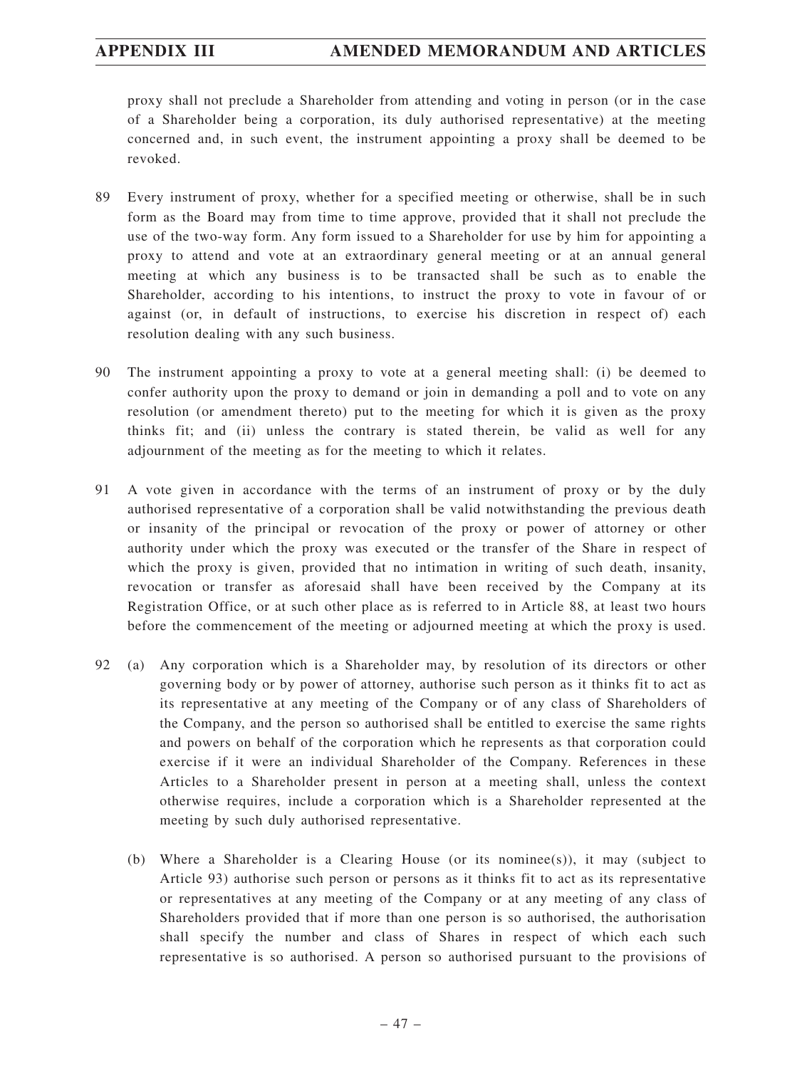proxy shall not preclude a Shareholder from attending and voting in person (or in the case of a Shareholder being a corporation, its duly authorised representative) at the meeting concerned and, in such event, the instrument appointing a proxy shall be deemed to be revoked.

89 Every instrument of proxy, whether for a specified meeting or otherwise, shall be in such form as the Board may from time to time approve, provided that it shall not preclude the use of the two-way form. Any form issued to a Shareholder for use by him for appointing a proxy to attend and vote at an extraordinary general meeting or at an annual general meeting at which any business is to be transacted shall be such as to enable the Shareholder, according to his intentions, to instruct the proxy to vote in favour of or against (or, in default of instructions, to exercise his discretion in respect of) each resolution dealing with any such business.

90 The instrument appointing a proxy to vote at a general meeting shall: (i) be deemed to confer authority upon the proxy to demand or join in demanding a poll and to vote on any resolution (or amendment thereto) put to the meeting for which it is given as the proxy thinks fit; and (ii) unless the contrary is stated therein, be valid as well for any adjournment of the meeting as for the meeting to which it relates.

91 A vote given in accordance with the terms of an instrument of proxy or by the duly authorised representative of a corporation shall be valid notwithstanding the previous death or insanity of the principal or revocation of the proxy or power of attorney or other authority under which the proxy was executed or the transfer of the Share in respect of which the proxy is given, provided that no intimation in writing of such death, insanity, revocation or transfer as aforesaid shall have been received by the Company at its Registration Office, or at such other place as is referred to in Article 88, at least two hours before the commencement of the meeting or adjourned meeting at which the proxy is used.

92 (a) Any corporation which is a Shareholder may, by resolution of its directors or other governing body or by power of attorney, authorise such person as it thinks fit to act as its representative at any meeting of the Company or of any class of Shareholders of the Company, and the person so authorised shall be entitled to exercise the same rights and powers on behalf of the corporation which he represents as that corporation could exercise if it were an individual Shareholder of the Company. References in these Articles to a Shareholder present in person at a meeting shall, unless the context otherwise requires, include a corporation which is a Shareholder represented at the meeting by such duly authorised representative.

(b) Where a Shareholder is a Clearing House (or its nominee(s)), it may (subject to Article 93) authorise such person or persons as it thinks fit to act as its representative or representatives at any meeting of the Company or at any meeting of any class of Shareholders provided that if more than one person is so authorised, the authorisation shall specify the number and class of Shares in respect of which each such representative is so authorised. A person so authorised pursuant to the provisions of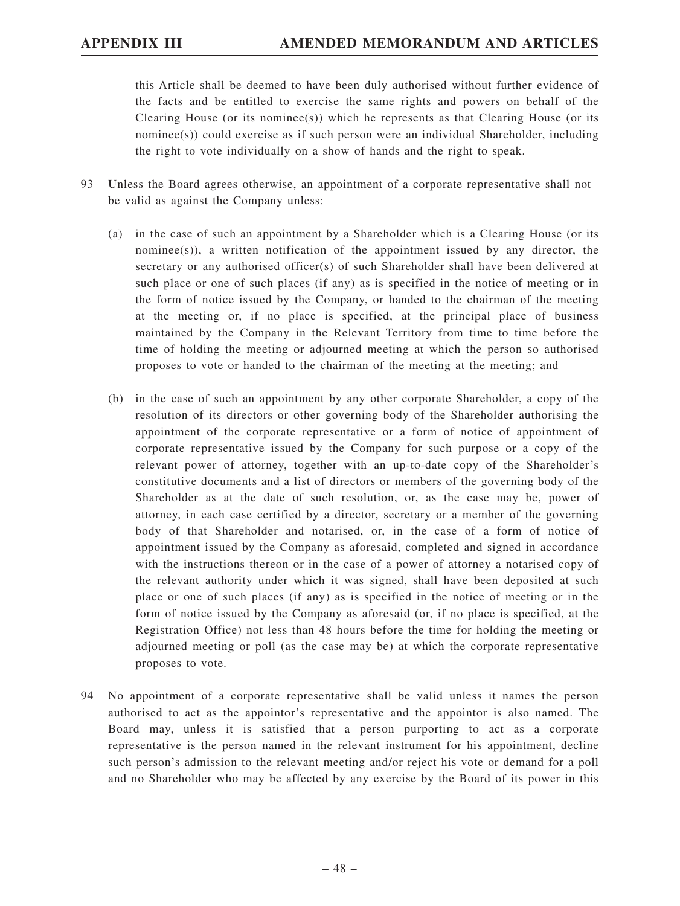this Article shall be deemed to have been duly authorised without further evidence of the facts and be entitled to exercise the same rights and powers on behalf of the Clearing House (or its nominee(s)) which he represents as that Clearing House (or its nominee(s)) could exercise as if such person were an individual Shareholder, including the right to vote individually on a show of hands and the right to speak.

93 Unless the Board agrees otherwise, an appointment of a corporate representative shall not be valid as against the Company unless:

(a) in the case of such an appointment by a Shareholder which is a Clearing House (or its nominee(s)), a written notification of the appointment issued by any director, the secretary or any authorised officer(s) of such Shareholder shall have been delivered at such place or one of such places (if any) as is specified in the notice of meeting or in the form of notice issued by the Company, or handed to the chairman of the meeting at the meeting or, if no place is specified, at the principal place of business maintained by the Company in the Relevant Territory from time to time before the time of holding the meeting or adjourned meeting at which the person so authorised proposes to vote or handed to the chairman of the meeting at the meeting; and

(b) in the case of such an appointment by any other corporate Shareholder, a copy of the resolution of its directors or other governing body of the Shareholder authorising the appointment of the corporate representative or a form of notice of appointment of corporate representative issued by the Company for such purpose or a copy of the relevant power of attorney, together with an up-to-date copy of the Shareholder's constitutive documents and a list of directors or members of the governing body of the Shareholder as at the date of such resolution, or, as the case may be, power of attorney, in each case certified by a director, secretary or a member of the governing body of that Shareholder and notarised, or, in the case of a form of notice of appointment issued by the Company as aforesaid, completed and signed in accordance with the instructions thereon or in the case of a power of attorney a notarised copy of the relevant authority under which it was signed, shall have been deposited at such place or one of such places (if any) as is specified in the notice of meeting or in the form of notice issued by the Company as aforesaid (or, if no place is specified, at the Registration Office) not less than 48 hours before the time for holding the meeting or adjourned meeting or poll (as the case may be) at which the corporate representative proposes to vote.

94 No appointment of a corporate representative shall be valid unless it names the person authorised to act as the appointor's representative and the appointor is also named. The Board may, unless it is satisfied that a person purporting to act as a corporate representative is the person named in the relevant instrument for his appointment, decline such person's admission to the relevant meeting and/or reject his vote or demand for a poll and no Shareholder who may be affected by any exercise by the Board of its power in this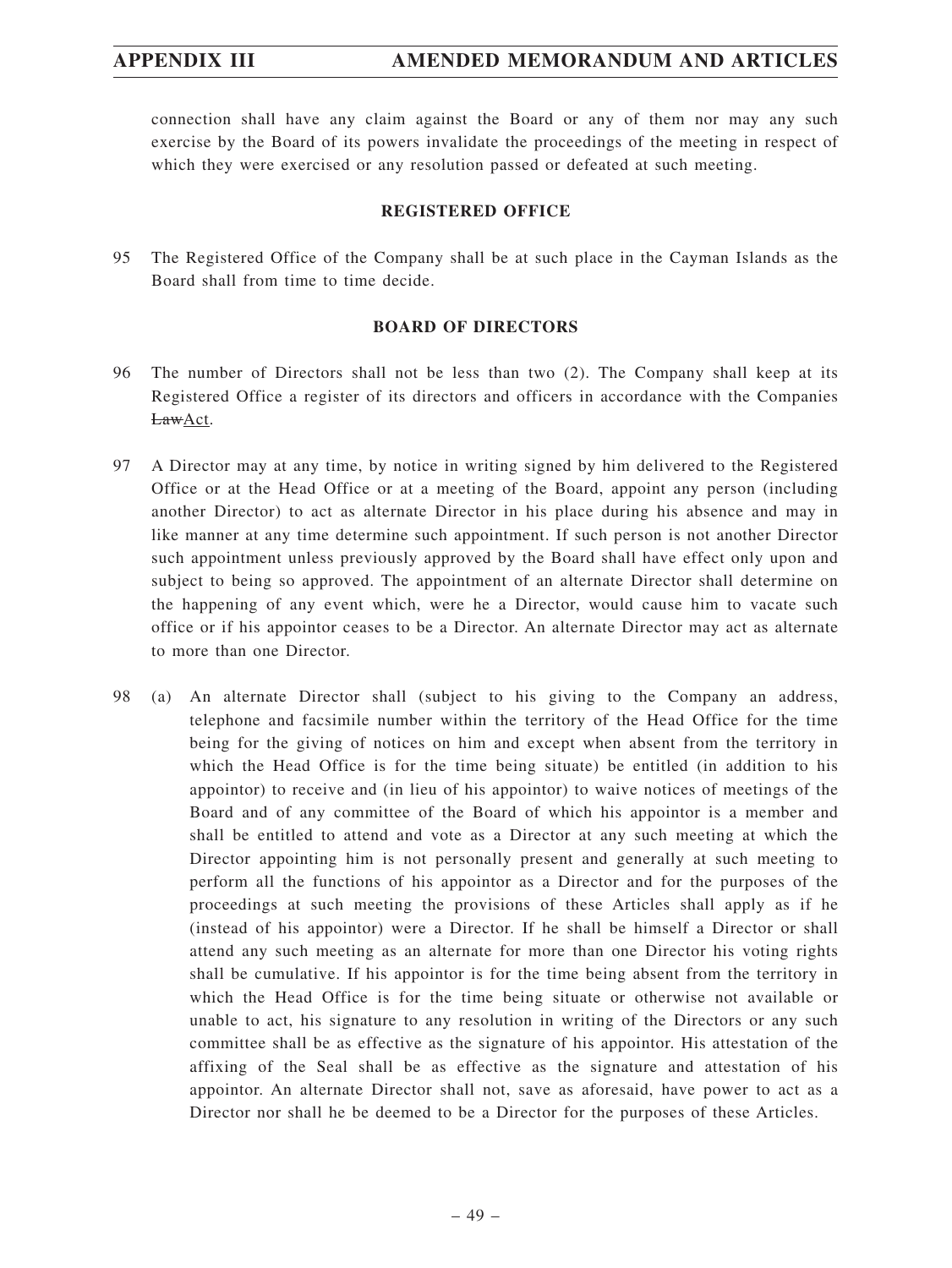connection shall have any claim against the Board or any of them nor may any such exercise by the Board of its powers invalidate the proceedings of the meeting in respect of which they were exercised or any resolution passed or defeated at such meeting.

## REGISTERED OFFICE

95 The Registered Office of the Company shall be at such place in the Cayman Islands as the Board shall from time to time decide.

## BOARD OF DIRECTORS

96 The number of Directors shall not be less than two (2). The Company shall keep at its Registered Office a register of its directors and officers in accordance with the Companies ~~Law~~Act.

97 A Director may at any time, by notice in writing signed by him delivered to the Registered Office or at the Head Office or at a meeting of the Board, appoint any person (including another Director) to act as alternate Director in his place during his absence and may in like manner at any time determine such appointment. If such person is not another Director such appointment unless previously approved by the Board shall have effect only upon and subject to being so approved. The appointment of an alternate Director shall determine on the happening of any event which, were he a Director, would cause him to vacate such office or if his appointor ceases to be a Director. An alternate Director may act as alternate to more than one Director.

98 (a) An alternate Director shall (subject to his giving to the Company an address, telephone and facsimile number within the territory of the Head Office for the time being for the giving of notices on him and except when absent from the territory in which the Head Office is for the time being situate) be entitled (in addition to his appointor) to receive and (in lieu of his appointor) to waive notices of meetings of the Board and of any committee of the Board of which his appointor is a member and shall be entitled to attend and vote as a Director at any such meeting at which the Director appointing him is not personally present and generally at such meeting to perform all the functions of his appointor as a Director and for the purposes of the proceedings at such meeting the provisions of these Articles shall apply as if he (instead of his appointor) were a Director. If he shall be himself a Director or shall attend any such meeting as an alternate for more than one Director his voting rights shall be cumulative. If his appointor is for the time being absent from the territory in which the Head Office is for the time being situate or otherwise not available or unable to act, his signature to any resolution in writing of the Directors or any such committee shall be as effective as the signature of his appointor. His attestation of the affixing of the Seal shall be as effective as the signature and attestation of his appointor. An alternate Director shall not, save as aforesaid, have power to act as a Director nor shall he be deemed to be a Director for the purposes of these Articles.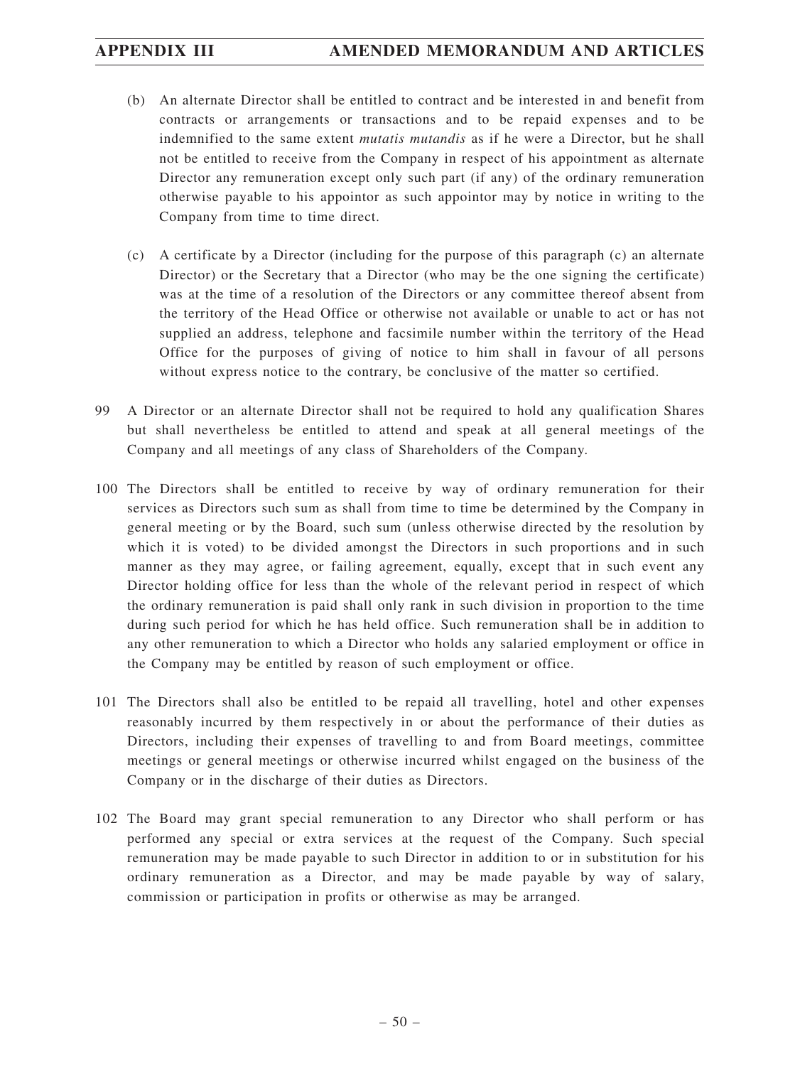(b) An alternate Director shall be entitled to contract and be interested in and benefit from contracts or arrangements or transactions and to be repaid expenses and to be indemnified to the same extent *mutatis mutandis* as if he were a Director, but he shall not be entitled to receive from the Company in respect of his appointment as alternate Director any remuneration except only such part (if any) of the ordinary remuneration otherwise payable to his appointor as such appointor may by notice in writing to the Company from time to time direct.

(c) A certificate by a Director (including for the purpose of this paragraph (c) an alternate Director) or the Secretary that a Director (who may be the one signing the certificate) was at the time of a resolution of the Directors or any committee thereof absent from the territory of the Head Office or otherwise not available or unable to act or has not supplied an address, telephone and facsimile number within the territory of the Head Office for the purposes of giving of notice to him shall in favour of all persons without express notice to the contrary, be conclusive of the matter so certified.

99 A Director or an alternate Director shall not be required to hold any qualification Shares but shall nevertheless be entitled to attend and speak at all general meetings of the Company and all meetings of any class of Shareholders of the Company.

100 The Directors shall be entitled to receive by way of ordinary remuneration for their services as Directors such sum as shall from time to time be determined by the Company in general meeting or by the Board, such sum (unless otherwise directed by the resolution by which it is voted) to be divided amongst the Directors in such proportions and in such manner as they may agree, or failing agreement, equally, except that in such event any Director holding office for less than the whole of the relevant period in respect of which the ordinary remuneration is paid shall only rank in such division in proportion to the time during such period for which he has held office. Such remuneration shall be in addition to any other remuneration to which a Director who holds any salaried employment or office in the Company may be entitled by reason of such employment or office.

101 The Directors shall also be entitled to be repaid all travelling, hotel and other expenses reasonably incurred by them respectively in or about the performance of their duties as Directors, including their expenses of travelling to and from Board meetings, committee meetings or general meetings or otherwise incurred whilst engaged on the business of the Company or in the discharge of their duties as Directors.

102 The Board may grant special remuneration to any Director who shall perform or has performed any special or extra services at the request of the Company. Such special remuneration may be made payable to such Director in addition to or in substitution for his ordinary remuneration as a Director, and may be made payable by way of salary, commission or participation in profits or otherwise as may be arranged.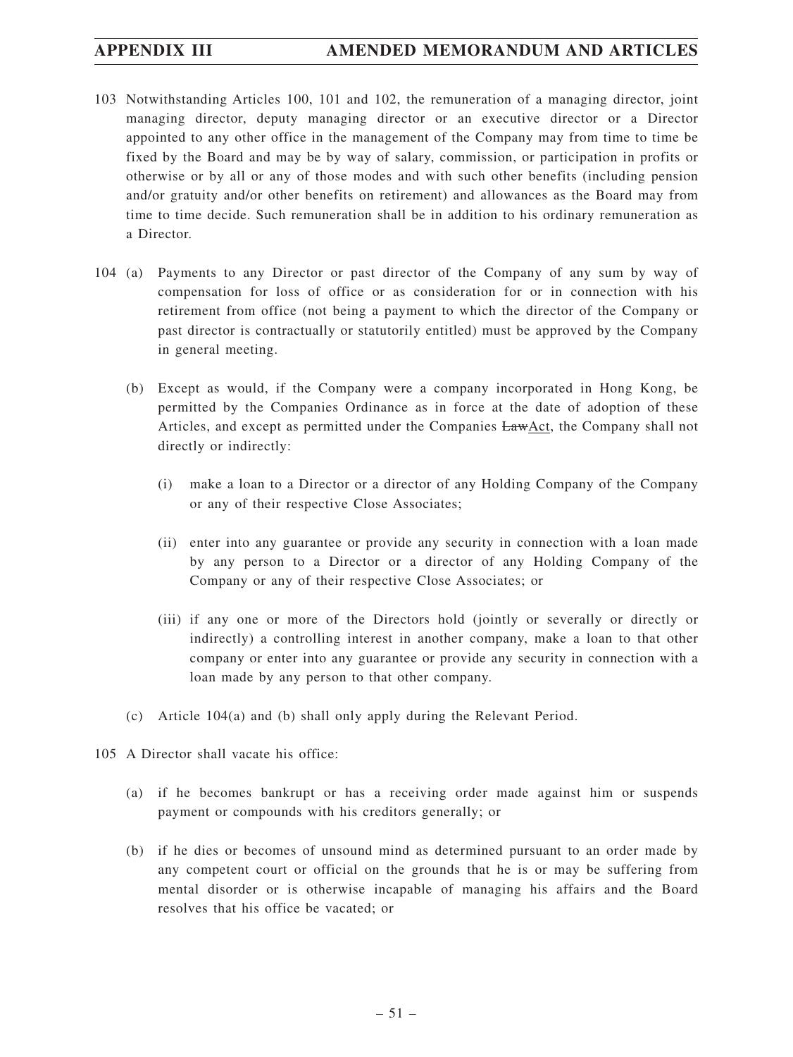103 Notwithstanding Articles 100, 101 and 102, the remuneration of a managing director, joint managing director, deputy managing director or an executive director or a Director appointed to any other office in the management of the Company may from time to time be fixed by the Board and may be by way of salary, commission, or participation in profits or otherwise or by all or any of those modes and with such other benefits (including pension and/or gratuity and/or other benefits on retirement) and allowances as the Board may from time to time decide. Such remuneration shall be in addition to his ordinary remuneration as a Director.

104 (a) Payments to any Director or past director of the Company of any sum by way of compensation for loss of office or as consideration for or in connection with his retirement from office (not being a payment to which the director of the Company or past director is contractually or statutorily entitled) must be approved by the Company in general meeting.

(b) Except as would, if the Company were a company incorporated in Hong Kong, be permitted by the Companies Ordinance as in force at the date of adoption of these Articles, and except as permitted under the Companies ~~Law~~Act, the Company shall not directly or indirectly:

(i) make a loan to a Director or a director of any Holding Company of the Company or any of their respective Close Associates;

(ii) enter into any guarantee or provide any security in connection with a loan made by any person to a Director or a director of any Holding Company of the Company or any of their respective Close Associates; or

(iii) if any one or more of the Directors hold (jointly or severally or directly or indirectly) a controlling interest in another company, make a loan to that other company or enter into any guarantee or provide any security in connection with a loan made by any person to that other company.

(c) Article 104(a) and (b) shall only apply during the Relevant Period.

105 A Director shall vacate his office:

(a) if he becomes bankrupt or has a receiving order made against him or suspends payment or compounds with his creditors generally; or

(b) if he dies or becomes of unsound mind as determined pursuant to an order made by any competent court or official on the grounds that he is or may be suffering from mental disorder or is otherwise incapable of managing his affairs and the Board resolves that his office be vacated; or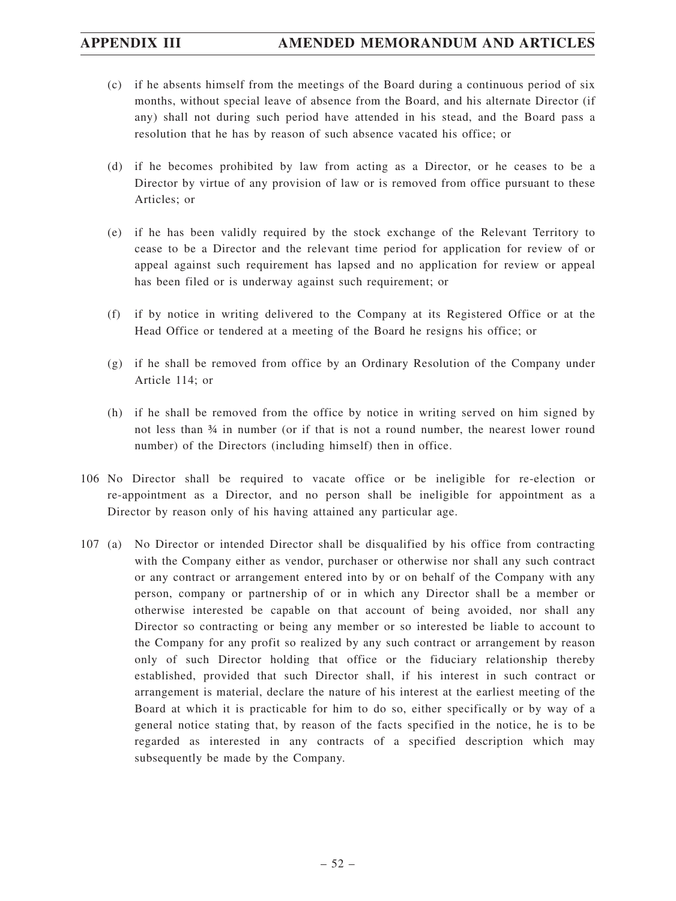(c) if he absents himself from the meetings of the Board during a continuous period of six months, without special leave of absence from the Board, and his alternate Director (if any) shall not during such period have attended in his stead, and the Board pass a resolution that he has by reason of such absence vacated his office; or

(d) if he becomes prohibited by law from acting as a Director, or he ceases to be a Director by virtue of any provision of law or is removed from office pursuant to these Articles; or

(e) if he has been validly required by the stock exchange of the Relevant Territory to cease to be a Director and the relevant time period for application for review of or appeal against such requirement has lapsed and no application for review or appeal has been filed or is underway against such requirement; or

(f) if by notice in writing delivered to the Company at its Registered Office or at the Head Office or tendered at a meeting of the Board he resigns his office; or

(g) if he shall be removed from office by an Ordinary Resolution of the Company under Article 114; or

(h) if he shall be removed from the office by notice in writing served on him signed by not less than ¾ in number (or if that is not a round number, the nearest lower round number) of the Directors (including himself) then in office.

106 No Director shall be required to vacate office or be ineligible for re-election or re-appointment as a Director, and no person shall be ineligible for appointment as a Director by reason only of his having attained any particular age.

107 (a) No Director or intended Director shall be disqualified by his office from contracting with the Company either as vendor, purchaser or otherwise nor shall any such contract or any contract or arrangement entered into by or on behalf of the Company with any person, company or partnership of or in which any Director shall be a member or otherwise interested be capable on that account of being avoided, nor shall any Director so contracting or being any member or so interested be liable to account to the Company for any profit so realized by any such contract or arrangement by reason only of such Director holding that office or the fiduciary relationship thereby established, provided that such Director shall, if his interest in such contract or arrangement is material, declare the nature of his interest at the earliest meeting of the Board at which it is practicable for him to do so, either specifically or by way of a general notice stating that, by reason of the facts specified in the notice, he is to be regarded as interested in any contracts of a specified description which may subsequently be made by the Company.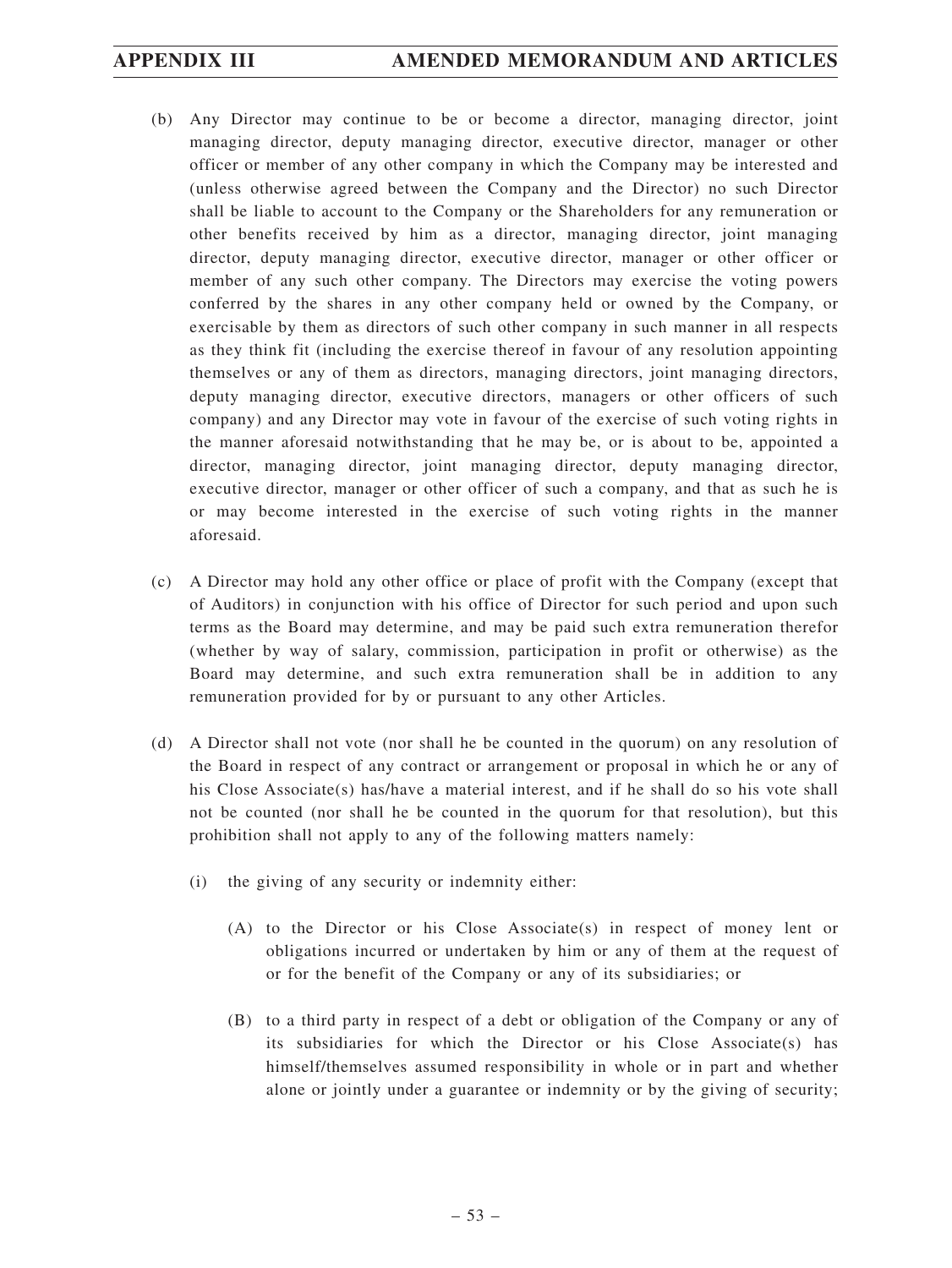(b) Any Director may continue to be or become a director, managing director, joint managing director, deputy managing director, executive director, manager or other officer or member of any other company in which the Company may be interested and (unless otherwise agreed between the Company and the Director) no such Director shall be liable to account to the Company or the Shareholders for any remuneration or other benefits received by him as a director, managing director, joint managing director, deputy managing director, executive director, manager or other officer or member of any such other company. The Directors may exercise the voting powers conferred by the shares in any other company held or owned by the Company, or exercisable by them as directors of such other company in such manner in all respects as they think fit (including the exercise thereof in favour of any resolution appointing themselves or any of them as directors, managing directors, joint managing directors, deputy managing director, executive directors, managers or other officers of such company) and any Director may vote in favour of the exercise of such voting rights in the manner aforesaid notwithstanding that he may be, or is about to be, appointed a director, managing director, joint managing director, deputy managing director, executive director, manager or other officer of such a company, and that as such he is or may become interested in the exercise of such voting rights in the manner aforesaid.

(c) A Director may hold any other office or place of profit with the Company (except that of Auditors) in conjunction with his office of Director for such period and upon such terms as the Board may determine, and may be paid such extra remuneration therefor (whether by way of salary, commission, participation in profit or otherwise) as the Board may determine, and such extra remuneration shall be in addition to any remuneration provided for by or pursuant to any other Articles.

(d) A Director shall not vote (nor shall he be counted in the quorum) on any resolution of the Board in respect of any contract or arrangement or proposal in which he or any of his Close Associate(s) has/have a material interest, and if he shall do so his vote shall not be counted (nor shall he be counted in the quorum for that resolution), but this prohibition shall not apply to any of the following matters namely:

  (i) the giving of any security or indemnity either:

    (A) to the Director or his Close Associate(s) in respect of money lent or obligations incurred or undertaken by him or any of them at the request of or for the benefit of the Company or any of its subsidiaries; or

    (B) to a third party in respect of a debt or obligation of the Company or any of its subsidiaries for which the Director or his Close Associate(s) has himself/themselves assumed responsibility in whole or in part and whether alone or jointly under a guarantee or indemnity or by the giving of security;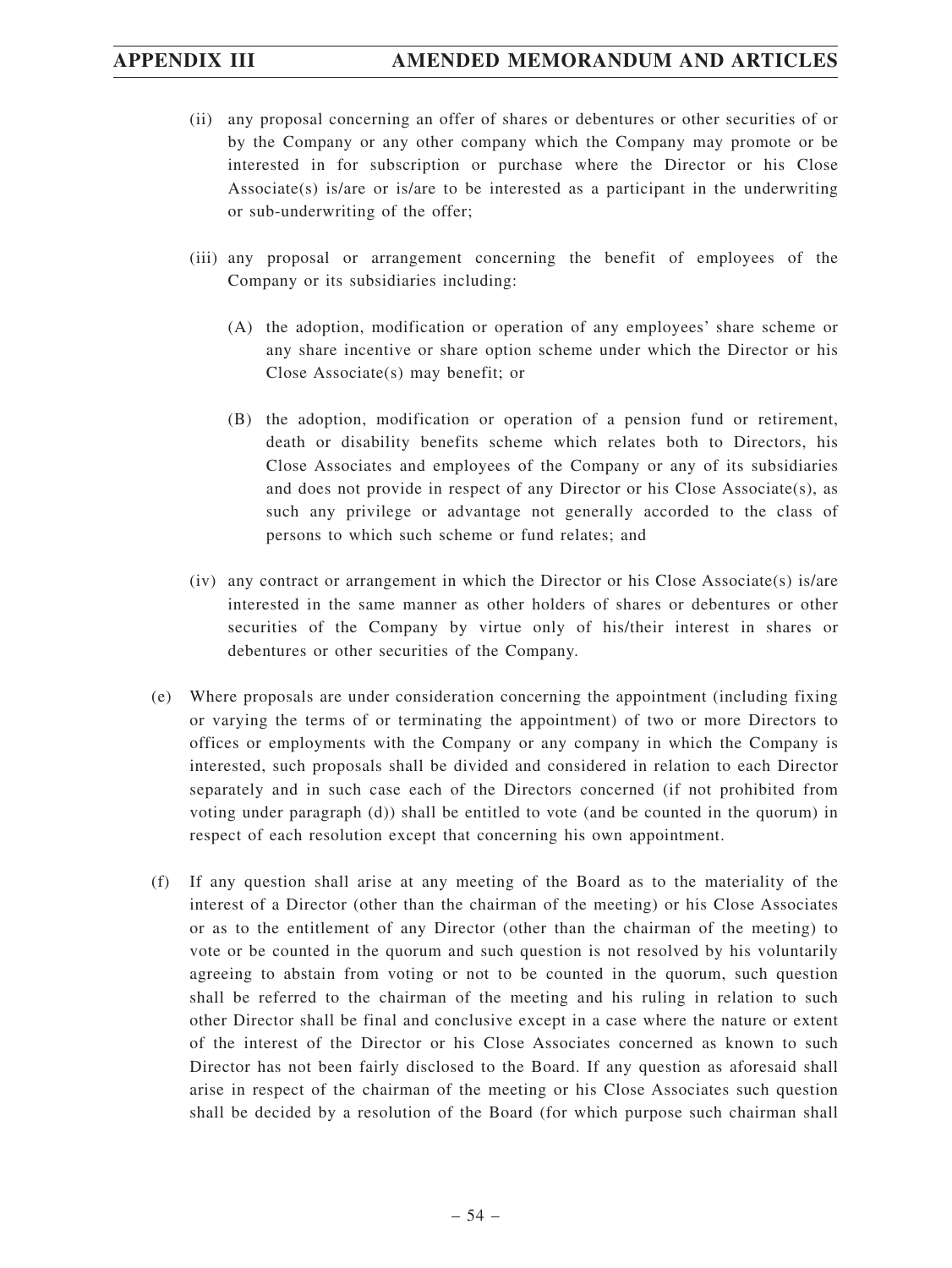(ii) any proposal concerning an offer of shares or debentures or other securities of or by the Company or any other company which the Company may promote or be interested in for subscription or purchase where the Director or his Close Associate(s) is/are or is/are to be interested as a participant in the underwriting or sub-underwriting of the offer;

(iii) any proposal or arrangement concerning the benefit of employees of the Company or its subsidiaries including:

(A) the adoption, modification or operation of any employees' share scheme or any share incentive or share option scheme under which the Director or his Close Associate(s) may benefit; or

(B) the adoption, modification or operation of a pension fund or retirement, death or disability benefits scheme which relates both to Directors, his Close Associates and employees of the Company or any of its subsidiaries and does not provide in respect of any Director or his Close Associate(s), as such any privilege or advantage not generally accorded to the class of persons to which such scheme or fund relates; and

(iv) any contract or arrangement in which the Director or his Close Associate(s) is/are interested in the same manner as other holders of shares or debentures or other securities of the Company by virtue only of his/their interest in shares or debentures or other securities of the Company.

(e) Where proposals are under consideration concerning the appointment (including fixing or varying the terms of or terminating the appointment) of two or more Directors to offices or employments with the Company or any company in which the Company is interested, such proposals shall be divided and considered in relation to each Director separately and in such case each of the Directors concerned (if not prohibited from voting under paragraph (d)) shall be entitled to vote (and be counted in the quorum) in respect of each resolution except that concerning his own appointment.

(f) If any question shall arise at any meeting of the Board as to the materiality of the interest of a Director (other than the chairman of the meeting) or his Close Associates or as to the entitlement of any Director (other than the chairman of the meeting) to vote or be counted in the quorum and such question is not resolved by his voluntarily agreeing to abstain from voting or not to be counted in the quorum, such question shall be referred to the chairman of the meeting and his ruling in relation to such other Director shall be final and conclusive except in a case where the nature or extent of the interest of the Director or his Close Associates concerned as known to such Director has not been fairly disclosed to the Board. If any question as aforesaid shall arise in respect of the chairman of the meeting or his Close Associates such question shall be decided by a resolution of the Board (for which purpose such chairman shall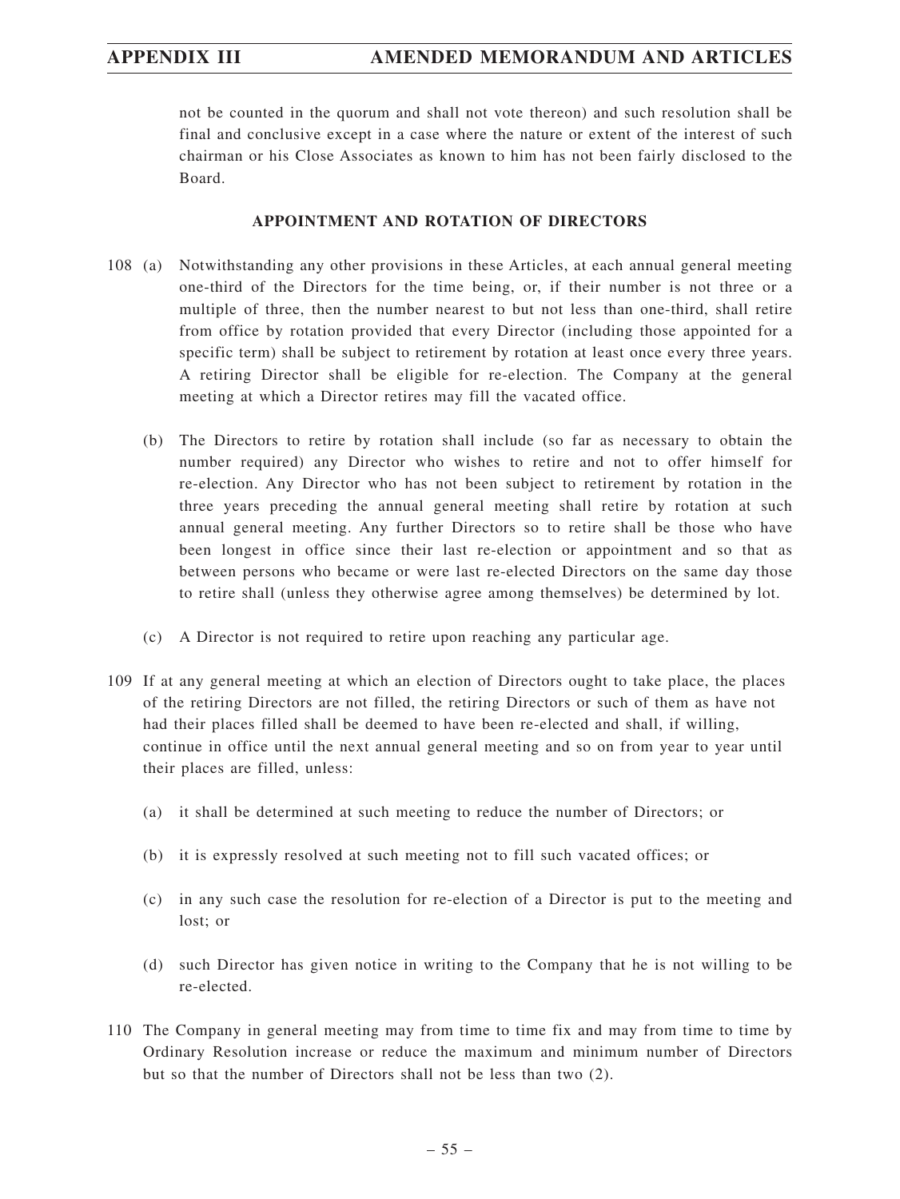not be counted in the quorum and shall not vote thereon) and such resolution shall be final and conclusive except in a case where the nature or extent of the interest of such chairman or his Close Associates as known to him has not been fairly disclosed to the Board.

## APPOINTMENT AND ROTATION OF DIRECTORS

108 (a) Notwithstanding any other provisions in these Articles, at each annual general meeting one-third of the Directors for the time being, or, if their number is not three or a multiple of three, then the number nearest to but not less than one-third, shall retire from office by rotation provided that every Director (including those appointed for a specific term) shall be subject to retirement by rotation at least once every three years. A retiring Director shall be eligible for re-election. The Company at the general meeting at which a Director retires may fill the vacated office.

(b) The Directors to retire by rotation shall include (so far as necessary to obtain the number required) any Director who wishes to retire and not to offer himself for re-election. Any Director who has not been subject to retirement by rotation in the three years preceding the annual general meeting shall retire by rotation at such annual general meeting. Any further Directors so to retire shall be those who have been longest in office since their last re-election or appointment and so that as between persons who became or were last re-elected Directors on the same day those to retire shall (unless they otherwise agree among themselves) be determined by lot.

(c) A Director is not required to retire upon reaching any particular age.

109 If at any general meeting at which an election of Directors ought to take place, the places of the retiring Directors are not filled, the retiring Directors or such of them as have not had their places filled shall be deemed to have been re-elected and shall, if willing, continue in office until the next annual general meeting and so on from year to year until their places are filled, unless:

(a) it shall be determined at such meeting to reduce the number of Directors; or

(b) it is expressly resolved at such meeting not to fill such vacated offices; or

(c) in any such case the resolution for re-election of a Director is put to the meeting and lost; or

(d) such Director has given notice in writing to the Company that he is not willing to be re-elected.

110 The Company in general meeting may from time to time fix and may from time to time by Ordinary Resolution increase or reduce the maximum and minimum number of Directors but so that the number of Directors shall not be less than two (2).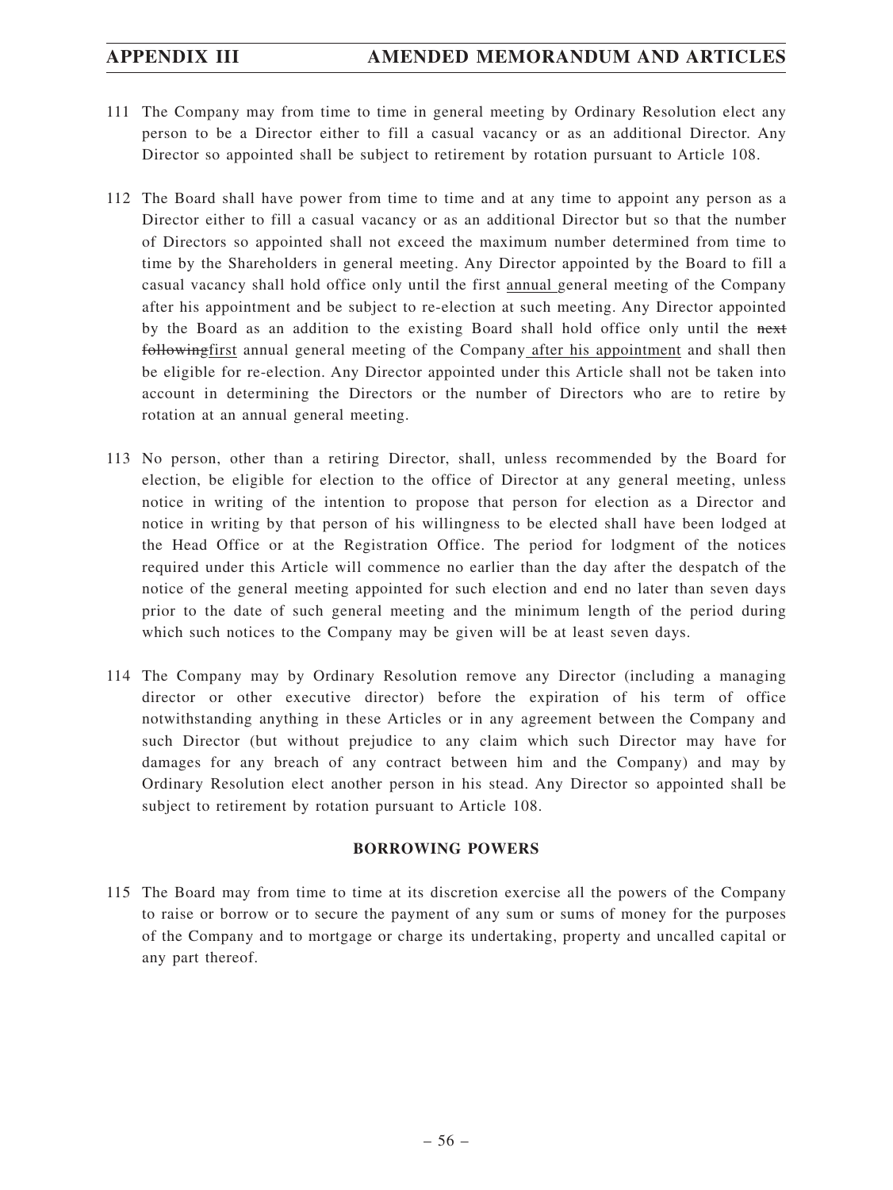111 The Company may from time to time in general meeting by Ordinary Resolution elect any person to be a Director either to fill a casual vacancy or as an additional Director. Any Director so appointed shall be subject to retirement by rotation pursuant to Article 108.

112 The Board shall have power from time to time and at any time to appoint any person as a Director either to fill a casual vacancy or as an additional Director but so that the number of Directors so appointed shall not exceed the maximum number determined from time to time by the Shareholders in general meeting. Any Director appointed by the Board to fill a casual vacancy shall hold office only until the first annual general meeting of the Company after his appointment and be subject to re-election at such meeting. Any Director appointed by the Board as an addition to the existing Board shall hold office only until the ~~next following~~first annual general meeting of the Company after his appointment and shall then be eligible for re-election. Any Director appointed under this Article shall not be taken into account in determining the Directors or the number of Directors who are to retire by rotation at an annual general meeting.

113 No person, other than a retiring Director, shall, unless recommended by the Board for election, be eligible for election to the office of Director at any general meeting, unless notice in writing of the intention to propose that person for election as a Director and notice in writing by that person of his willingness to be elected shall have been lodged at the Head Office or at the Registration Office. The period for lodgment of the notices required under this Article will commence no earlier than the day after the despatch of the notice of the general meeting appointed for such election and end no later than seven days prior to the date of such general meeting and the minimum length of the period during which such notices to the Company may be given will be at least seven days.

114 The Company may by Ordinary Resolution remove any Director (including a managing director or other executive director) before the expiration of his term of office notwithstanding anything in these Articles or in any agreement between the Company and such Director (but without prejudice to any claim which such Director may have for damages for any breach of any contract between him and the Company) and may by Ordinary Resolution elect another person in his stead. Any Director so appointed shall be subject to retirement by rotation pursuant to Article 108.

**BORROWING POWERS**

115 The Board may from time to time at its discretion exercise all the powers of the Company to raise or borrow or to secure the payment of any sum or sums of money for the purposes of the Company and to mortgage or charge its undertaking, property and uncalled capital or any part thereof.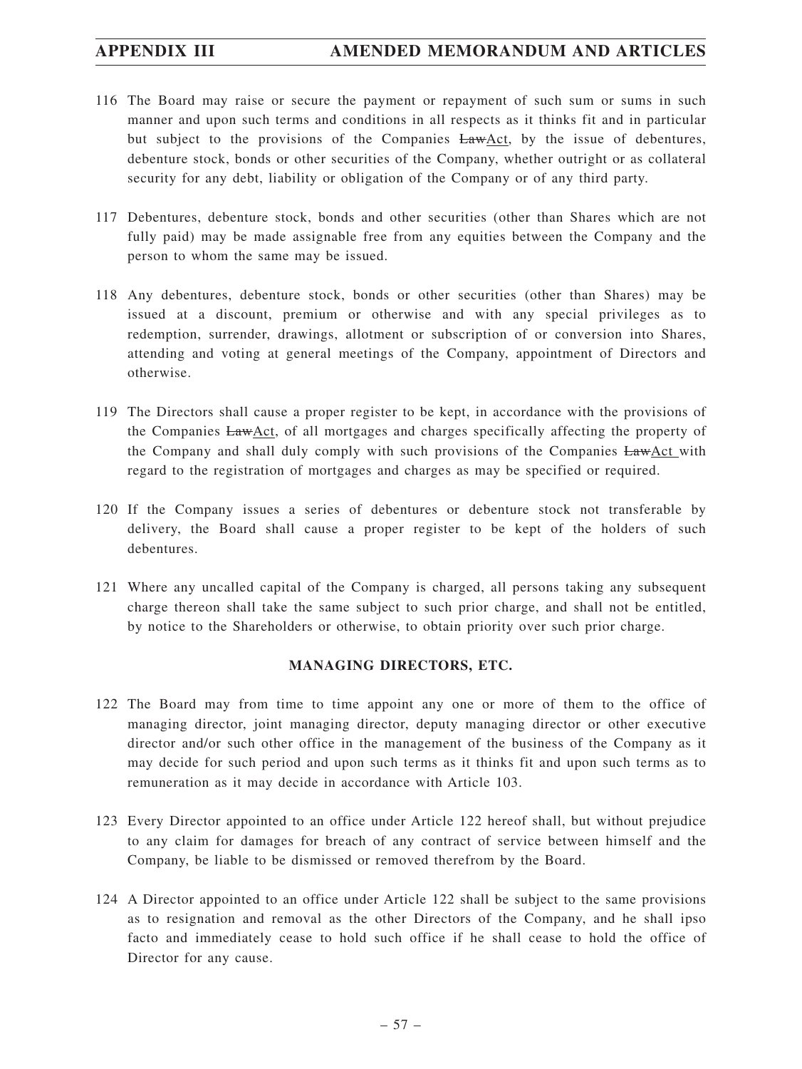116 The Board may raise or secure the payment or repayment of such sum or sums in such manner and upon such terms and conditions in all respects as it thinks fit and in particular but subject to the provisions of the Companies ~~Law~~Act, by the issue of debentures, debenture stock, bonds or other securities of the Company, whether outright or as collateral security for any debt, liability or obligation of the Company or of any third party.

117 Debentures, debenture stock, bonds and other securities (other than Shares which are not fully paid) may be made assignable free from any equities between the Company and the person to whom the same may be issued.

118 Any debentures, debenture stock, bonds or other securities (other than Shares) may be issued at a discount, premium or otherwise and with any special privileges as to redemption, surrender, drawings, allotment or subscription of or conversion into Shares, attending and voting at general meetings of the Company, appointment of Directors and otherwise.

119 The Directors shall cause a proper register to be kept, in accordance with the provisions of the Companies ~~Law~~Act, of all mortgages and charges specifically affecting the property of the Company and shall duly comply with such provisions of the Companies ~~Law~~Act with regard to the registration of mortgages and charges as may be specified or required.

120 If the Company issues a series of debentures or debenture stock not transferable by delivery, the Board shall cause a proper register to be kept of the holders of such debentures.

121 Where any uncalled capital of the Company is charged, all persons taking any subsequent charge thereon shall take the same subject to such prior charge, and shall not be entitled, by notice to the Shareholders or otherwise, to obtain priority over such prior charge.

## MANAGING DIRECTORS, ETC.

122 The Board may from time to time appoint any one or more of them to the office of managing director, joint managing director, deputy managing director or other executive director and/or such other office in the management of the business of the Company as it may decide for such period and upon such terms as it thinks fit and upon such terms as to remuneration as it may decide in accordance with Article 103.

123 Every Director appointed to an office under Article 122 hereof shall, but without prejudice to any claim for damages for breach of any contract of service between himself and the Company, be liable to be dismissed or removed therefrom by the Board.

124 A Director appointed to an office under Article 122 shall be subject to the same provisions as to resignation and removal as the other Directors of the Company, and he shall ipso facto and immediately cease to hold such office if he shall cease to hold the office of Director for any cause.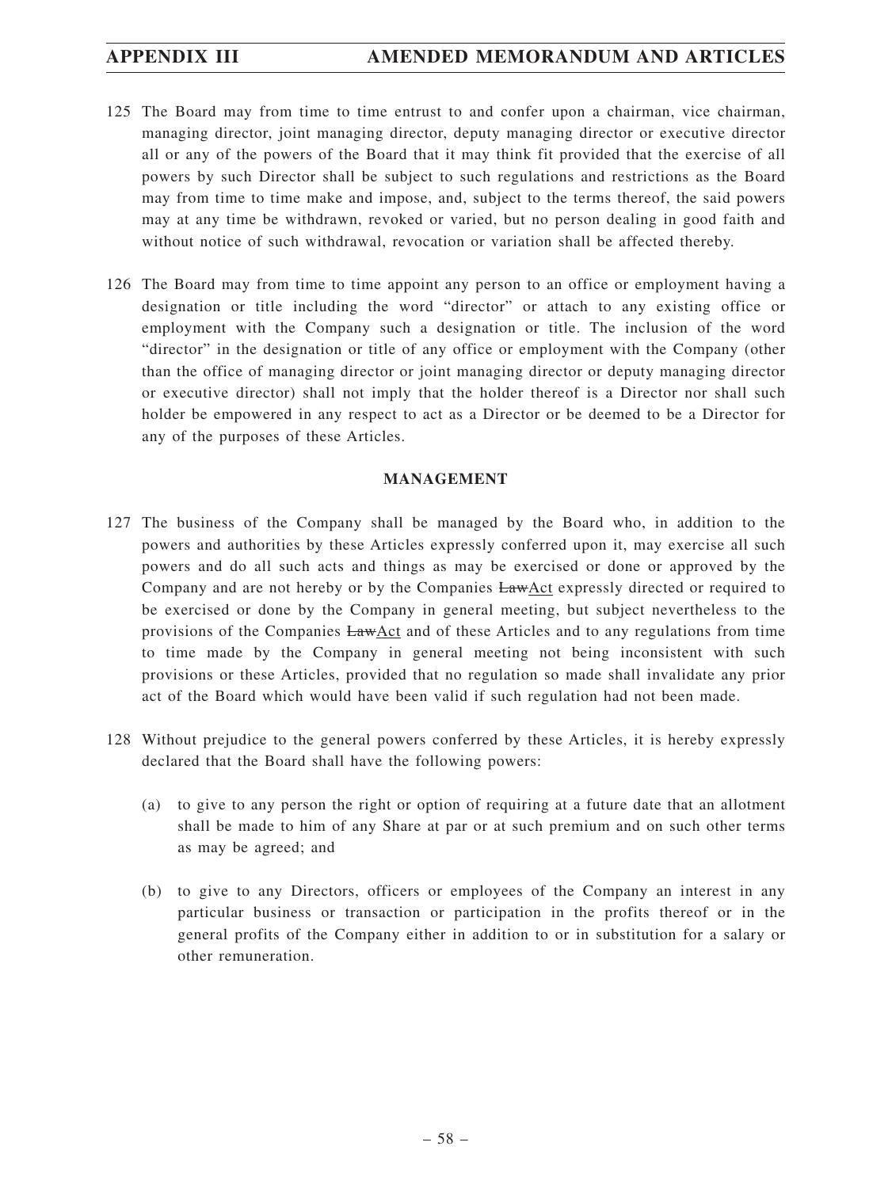125 The Board may from time to time entrust to and confer upon a chairman, vice chairman, managing director, joint managing director, deputy managing director or executive director all or any of the powers of the Board that it may think fit provided that the exercise of all powers by such Director shall be subject to such regulations and restrictions as the Board may from time to time make and impose, and, subject to the terms thereof, the said powers may at any time be withdrawn, revoked or varied, but no person dealing in good faith and without notice of such withdrawal, revocation or variation shall be affected thereby.

126 The Board may from time to time appoint any person to an office or employment having a designation or title including the word "director" or attach to any existing office or employment with the Company such a designation or title. The inclusion of the word "director" in the designation or title of any office or employment with the Company (other than the office of managing director or joint managing director or deputy managing director or executive director) shall not imply that the holder thereof is a Director nor shall such holder be empowered in any respect to act as a Director or be deemed to be a Director for any of the purposes of these Articles.

**MANAGEMENT**

127 The business of the Company shall be managed by the Board who, in addition to the powers and authorities by these Articles expressly conferred upon it, may exercise all such powers and do all such acts and things as may be exercised or done or approved by the Company and are not hereby or by the Companies ~~Law~~Act expressly directed or required to be exercised or done by the Company in general meeting, but subject nevertheless to the provisions of the Companies ~~Law~~Act and of these Articles and to any regulations from time to time made by the Company in general meeting not being inconsistent with such provisions or these Articles, provided that no regulation so made shall invalidate any prior act of the Board which would have been valid if such regulation had not been made.

128 Without prejudice to the general powers conferred by these Articles, it is hereby expressly declared that the Board shall have the following powers:

(a) to give to any person the right or option of requiring at a future date that an allotment shall be made to him of any Share at par or at such premium and on such other terms as may be agreed; and

(b) to give to any Directors, officers or employees of the Company an interest in any particular business or transaction or participation in the profits thereof or in the general profits of the Company either in addition to or in substitution for a salary or other remuneration.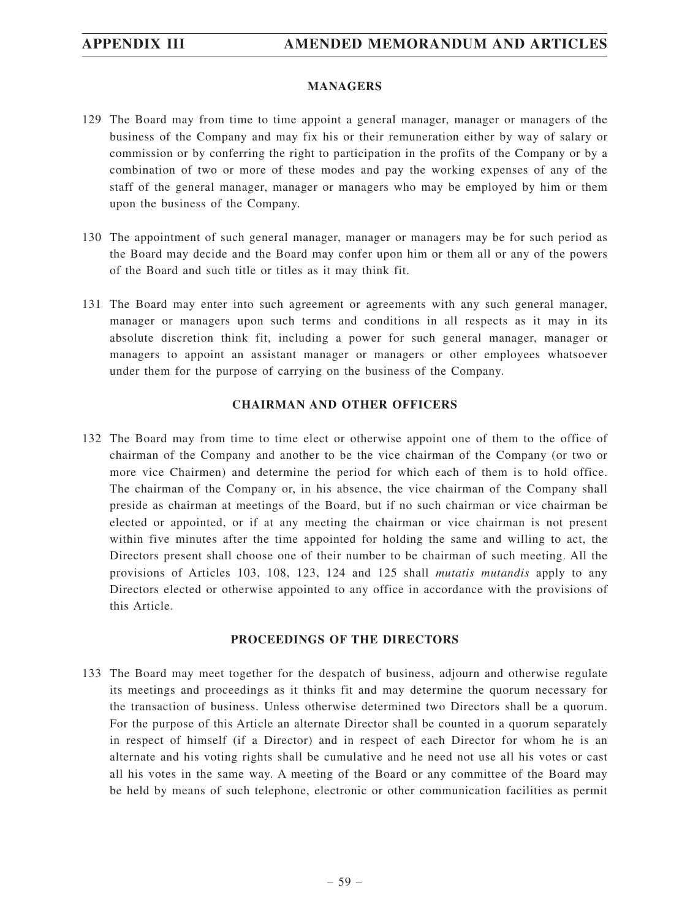## MANAGERS

129 The Board may from time to time appoint a general manager, manager or managers of the business of the Company and may fix his or their remuneration either by way of salary or commission or by conferring the right to participation in the profits of the Company or by a combination of two or more of these modes and pay the working expenses of any of the staff of the general manager, manager or managers who may be employed by him or them upon the business of the Company.

130 The appointment of such general manager, manager or managers may be for such period as the Board may decide and the Board may confer upon him or them all or any of the powers of the Board and such title or titles as it may think fit.

131 The Board may enter into such agreement or agreements with any such general manager, manager or managers upon such terms and conditions in all respects as it may in its absolute discretion think fit, including a power for such general manager, manager or managers to appoint an assistant manager or managers or other employees whatsoever under them for the purpose of carrying on the business of the Company.

## CHAIRMAN AND OTHER OFFICERS

132 The Board may from time to time elect or otherwise appoint one of them to the office of chairman of the Company and another to be the vice chairman of the Company (or two or more vice Chairmen) and determine the period for which each of them is to hold office. The chairman of the Company or, in his absence, the vice chairman of the Company shall preside as chairman at meetings of the Board, but if no such chairman or vice chairman be elected or appointed, or if at any meeting the chairman or vice chairman is not present within five minutes after the time appointed for holding the same and willing to act, the Directors present shall choose one of their number to be chairman of such meeting. All the provisions of Articles 103, 108, 123, 124 and 125 shall *mutatis mutandis* apply to any Directors elected or otherwise appointed to any office in accordance with the provisions of this Article.

## PROCEEDINGS OF THE DIRECTORS

133 The Board may meet together for the despatch of business, adjourn and otherwise regulate its meetings and proceedings as it thinks fit and may determine the quorum necessary for the transaction of business. Unless otherwise determined two Directors shall be a quorum. For the purpose of this Article an alternate Director shall be counted in a quorum separately in respect of himself (if a Director) and in respect of each Director for whom he is an alternate and his voting rights shall be cumulative and he need not use all his votes or cast all his votes in the same way. A meeting of the Board or any committee of the Board may be held by means of such telephone, electronic or other communication facilities as permit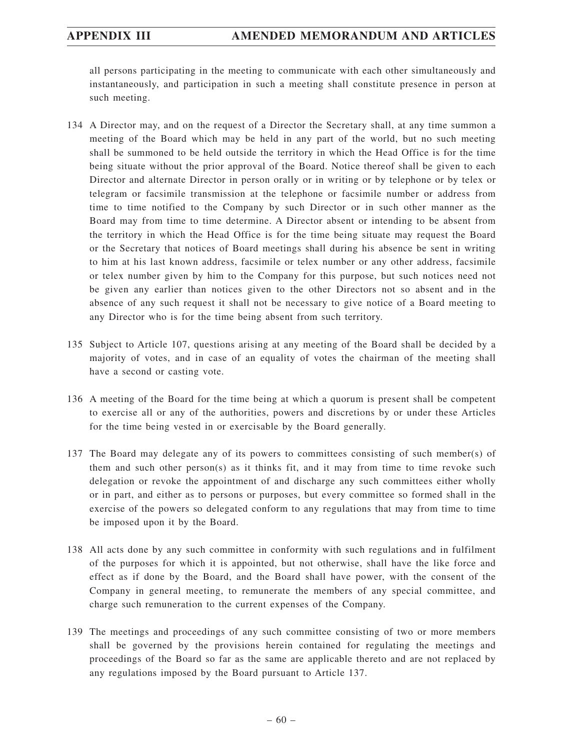all persons participating in the meeting to communicate with each other simultaneously and instantaneously, and participation in such a meeting shall constitute presence in person at such meeting.

134 A Director may, and on the request of a Director the Secretary shall, at any time summon a meeting of the Board which may be held in any part of the world, but no such meeting shall be summoned to be held outside the territory in which the Head Office is for the time being situate without the prior approval of the Board. Notice thereof shall be given to each Director and alternate Director in person orally or in writing or by telephone or by telex or telegram or facsimile transmission at the telephone or facsimile number or address from time to time notified to the Company by such Director or in such other manner as the Board may from time to time determine. A Director absent or intending to be absent from the territory in which the Head Office is for the time being situate may request the Board or the Secretary that notices of Board meetings shall during his absence be sent in writing to him at his last known address, facsimile or telex number or any other address, facsimile or telex number given by him to the Company for this purpose, but such notices need not be given any earlier than notices given to the other Directors not so absent and in the absence of any such request it shall not be necessary to give notice of a Board meeting to any Director who is for the time being absent from such territory.

135 Subject to Article 107, questions arising at any meeting of the Board shall be decided by a majority of votes, and in case of an equality of votes the chairman of the meeting shall have a second or casting vote.

136 A meeting of the Board for the time being at which a quorum is present shall be competent to exercise all or any of the authorities, powers and discretions by or under these Articles for the time being vested in or exercisable by the Board generally.

137 The Board may delegate any of its powers to committees consisting of such member(s) of them and such other person(s) as it thinks fit, and it may from time to time revoke such delegation or revoke the appointment of and discharge any such committees either wholly or in part, and either as to persons or purposes, but every committee so formed shall in the exercise of the powers so delegated conform to any regulations that may from time to time be imposed upon it by the Board.

138 All acts done by any such committee in conformity with such regulations and in fulfilment of the purposes for which it is appointed, but not otherwise, shall have the like force and effect as if done by the Board, and the Board shall have power, with the consent of the Company in general meeting, to remunerate the members of any special committee, and charge such remuneration to the current expenses of the Company.

139 The meetings and proceedings of any such committee consisting of two or more members shall be governed by the provisions herein contained for regulating the meetings and proceedings of the Board so far as the same are applicable thereto and are not replaced by any regulations imposed by the Board pursuant to Article 137.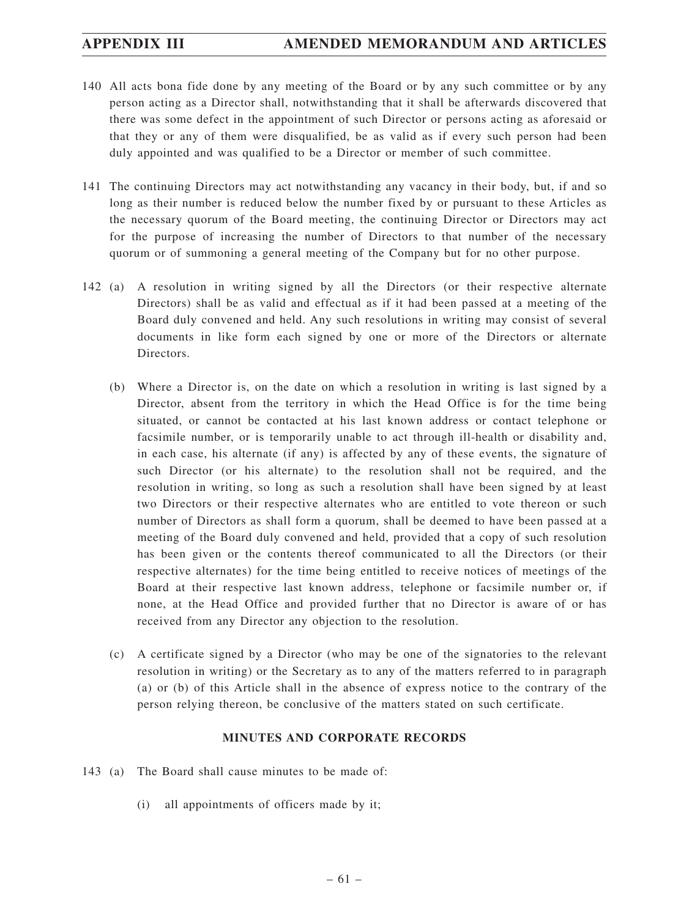140 All acts bona fide done by any meeting of the Board or by any such committee or by any person acting as a Director shall, notwithstanding that it shall be afterwards discovered that there was some defect in the appointment of such Director or persons acting as aforesaid or that they or any of them were disqualified, be as valid as if every such person had been duly appointed and was qualified to be a Director or member of such committee.

141 The continuing Directors may act notwithstanding any vacancy in their body, but, if and so long as their number is reduced below the number fixed by or pursuant to these Articles as the necessary quorum of the Board meeting, the continuing Director or Directors may act for the purpose of increasing the number of Directors to that number of the necessary quorum or of summoning a general meeting of the Company but for no other purpose.

142 (a) A resolution in writing signed by all the Directors (or their respective alternate Directors) shall be as valid and effectual as if it had been passed at a meeting of the Board duly convened and held. Any such resolutions in writing may consist of several documents in like form each signed by one or more of the Directors or alternate Directors.

(b) Where a Director is, on the date on which a resolution in writing is last signed by a Director, absent from the territory in which the Head Office is for the time being situated, or cannot be contacted at his last known address or contact telephone or facsimile number, or is temporarily unable to act through ill-health or disability and, in each case, his alternate (if any) is affected by any of these events, the signature of such Director (or his alternate) to the resolution shall not be required, and the resolution in writing, so long as such a resolution shall have been signed by at least two Directors or their respective alternates who are entitled to vote thereon or such number of Directors as shall form a quorum, shall be deemed to have been passed at a meeting of the Board duly convened and held, provided that a copy of such resolution has been given or the contents thereof communicated to all the Directors (or their respective alternates) for the time being entitled to receive notices of meetings of the Board at their respective last known address, telephone or facsimile number or, if none, at the Head Office and provided further that no Director is aware of or has received from any Director any objection to the resolution.

(c) A certificate signed by a Director (who may be one of the signatories to the relevant resolution in writing) or the Secretary as to any of the matters referred to in paragraph (a) or (b) of this Article shall in the absence of express notice to the contrary of the person relying thereon, be conclusive of the matters stated on such certificate.

## MINUTES AND CORPORATE RECORDS

143 (a) The Board shall cause minutes to be made of:

(i) all appointments of officers made by it;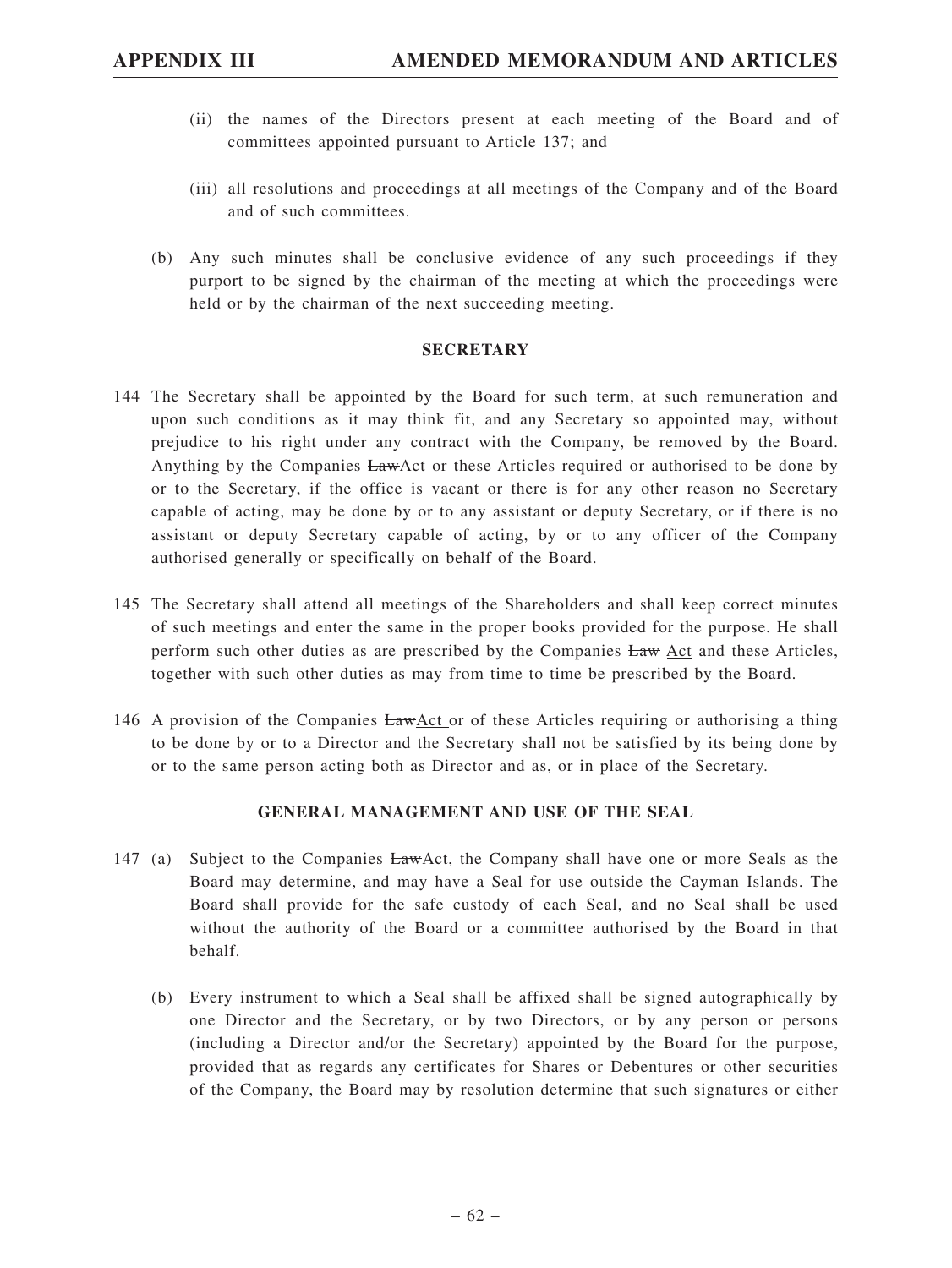(ii) the names of the Directors present at each meeting of the Board and of committees appointed pursuant to Article 137; and

(iii) all resolutions and proceedings at all meetings of the Company and of the Board and of such committees.

(b) Any such minutes shall be conclusive evidence of any such proceedings if they purport to be signed by the chairman of the meeting at which the proceedings were held or by the chairman of the next succeeding meeting.

## SECRETARY

144 The Secretary shall be appointed by the Board for such term, at such remuneration and upon such conditions as it may think fit, and any Secretary so appointed may, without prejudice to his right under any contract with the Company, be removed by the Board. Anything by the Companies ~~Law~~Act or these Articles required or authorised to be done by or to the Secretary, if the office is vacant or there is for any other reason no Secretary capable of acting, may be done by or to any assistant or deputy Secretary, or if there is no assistant or deputy Secretary capable of acting, by or to any officer of the Company authorised generally or specifically on behalf of the Board.

145 The Secretary shall attend all meetings of the Shareholders and shall keep correct minutes of such meetings and enter the same in the proper books provided for the purpose. He shall perform such other duties as are prescribed by the Companies ~~Law~~ Act and these Articles, together with such other duties as may from time to time be prescribed by the Board.

146 A provision of the Companies ~~Law~~Act or of these Articles requiring or authorising a thing to be done by or to a Director and the Secretary shall not be satisfied by its being done by or to the same person acting both as Director and as, or in place of the Secretary.

## GENERAL MANAGEMENT AND USE OF THE SEAL

147 (a) Subject to the Companies ~~Law~~Act, the Company shall have one or more Seals as the Board may determine, and may have a Seal for use outside the Cayman Islands. The Board shall provide for the safe custody of each Seal, and no Seal shall be used without the authority of the Board or a committee authorised by the Board in that behalf.

(b) Every instrument to which a Seal shall be affixed shall be signed autographically by one Director and the Secretary, or by two Directors, or by any person or persons (including a Director and/or the Secretary) appointed by the Board for the purpose, provided that as regards any certificates for Shares or Debentures or other securities of the Company, the Board may by resolution determine that such signatures or either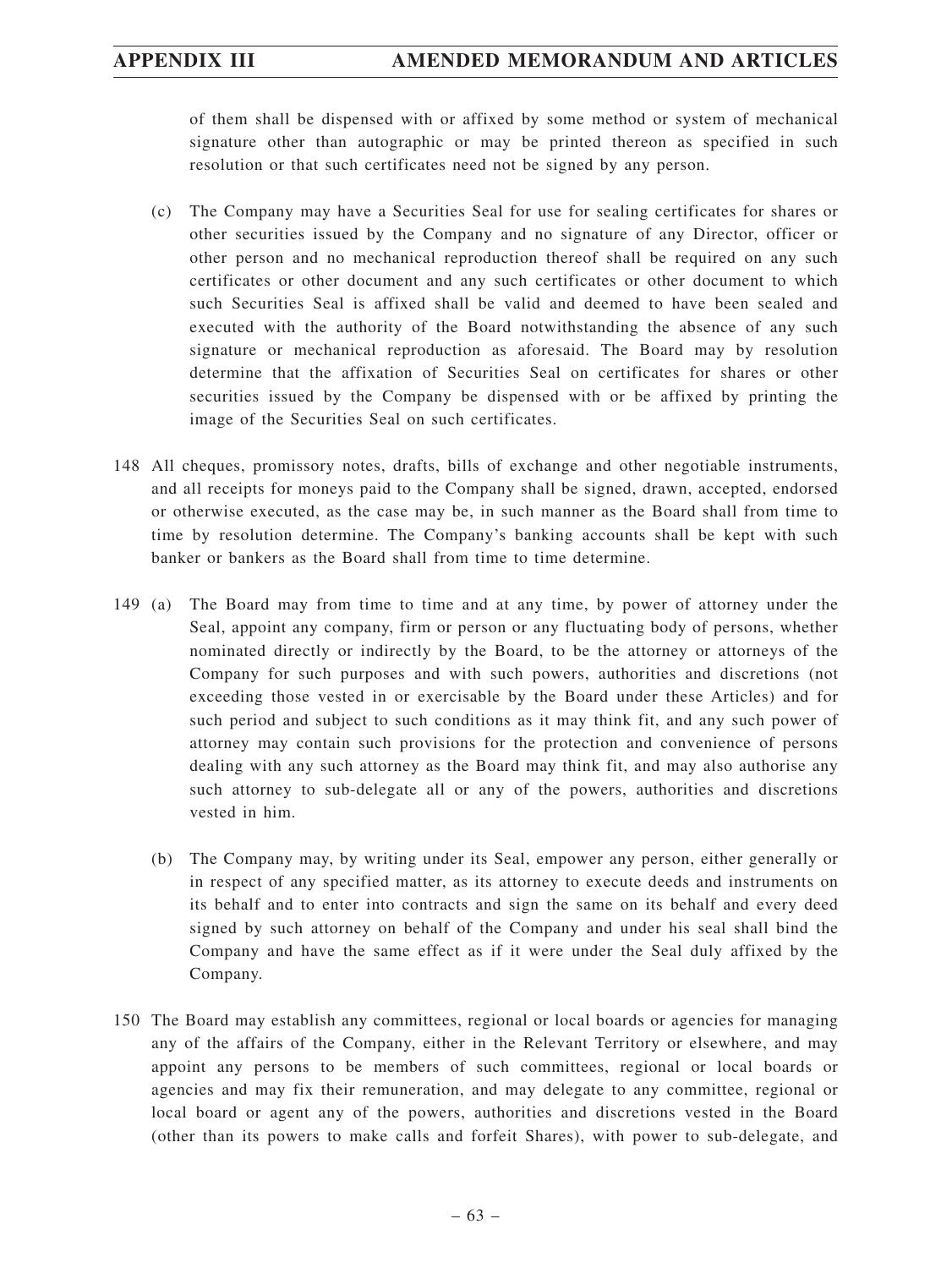of them shall be dispensed with or affixed by some method or system of mechanical signature other than autographic or may be printed thereon as specified in such resolution or that such certificates need not be signed by any person.

(c) The Company may have a Securities Seal for use for sealing certificates for shares or other securities issued by the Company and no signature of any Director, officer or other person and no mechanical reproduction thereof shall be required on any such certificates or other document and any such certificates or other document to which such Securities Seal is affixed shall be valid and deemed to have been sealed and executed with the authority of the Board notwithstanding the absence of any such signature or mechanical reproduction as aforesaid. The Board may by resolution determine that the affixation of Securities Seal on certificates for shares or other securities issued by the Company be dispensed with or be affixed by printing the image of the Securities Seal on such certificates.

148 All cheques, promissory notes, drafts, bills of exchange and other negotiable instruments, and all receipts for moneys paid to the Company shall be signed, drawn, accepted, endorsed or otherwise executed, as the case may be, in such manner as the Board shall from time to time by resolution determine. The Company's banking accounts shall be kept with such banker or bankers as the Board shall from time to time determine.

149 (a) The Board may from time to time and at any time, by power of attorney under the Seal, appoint any company, firm or person or any fluctuating body of persons, whether nominated directly or indirectly by the Board, to be the attorney or attorneys of the Company for such purposes and with such powers, authorities and discretions (not exceeding those vested in or exercisable by the Board under these Articles) and for such period and subject to such conditions as it may think fit, and any such power of attorney may contain such provisions for the protection and convenience of persons dealing with any such attorney as the Board may think fit, and may also authorise any such attorney to sub-delegate all or any of the powers, authorities and discretions vested in him.

(b) The Company may, by writing under its Seal, empower any person, either generally or in respect of any specified matter, as its attorney to execute deeds and instruments on its behalf and to enter into contracts and sign the same on its behalf and every deed signed by such attorney on behalf of the Company and under his seal shall bind the Company and have the same effect as if it were under the Seal duly affixed by the Company.

150 The Board may establish any committees, regional or local boards or agencies for managing any of the affairs of the Company, either in the Relevant Territory or elsewhere, and may appoint any persons to be members of such committees, regional or local boards or agencies and may fix their remuneration, and may delegate to any committee, regional or local board or agent any of the powers, authorities and discretions vested in the Board (other than its powers to make calls and forfeit Shares), with power to sub-delegate, and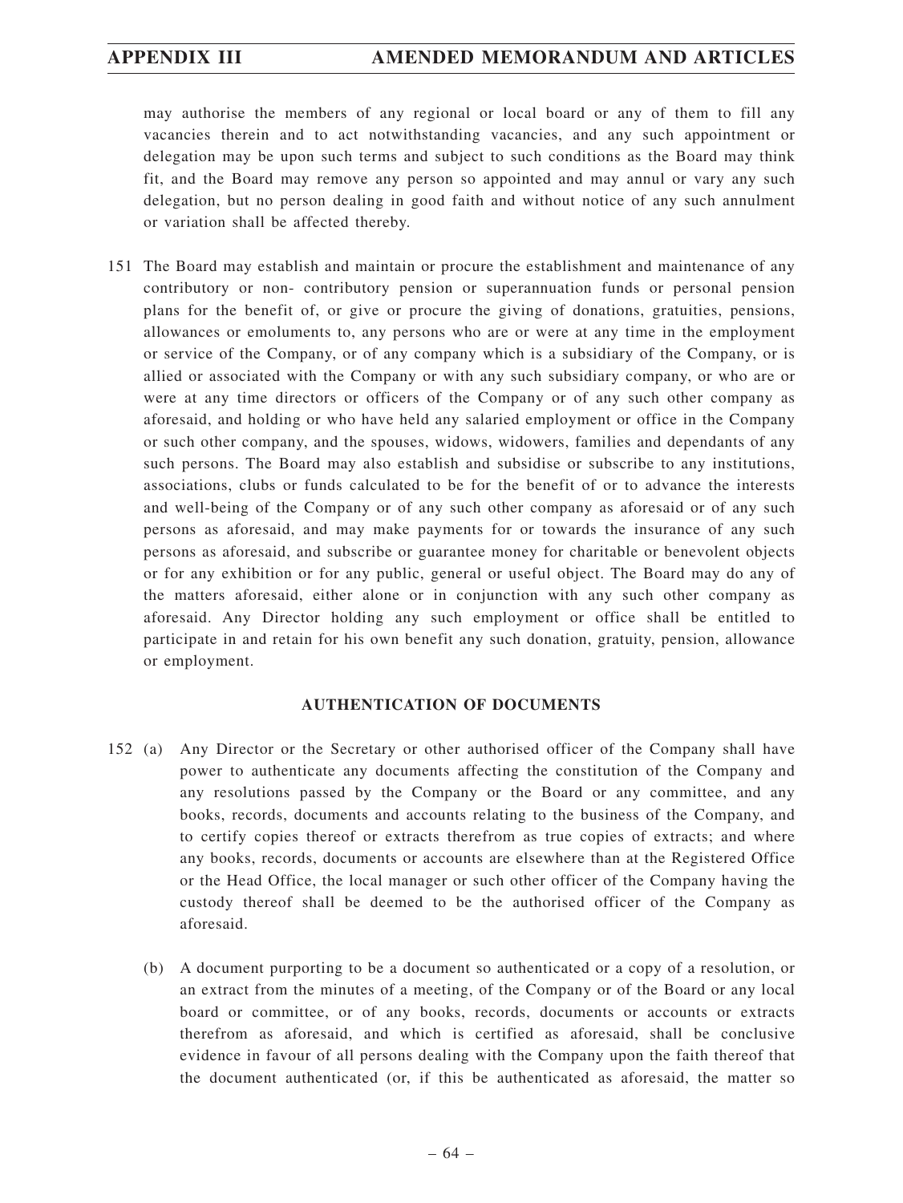may authorise the members of any regional or local board or any of them to fill any vacancies therein and to act notwithstanding vacancies, and any such appointment or delegation may be upon such terms and subject to such conditions as the Board may think fit, and the Board may remove any person so appointed and may annul or vary any such delegation, but no person dealing in good faith and without notice of any such annulment or variation shall be affected thereby.

151 The Board may establish and maintain or procure the establishment and maintenance of any contributory or non- contributory pension or superannuation funds or personal pension plans for the benefit of, or give or procure the giving of donations, gratuities, pensions, allowances or emoluments to, any persons who are or were at any time in the employment or service of the Company, or of any company which is a subsidiary of the Company, or is allied or associated with the Company or with any such subsidiary company, or who are or were at any time directors or officers of the Company or of any such other company as aforesaid, and holding or who have held any salaried employment or office in the Company or such other company, and the spouses, widows, widowers, families and dependants of any such persons. The Board may also establish and subsidise or subscribe to any institutions, associations, clubs or funds calculated to be for the benefit of or to advance the interests and well-being of the Company or of any such other company as aforesaid or of any such persons as aforesaid, and may make payments for or towards the insurance of any such persons as aforesaid, and subscribe or guarantee money for charitable or benevolent objects or for any exhibition or for any public, general or useful object. The Board may do any of the matters aforesaid, either alone or in conjunction with any such other company as aforesaid. Any Director holding any such employment or office shall be entitled to participate in and retain for his own benefit any such donation, gratuity, pension, allowance or employment.

## AUTHENTICATION OF DOCUMENTS

152 (a) Any Director or the Secretary or other authorised officer of the Company shall have power to authenticate any documents affecting the constitution of the Company and any resolutions passed by the Company or the Board or any committee, and any books, records, documents and accounts relating to the business of the Company, and to certify copies thereof or extracts therefrom as true copies of extracts; and where any books, records, documents or accounts are elsewhere than at the Registered Office or the Head Office, the local manager or such other officer of the Company having the custody thereof shall be deemed to be the authorised officer of the Company as aforesaid.

(b) A document purporting to be a document so authenticated or a copy of a resolution, or an extract from the minutes of a meeting, of the Company or of the Board or any local board or committee, or of any books, records, documents or accounts or extracts therefrom as aforesaid, and which is certified as aforesaid, shall be conclusive evidence in favour of all persons dealing with the Company upon the faith thereof that the document authenticated (or, if this be authenticated as aforesaid, the matter so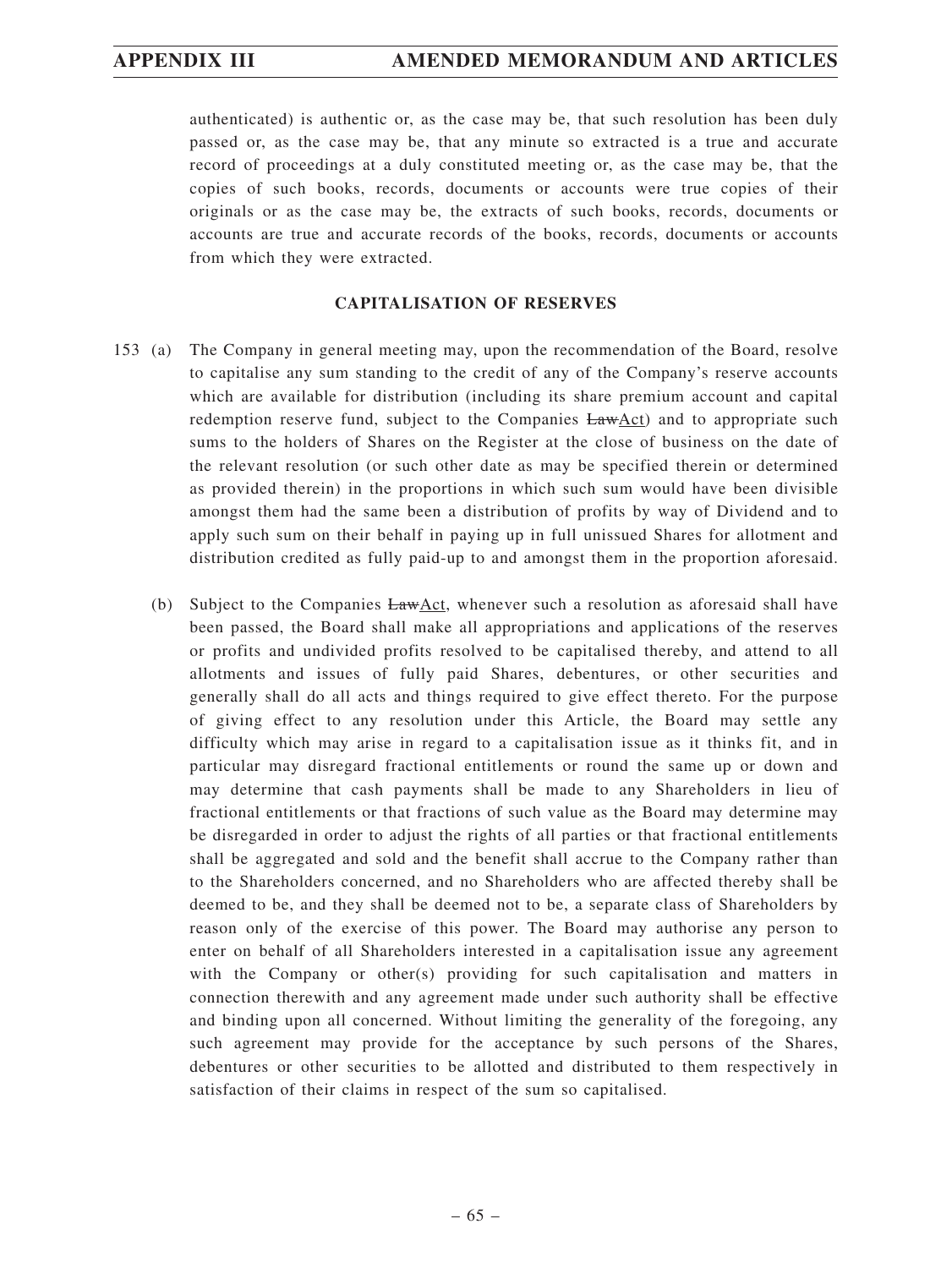authenticated) is authentic or, as the case may be, that such resolution has been duly passed or, as the case may be, that any minute so extracted is a true and accurate record of proceedings at a duly constituted meeting or, as the case may be, that the copies of such books, records, documents or accounts were true copies of their originals or as the case may be, the extracts of such books, records, documents or accounts are true and accurate records of the books, records, documents or accounts from which they were extracted.

## CAPITALISATION OF RESERVES

153 (a) The Company in general meeting may, upon the recommendation of the Board, resolve to capitalise any sum standing to the credit of any of the Company's reserve accounts which are available for distribution (including its share premium account and capital redemption reserve fund, subject to the Companies ~~Law~~Act) and to appropriate such sums to the holders of Shares on the Register at the close of business on the date of the relevant resolution (or such other date as may be specified therein or determined as provided therein) in the proportions in which such sum would have been divisible amongst them had the same been a distribution of profits by way of Dividend and to apply such sum on their behalf in paying up in full unissued Shares for allotment and distribution credited as fully paid-up to and amongst them in the proportion aforesaid.

(b) Subject to the Companies ~~Law~~Act, whenever such a resolution as aforesaid shall have been passed, the Board shall make all appropriations and applications of the reserves or profits and undivided profits resolved to be capitalised thereby, and attend to all allotments and issues of fully paid Shares, debentures, or other securities and generally shall do all acts and things required to give effect thereto. For the purpose of giving effect to any resolution under this Article, the Board may settle any difficulty which may arise in regard to a capitalisation issue as it thinks fit, and in particular may disregard fractional entitlements or round the same up or down and may determine that cash payments shall be made to any Shareholders in lieu of fractional entitlements or that fractions of such value as the Board may determine may be disregarded in order to adjust the rights of all parties or that fractional entitlements shall be aggregated and sold and the benefit shall accrue to the Company rather than to the Shareholders concerned, and no Shareholders who are affected thereby shall be deemed to be, and they shall be deemed not to be, a separate class of Shareholders by reason only of the exercise of this power. The Board may authorise any person to enter on behalf of all Shareholders interested in a capitalisation issue any agreement with the Company or other(s) providing for such capitalisation and matters in connection therewith and any agreement made under such authority shall be effective and binding upon all concerned. Without limiting the generality of the foregoing, any such agreement may provide for the acceptance by such persons of the Shares, debentures or other securities to be allotted and distributed to them respectively in satisfaction of their claims in respect of the sum so capitalised.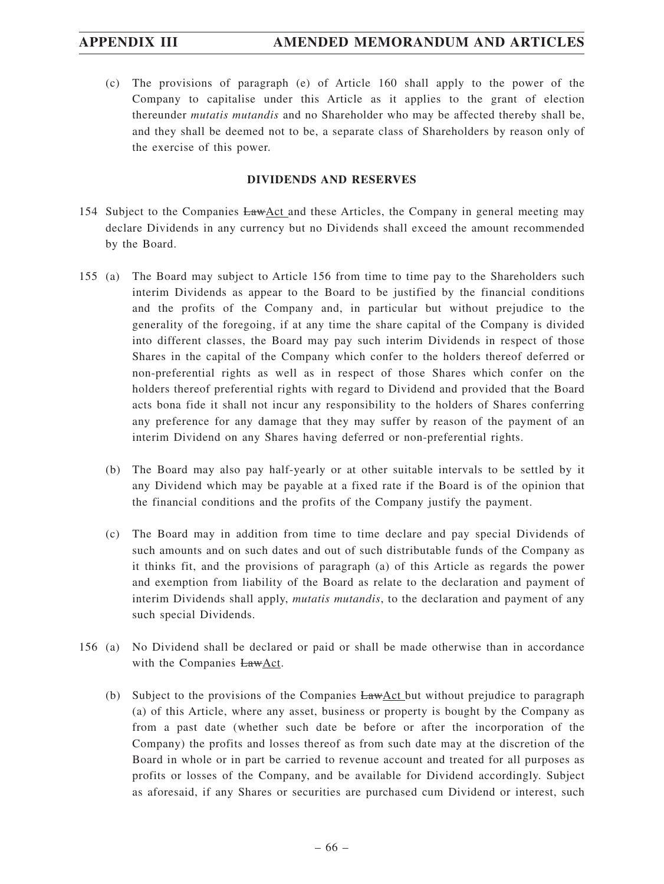(c) The provisions of paragraph (e) of Article 160 shall apply to the power of the Company to capitalise under this Article as it applies to the grant of election thereunder *mutatis mutandis* and no Shareholder who may be affected thereby shall be, and they shall be deemed not to be, a separate class of Shareholders by reason only of the exercise of this power.

**DIVIDENDS AND RESERVES**

154 Subject to the Companies ~~Law~~Act and these Articles, the Company in general meeting may declare Dividends in any currency but no Dividends shall exceed the amount recommended by the Board.

155 (a) The Board may subject to Article 156 from time to time pay to the Shareholders such interim Dividends as appear to the Board to be justified by the financial conditions and the profits of the Company and, in particular but without prejudice to the generality of the foregoing, if at any time the share capital of the Company is divided into different classes, the Board may pay such interim Dividends in respect of those Shares in the capital of the Company which confer to the holders thereof deferred or non-preferential rights as well as in respect of those Shares which confer on the holders thereof preferential rights with regard to Dividend and provided that the Board acts bona fide it shall not incur any responsibility to the holders of Shares conferring any preference for any damage that they may suffer by reason of the payment of an interim Dividend on any Shares having deferred or non-preferential rights.

(b) The Board may also pay half-yearly or at other suitable intervals to be settled by it any Dividend which may be payable at a fixed rate if the Board is of the opinion that the financial conditions and the profits of the Company justify the payment.

(c) The Board may in addition from time to time declare and pay special Dividends of such amounts and on such dates and out of such distributable funds of the Company as it thinks fit, and the provisions of paragraph (a) of this Article as regards the power and exemption from liability of the Board as relate to the declaration and payment of interim Dividends shall apply, *mutatis mutandis*, to the declaration and payment of any such special Dividends.

156 (a) No Dividend shall be declared or paid or shall be made otherwise than in accordance with the Companies ~~Law~~Act.

(b) Subject to the provisions of the Companies ~~Law~~Act but without prejudice to paragraph (a) of this Article, where any asset, business or property is bought by the Company as from a past date (whether such date be before or after the incorporation of the Company) the profits and losses thereof as from such date may at the discretion of the Board in whole or in part be carried to revenue account and treated for all purposes as profits or losses of the Company, and be available for Dividend accordingly. Subject as aforesaid, if any Shares or securities are purchased cum Dividend or interest, such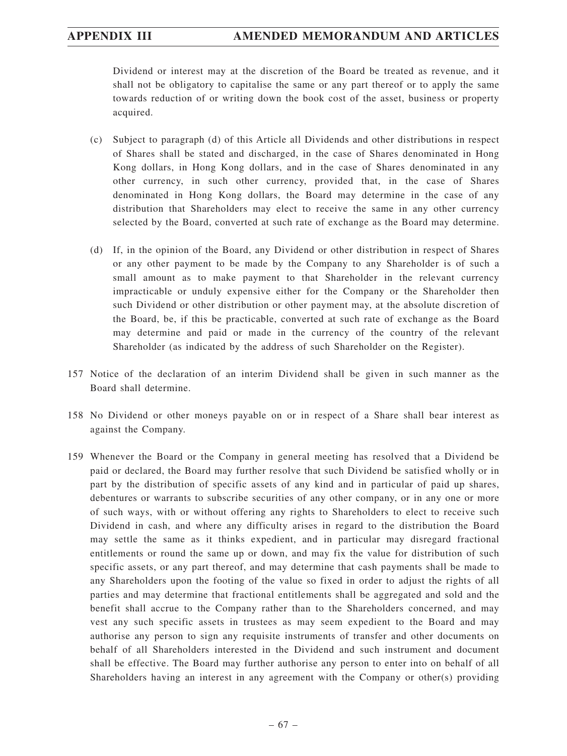Dividend or interest may at the discretion of the Board be treated as revenue, and it shall not be obligatory to capitalise the same or any part thereof or to apply the same towards reduction of or writing down the book cost of the asset, business or property acquired.

(c) Subject to paragraph (d) of this Article all Dividends and other distributions in respect of Shares shall be stated and discharged, in the case of Shares denominated in Hong Kong dollars, in Hong Kong dollars, and in the case of Shares denominated in any other currency, in such other currency, provided that, in the case of Shares denominated in Hong Kong dollars, the Board may determine in the case of any distribution that Shareholders may elect to receive the same in any other currency selected by the Board, converted at such rate of exchange as the Board may determine.

(d) If, in the opinion of the Board, any Dividend or other distribution in respect of Shares or any other payment to be made by the Company to any Shareholder is of such a small amount as to make payment to that Shareholder in the relevant currency impracticable or unduly expensive either for the Company or the Shareholder then such Dividend or other distribution or other payment may, at the absolute discretion of the Board, be, if this be practicable, converted at such rate of exchange as the Board may determine and paid or made in the currency of the country of the relevant Shareholder (as indicated by the address of such Shareholder on the Register).

157 Notice of the declaration of an interim Dividend shall be given in such manner as the Board shall determine.

158 No Dividend or other moneys payable on or in respect of a Share shall bear interest as against the Company.

159 Whenever the Board or the Company in general meeting has resolved that a Dividend be paid or declared, the Board may further resolve that such Dividend be satisfied wholly or in part by the distribution of specific assets of any kind and in particular of paid up shares, debentures or warrants to subscribe securities of any other company, or in any one or more of such ways, with or without offering any rights to Shareholders to elect to receive such Dividend in cash, and where any difficulty arises in regard to the distribution the Board may settle the same as it thinks expedient, and in particular may disregard fractional entitlements or round the same up or down, and may fix the value for distribution of such specific assets, or any part thereof, and may determine that cash payments shall be made to any Shareholders upon the footing of the value so fixed in order to adjust the rights of all parties and may determine that fractional entitlements shall be aggregated and sold and the benefit shall accrue to the Company rather than to the Shareholders concerned, and may vest any such specific assets in trustees as may seem expedient to the Board and may authorise any person to sign any requisite instruments of transfer and other documents on behalf of all Shareholders interested in the Dividend and such instrument and document shall be effective. The Board may further authorise any person to enter into on behalf of all Shareholders having an interest in any agreement with the Company or other(s) providing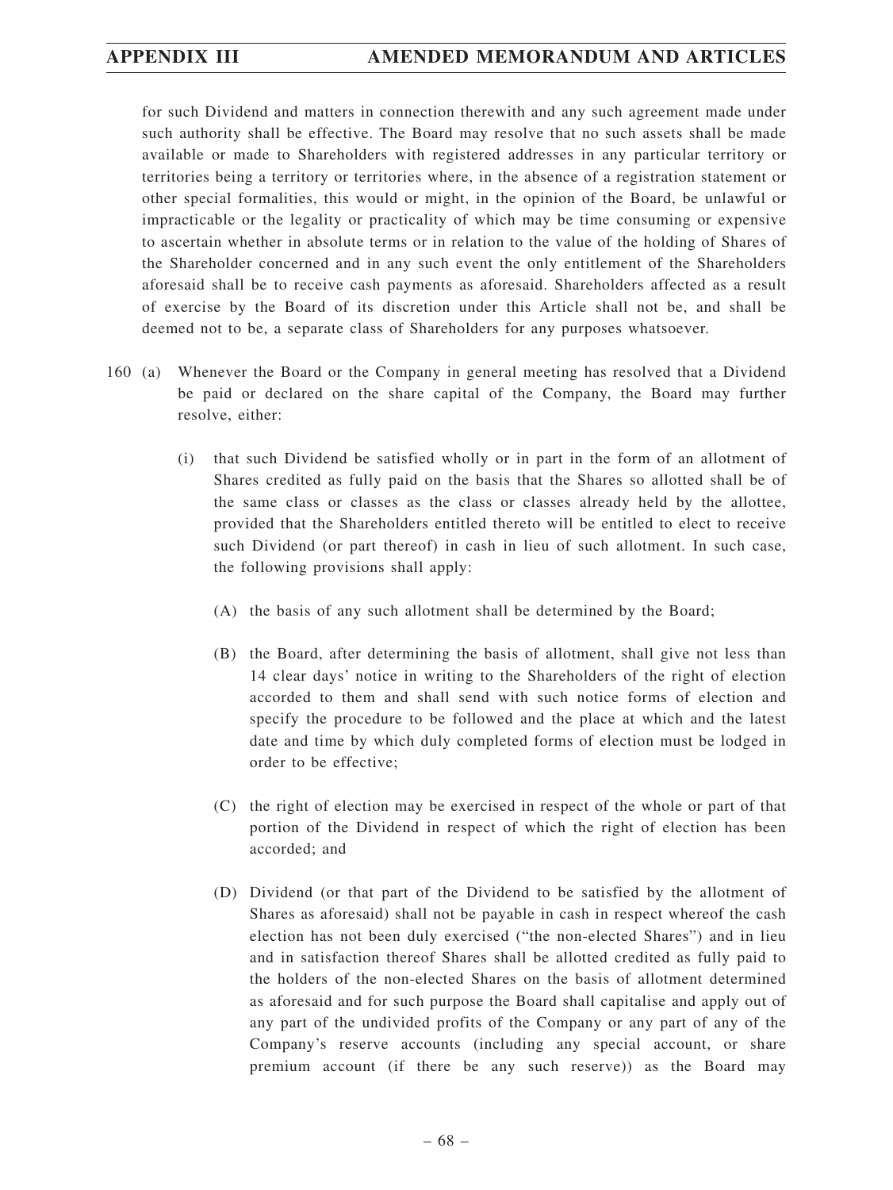for such Dividend and matters in connection therewith and any such agreement made under such authority shall be effective. The Board may resolve that no such assets shall be made available or made to Shareholders with registered addresses in any particular territory or territories being a territory or territories where, in the absence of a registration statement or other special formalities, this would or might, in the opinion of the Board, be unlawful or impracticable or the legality or practicality of which may be time consuming or expensive to ascertain whether in absolute terms or in relation to the value of the holding of Shares of the Shareholder concerned and in any such event the only entitlement of the Shareholders aforesaid shall be to receive cash payments as aforesaid. Shareholders affected as a result of exercise by the Board of its discretion under this Article shall not be, and shall be deemed not to be, a separate class of Shareholders for any purposes whatsoever.

160 (a) Whenever the Board or the Company in general meeting has resolved that a Dividend be paid or declared on the share capital of the Company, the Board may further resolve, either:

(i) that such Dividend be satisfied wholly or in part in the form of an allotment of Shares credited as fully paid on the basis that the Shares so allotted shall be of the same class or classes as the class or classes already held by the allottee, provided that the Shareholders entitled thereto will be entitled to elect to receive such Dividend (or part thereof) in cash in lieu of such allotment. In such case, the following provisions shall apply:

(A) the basis of any such allotment shall be determined by the Board;

(B) the Board, after determining the basis of allotment, shall give not less than 14 clear days' notice in writing to the Shareholders of the right of election accorded to them and shall send with such notice forms of election and specify the procedure to be followed and the place at which and the latest date and time by which duly completed forms of election must be lodged in order to be effective;

(C) the right of election may be exercised in respect of the whole or part of that portion of the Dividend in respect of which the right of election has been accorded; and

(D) Dividend (or that part of the Dividend to be satisfied by the allotment of Shares as aforesaid) shall not be payable in cash in respect whereof the cash election has not been duly exercised ("the non-elected Shares") and in lieu and in satisfaction thereof Shares shall be allotted credited as fully paid to the holders of the non-elected Shares on the basis of allotment determined as aforesaid and for such purpose the Board shall capitalise and apply out of any part of the undivided profits of the Company or any part of any of the Company's reserve accounts (including any special account, or share premium account (if there be any such reserve)) as the Board may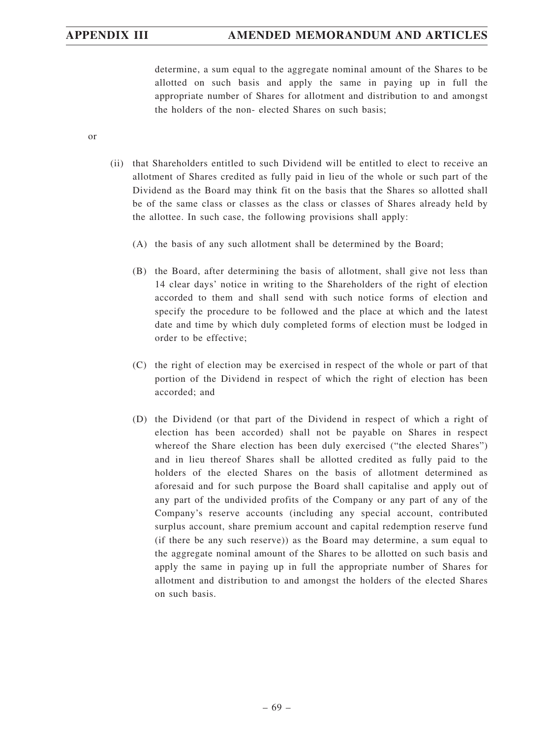determine, a sum equal to the aggregate nominal amount of the Shares to be allotted on such basis and apply the same in paying up in full the appropriate number of Shares for allotment and distribution to and amongst the holders of the non- elected Shares on such basis;

or

(ii) that Shareholders entitled to such Dividend will be entitled to elect to receive an allotment of Shares credited as fully paid in lieu of the whole or such part of the Dividend as the Board may think fit on the basis that the Shares so allotted shall be of the same class or classes as the class or classes of Shares already held by the allottee. In such case, the following provisions shall apply:

(A) the basis of any such allotment shall be determined by the Board;

(B) the Board, after determining the basis of allotment, shall give not less than 14 clear days' notice in writing to the Shareholders of the right of election accorded to them and shall send with such notice forms of election and specify the procedure to be followed and the place at which and the latest date and time by which duly completed forms of election must be lodged in order to be effective;

(C) the right of election may be exercised in respect of the whole or part of that portion of the Dividend in respect of which the right of election has been accorded; and

(D) the Dividend (or that part of the Dividend in respect of which a right of election has been accorded) shall not be payable on Shares in respect whereof the Share election has been duly exercised ("the elected Shares") and in lieu thereof Shares shall be allotted credited as fully paid to the holders of the elected Shares on the basis of allotment determined as aforesaid and for such purpose the Board shall capitalise and apply out of any part of the undivided profits of the Company or any part of any of the Company's reserve accounts (including any special account, contributed surplus account, share premium account and capital redemption reserve fund (if there be any such reserve)) as the Board may determine, a sum equal to the aggregate nominal amount of the Shares to be allotted on such basis and apply the same in paying up in full the appropriate number of Shares for allotment and distribution to and amongst the holders of the elected Shares on such basis.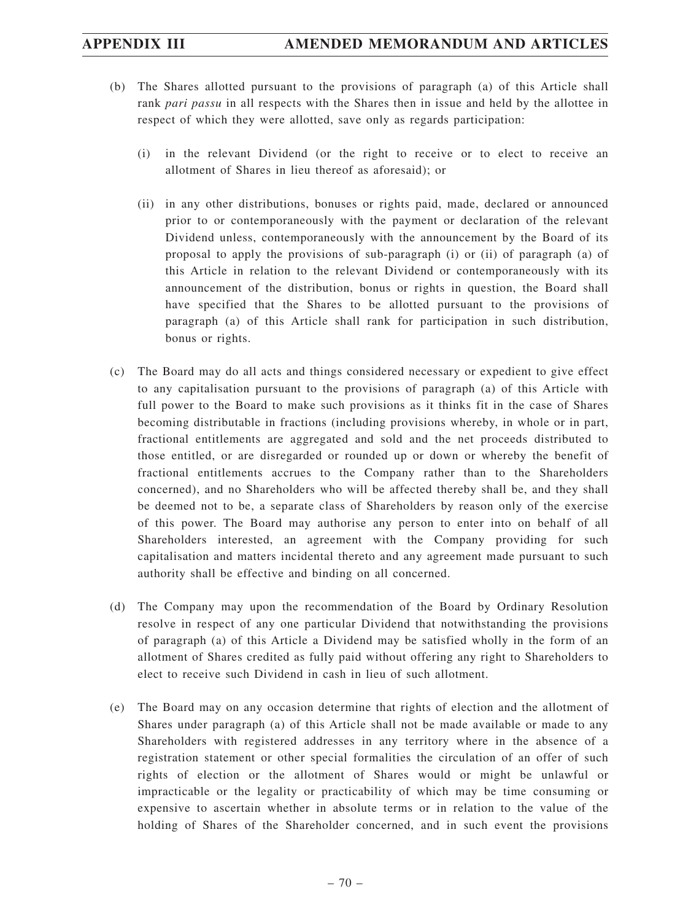(b) The Shares allotted pursuant to the provisions of paragraph (a) of this Article shall rank *pari passu* in all respects with the Shares then in issue and held by the allottee in respect of which they were allotted, save only as regards participation:

   (i) in the relevant Dividend (or the right to receive or to elect to receive an allotment of Shares in lieu thereof as aforesaid); or

   (ii) in any other distributions, bonuses or rights paid, made, declared or announced prior to or contemporaneously with the payment or declaration of the relevant Dividend unless, contemporaneously with the announcement by the Board of its proposal to apply the provisions of sub-paragraph (i) or (ii) of paragraph (a) of this Article in relation to the relevant Dividend or contemporaneously with its announcement of the distribution, bonus or rights in question, the Board shall have specified that the Shares to be allotted pursuant to the provisions of paragraph (a) of this Article shall rank for participation in such distribution, bonus or rights.

(c) The Board may do all acts and things considered necessary or expedient to give effect to any capitalisation pursuant to the provisions of paragraph (a) of this Article with full power to the Board to make such provisions as it thinks fit in the case of Shares becoming distributable in fractions (including provisions whereby, in whole or in part, fractional entitlements are aggregated and sold and the net proceeds distributed to those entitled, or are disregarded or rounded up or down or whereby the benefit of fractional entitlements accrues to the Company rather than to the Shareholders concerned), and no Shareholders who will be affected thereby shall be, and they shall be deemed not to be, a separate class of Shareholders by reason only of the exercise of this power. The Board may authorise any person to enter into on behalf of all Shareholders interested, an agreement with the Company providing for such capitalisation and matters incidental thereto and any agreement made pursuant to such authority shall be effective and binding on all concerned.

(d) The Company may upon the recommendation of the Board by Ordinary Resolution resolve in respect of any one particular Dividend that notwithstanding the provisions of paragraph (a) of this Article a Dividend may be satisfied wholly in the form of an allotment of Shares credited as fully paid without offering any right to Shareholders to elect to receive such Dividend in cash in lieu of such allotment.

(e) The Board may on any occasion determine that rights of election and the allotment of Shares under paragraph (a) of this Article shall not be made available or made to any Shareholders with registered addresses in any territory where in the absence of a registration statement or other special formalities the circulation of an offer of such rights of election or the allotment of Shares would or might be unlawful or impracticable or the legality or practicability of which may be time consuming or expensive to ascertain whether in absolute terms or in relation to the value of the holding of Shares of the Shareholder concerned, and in such event the provisions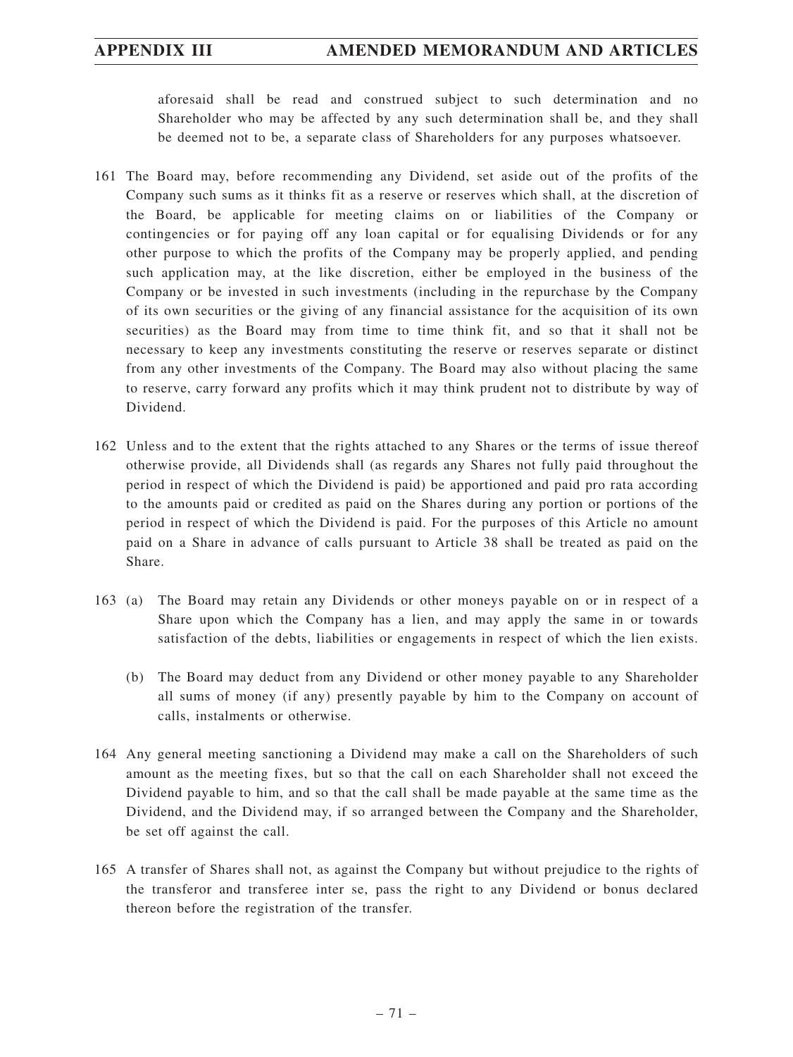aforesaid shall be read and construed subject to such determination and no Shareholder who may be affected by any such determination shall be, and they shall be deemed not to be, a separate class of Shareholders for any purposes whatsoever.

161 The Board may, before recommending any Dividend, set aside out of the profits of the Company such sums as it thinks fit as a reserve or reserves which shall, at the discretion of the Board, be applicable for meeting claims on or liabilities of the Company or contingencies or for paying off any loan capital or for equalising Dividends or for any other purpose to which the profits of the Company may be properly applied, and pending such application may, at the like discretion, either be employed in the business of the Company or be invested in such investments (including in the repurchase by the Company of its own securities or the giving of any financial assistance for the acquisition of its own securities) as the Board may from time to time think fit, and so that it shall not be necessary to keep any investments constituting the reserve or reserves separate or distinct from any other investments of the Company. The Board may also without placing the same to reserve, carry forward any profits which it may think prudent not to distribute by way of Dividend.

162 Unless and to the extent that the rights attached to any Shares or the terms of issue thereof otherwise provide, all Dividends shall (as regards any Shares not fully paid throughout the period in respect of which the Dividend is paid) be apportioned and paid pro rata according to the amounts paid or credited as paid on the Shares during any portion or portions of the period in respect of which the Dividend is paid. For the purposes of this Article no amount paid on a Share in advance of calls pursuant to Article 38 shall be treated as paid on the Share.

163 (a) The Board may retain any Dividends or other moneys payable on or in respect of a Share upon which the Company has a lien, and may apply the same in or towards satisfaction of the debts, liabilities or engagements in respect of which the lien exists.

(b) The Board may deduct from any Dividend or other money payable to any Shareholder all sums of money (if any) presently payable by him to the Company on account of calls, instalments or otherwise.

164 Any general meeting sanctioning a Dividend may make a call on the Shareholders of such amount as the meeting fixes, but so that the call on each Shareholder shall not exceed the Dividend payable to him, and so that the call shall be made payable at the same time as the Dividend, and the Dividend may, if so arranged between the Company and the Shareholder, be set off against the call.

165 A transfer of Shares shall not, as against the Company but without prejudice to the rights of the transferor and transferee inter se, pass the right to any Dividend or bonus declared thereon before the registration of the transfer.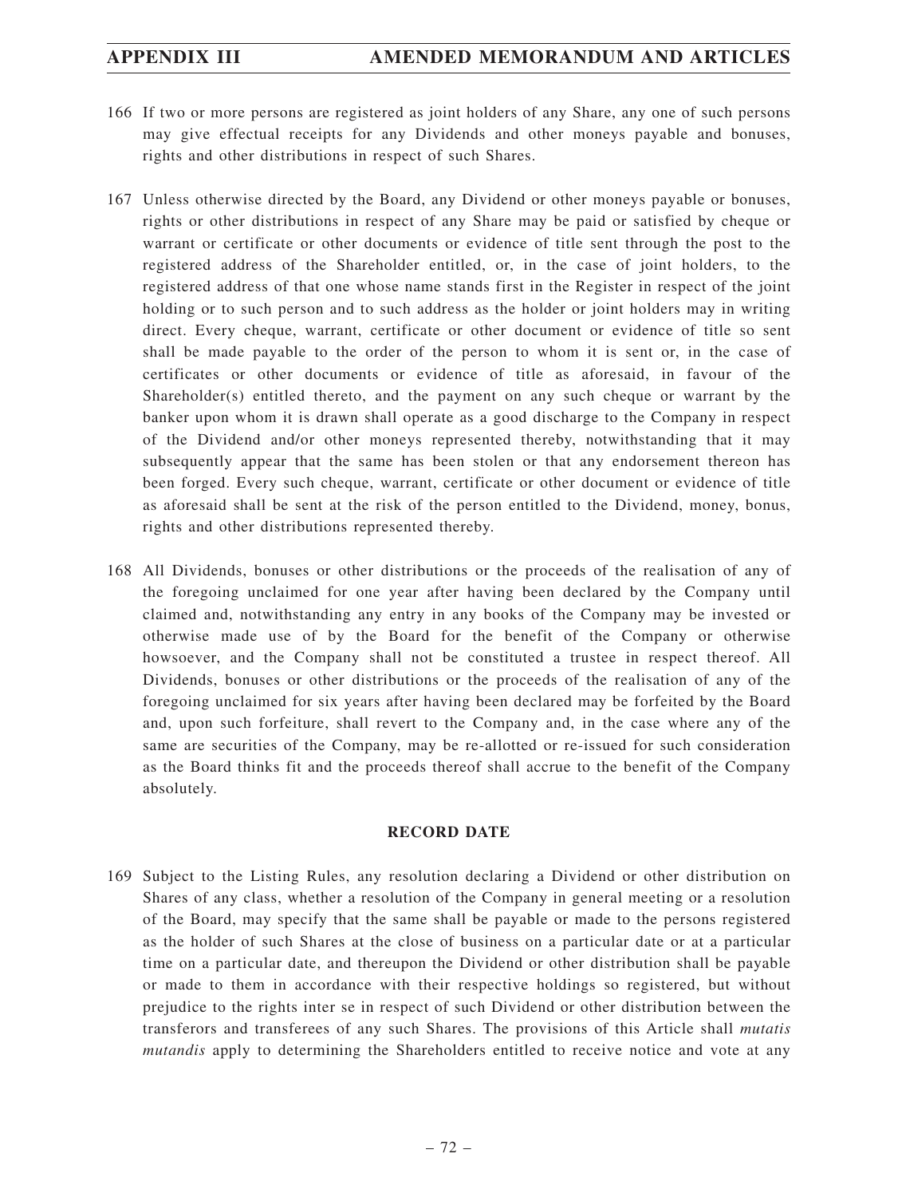166 If two or more persons are registered as joint holders of any Share, any one of such persons may give effectual receipts for any Dividends and other moneys payable and bonuses, rights and other distributions in respect of such Shares.

167 Unless otherwise directed by the Board, any Dividend or other moneys payable or bonuses, rights or other distributions in respect of any Share may be paid or satisfied by cheque or warrant or certificate or other documents or evidence of title sent through the post to the registered address of the Shareholder entitled, or, in the case of joint holders, to the registered address of that one whose name stands first in the Register in respect of the joint holding or to such person and to such address as the holder or joint holders may in writing direct. Every cheque, warrant, certificate or other document or evidence of title so sent shall be made payable to the order of the person to whom it is sent or, in the case of certificates or other documents or evidence of title as aforesaid, in favour of the Shareholder(s) entitled thereto, and the payment on any such cheque or warrant by the banker upon whom it is drawn shall operate as a good discharge to the Company in respect of the Dividend and/or other moneys represented thereby, notwithstanding that it may subsequently appear that the same has been stolen or that any endorsement thereon has been forged. Every such cheque, warrant, certificate or other document or evidence of title as aforesaid shall be sent at the risk of the person entitled to the Dividend, money, bonus, rights and other distributions represented thereby.

168 All Dividends, bonuses or other distributions or the proceeds of the realisation of any of the foregoing unclaimed for one year after having been declared by the Company until claimed and, notwithstanding any entry in any books of the Company may be invested or otherwise made use of by the Board for the benefit of the Company or otherwise howsoever, and the Company shall not be constituted a trustee in respect thereof. All Dividends, bonuses or other distributions or the proceeds of the realisation of any of the foregoing unclaimed for six years after having been declared may be forfeited by the Board and, upon such forfeiture, shall revert to the Company and, in the case where any of the same are securities of the Company, may be re-allotted or re-issued for such consideration as the Board thinks fit and the proceeds thereof shall accrue to the benefit of the Company absolutely.

## RECORD DATE

169 Subject to the Listing Rules, any resolution declaring a Dividend or other distribution on Shares of any class, whether a resolution of the Company in general meeting or a resolution of the Board, may specify that the same shall be payable or made to the persons registered as the holder of such Shares at the close of business on a particular date or at a particular time on a particular date, and thereupon the Dividend or other distribution shall be payable or made to them in accordance with their respective holdings so registered, but without prejudice to the rights inter se in respect of such Dividend or other distribution between the transferors and transferees of any such Shares. The provisions of this Article shall *mutatis mutandis* apply to determining the Shareholders entitled to receive notice and vote at any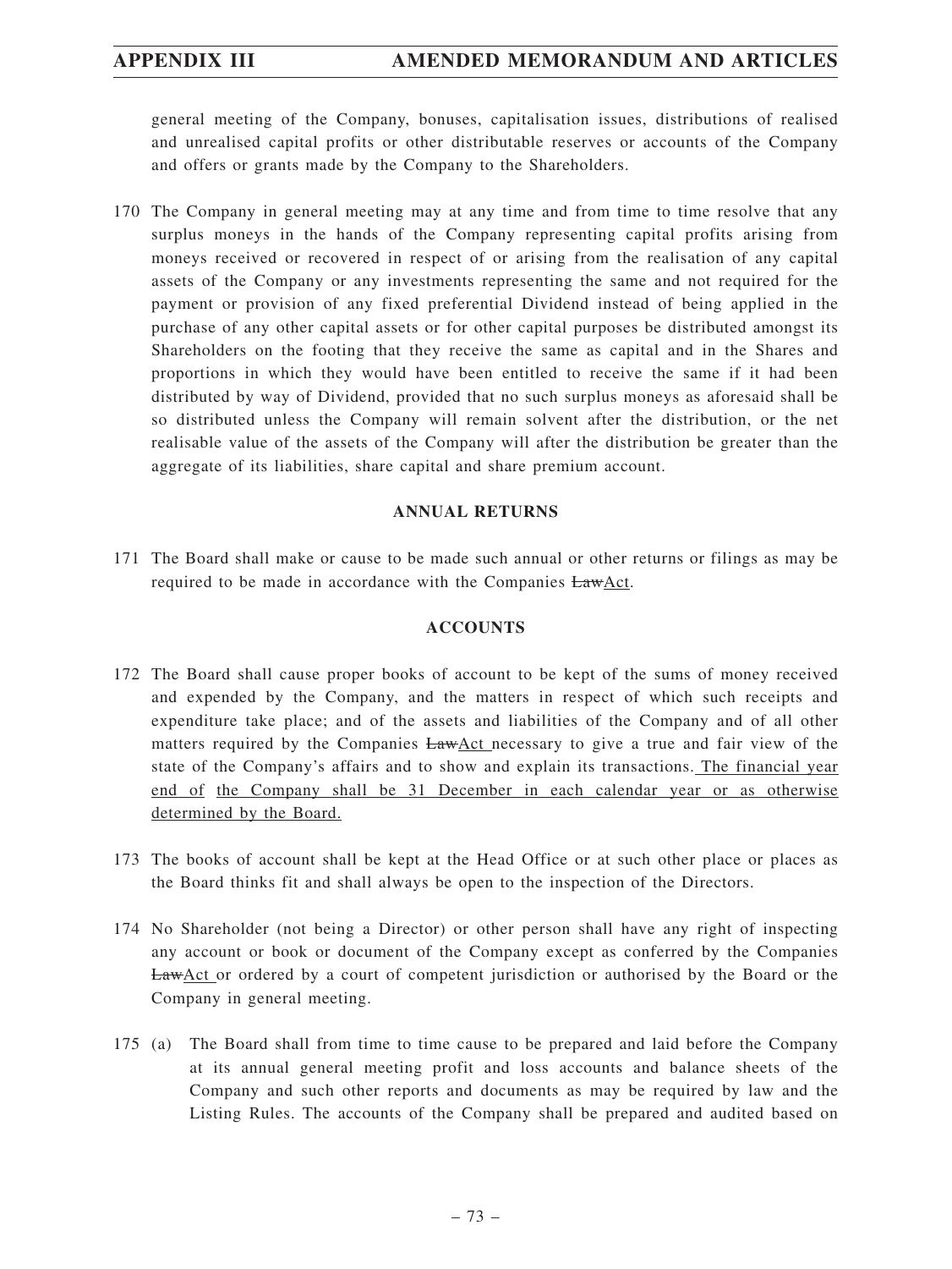general meeting of the Company, bonuses, capitalisation issues, distributions of realised and unrealised capital profits or other distributable reserves or accounts of the Company and offers or grants made by the Company to the Shareholders.

170 The Company in general meeting may at any time and from time to time resolve that any surplus moneys in the hands of the Company representing capital profits arising from moneys received or recovered in respect of or arising from the realisation of any capital assets of the Company or any investments representing the same and not required for the payment or provision of any fixed preferential Dividend instead of being applied in the purchase of any other capital assets or for other capital purposes be distributed amongst its Shareholders on the footing that they receive the same as capital and in the Shares and proportions in which they would have been entitled to receive the same if it had been distributed by way of Dividend, provided that no such surplus moneys as aforesaid shall be so distributed unless the Company will remain solvent after the distribution, or the net realisable value of the assets of the Company will after the distribution be greater than the aggregate of its liabilities, share capital and share premium account.

## ANNUAL RETURNS

171 The Board shall make or cause to be made such annual or other returns or filings as may be required to be made in accordance with the Companies ~~Law~~Act.

## ACCOUNTS

172 The Board shall cause proper books of account to be kept of the sums of money received and expended by the Company, and the matters in respect of which such receipts and expenditure take place; and of the assets and liabilities of the Company and of all other matters required by the Companies ~~Law~~Act necessary to give a true and fair view of the state of the Company's affairs and to show and explain its transactions. The financial year end of the Company shall be 31 December in each calendar year or as otherwise determined by the Board.

173 The books of account shall be kept at the Head Office or at such other place or places as the Board thinks fit and shall always be open to the inspection of the Directors.

174 No Shareholder (not being a Director) or other person shall have any right of inspecting any account or book or document of the Company except as conferred by the Companies ~~Law~~Act or ordered by a court of competent jurisdiction or authorised by the Board or the Company in general meeting.

175 (a) The Board shall from time to time cause to be prepared and laid before the Company at its annual general meeting profit and loss accounts and balance sheets of the Company and such other reports and documents as may be required by law and the Listing Rules. The accounts of the Company shall be prepared and audited based on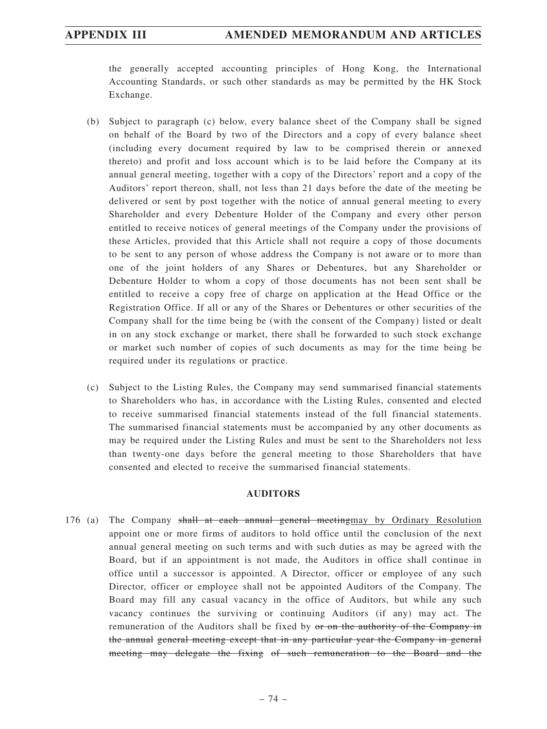the generally accepted accounting principles of Hong Kong, the International Accounting Standards, or such other standards as may be permitted by the HK Stock Exchange.

(b) Subject to paragraph (c) below, every balance sheet of the Company shall be signed on behalf of the Board by two of the Directors and a copy of every balance sheet (including every document required by law to be comprised therein or annexed thereto) and profit and loss account which is to be laid before the Company at its annual general meeting, together with a copy of the Directors' report and a copy of the Auditors' report thereon, shall, not less than 21 days before the date of the meeting be delivered or sent by post together with the notice of annual general meeting to every Shareholder and every Debenture Holder of the Company and every other person entitled to receive notices of general meetings of the Company under the provisions of these Articles, provided that this Article shall not require a copy of those documents to be sent to any person of whose address the Company is not aware or to more than one of the joint holders of any Shares or Debentures, but any Shareholder or Debenture Holder to whom a copy of those documents has not been sent shall be entitled to receive a copy free of charge on application at the Head Office or the Registration Office. If all or any of the Shares or Debentures or other securities of the Company shall for the time being be (with the consent of the Company) listed or dealt in on any stock exchange or market, there shall be forwarded to such stock exchange or market such number of copies of such documents as may for the time being be required under its regulations or practice.

(c) Subject to the Listing Rules, the Company may send summarised financial statements to Shareholders who has, in accordance with the Listing Rules, consented and elected to receive summarised financial statements instead of the full financial statements. The summarised financial statements must be accompanied by any other documents as may be required under the Listing Rules and must be sent to the Shareholders not less than twenty-one days before the general meeting to those Shareholders that have consented and elected to receive the summarised financial statements.

**AUDITORS**

176 (a) The Company ~~shall at each annual general meeting~~may by Ordinary Resolution appoint one or more firms of auditors to hold office until the conclusion of the next annual general meeting on such terms and with such duties as may be agreed with the Board, but if an appointment is not made, the Auditors in office shall continue in office until a successor is appointed. A Director, officer or employee of any such Director, officer or employee shall not be appointed Auditors of the Company. The Board may fill any casual vacancy in the office of Auditors, but while any such vacancy continues the surviving or continuing Auditors (if any) may act. The remuneration of the Auditors shall be fixed by ~~or on the authority of the Company in the annual general meeting except that in any particular year the Company in general meeting may delegate the fixing of such remuneration to the Board and the~~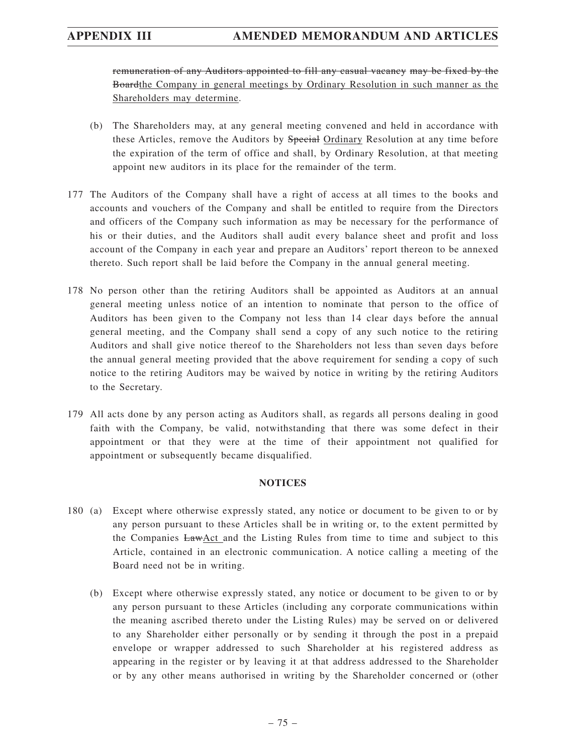~~remuneration of any Auditors appointed to fill any casual vacancy~~ ~~may be fixed by the Board~~<u>the Company in general meetings by Ordinary Resolution in such manner as the Shareholders may determine</u>.

(b) The Shareholders may, at any general meeting convened and held in accordance with these Articles, remove the Auditors by ~~Special~~ <u>Ordinary</u> Resolution at any time before the expiration of the term of office and shall, by Ordinary Resolution, at that meeting appoint new auditors in its place for the remainder of the term.

177 The Auditors of the Company shall have a right of access at all times to the books and accounts and vouchers of the Company and shall be entitled to require from the Directors and officers of the Company such information as may be necessary for the performance of his or their duties, and the Auditors shall audit every balance sheet and profit and loss account of the Company in each year and prepare an Auditors' report thereon to be annexed thereto. Such report shall be laid before the Company in the annual general meeting.

178 No person other than the retiring Auditors shall be appointed as Auditors at an annual general meeting unless notice of an intention to nominate that person to the office of Auditors has been given to the Company not less than 14 clear days before the annual general meeting, and the Company shall send a copy of any such notice to the retiring Auditors and shall give notice thereof to the Shareholders not less than seven days before the annual general meeting provided that the above requirement for sending a copy of such notice to the retiring Auditors may be waived by notice in writing by the retiring Auditors to the Secretary.

179 All acts done by any person acting as Auditors shall, as regards all persons dealing in good faith with the Company, be valid, notwithstanding that there was some defect in their appointment or that they were at the time of their appointment not qualified for appointment or subsequently became disqualified.

## NOTICES

180 (a) Except where otherwise expressly stated, any notice or document to be given to or by any person pursuant to these Articles shall be in writing or, to the extent permitted by the Companies ~~Law~~<u>Act</u> and the Listing Rules from time to time and subject to this Article, contained in an electronic communication. A notice calling a meeting of the Board need not be in writing.

(b) Except where otherwise expressly stated, any notice or document to be given to or by any person pursuant to these Articles (including any corporate communications within the meaning ascribed thereto under the Listing Rules) may be served on or delivered to any Shareholder either personally or by sending it through the post in a prepaid envelope or wrapper addressed to such Shareholder at his registered address as appearing in the register or by leaving it at that address addressed to the Shareholder or by any other means authorised in writing by the Shareholder concerned or (other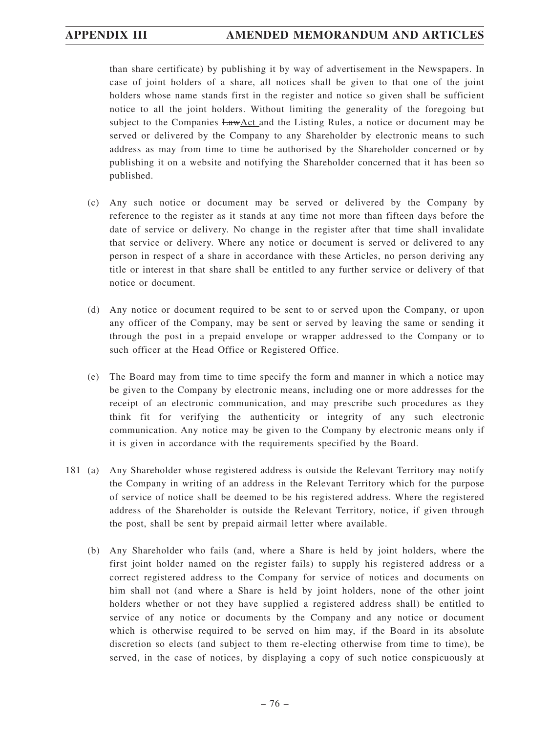than share certificate) by publishing it by way of advertisement in the Newspapers. In case of joint holders of a share, all notices shall be given to that one of the joint holders whose name stands first in the register and notice so given shall be sufficient notice to all the joint holders. Without limiting the generality of the foregoing but subject to the Companies ~~Law~~Act and the Listing Rules, a notice or document may be served or delivered by the Company to any Shareholder by electronic means to such address as may from time to time be authorised by the Shareholder concerned or by publishing it on a website and notifying the Shareholder concerned that it has been so published.

(c) Any such notice or document may be served or delivered by the Company by reference to the register as it stands at any time not more than fifteen days before the date of service or delivery. No change in the register after that time shall invalidate that service or delivery. Where any notice or document is served or delivered to any person in respect of a share in accordance with these Articles, no person deriving any title or interest in that share shall be entitled to any further service or delivery of that notice or document.

(d) Any notice or document required to be sent to or served upon the Company, or upon any officer of the Company, may be sent or served by leaving the same or sending it through the post in a prepaid envelope or wrapper addressed to the Company or to such officer at the Head Office or Registered Office.

(e) The Board may from time to time specify the form and manner in which a notice may be given to the Company by electronic means, including one or more addresses for the receipt of an electronic communication, and may prescribe such procedures as they think fit for verifying the authenticity or integrity of any such electronic communication. Any notice may be given to the Company by electronic means only if it is given in accordance with the requirements specified by the Board.

181 (a) Any Shareholder whose registered address is outside the Relevant Territory may notify the Company in writing of an address in the Relevant Territory which for the purpose of service of notice shall be deemed to be his registered address. Where the registered address of the Shareholder is outside the Relevant Territory, notice, if given through the post, shall be sent by prepaid airmail letter where available.

(b) Any Shareholder who fails (and, where a Share is held by joint holders, where the first joint holder named on the register fails) to supply his registered address or a correct registered address to the Company for service of notices and documents on him shall not (and where a Share is held by joint holders, none of the other joint holders whether or not they have supplied a registered address shall) be entitled to service of any notice or documents by the Company and any notice or document which is otherwise required to be served on him may, if the Board in its absolute discretion so elects (and subject to them re-electing otherwise from time to time), be served, in the case of notices, by displaying a copy of such notice conspicuously at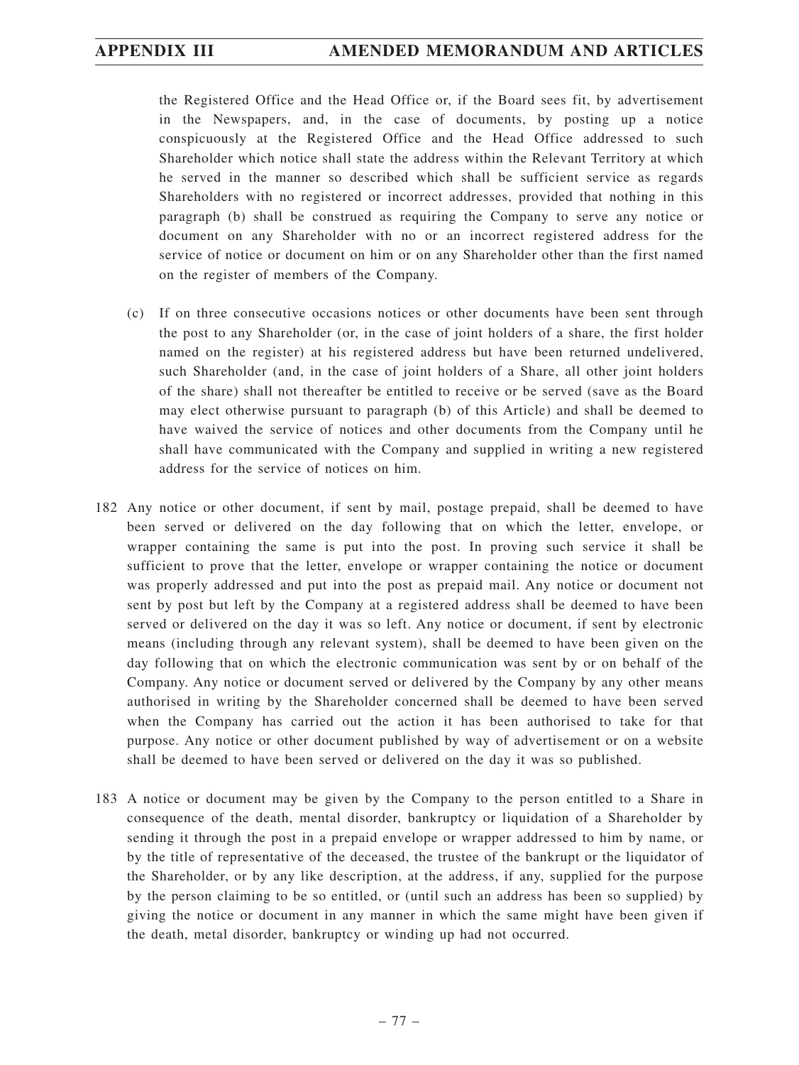the Registered Office and the Head Office or, if the Board sees fit, by advertisement in the Newspapers, and, in the case of documents, by posting up a notice conspicuously at the Registered Office and the Head Office addressed to such Shareholder which notice shall state the address within the Relevant Territory at which he served in the manner so described which shall be sufficient service as regards Shareholders with no registered or incorrect addresses, provided that nothing in this paragraph (b) shall be construed as requiring the Company to serve any notice or document on any Shareholder with no or an incorrect registered address for the service of notice or document on him or on any Shareholder other than the first named on the register of members of the Company.

(c) If on three consecutive occasions notices or other documents have been sent through the post to any Shareholder (or, in the case of joint holders of a share, the first holder named on the register) at his registered address but have been returned undelivered, such Shareholder (and, in the case of joint holders of a Share, all other joint holders of the share) shall not thereafter be entitled to receive or be served (save as the Board may elect otherwise pursuant to paragraph (b) of this Article) and shall be deemed to have waived the service of notices and other documents from the Company until he shall have communicated with the Company and supplied in writing a new registered address for the service of notices on him.

182 Any notice or other document, if sent by mail, postage prepaid, shall be deemed to have been served or delivered on the day following that on which the letter, envelope, or wrapper containing the same is put into the post. In proving such service it shall be sufficient to prove that the letter, envelope or wrapper containing the notice or document was properly addressed and put into the post as prepaid mail. Any notice or document not sent by post but left by the Company at a registered address shall be deemed to have been served or delivered on the day it was so left. Any notice or document, if sent by electronic means (including through any relevant system), shall be deemed to have been given on the day following that on which the electronic communication was sent by or on behalf of the Company. Any notice or document served or delivered by the Company by any other means authorised in writing by the Shareholder concerned shall be deemed to have been served when the Company has carried out the action it has been authorised to take for that purpose. Any notice or other document published by way of advertisement or on a website shall be deemed to have been served or delivered on the day it was so published.

183 A notice or document may be given by the Company to the person entitled to a Share in consequence of the death, mental disorder, bankruptcy or liquidation of a Shareholder by sending it through the post in a prepaid envelope or wrapper addressed to him by name, or by the title of representative of the deceased, the trustee of the bankrupt or the liquidator of the Shareholder, or by any like description, at the address, if any, supplied for the purpose by the person claiming to be so entitled, or (until such an address has been so supplied) by giving the notice or document in any manner in which the same might have been given if the death, metal disorder, bankruptcy or winding up had not occurred.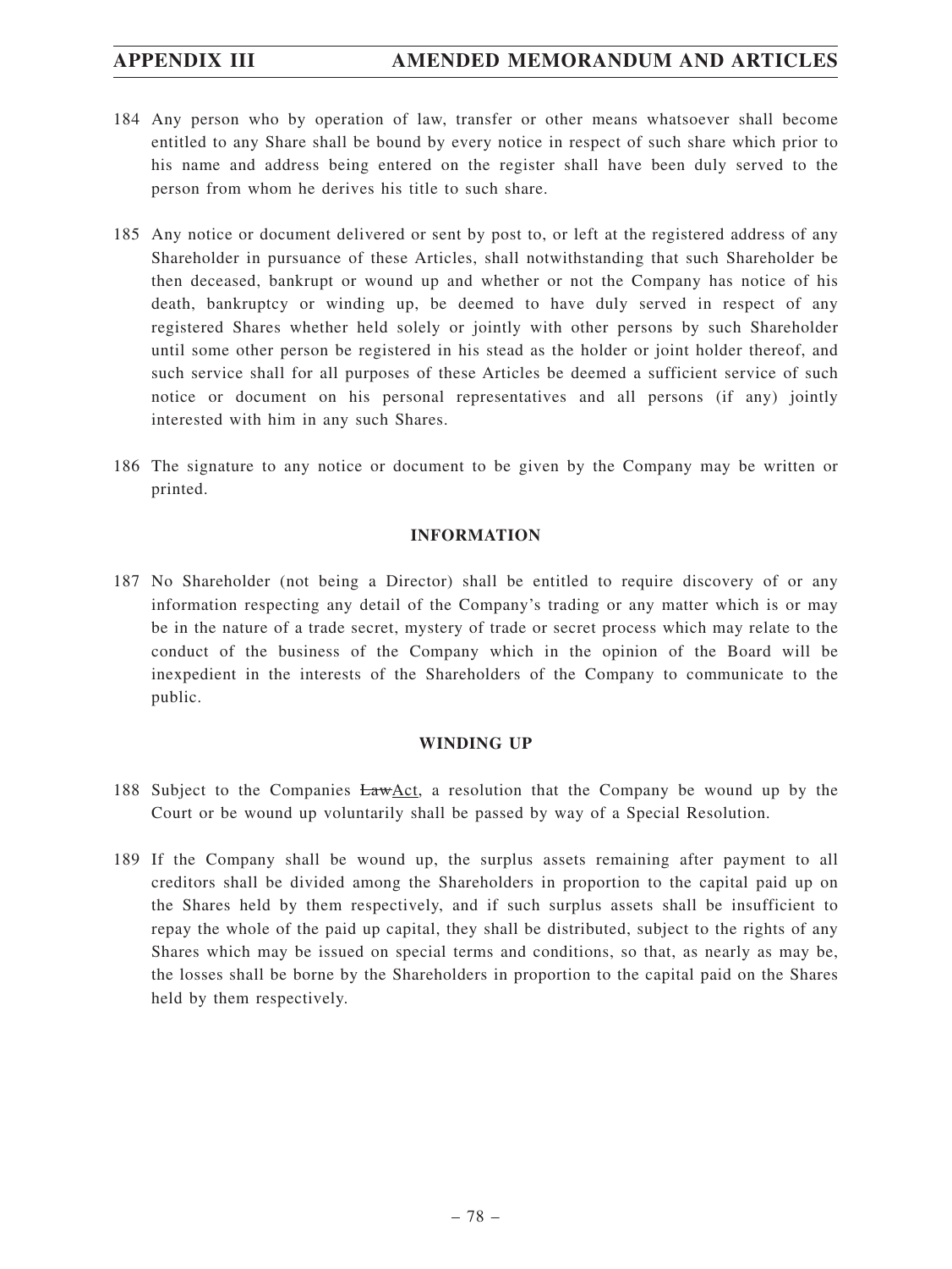184 Any person who by operation of law, transfer or other means whatsoever shall become entitled to any Share shall be bound by every notice in respect of such share which prior to his name and address being entered on the register shall have been duly served to the person from whom he derives his title to such share.

185 Any notice or document delivered or sent by post to, or left at the registered address of any Shareholder in pursuance of these Articles, shall notwithstanding that such Shareholder be then deceased, bankrupt or wound up and whether or not the Company has notice of his death, bankruptcy or winding up, be deemed to have duly served in respect of any registered Shares whether held solely or jointly with other persons by such Shareholder until some other person be registered in his stead as the holder or joint holder thereof, and such service shall for all purposes of these Articles be deemed a sufficient service of such notice or document on his personal representatives and all persons (if any) jointly interested with him in any such Shares.

186 The signature to any notice or document to be given by the Company may be written or printed.

## INFORMATION

187 No Shareholder (not being a Director) shall be entitled to require discovery of or any information respecting any detail of the Company's trading or any matter which is or may be in the nature of a trade secret, mystery of trade or secret process which may relate to the conduct of the business of the Company which in the opinion of the Board will be inexpedient in the interests of the Shareholders of the Company to communicate to the public.

## WINDING UP

188 Subject to the Companies ~~Law~~Act, a resolution that the Company be wound up by the Court or be wound up voluntarily shall be passed by way of a Special Resolution.

189 If the Company shall be wound up, the surplus assets remaining after payment to all creditors shall be divided among the Shareholders in proportion to the capital paid up on the Shares held by them respectively, and if such surplus assets shall be insufficient to repay the whole of the paid up capital, they shall be distributed, subject to the rights of any Shares which may be issued on special terms and conditions, so that, as nearly as may be, the losses shall be borne by the Shareholders in proportion to the capital paid on the Shares held by them respectively.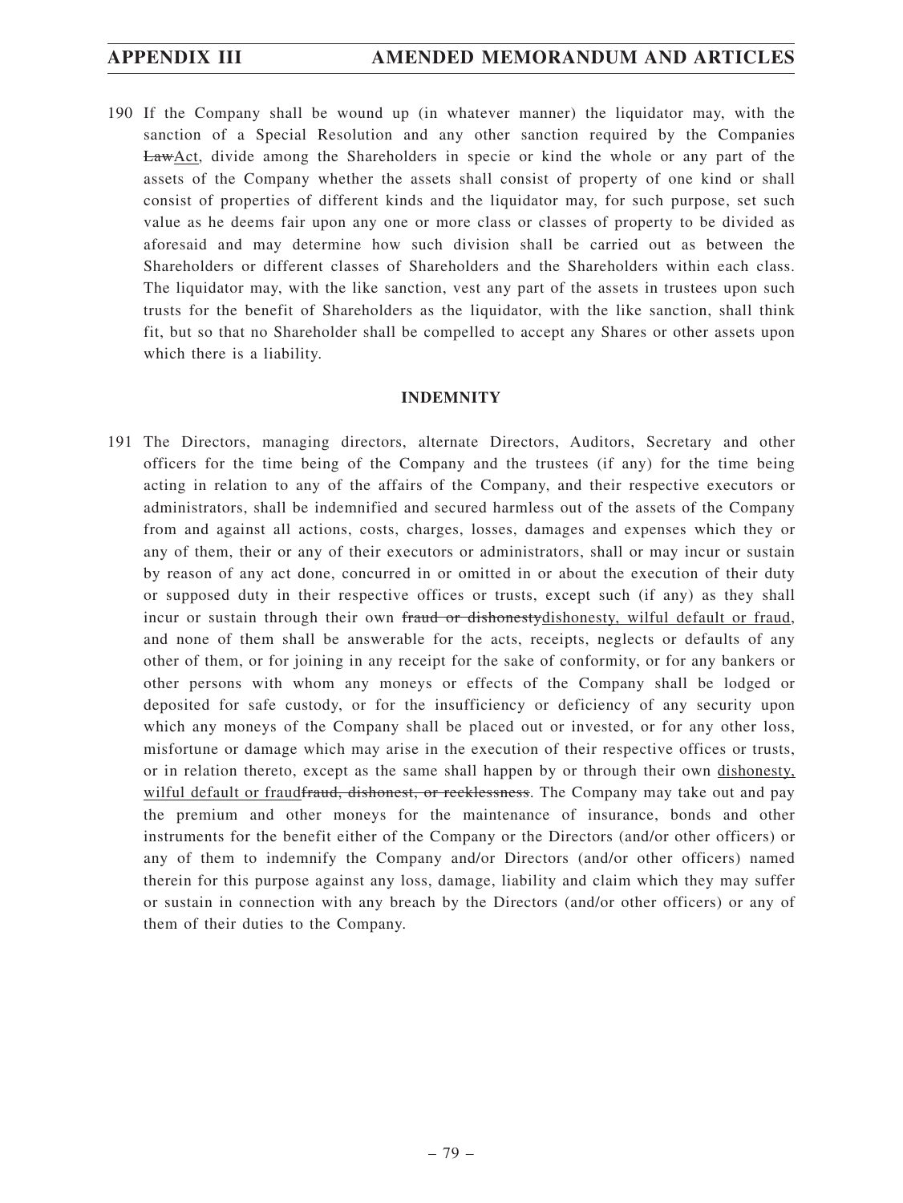190 If the Company shall be wound up (in whatever manner) the liquidator may, with the sanction of a Special Resolution and any other sanction required by the Companies ~~Law~~Act, divide among the Shareholders in specie or kind the whole or any part of the assets of the Company whether the assets shall consist of property of one kind or shall consist of properties of different kinds and the liquidator may, for such purpose, set such value as he deems fair upon any one or more class or classes of property to be divided as aforesaid and may determine how such division shall be carried out as between the Shareholders or different classes of Shareholders and the Shareholders within each class. The liquidator may, with the like sanction, vest any part of the assets in trustees upon such trusts for the benefit of Shareholders as the liquidator, with the like sanction, shall think fit, but so that no Shareholder shall be compelled to accept any Shares or other assets upon which there is a liability.

## INDEMNITY

191 The Directors, managing directors, alternate Directors, Auditors, Secretary and other officers for the time being of the Company and the trustees (if any) for the time being acting in relation to any of the affairs of the Company, and their respective executors or administrators, shall be indemnified and secured harmless out of the assets of the Company from and against all actions, costs, charges, losses, damages and expenses which they or any of them, their or any of their executors or administrators, shall or may incur or sustain by reason of any act done, concurred in or omitted in or about the execution of their duty or supposed duty in their respective offices or trusts, except such (if any) as they shall incur or sustain through their own ~~fraud or dishonesty~~dishonesty, wilful default or fraud, and none of them shall be answerable for the acts, receipts, neglects or defaults of any other of them, or for joining in any receipt for the sake of conformity, or for any bankers or other persons with whom any moneys or effects of the Company shall be lodged or deposited for safe custody, or for the insufficiency or deficiency of any security upon which any moneys of the Company shall be placed out or invested, or for any other loss, misfortune or damage which may arise in the execution of their respective offices or trusts, or in relation thereto, except as the same shall happen by or through their own dishonesty, wilful default or fraud~~fraud, dishonest, or recklessness~~. The Company may take out and pay the premium and other moneys for the maintenance of insurance, bonds and other instruments for the benefit either of the Company or the Directors (and/or other officers) or any of them to indemnify the Company and/or Directors (and/or other officers) named therein for this purpose against any loss, damage, liability and claim which they may suffer or sustain in connection with any breach by the Directors (and/or other officers) or any of them of their duties to the Company.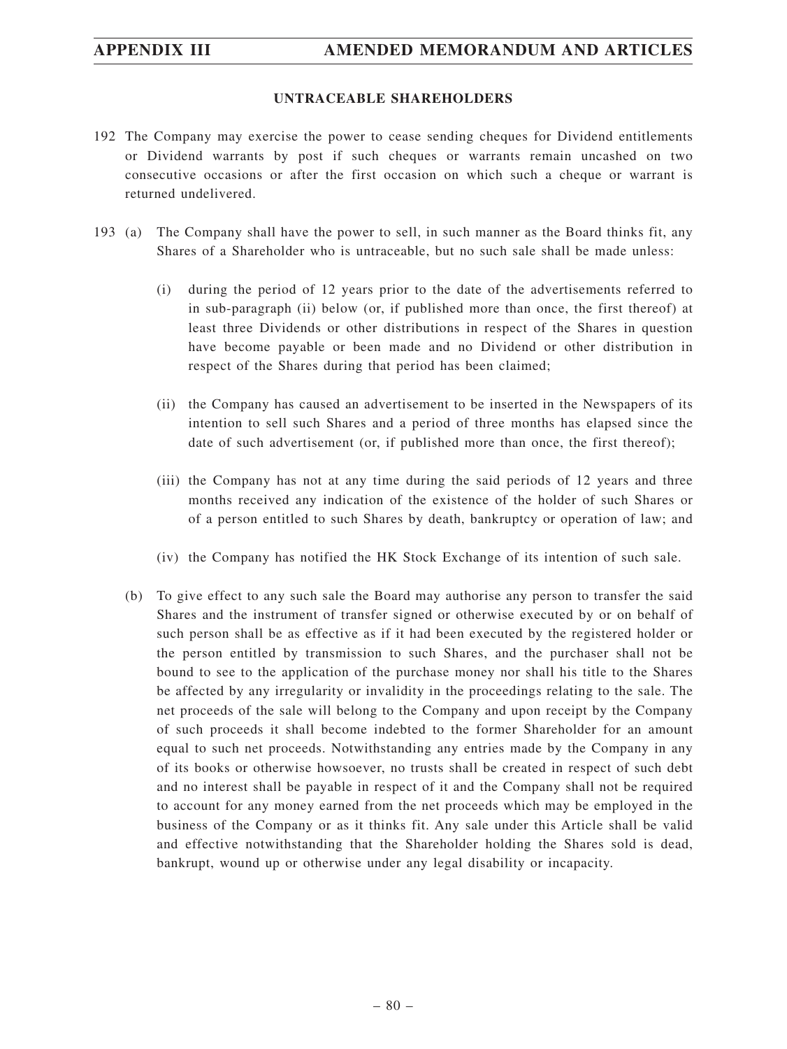## UNTRACEABLE SHAREHOLDERS

192 The Company may exercise the power to cease sending cheques for Dividend entitlements or Dividend warrants by post if such cheques or warrants remain uncashed on two consecutive occasions or after the first occasion on which such a cheque or warrant is returned undelivered.

193 (a) The Company shall have the power to sell, in such manner as the Board thinks fit, any Shares of a Shareholder who is untraceable, but no such sale shall be made unless:

(i) during the period of 12 years prior to the date of the advertisements referred to in sub-paragraph (ii) below (or, if published more than once, the first thereof) at least three Dividends or other distributions in respect of the Shares in question have become payable or been made and no Dividend or other distribution in respect of the Shares during that period has been claimed;

(ii) the Company has caused an advertisement to be inserted in the Newspapers of its intention to sell such Shares and a period of three months has elapsed since the date of such advertisement (or, if published more than once, the first thereof);

(iii) the Company has not at any time during the said periods of 12 years and three months received any indication of the existence of the holder of such Shares or of a person entitled to such Shares by death, bankruptcy or operation of law; and

(iv) the Company has notified the HK Stock Exchange of its intention of such sale.

(b) To give effect to any such sale the Board may authorise any person to transfer the said Shares and the instrument of transfer signed or otherwise executed by or on behalf of such person shall be as effective as if it had been executed by the registered holder or the person entitled by transmission to such Shares, and the purchaser shall not be bound to see to the application of the purchase money nor shall his title to the Shares be affected by any irregularity or invalidity in the proceedings relating to the sale. The net proceeds of the sale will belong to the Company and upon receipt by the Company of such proceeds it shall become indebted to the former Shareholder for an amount equal to such net proceeds. Notwithstanding any entries made by the Company in any of its books or otherwise howsoever, no trusts shall be created in respect of such debt and no interest shall be payable in respect of it and the Company shall not be required to account for any money earned from the net proceeds which may be employed in the business of the Company or as it thinks fit. Any sale under this Article shall be valid and effective notwithstanding that the Shareholder holding the Shares sold is dead, bankrupt, wound up or otherwise under any legal disability or incapacity.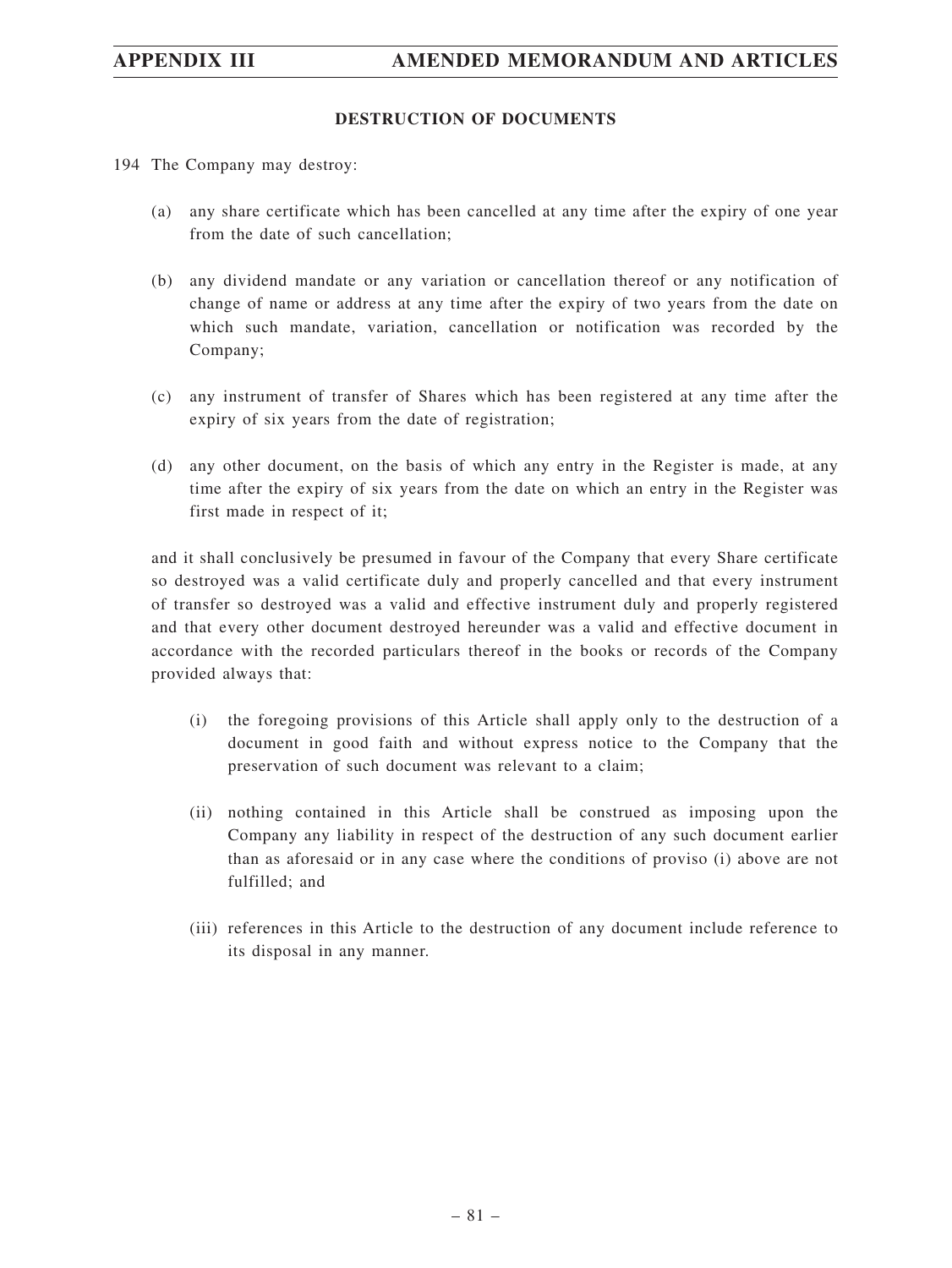## DESTRUCTION OF DOCUMENTS

194 The Company may destroy:

(a) any share certificate which has been cancelled at any time after the expiry of one year from the date of such cancellation;

(b) any dividend mandate or any variation or cancellation thereof or any notification of change of name or address at any time after the expiry of two years from the date on which such mandate, variation, cancellation or notification was recorded by the Company;

(c) any instrument of transfer of Shares which has been registered at any time after the expiry of six years from the date of registration;

(d) any other document, on the basis of which any entry in the Register is made, at any time after the expiry of six years from the date on which an entry in the Register was first made in respect of it;

and it shall conclusively be presumed in favour of the Company that every Share certificate so destroyed was a valid certificate duly and properly cancelled and that every instrument of transfer so destroyed was a valid and effective instrument duly and properly registered and that every other document destroyed hereunder was a valid and effective document in accordance with the recorded particulars thereof in the books or records of the Company provided always that:

(i) the foregoing provisions of this Article shall apply only to the destruction of a document in good faith and without express notice to the Company that the preservation of such document was relevant to a claim;

(ii) nothing contained in this Article shall be construed as imposing upon the Company any liability in respect of the destruction of any such document earlier than as aforesaid or in any case where the conditions of proviso (i) above are not fulfilled; and

(iii) references in this Article to the destruction of any document include reference to its disposal in any manner.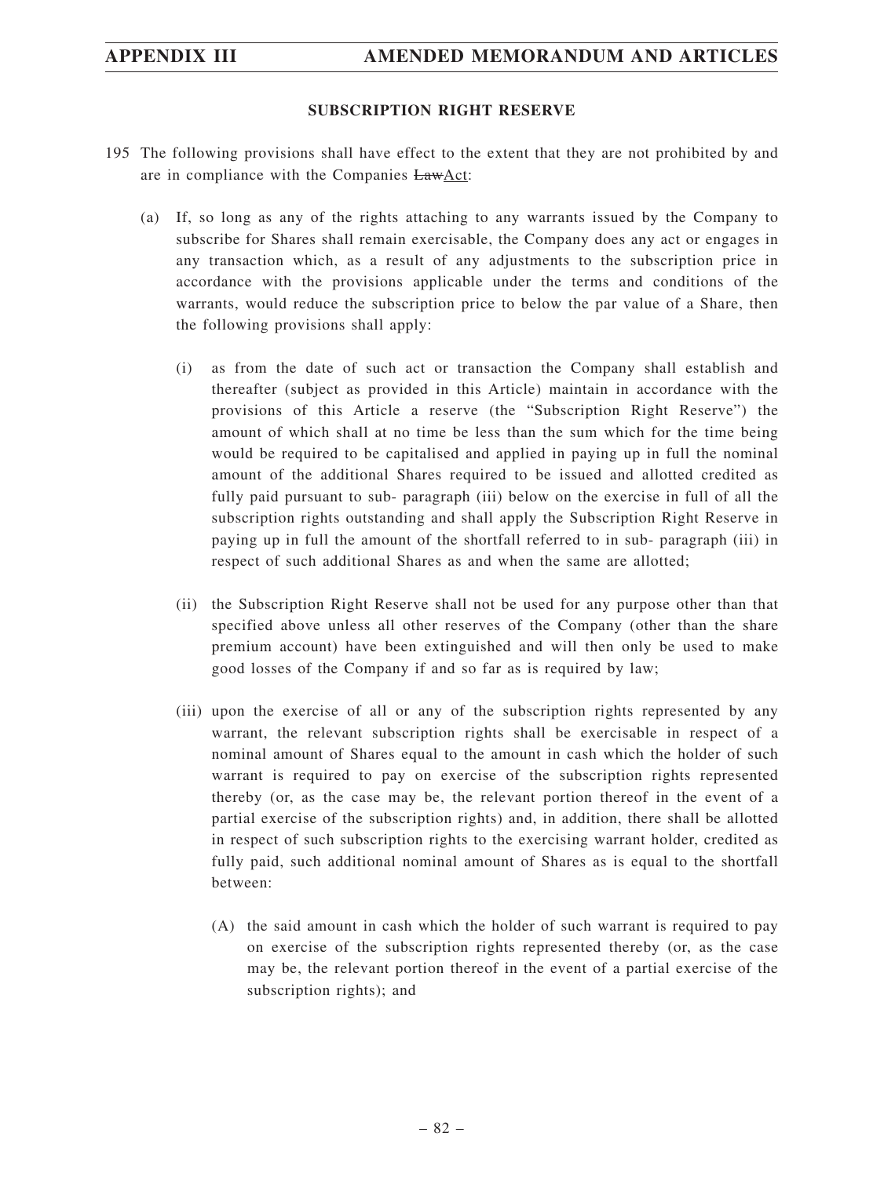### SUBSCRIPTION RIGHT RESERVE

195 The following provisions shall have effect to the extent that they are not prohibited by and are in compliance with the Companies ~~Law~~Act:

(a) If, so long as any of the rights attaching to any warrants issued by the Company to subscribe for Shares shall remain exercisable, the Company does any act or engages in any transaction which, as a result of any adjustments to the subscription price in accordance with the provisions applicable under the terms and conditions of the warrants, would reduce the subscription price to below the par value of a Share, then the following provisions shall apply:

(i) as from the date of such act or transaction the Company shall establish and thereafter (subject as provided in this Article) maintain in accordance with the provisions of this Article a reserve (the "Subscription Right Reserve") the amount of which shall at no time be less than the sum which for the time being would be required to be capitalised and applied in paying up in full the nominal amount of the additional Shares required to be issued and allotted credited as fully paid pursuant to sub- paragraph (iii) below on the exercise in full of all the subscription rights outstanding and shall apply the Subscription Right Reserve in paying up in full the amount of the shortfall referred to in sub- paragraph (iii) in respect of such additional Shares as and when the same are allotted;

(ii) the Subscription Right Reserve shall not be used for any purpose other than that specified above unless all other reserves of the Company (other than the share premium account) have been extinguished and will then only be used to make good losses of the Company if and so far as is required by law;

(iii) upon the exercise of all or any of the subscription rights represented by any warrant, the relevant subscription rights shall be exercisable in respect of a nominal amount of Shares equal to the amount in cash which the holder of such warrant is required to pay on exercise of the subscription rights represented thereby (or, as the case may be, the relevant portion thereof in the event of a partial exercise of the subscription rights) and, in addition, there shall be allotted in respect of such subscription rights to the exercising warrant holder, credited as fully paid, such additional nominal amount of Shares as is equal to the shortfall between:

(A) the said amount in cash which the holder of such warrant is required to pay on exercise of the subscription rights represented thereby (or, as the case may be, the relevant portion thereof in the event of a partial exercise of the subscription rights); and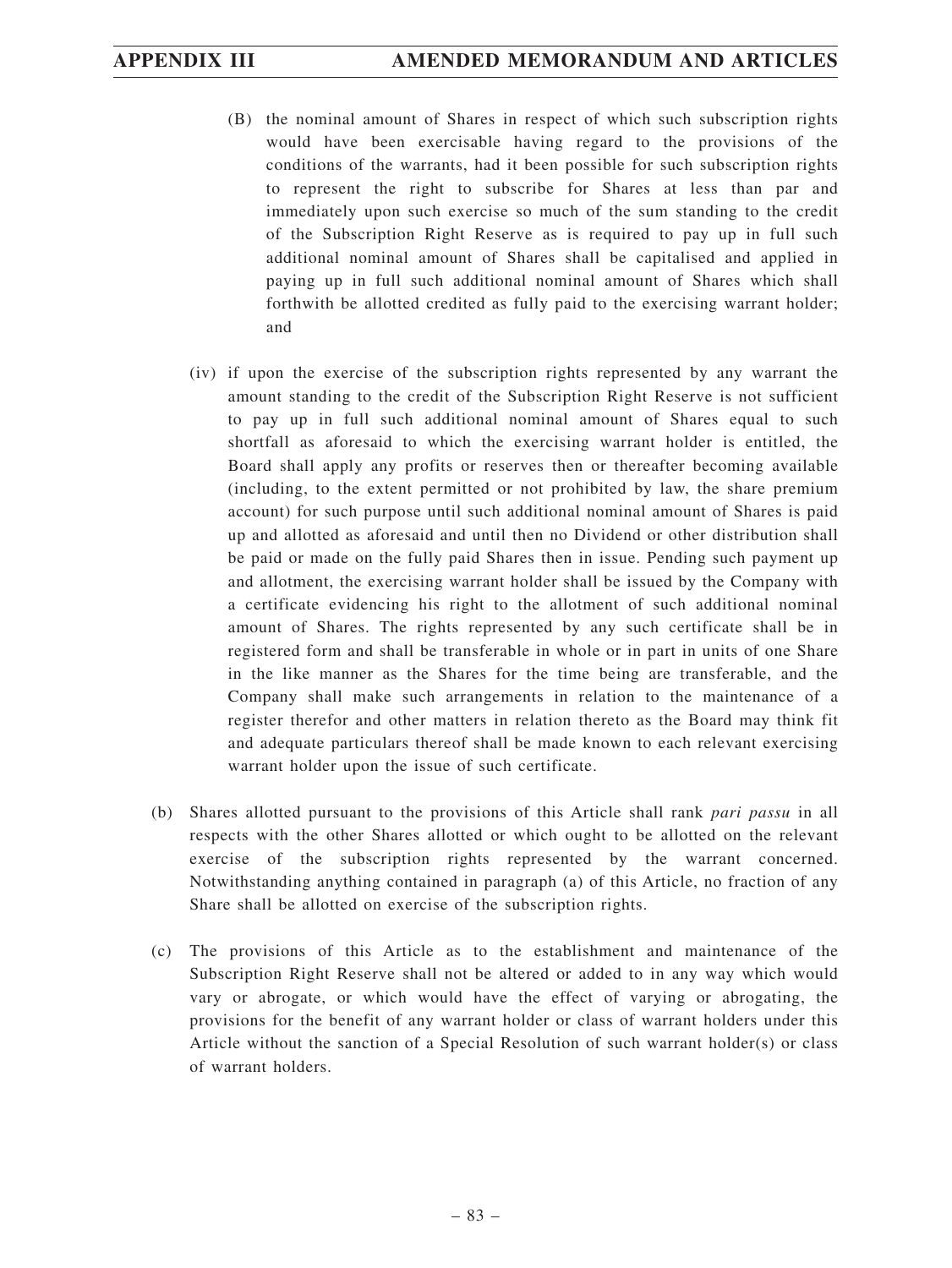(B) the nominal amount of Shares in respect of which such subscription rights would have been exercisable having regard to the provisions of the conditions of the warrants, had it been possible for such subscription rights to represent the right to subscribe for Shares at less than par and immediately upon such exercise so much of the sum standing to the credit of the Subscription Right Reserve as is required to pay up in full such additional nominal amount of Shares shall be capitalised and applied in paying up in full such additional nominal amount of Shares which shall forthwith be allotted credited as fully paid to the exercising warrant holder; and

(iv) if upon the exercise of the subscription rights represented by any warrant the amount standing to the credit of the Subscription Right Reserve is not sufficient to pay up in full such additional nominal amount of Shares equal to such shortfall as aforesaid to which the exercising warrant holder is entitled, the Board shall apply any profits or reserves then or thereafter becoming available (including, to the extent permitted or not prohibited by law, the share premium account) for such purpose until such additional nominal amount of Shares is paid up and allotted as aforesaid and until then no Dividend or other distribution shall be paid or made on the fully paid Shares then in issue. Pending such payment up and allotment, the exercising warrant holder shall be issued by the Company with a certificate evidencing his right to the allotment of such additional nominal amount of Shares. The rights represented by any such certificate shall be in registered form and shall be transferable in whole or in part in units of one Share in the like manner as the Shares for the time being are transferable, and the Company shall make such arrangements in relation to the maintenance of a register therefor and other matters in relation thereto as the Board may think fit and adequate particulars thereof shall be made known to each relevant exercising warrant holder upon the issue of such certificate.

(b) Shares allotted pursuant to the provisions of this Article shall rank *pari passu* in all respects with the other Shares allotted or which ought to be allotted on the relevant exercise of the subscription rights represented by the warrant concerned. Notwithstanding anything contained in paragraph (a) of this Article, no fraction of any Share shall be allotted on exercise of the subscription rights.

(c) The provisions of this Article as to the establishment and maintenance of the Subscription Right Reserve shall not be altered or added to in any way which would vary or abrogate, or which would have the effect of varying or abrogating, the provisions for the benefit of any warrant holder or class of warrant holders under this Article without the sanction of a Special Resolution of such warrant holder(s) or class of warrant holders.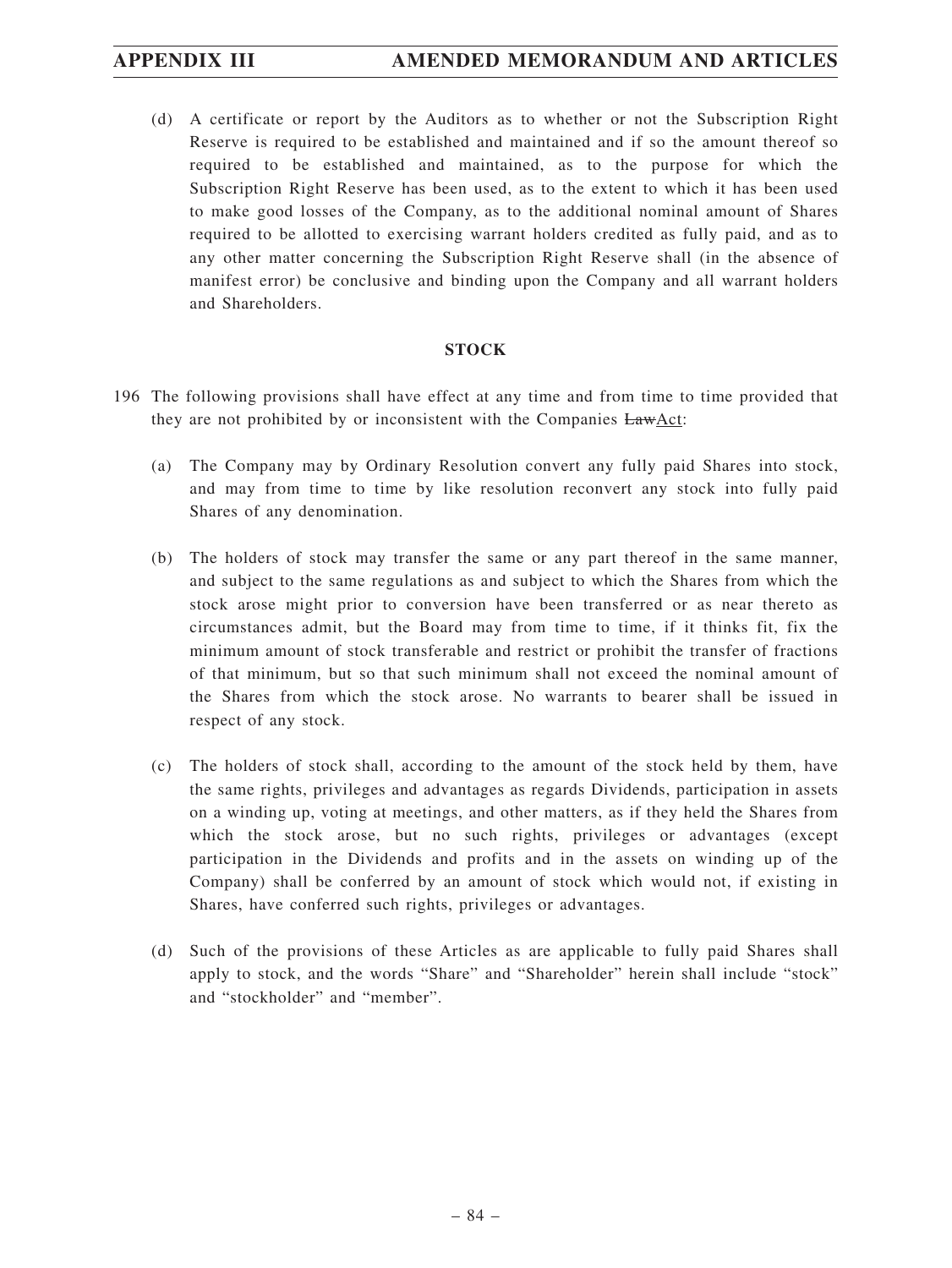(d) A certificate or report by the Auditors as to whether or not the Subscription Right Reserve is required to be established and maintained and if so the amount thereof so required to be established and maintained, as to the purpose for which the Subscription Right Reserve has been used, as to the extent to which it has been used to make good losses of the Company, as to the additional nominal amount of Shares required to be allotted to exercising warrant holders credited as fully paid, and as to any other matter concerning the Subscription Right Reserve shall (in the absence of manifest error) be conclusive and binding upon the Company and all warrant holders and Shareholders.

## STOCK

196 The following provisions shall have effect at any time and from time to time provided that they are not prohibited by or inconsistent with the Companies ~~Law~~Act:

(a) The Company may by Ordinary Resolution convert any fully paid Shares into stock, and may from time to time by like resolution reconvert any stock into fully paid Shares of any denomination.

(b) The holders of stock may transfer the same or any part thereof in the same manner, and subject to the same regulations as and subject to which the Shares from which the stock arose might prior to conversion have been transferred or as near thereto as circumstances admit, but the Board may from time to time, if it thinks fit, fix the minimum amount of stock transferable and restrict or prohibit the transfer of fractions of that minimum, but so that such minimum shall not exceed the nominal amount of the Shares from which the stock arose. No warrants to bearer shall be issued in respect of any stock.

(c) The holders of stock shall, according to the amount of the stock held by them, have the same rights, privileges and advantages as regards Dividends, participation in assets on a winding up, voting at meetings, and other matters, as if they held the Shares from which the stock arose, but no such rights, privileges or advantages (except participation in the Dividends and profits and in the assets on winding up of the Company) shall be conferred by an amount of stock which would not, if existing in Shares, have conferred such rights, privileges or advantages.

(d) Such of the provisions of these Articles as are applicable to fully paid Shares shall apply to stock, and the words "Share" and "Shareholder" herein shall include "stock" and "stockholder" and "member".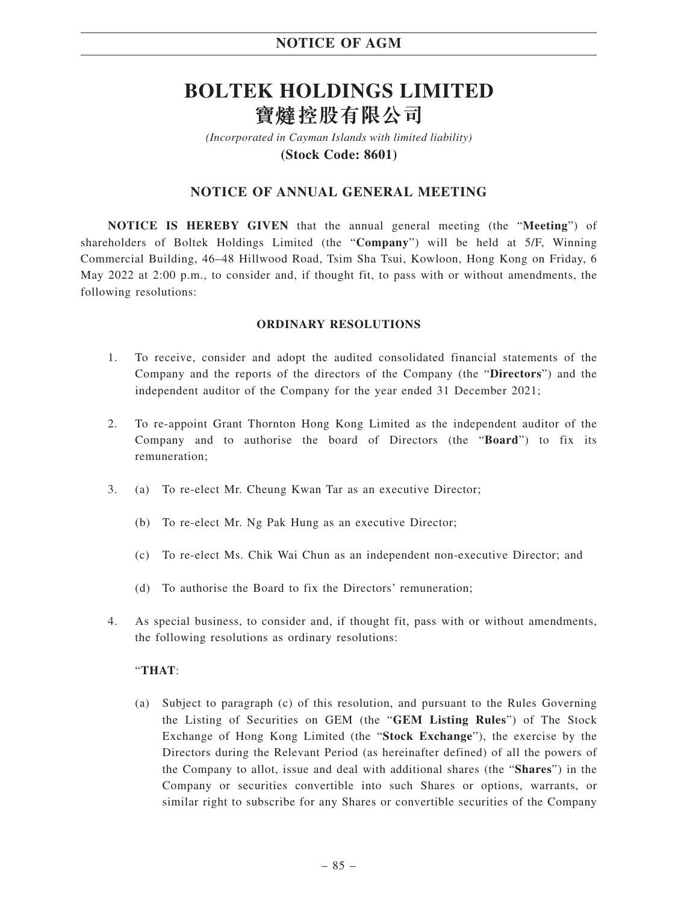# BOLTEK HOLDINGS LIMITED
# 寶燵控股有限公司

*(Incorporated in Cayman Islands with limited liability)*

**(Stock Code: 8601)**

## NOTICE OF ANNUAL GENERAL MEETING

**NOTICE IS HEREBY GIVEN** that the annual general meeting (the "**Meeting**") of shareholders of Boltek Holdings Limited (the "**Company**") will be held at 5/F, Winning Commercial Building, 46–48 Hillwood Road, Tsim Sha Tsui, Kowloon, Hong Kong on Friday, 6 May 2022 at 2:00 p.m., to consider and, if thought fit, to pass with or without amendments, the following resolutions:

### ORDINARY RESOLUTIONS

1. To receive, consider and adopt the audited consolidated financial statements of the Company and the reports of the directors of the Company (the "**Directors**") and the independent auditor of the Company for the year ended 31 December 2021;

2. To re-appoint Grant Thornton Hong Kong Limited as the independent auditor of the Company and to authorise the board of Directors (the "**Board**") to fix its remuneration;

3. (a) To re-elect Mr. Cheung Kwan Tar as an executive Director;

   (b) To re-elect Mr. Ng Pak Hung as an executive Director;

   (c) To re-elect Ms. Chik Wai Chun as an independent non-executive Director; and

   (d) To authorise the Board to fix the Directors' remuneration;

4. As special business, to consider and, if thought fit, pass with or without amendments, the following resolutions as ordinary resolutions:

   "**THAT**:

   (a) Subject to paragraph (c) of this resolution, and pursuant to the Rules Governing the Listing of Securities on GEM (the "**GEM Listing Rules**") of The Stock Exchange of Hong Kong Limited (the "**Stock Exchange**"), the exercise by the Directors during the Relevant Period (as hereinafter defined) of all the powers of the Company to allot, issue and deal with additional shares (the "**Shares**") in the Company or securities convertible into such Shares or options, warrants, or similar right to subscribe for any Shares or convertible securities of the Company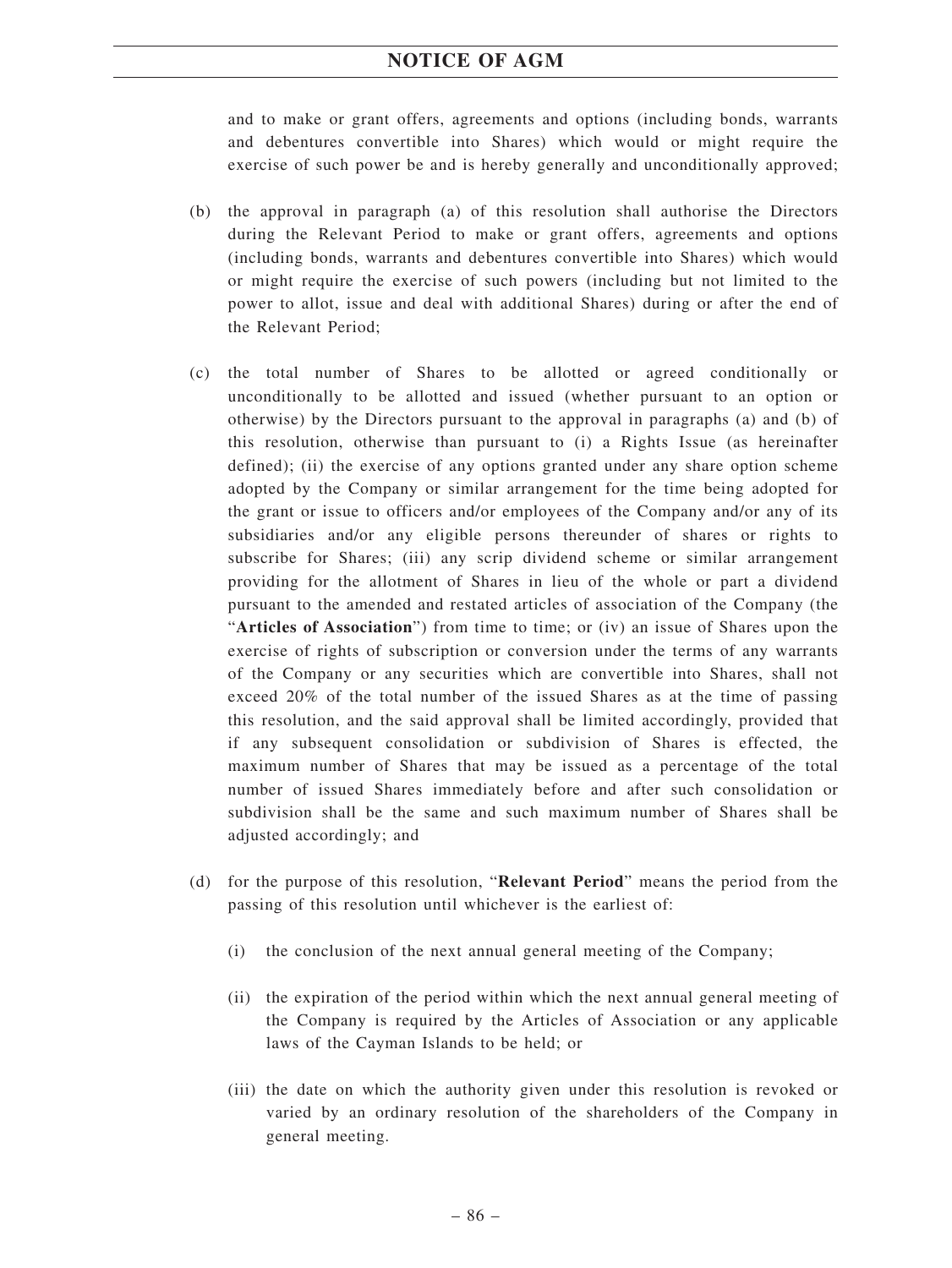and to make or grant offers, agreements and options (including bonds, warrants and debentures convertible into Shares) which would or might require the exercise of such power be and is hereby generally and unconditionally approved;

(b) the approval in paragraph (a) of this resolution shall authorise the Directors during the Relevant Period to make or grant offers, agreements and options (including bonds, warrants and debentures convertible into Shares) which would or might require the exercise of such powers (including but not limited to the power to allot, issue and deal with additional Shares) during or after the end of the Relevant Period;

(c) the total number of Shares to be allotted or agreed conditionally or unconditionally to be allotted and issued (whether pursuant to an option or otherwise) by the Directors pursuant to the approval in paragraphs (a) and (b) of this resolution, otherwise than pursuant to (i) a Rights Issue (as hereinafter defined); (ii) the exercise of any options granted under any share option scheme adopted by the Company or similar arrangement for the time being adopted for the grant or issue to officers and/or employees of the Company and/or any of its subsidiaries and/or any eligible persons thereunder of shares or rights to subscribe for Shares; (iii) any scrip dividend scheme or similar arrangement providing for the allotment of Shares in lieu of the whole or part a dividend pursuant to the amended and restated articles of association of the Company (the "**Articles of Association**") from time to time; or (iv) an issue of Shares upon the exercise of rights of subscription or conversion under the terms of any warrants of the Company or any securities which are convertible into Shares, shall not exceed 20% of the total number of the issued Shares as at the time of passing this resolution, and the said approval shall be limited accordingly, provided that if any subsequent consolidation or subdivision of Shares is effected, the maximum number of Shares that may be issued as a percentage of the total number of issued Shares immediately before and after such consolidation or subdivision shall be the same and such maximum number of Shares shall be adjusted accordingly; and

(d) for the purpose of this resolution, "**Relevant Period**" means the period from the passing of this resolution until whichever is the earliest of:

   (i) the conclusion of the next annual general meeting of the Company;

   (ii) the expiration of the period within which the next annual general meeting of the Company is required by the Articles of Association or any applicable laws of the Cayman Islands to be held; or

   (iii) the date on which the authority given under this resolution is revoked or varied by an ordinary resolution of the shareholders of the Company in general meeting.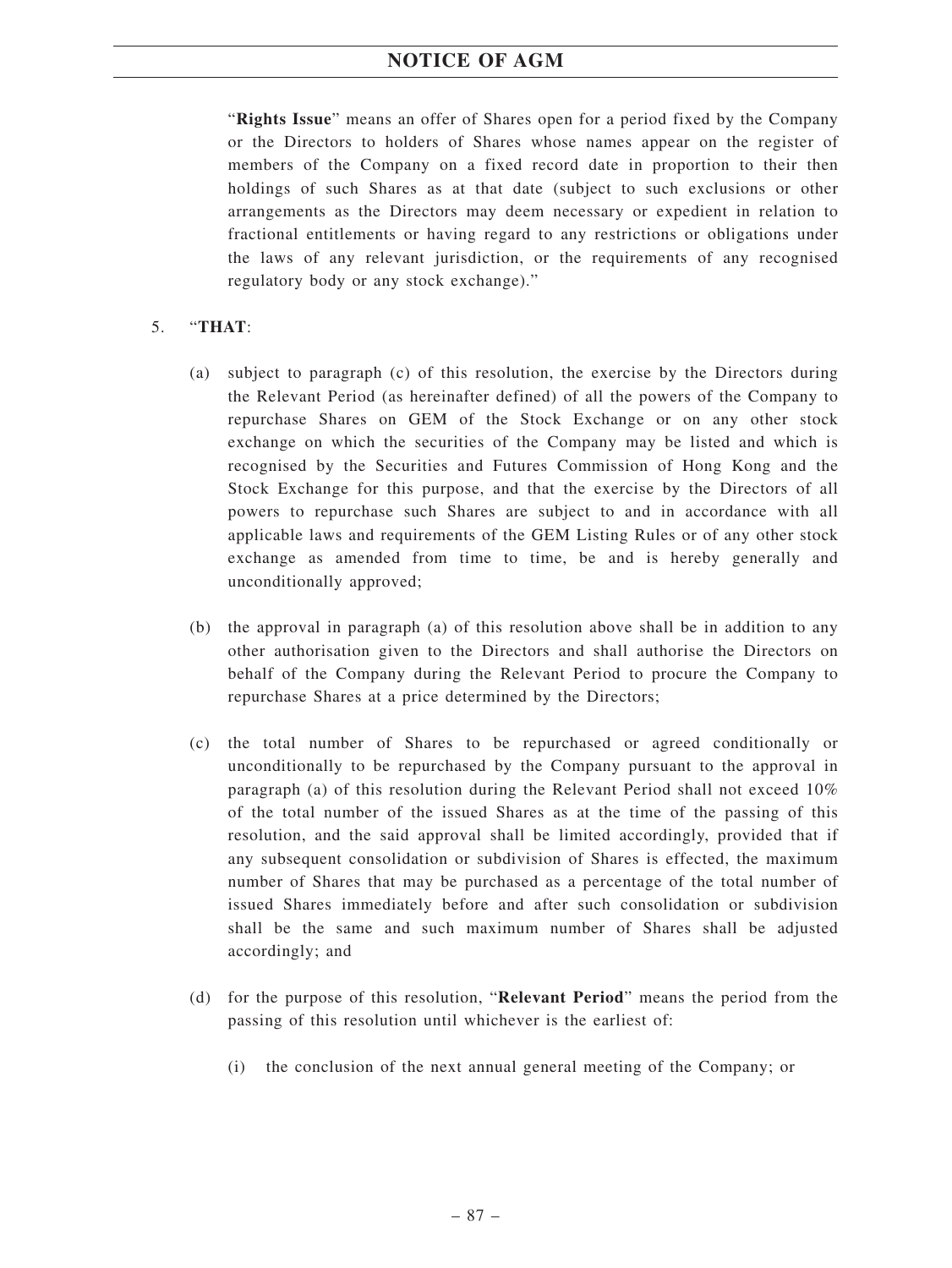"**Rights Issue**" means an offer of Shares open for a period fixed by the Company or the Directors to holders of Shares whose names appear on the register of members of the Company on a fixed record date in proportion to their then holdings of such Shares as at that date (subject to such exclusions or other arrangements as the Directors may deem necessary or expedient in relation to fractional entitlements or having regard to any restrictions or obligations under the laws of any relevant jurisdiction, or the requirements of any recognised regulatory body or any stock exchange)."

5. "**THAT**:

   (a) subject to paragraph (c) of this resolution, the exercise by the Directors during the Relevant Period (as hereinafter defined) of all the powers of the Company to repurchase Shares on GEM of the Stock Exchange or on any other stock exchange on which the securities of the Company may be listed and which is recognised by the Securities and Futures Commission of Hong Kong and the Stock Exchange for this purpose, and that the exercise by the Directors of all powers to repurchase such Shares are subject to and in accordance with all applicable laws and requirements of the GEM Listing Rules or of any other stock exchange as amended from time to time, be and is hereby generally and unconditionally approved;

   (b) the approval in paragraph (a) of this resolution above shall be in addition to any other authorisation given to the Directors and shall authorise the Directors on behalf of the Company during the Relevant Period to procure the Company to repurchase Shares at a price determined by the Directors;

   (c) the total number of Shares to be repurchased or agreed conditionally or unconditionally to be repurchased by the Company pursuant to the approval in paragraph (a) of this resolution during the Relevant Period shall not exceed 10% of the total number of the issued Shares as at the time of the passing of this resolution, and the said approval shall be limited accordingly, provided that if any subsequent consolidation or subdivision of Shares is effected, the maximum number of Shares that may be purchased as a percentage of the total number of issued Shares immediately before and after such consolidation or subdivision shall be the same and such maximum number of Shares shall be adjusted accordingly; and

   (d) for the purpose of this resolution, "**Relevant Period**" means the period from the passing of this resolution until whichever is the earliest of:

      (i) the conclusion of the next annual general meeting of the Company; or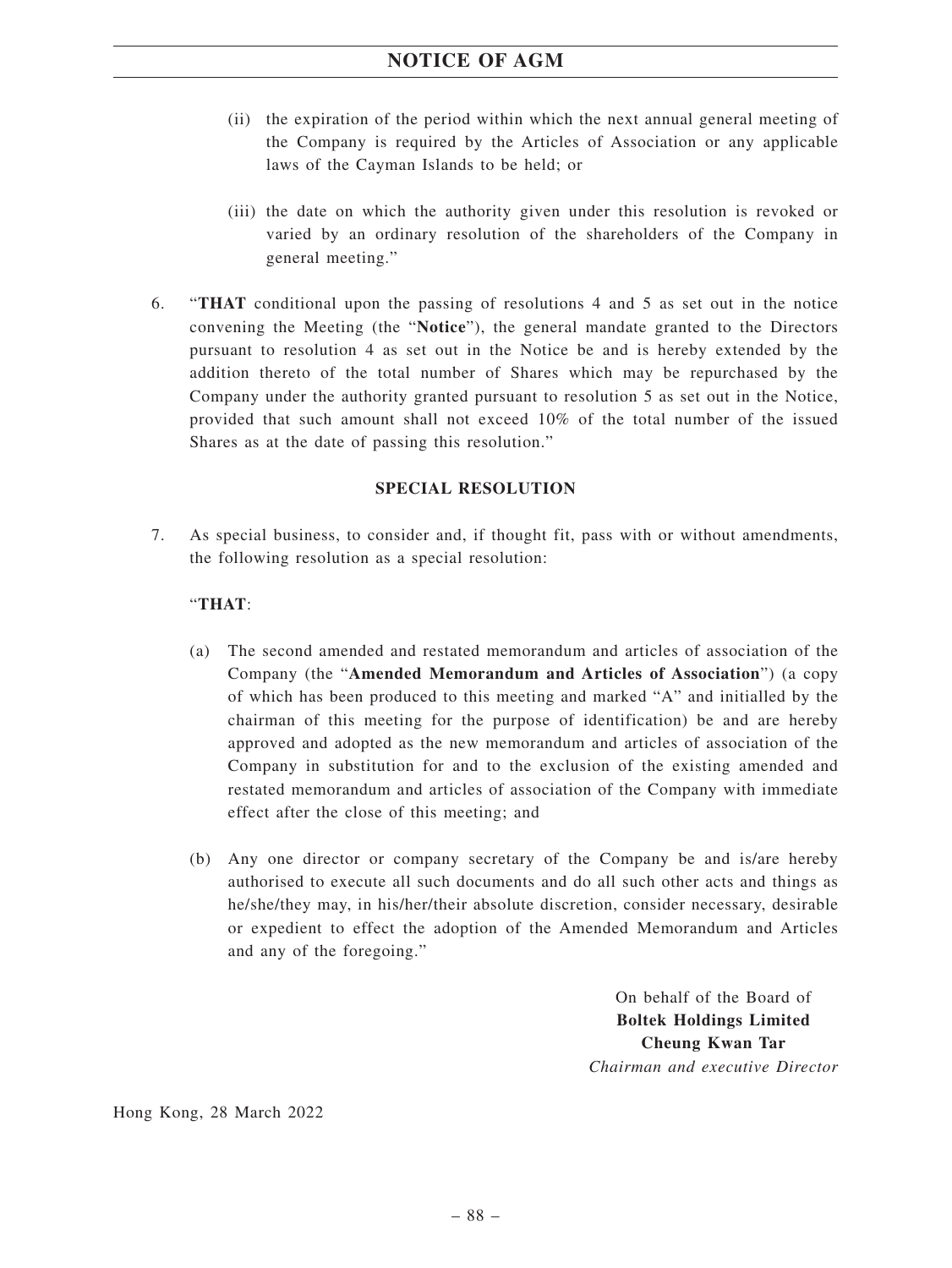(ii) the expiration of the period within which the next annual general meeting of the Company is required by the Articles of Association or any applicable laws of the Cayman Islands to be held; or

(iii) the date on which the authority given under this resolution is revoked or varied by an ordinary resolution of the shareholders of the Company in general meeting."

6. "**THAT** conditional upon the passing of resolutions 4 and 5 as set out in the notice convening the Meeting (the "**Notice**"), the general mandate granted to the Directors pursuant to resolution 4 as set out in the Notice be and is hereby extended by the addition thereto of the total number of Shares which may be repurchased by the Company under the authority granted pursuant to resolution 5 as set out in the Notice, provided that such amount shall not exceed 10% of the total number of the issued Shares as at the date of passing this resolution."

**SPECIAL RESOLUTION**

7. As special business, to consider and, if thought fit, pass with or without amendments, the following resolution as a special resolution:

   "**THAT**:

   (a) The second amended and restated memorandum and articles of association of the Company (the "**Amended Memorandum and Articles of Association**") (a copy of which has been produced to this meeting and marked "A" and initialled by the chairman of this meeting for the purpose of identification) be and are hereby approved and adopted as the new memorandum and articles of association of the Company in substitution for and to the exclusion of the existing amended and restated memorandum and articles of association of the Company with immediate effect after the close of this meeting; and

   (b) Any one director or company secretary of the Company be and is/are hereby authorised to execute all such documents and do all such other acts and things as he/she/they may, in his/her/their absolute discretion, consider necessary, desirable or expedient to effect the adoption of the Amended Memorandum and Articles and any of the foregoing."

On behalf of the Board of
**Boltek Holdings Limited**
**Cheung Kwan Tar**
*Chairman and executive Director*

Hong Kong, 28 March 2022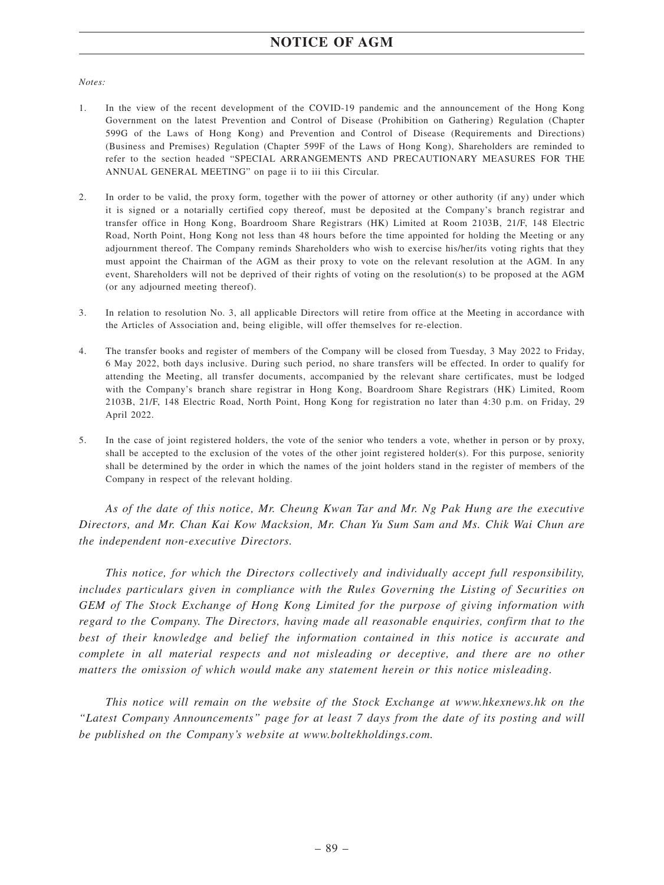# NOTICE OF AGM

*Notes:*

1. In the view of the recent development of the COVID-19 pandemic and the announcement of the Hong Kong Government on the latest Prevention and Control of Disease (Prohibition on Gathering) Regulation (Chapter 599G of the Laws of Hong Kong) and Prevention and Control of Disease (Requirements and Directions) (Business and Premises) Regulation (Chapter 599F of the Laws of Hong Kong), Shareholders are reminded to refer to the section headed "SPECIAL ARRANGEMENTS AND PRECAUTIONARY MEASURES FOR THE ANNUAL GENERAL MEETING" on page ii to iii this Circular.

2. In order to be valid, the proxy form, together with the power of attorney or other authority (if any) under which it is signed or a notarially certified copy thereof, must be deposited at the Company's branch registrar and transfer office in Hong Kong, Boardroom Share Registrars (HK) Limited at Room 2103B, 21/F, 148 Electric Road, North Point, Hong Kong not less than 48 hours before the time appointed for holding the Meeting or any adjournment thereof. The Company reminds Shareholders who wish to exercise his/her/its voting rights that they must appoint the Chairman of the AGM as their proxy to vote on the relevant resolution at the AGM. In any event, Shareholders will not be deprived of their rights of voting on the resolution(s) to be proposed at the AGM (or any adjourned meeting thereof).

3. In relation to resolution No. 3, all applicable Directors will retire from office at the Meeting in accordance with the Articles of Association and, being eligible, will offer themselves for re-election.

4. The transfer books and register of members of the Company will be closed from Tuesday, 3 May 2022 to Friday, 6 May 2022, both days inclusive. During such period, no share transfers will be effected. In order to qualify for attending the Meeting, all transfer documents, accompanied by the relevant share certificates, must be lodged with the Company's branch share registrar in Hong Kong, Boardroom Share Registrars (HK) Limited, Room 2103B, 21/F, 148 Electric Road, North Point, Hong Kong for registration no later than 4:30 p.m. on Friday, 29 April 2022.

5. In the case of joint registered holders, the vote of the senior who tenders a vote, whether in person or by proxy, shall be accepted to the exclusion of the votes of the other joint registered holder(s). For this purpose, seniority shall be determined by the order in which the names of the joint holders stand in the register of members of the Company in respect of the relevant holding.

*As of the date of this notice, Mr. Cheung Kwan Tar and Mr. Ng Pak Hung are the executive Directors, and Mr. Chan Kai Kow Macksion, Mr. Chan Yu Sum Sam and Ms. Chik Wai Chun are the independent non-executive Directors.*

*This notice, for which the Directors collectively and individually accept full responsibility, includes particulars given in compliance with the Rules Governing the Listing of Securities on GEM of The Stock Exchange of Hong Kong Limited for the purpose of giving information with regard to the Company. The Directors, having made all reasonable enquiries, confirm that to the best of their knowledge and belief the information contained in this notice is accurate and complete in all material respects and not misleading or deceptive, and there are no other matters the omission of which would make any statement herein or this notice misleading.*

*This notice will remain on the website of the Stock Exchange at www.hkexnews.hk on the "Latest Company Announcements" page for at least 7 days from the date of its posting and will be published on the Company's website at www.boltekholdings.com.*